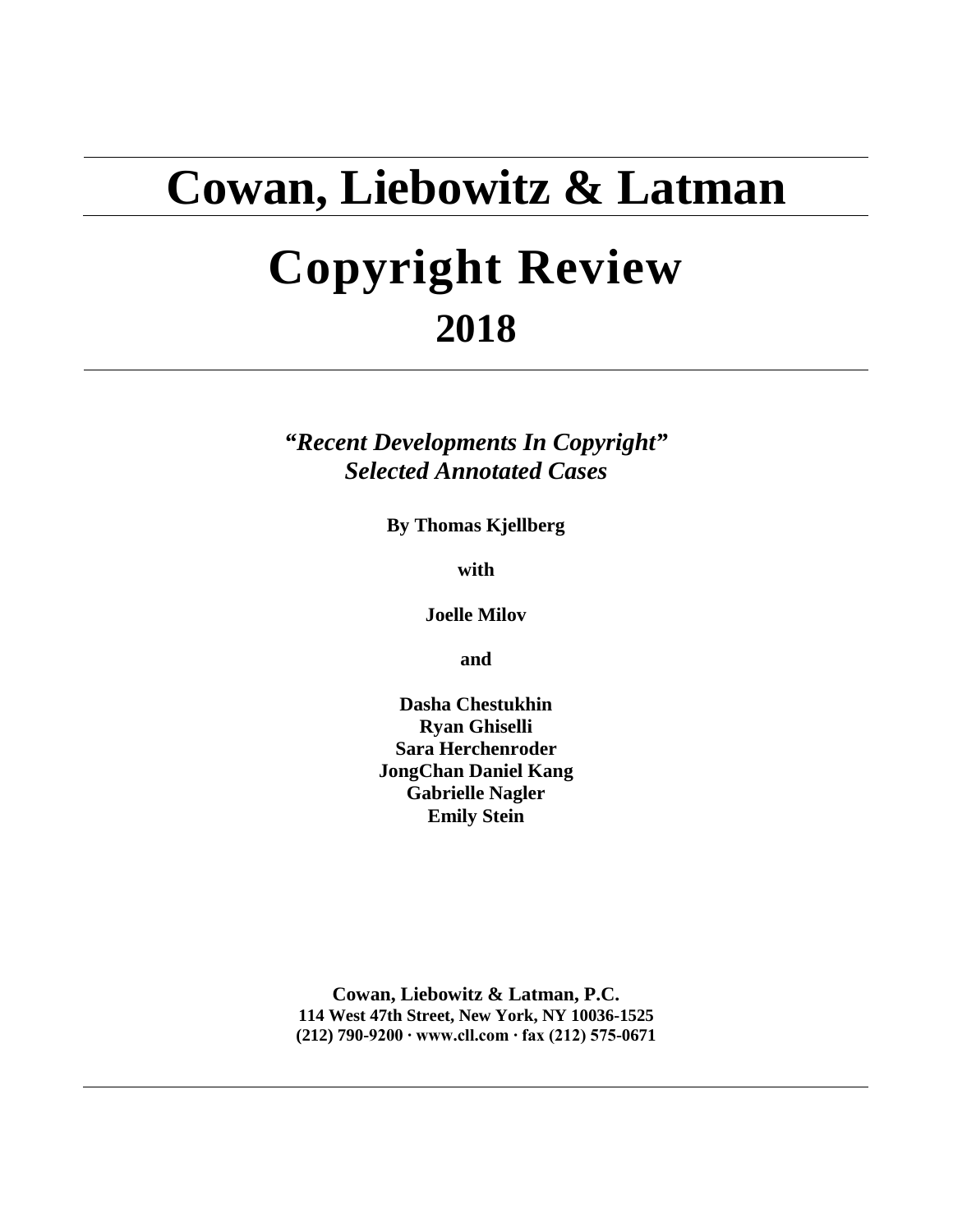# Cowan, Liebowitz & Latman

# Copyright Review

## 2018

***"Recent Developments In Copyright"***
***Selected Annotated Cases***

**By Thomas Kjellberg**

**with**

**Joelle Milov**

**and**

**Dasha Chestukhin**
**Ryan Ghiselli**
**Sara Herchenroder**
**JongChan Daniel Kang**
**Gabrielle Nagler**
**Emily Stein**

**Cowan, Liebowitz & Latman, P.C.**
**114 West 47th Street, New York, NY 10036-1525**
**(212) 790-9200 · www.cll.com · fax (212) 575-0671**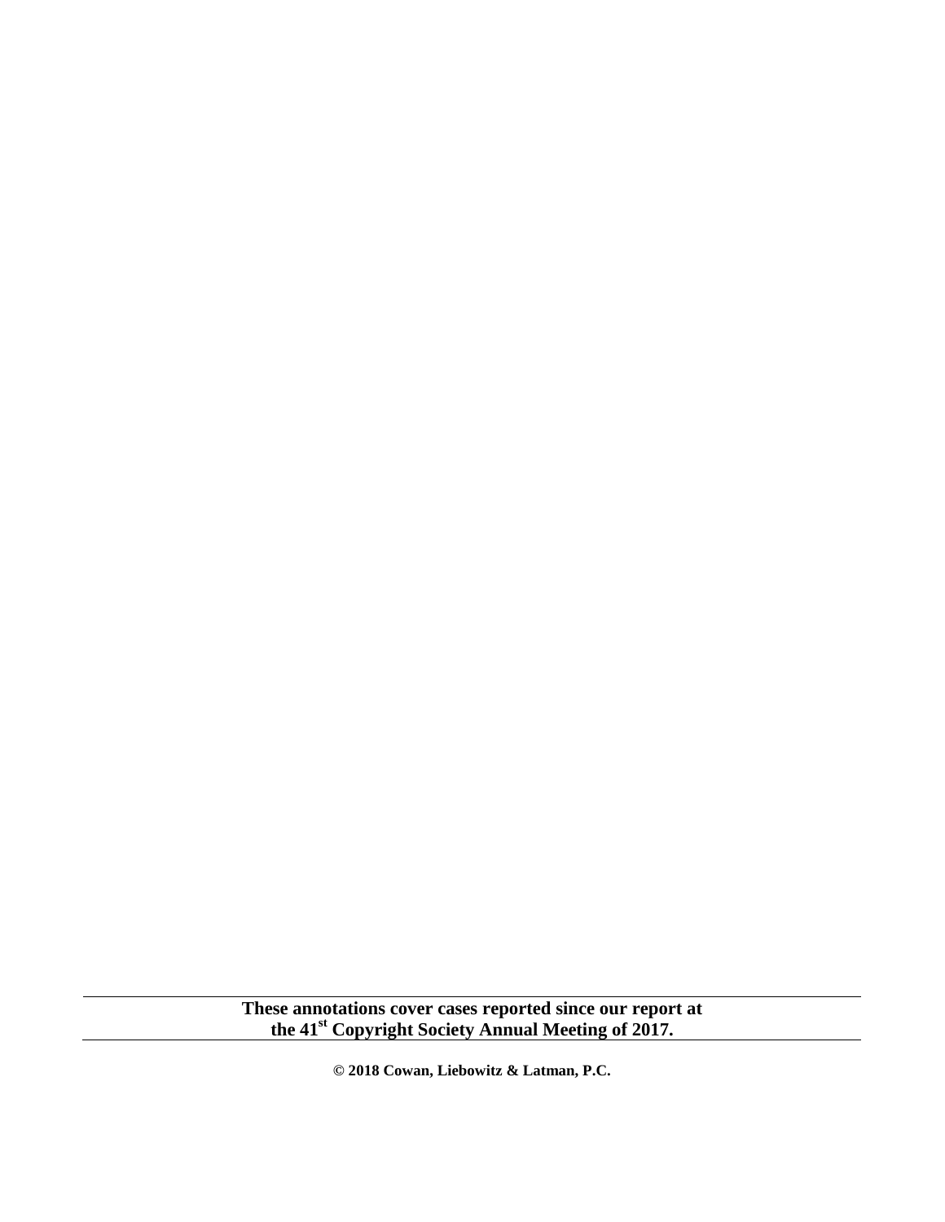**These annotations cover cases reported since our report at the 41st Copyright Society Annual Meeting of 2017.**

**© 2018 Cowan, Liebowitz & Latman, P.C.**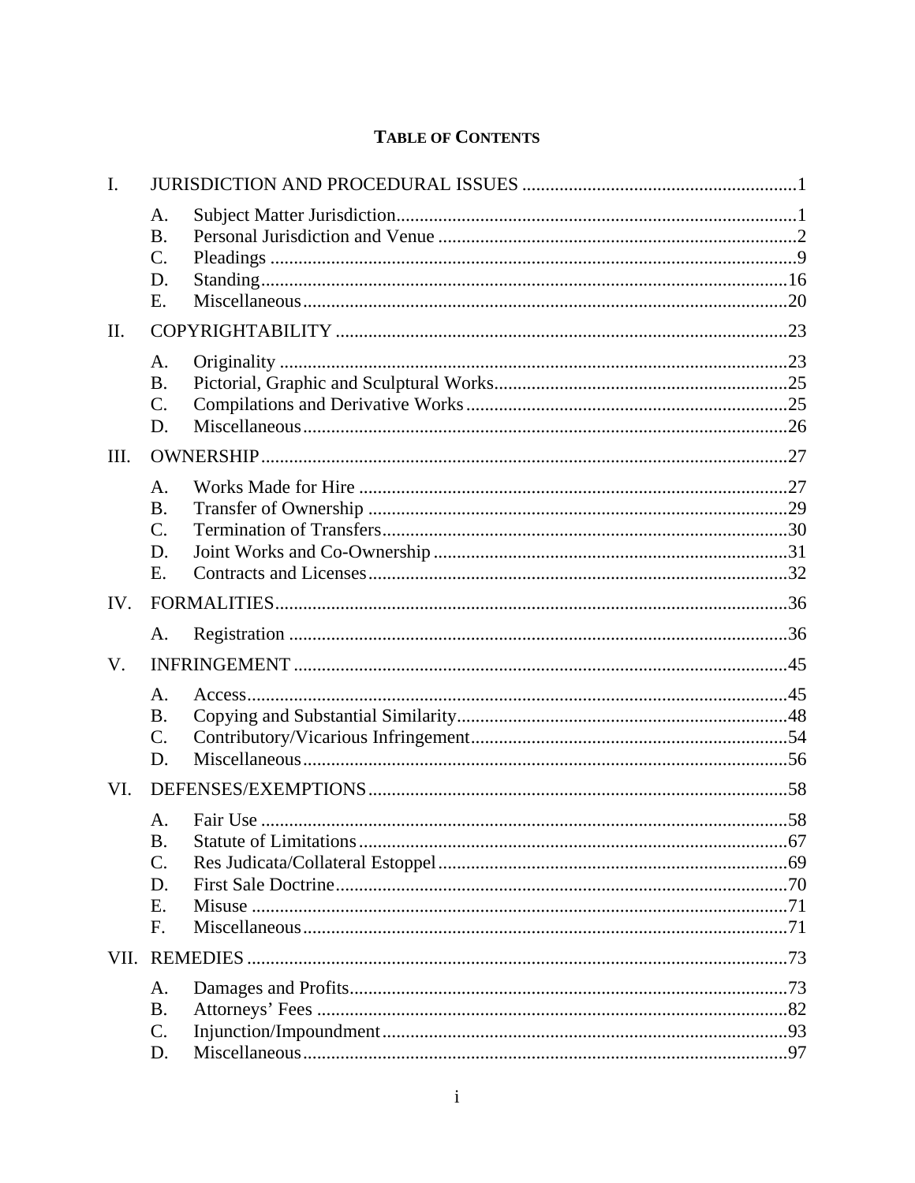## TABLE OF CONTENTS

I. JURISDICTION AND PROCEDURAL ISSUES ..........1

- A. Subject Matter Jurisdiction..........1
- B. Personal Jurisdiction and Venue ..........2
- C. Pleadings ..........9
- D. Standing..........16
- E. Miscellaneous..........20

II. COPYRIGHTABILITY ..........23

- A. Originality ..........23
- B. Pictorial, Graphic and Sculptural Works..........25
- C. Compilations and Derivative Works..........25
- D. Miscellaneous..........26

III. OWNERSHIP..........27

- A. Works Made for Hire ..........27
- B. Transfer of Ownership ..........29
- C. Termination of Transfers..........30
- D. Joint Works and Co-Ownership..........31
- E. Contracts and Licenses..........32

IV. FORMALITIES..........36

- A. Registration ..........36

V. INFRINGEMENT ..........45

- A. Access..........45
- B. Copying and Substantial Similarity..........48
- C. Contributory/Vicarious Infringement..........54
- D. Miscellaneous..........56

VI. DEFENSES/EXEMPTIONS..........58

- A. Fair Use ..........58
- B. Statute of Limitations..........67
- C. Res Judicata/Collateral Estoppel..........69
- D. First Sale Doctrine..........70
- E. Misuse ..........71
- F. Miscellaneous..........71

VII. REMEDIES ..........73

- A. Damages and Profits..........73
- B. Attorneys' Fees ..........82
- C. Injunction/Impoundment..........93
- D. Miscellaneous..........97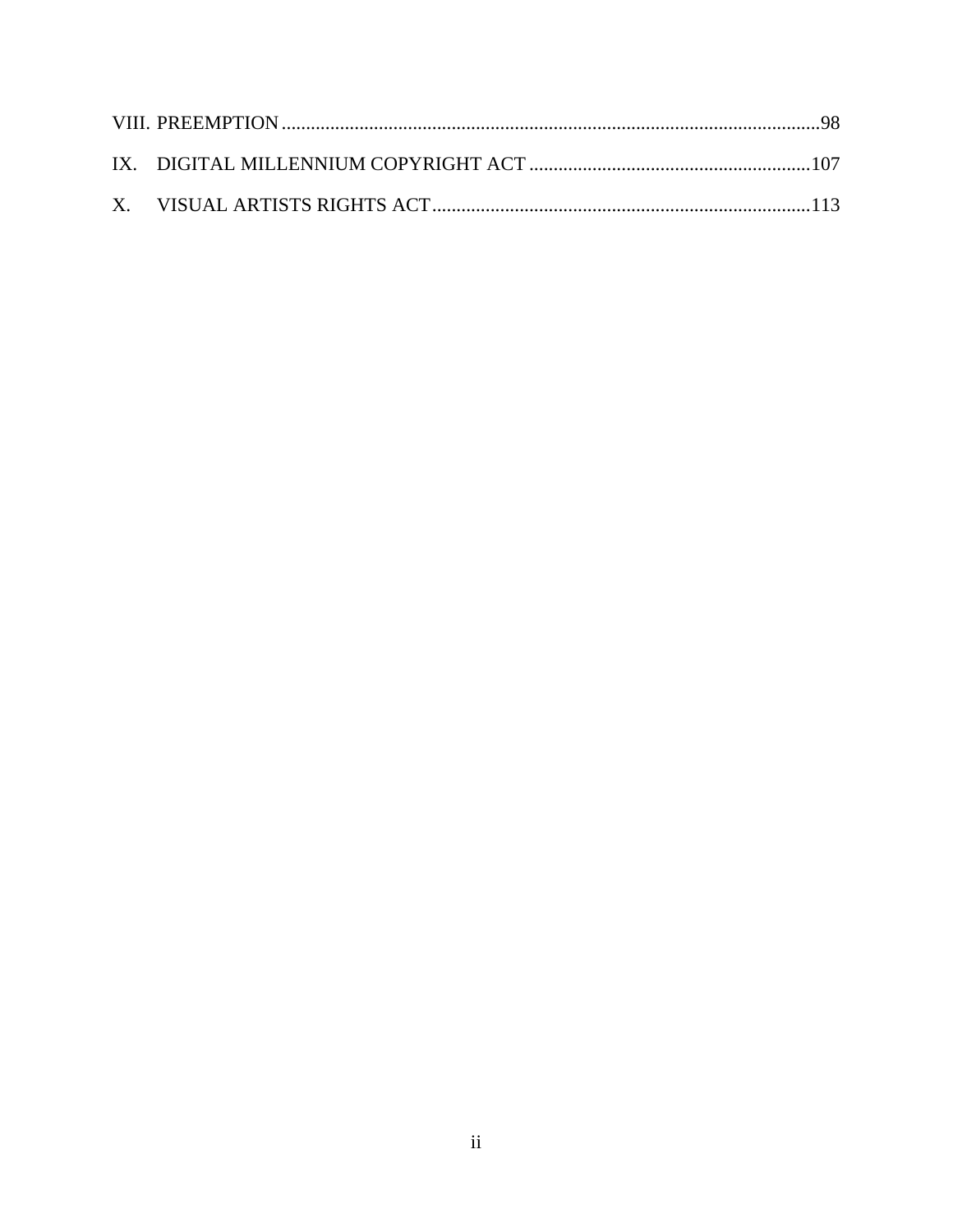VIII. PREEMPTION ............................................................................................................. 98

IX. DIGITAL MILLENNIUM COPYRIGHT ACT ......................................................... 107

X. VISUAL ARTISTS RIGHTS ACT ............................................................................ 113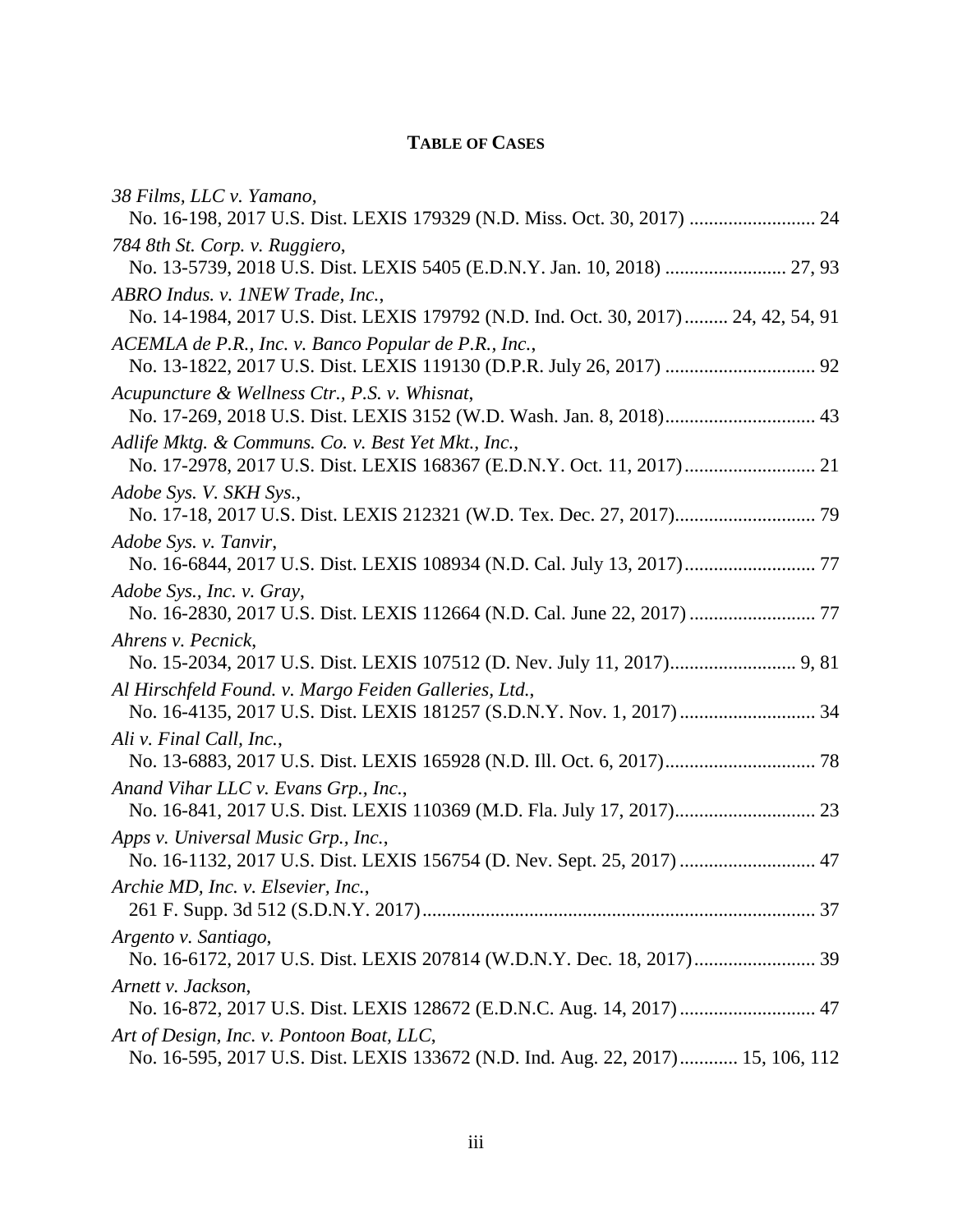**TABLE OF CASES**

*38 Films, LLC v. Yamano*,
No. 16-198, 2017 U.S. Dist. LEXIS 179329 (N.D. Miss. Oct. 30, 2017) .......................... 24

*784 8th St. Corp. v. Ruggiero*,
No. 13-5739, 2018 U.S. Dist. LEXIS 5405 (E.D.N.Y. Jan. 10, 2018) ......................... 27, 93

*ABRO Indus. v. 1NEW Trade, Inc.*,
No. 14-1984, 2017 U.S. Dist. LEXIS 179792 (N.D. Ind. Oct. 30, 2017) ......... 24, 42, 54, 91

*ACEMLA de P.R., Inc. v. Banco Popular de P.R., Inc.*,
No. 13-1822, 2017 U.S. Dist. LEXIS 119130 (D.P.R. July 26, 2017) ............................... 92

*Acupuncture & Wellness Ctr., P.S. v. Whisnat*,
No. 17-269, 2018 U.S. Dist. LEXIS 3152 (W.D. Wash. Jan. 8, 2018)............................... 43

*Adlife Mktg. & Communs. Co. v. Best Yet Mkt., Inc.*,
No. 17-2978, 2017 U.S. Dist. LEXIS 168367 (E.D.N.Y. Oct. 11, 2017)........................... 21

*Adobe Sys. V. SKH Sys.*,
No. 17-18, 2017 U.S. Dist. LEXIS 212321 (W.D. Tex. Dec. 27, 2017)............................. 79

*Adobe Sys. v. Tanvir*,
No. 16-6844, 2017 U.S. Dist. LEXIS 108934 (N.D. Cal. July 13, 2017)........................... 77

*Adobe Sys., Inc. v. Gray*,
No. 16-2830, 2017 U.S. Dist. LEXIS 112664 (N.D. Cal. June 22, 2017) .......................... 77

*Ahrens v. Pecnick*,
No. 15-2034, 2017 U.S. Dist. LEXIS 107512 (D. Nev. July 11, 2017).......................... 9, 81

*Al Hirschfeld Found. v. Margo Feiden Galleries, Ltd.*,
No. 16-4135, 2017 U.S. Dist. LEXIS 181257 (S.D.N.Y. Nov. 1, 2017) ............................ 34

*Ali v. Final Call, Inc.*,
No. 13-6883, 2017 U.S. Dist. LEXIS 165928 (N.D. Ill. Oct. 6, 2017)............................... 78

*Anand Vihar LLC v. Evans Grp., Inc.*,
No. 16-841, 2017 U.S. Dist. LEXIS 110369 (M.D. Fla. July 17, 2017)............................. 23

*Apps v. Universal Music Grp., Inc.*,
No. 16-1132, 2017 U.S. Dist. LEXIS 156754 (D. Nev. Sept. 25, 2017) ............................ 47

*Archie MD, Inc. v. Elsevier, Inc.*,
261 F. Supp. 3d 512 (S.D.N.Y. 2017)................................................................................ 37

*Argento v. Santiago*,
No. 16-6172, 2017 U.S. Dist. LEXIS 207814 (W.D.N.Y. Dec. 18, 2017)......................... 39

*Arnett v. Jackson*,
No. 16-872, 2017 U.S. Dist. LEXIS 128672 (E.D.N.C. Aug. 14, 2017)............................ 47

*Art of Design, Inc. v. Pontoon Boat, LLC*,
No. 16-595, 2017 U.S. Dist. LEXIS 133672 (N.D. Ind. Aug. 22, 2017)............ 15, 106, 112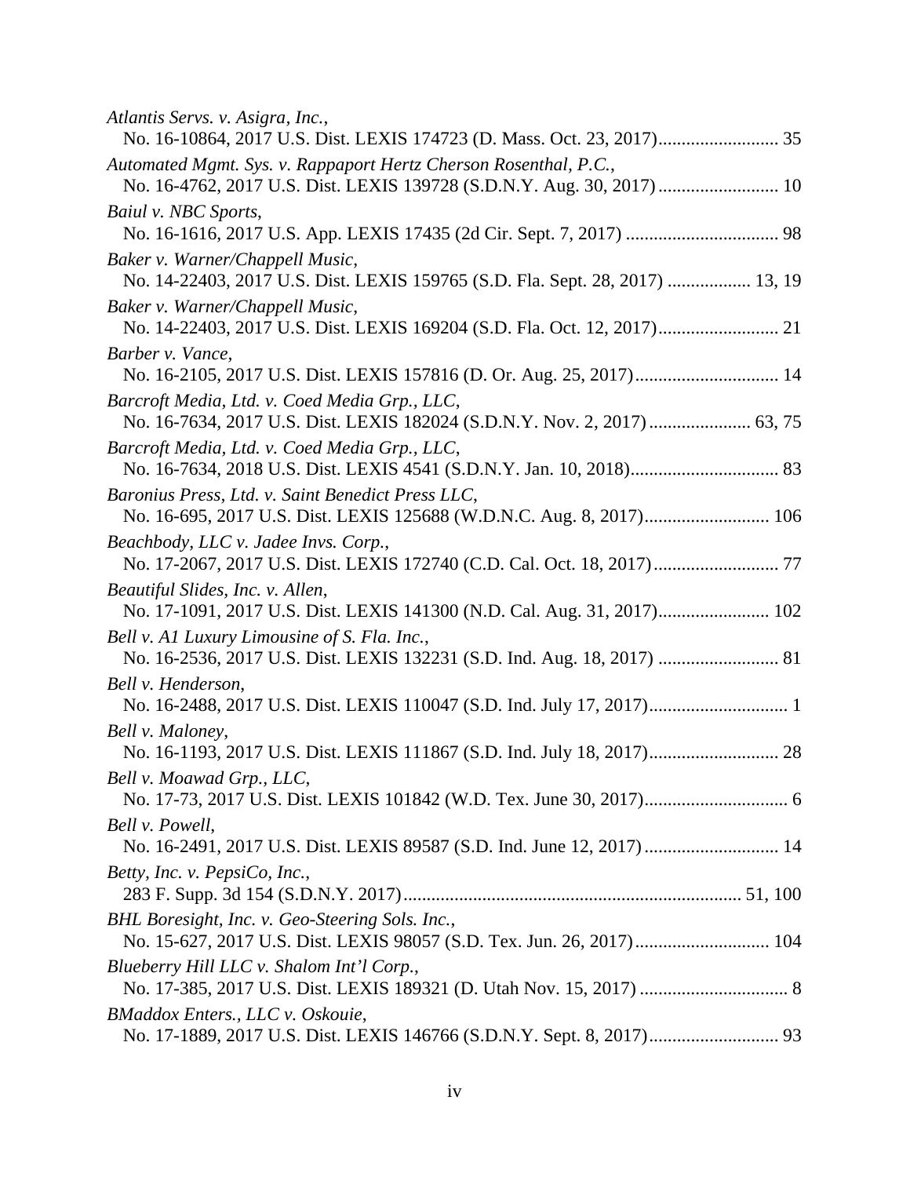*Atlantis Servs. v. Asigra, Inc.*,
No. 16-10864, 2017 U.S. Dist. LEXIS 174723 (D. Mass. Oct. 23, 2017).......................... 35

*Automated Mgmt. Sys. v. Rappaport Hertz Cherson Rosenthal, P.C.*,
No. 16-4762, 2017 U.S. Dist. LEXIS 139728 (S.D.N.Y. Aug. 30, 2017).......................... 10

*Baiul v. NBC Sports*,
No. 16-1616, 2017 U.S. App. LEXIS 17435 (2d Cir. Sept. 7, 2017) ................................. 98

*Baker v. Warner/Chappell Music*,
No. 14-22403, 2017 U.S. Dist. LEXIS 159765 (S.D. Fla. Sept. 28, 2017) .................. 13, 19

*Baker v. Warner/Chappell Music*,
No. 14-22403, 2017 U.S. Dist. LEXIS 169204 (S.D. Fla. Oct. 12, 2017).......................... 21

*Barber v. Vance*,
No. 16-2105, 2017 U.S. Dist. LEXIS 157816 (D. Or. Aug. 25, 2017)............................... 14

*Barcroft Media, Ltd. v. Coed Media Grp., LLC*,
No. 16-7634, 2017 U.S. Dist. LEXIS 182024 (S.D.N.Y. Nov. 2, 2017)...................... 63, 75

*Barcroft Media, Ltd. v. Coed Media Grp., LLC*,
No. 16-7634, 2018 U.S. Dist. LEXIS 4541 (S.D.N.Y. Jan. 10, 2018)................................ 83

*Baronius Press, Ltd. v. Saint Benedict Press LLC*,
No. 16-695, 2017 U.S. Dist. LEXIS 125688 (W.D.N.C. Aug. 8, 2017)........................... 106

*Beachbody, LLC v. Jadee Invs. Corp.*,
No. 17-2067, 2017 U.S. Dist. LEXIS 172740 (C.D. Cal. Oct. 18, 2017)........................... 77

*Beautiful Slides, Inc. v. Allen*,
No. 17-1091, 2017 U.S. Dist. LEXIS 141300 (N.D. Cal. Aug. 31, 2017)........................ 102

*Bell v. A1 Luxury Limousine of S. Fla. Inc.*,
No. 16-2536, 2017 U.S. Dist. LEXIS 132231 (S.D. Ind. Aug. 18, 2017) .......................... 81

*Bell v. Henderson*,
No. 16-2488, 2017 U.S. Dist. LEXIS 110047 (S.D. Ind. July 17, 2017).............................. 1

*Bell v. Maloney*,
No. 16-1193, 2017 U.S. Dist. LEXIS 111867 (S.D. Ind. July 18, 2017)............................ 28

*Bell v. Moawad Grp., LLC*,
No. 17-73, 2017 U.S. Dist. LEXIS 101842 (W.D. Tex. June 30, 2017)............................... 6

*Bell v. Powell*,
No. 16-2491, 2017 U.S. Dist. LEXIS 89587 (S.D. Ind. June 12, 2017)............................. 14

*Betty, Inc. v. PepsiCo, Inc.*,
283 F. Supp. 3d 154 (S.D.N.Y. 2017)........................................................................ 51, 100

*BHL Boresight, Inc. v. Geo-Steering Sols. Inc.*,
No. 15-627, 2017 U.S. Dist. LEXIS 98057 (S.D. Tex. Jun. 26, 2017)............................. 104

*Blueberry Hill LLC v. Shalom Int'l Corp.*,
No. 17-385, 2017 U.S. Dist. LEXIS 189321 (D. Utah Nov. 15, 2017) ................................ 8

*BMaddox Enters., LLC v. Oskouie*,
No. 17-1889, 2017 U.S. Dist. LEXIS 146766 (S.D.N.Y. Sept. 8, 2017)............................ 93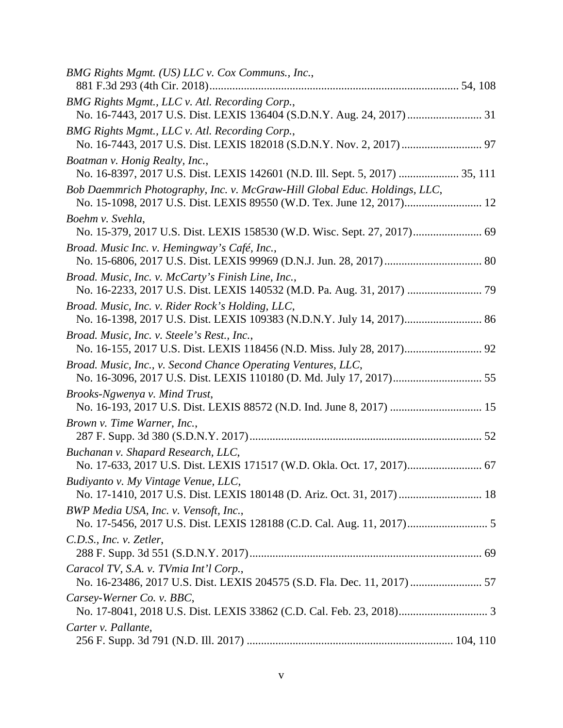*BMG Rights Mgmt. (US) LLC v. Cox Communs., Inc.*,
881 F.3d 293 (4th Cir. 2018)....................................................................................... 54, 108

*BMG Rights Mgmt., LLC v. Atl. Recording Corp.*,
No. 16-7443, 2017 U.S. Dist. LEXIS 136404 (S.D.N.Y. Aug. 24, 2017).......................... 31

*BMG Rights Mgmt., LLC v. Atl. Recording Corp.*,
No. 16-7443, 2017 U.S. Dist. LEXIS 182018 (S.D.N.Y. Nov. 2, 2017)............................ 97

*Boatman v. Honig Realty, Inc.*,
No. 16-8397, 2017 U.S. Dist. LEXIS 142601 (N.D. Ill. Sept. 5, 2017) ..................... 35, 111

*Bob Daemmrich Photography, Inc. v. McGraw-Hill Global Educ. Holdings, LLC*,
No. 15-1098, 2017 U.S. Dist. LEXIS 89550 (W.D. Tex. June 12, 2017)........................... 12

*Boehm v. Svehla*,
No. 15-379, 2017 U.S. Dist. LEXIS 158530 (W.D. Wisc. Sept. 27, 2017)........................ 69

*Broad. Music Inc. v. Hemingway's Café, Inc.*,
No. 15-6806, 2017 U.S. Dist. LEXIS 99969 (D.N.J. Jun. 28, 2017).................................. 80

*Broad. Music, Inc. v. McCarty's Finish Line, Inc.*,
No. 16-2233, 2017 U.S. Dist. LEXIS 140532 (M.D. Pa. Aug. 31, 2017) .......................... 79

*Broad. Music, Inc. v. Rider Rock's Holding, LLC*,
No. 16-1398, 2017 U.S. Dist. LEXIS 109383 (N.D.N.Y. July 14, 2017)........................... 86

*Broad. Music, Inc. v. Steele's Rest., Inc.*,
No. 16-155, 2017 U.S. Dist. LEXIS 118456 (N.D. Miss. July 28, 2017)........................... 92

*Broad. Music, Inc., v. Second Chance Operating Ventures, LLC*,
No. 16-3096, 2017 U.S. Dist. LEXIS 110180 (D. Md. July 17, 2017)............................... 55

*Brooks-Ngwenya v. Mind Trust*,
No. 16-193, 2017 U.S. Dist. LEXIS 88572 (N.D. Ind. June 8, 2017) ................................ 15

*Brown v. Time Warner, Inc.*,
287 F. Supp. 3d 380 (S.D.N.Y. 2017)................................................................................. 52

*Buchanan v. Shapard Research, LLC*,
No. 17-633, 2017 U.S. Dist. LEXIS 171517 (W.D. Okla. Oct. 17, 2017).......................... 67

*Budiyanto v. My Vintage Venue, LLC*,
No. 17-1410, 2017 U.S. Dist. LEXIS 180148 (D. Ariz. Oct. 31, 2017)............................. 18

*BWP Media USA, Inc. v. Vensoft, Inc.*,
No. 17-5456, 2017 U.S. Dist. LEXIS 128188 (C.D. Cal. Aug. 11, 2017)............................ 5

*C.D.S., Inc. v. Zetler*,
288 F. Supp. 3d 551 (S.D.N.Y. 2017)................................................................................. 69

*Caracol TV, S.A. v. TVmia Int'l Corp.*,
No. 16-23486, 2017 U.S. Dist. LEXIS 204575 (S.D. Fla. Dec. 11, 2017)......................... 57

*Carsey-Werner Co. v. BBC*,
No. 17-8041, 2018 U.S. Dist. LEXIS 33862 (C.D. Cal. Feb. 23, 2018)............................... 3

*Carter v. Pallante*,
256 F. Supp. 3d 791 (N.D. Ill. 2017) ....................................................................... 104, 110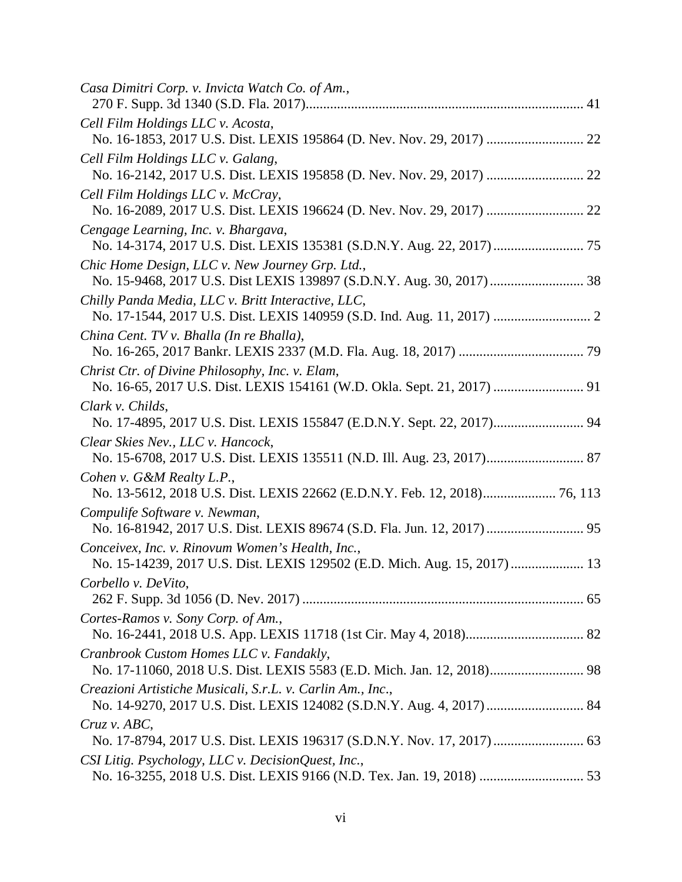*Casa Dimitri Corp. v. Invicta Watch Co. of Am.*,
270 F. Supp. 3d 1340 (S.D. Fla. 2017)............................................................................... 41

*Cell Film Holdings LLC v. Acosta*,
No. 16-1853, 2017 U.S. Dist. LEXIS 195864 (D. Nev. Nov. 29, 2017) ........................... 22

*Cell Film Holdings LLC v. Galang*,
No. 16-2142, 2017 U.S. Dist. LEXIS 195858 (D. Nev. Nov. 29, 2017) ........................... 22

*Cell Film Holdings LLC v. McCray*,
No. 16-2089, 2017 U.S. Dist. LEXIS 196624 (D. Nev. Nov. 29, 2017) ........................... 22

*Cengage Learning, Inc. v. Bhargava*,
No. 14-3174, 2017 U.S. Dist. LEXIS 135381 (S.D.N.Y. Aug. 22, 2017).......................... 75

*Chic Home Design, LLC v. New Journey Grp. Ltd.*,
No. 15-9468, 2017 U.S. Dist LEXIS 139897 (S.D.N.Y. Aug. 30, 2017) .......................... 38

*Chilly Panda Media, LLC v. Britt Interactive, LLC*,
No. 17-1544, 2017 U.S. Dist. LEXIS 140959 (S.D. Ind. Aug. 11, 2017) ........................... 2

*China Cent. TV v. Bhalla (In re Bhalla)*,
No. 16-265, 2017 Bankr. LEXIS 2337 (M.D. Fla. Aug. 18, 2017) .................................... 79

*Christ Ctr. of Divine Philosophy, Inc. v. Elam*,
No. 16-65, 2017 U.S. Dist. LEXIS 154161 (W.D. Okla. Sept. 21, 2017) .......................... 91

*Clark v. Childs*,
No. 17-4895, 2017 U.S. Dist. LEXIS 155847 (E.D.N.Y. Sept. 22, 2017).......................... 94

*Clear Skies Nev., LLC v. Hancock*,
No. 15-6708, 2017 U.S. Dist. LEXIS 135511 (N.D. Ill. Aug. 23, 2017)............................ 87

*Cohen v. G&M Realty L.P.*,
No. 13-5612, 2018 U.S. Dist. LEXIS 22662 (E.D.N.Y. Feb. 12, 2018)..................... 76, 113

*Compulife Software v. Newman*,
No. 16-81942, 2017 U.S. Dist. LEXIS 89674 (S.D. Fla. Jun. 12, 2017) ............................ 95

*Conceivex, Inc. v. Rinovum Women's Health, Inc.*,
No. 15-14239, 2017 U.S. Dist. LEXIS 129502 (E.D. Mich. Aug. 15, 2017) ..................... 13

*Corbello v. DeVito*,
262 F. Supp. 3d 1056 (D. Nev. 2017) ................................................................................ 65

*Cortes-Ramos v. Sony Corp. of Am.*,
No. 16-2441, 2018 U.S. App. LEXIS 11718 (1st Cir. May 4, 2018).................................. 82

*Cranbrook Custom Homes LLC v. Fandakly*,
No. 17-11060, 2018 U.S. Dist. LEXIS 5583 (E.D. Mich. Jan. 12, 2018)........................... 98

*Creazioni Artistiche Musicali, S.r.L. v. Carlin Am., Inc.*,
No. 14-9270, 2017 U.S. Dist. LEXIS 124082 (S.D.N.Y. Aug. 4, 2017) ............................ 84

*Cruz v. ABC*,
No. 17-8794, 2017 U.S. Dist. LEXIS 196317 (S.D.N.Y. Nov. 17, 2017) .......................... 63

*CSI Litig. Psychology, LLC v. DecisionQuest, Inc.*,
No. 16-3255, 2018 U.S. Dist. LEXIS 9166 (N.D. Tex. Jan. 19, 2018) ............................. 53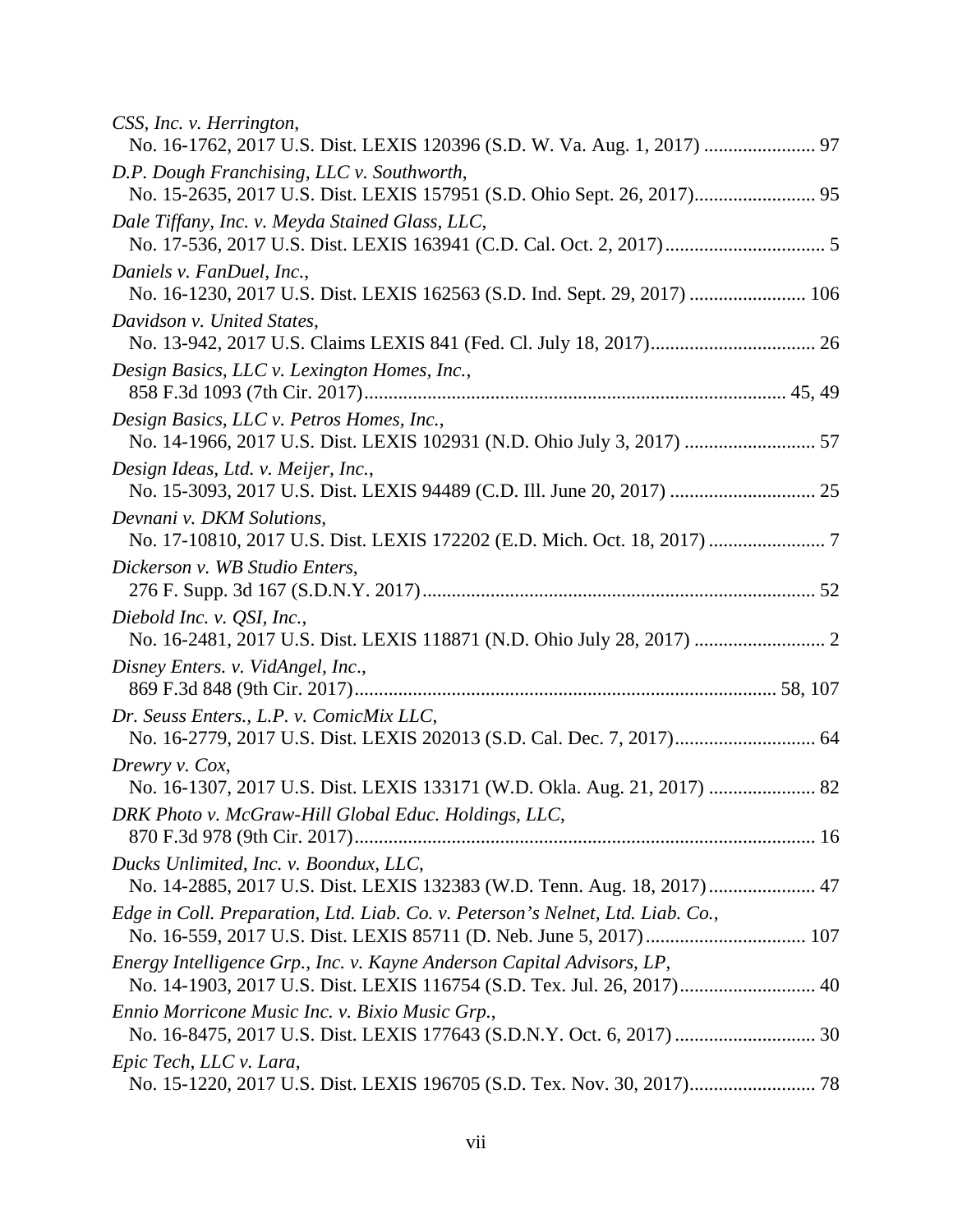*CSS, Inc. v. Herrington*,
No. 16-1762, 2017 U.S. Dist. LEXIS 120396 (S.D. W. Va. Aug. 1, 2017) ....................... 97

*D.P. Dough Franchising, LLC v. Southworth*,
No. 15-2635, 2017 U.S. Dist. LEXIS 157951 (S.D. Ohio Sept. 26, 2017)......................... 95

*Dale Tiffany, Inc. v. Meyda Stained Glass, LLC*,
No. 17-536, 2017 U.S. Dist. LEXIS 163941 (C.D. Cal. Oct. 2, 2017)................................. 5

*Daniels v. FanDuel, Inc.*,
No. 16-1230, 2017 U.S. Dist. LEXIS 162563 (S.D. Ind. Sept. 29, 2017) ........................ 106

*Davidson v. United States*,
No. 13-942, 2017 U.S. Claims LEXIS 841 (Fed. Cl. July 18, 2017).................................. 26

*Design Basics, LLC v. Lexington Homes, Inc.*,
858 F.3d 1093 (7th Cir. 2017)...................................................................................... 45, 49

*Design Basics, LLC v. Petros Homes, Inc.*,
No. 14-1966, 2017 U.S. Dist. LEXIS 102931 (N.D. Ohio July 3, 2017) ........................... 57

*Design Ideas, Ltd. v. Meijer, Inc.*,
No. 15-3093, 2017 U.S. Dist. LEXIS 94489 (C.D. Ill. June 20, 2017) .............................. 25

*Devnani v. DKM Solutions*,
No. 17-10810, 2017 U.S. Dist. LEXIS 172202 (E.D. Mich. Oct. 18, 2017) ........................ 7

*Dickerson v. WB Studio Enters*,
276 F. Supp. 3d 167 (S.D.N.Y. 2017)................................................................................ 52

*Diebold Inc. v. QSI, Inc.*,
No. 16-2481, 2017 U.S. Dist. LEXIS 118871 (N.D. Ohio July 28, 2017) ........................... 2

*Disney Enters. v. VidAngel, Inc*.,
869 F.3d 848 (9th Cir. 2017)...................................................................................... 58, 107

*Dr. Seuss Enters., L.P. v. ComicMix LLC*,
No. 16-2779, 2017 U.S. Dist. LEXIS 202013 (S.D. Cal. Dec. 7, 2017)............................. 64

*Drewry v. Cox*,
No. 16-1307, 2017 U.S. Dist. LEXIS 133171 (W.D. Okla. Aug. 21, 2017) ...................... 82

*DRK Photo v. McGraw-Hill Global Educ. Holdings, LLC*,
870 F.3d 978 (9th Cir. 2017).............................................................................................. 16

*Ducks Unlimited, Inc. v. Boondux, LLC*,
No. 14-2885, 2017 U.S. Dist. LEXIS 132383 (W.D. Tenn. Aug. 18, 2017)...................... 47

*Edge in Coll. Preparation, Ltd. Liab. Co. v. Peterson's Nelnet, Ltd. Liab. Co.*,
No. 16-559, 2017 U.S. Dist. LEXIS 85711 (D. Neb. June 5, 2017)................................. 107

*Energy Intelligence Grp., Inc. v. Kayne Anderson Capital Advisors, LP*,
No. 14-1903, 2017 U.S. Dist. LEXIS 116754 (S.D. Tex. Jul. 26, 2017)............................ 40

*Ennio Morricone Music Inc. v. Bixio Music Grp.*,
No. 16-8475, 2017 U.S. Dist. LEXIS 177643 (S.D.N.Y. Oct. 6, 2017) ............................. 30

*Epic Tech, LLC v. Lara*,
No. 15-1220, 2017 U.S. Dist. LEXIS 196705 (S.D. Tex. Nov. 30, 2017).......................... 78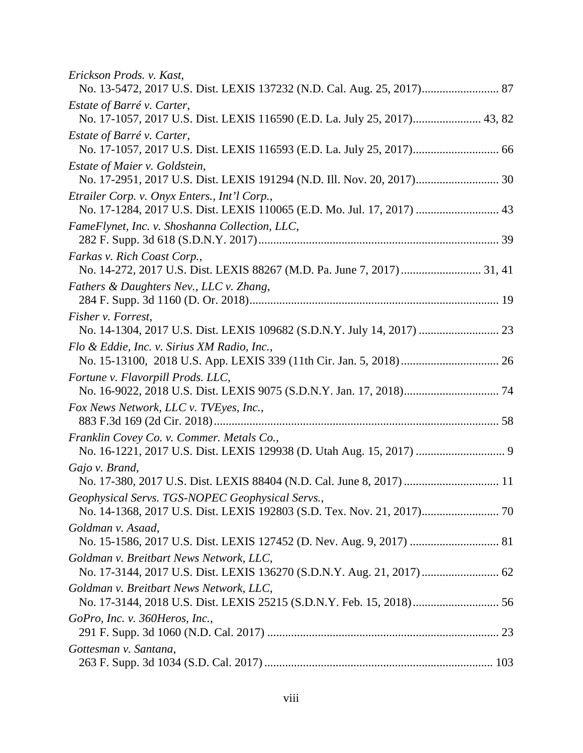*Erickson Prods. v. Kast*,
No. 13-5472, 2017 U.S. Dist. LEXIS 137232 (N.D. Cal. Aug. 25, 2017).......................... 87

*Estate of Barré v. Carter*,
No. 17-1057, 2017 U.S. Dist. LEXIS 116590 (E.D. La. July 25, 2017)....................... 43, 82

*Estate of Barré v. Carter*,
No. 17-1057, 2017 U.S. Dist. LEXIS 116593 (E.D. La. July 25, 2017)............................ 66

*Estate of Maier v. Goldstein*,
No. 17-2951, 2017 U.S. Dist. LEXIS 191294 (N.D. Ill. Nov. 20, 2017)........................... 30

*Etrailer Corp. v. Onyx Enters., Int'l Corp.*,
No. 17-1284, 2017 U.S. Dist. LEXIS 110065 (E.D. Mo. Jul. 17, 2017) ........................... 43

*FameFlynet, Inc. v. Shoshanna Collection, LLC*,
282 F. Supp. 3d 618 (S.D.N.Y. 2017)................................................................................ 39

*Farkas v. Rich Coast Corp.*,
No. 14-272, 2017 U.S. Dist. LEXIS 88267 (M.D. Pa. June 7, 2017)........................... 31, 41

*Fathers & Daughters Nev., LLC v. Zhang*,
284 F. Supp. 3d 1160 (D. Or. 2018).................................................................................. 19

*Fisher v. Forrest*,
No. 14-1304, 2017 U.S. Dist. LEXIS 109682 (S.D.N.Y. July 14, 2017) .......................... 23

*Flo & Eddie, Inc. v. Sirius XM Radio, Inc.*,
No. 15-13100, 2018 U.S. App. LEXIS 339 (11th Cir. Jan. 5, 2018)................................. 26

*Fortune v. Flavorpill Prods. LLC*,
No. 16-9022, 2018 U.S. Dist. LEXIS 9075 (S.D.N.Y. Jan. 17, 2018)................................ 74

*Fox News Network, LLC v. TVEyes, Inc.*,
883 F.3d 169 (2d Cir. 2018)............................................................................................... 58

*Franklin Covey Co. v. Commer. Metals Co.*,
No. 16-1221, 2017 U.S. Dist. LEXIS 129938 (D. Utah Aug. 15, 2017) ............................. 9

*Gajo v. Brand*,
No. 17-380, 2017 U.S. Dist. LEXIS 88404 (N.D. Cal. June 8, 2017) ................................ 11

*Geophysical Servs. TGS-NOPEC Geophysical Servs.*,
No. 14-1368, 2017 U.S. Dist. LEXIS 192803 (S.D. Tex. Nov. 21, 2017)......................... 70

*Goldman v. Asaad*,
No. 15-1586, 2017 U.S. Dist. LEXIS 127452 (D. Nev. Aug. 9, 2017) ............................. 81

*Goldman v. Breitbart News Network, LLC*,
No. 17-3144, 2017 U.S. Dist. LEXIS 136270 (S.D.N.Y. Aug. 21, 2017).......................... 62

*Goldman v. Breitbart News Network, LLC*,
No. 17-3144, 2018 U.S. Dist. LEXIS 25215 (S.D.N.Y. Feb. 15, 2018)............................. 56

*GoPro, Inc. v. 360Heros, Inc.*,
291 F. Supp. 3d 1060 (N.D. Cal. 2017) ............................................................................. 23

*Gottesman v. Santana*,
263 F. Supp. 3d 1034 (S.D. Cal. 2017)............................................................................ 103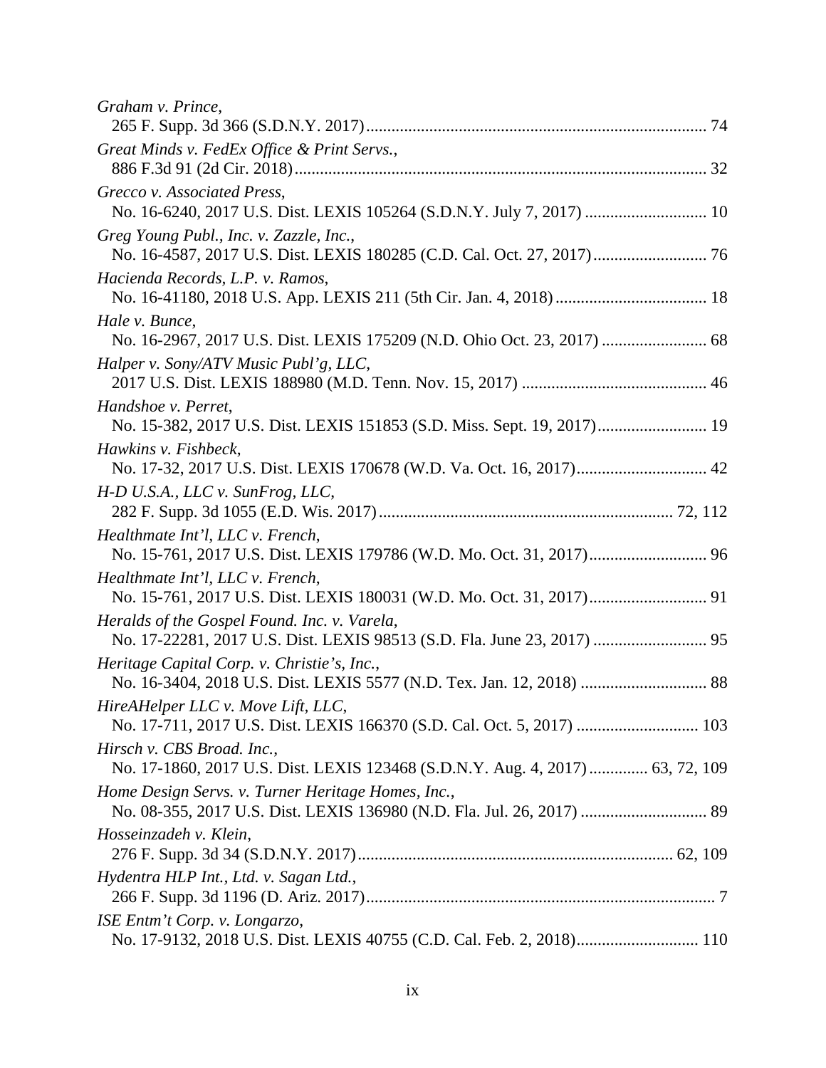*Graham v. Prince*,
265 F. Supp. 3d 366 (S.D.N.Y. 2017)................................................................................ 74

*Great Minds v. FedEx Office & Print Servs.*,
886 F.3d 91 (2d Cir. 2018)................................................................................................ 32

*Grecco v. Associated Press*,
No. 16-6240, 2017 U.S. Dist. LEXIS 105264 (S.D.N.Y. July 7, 2017) ............................ 10

*Greg Young Publ., Inc. v. Zazzle, Inc.*,
No. 16-4587, 2017 U.S. Dist. LEXIS 180285 (C.D. Cal. Oct. 27, 2017).......................... 76

*Hacienda Records, L.P. v. Ramos*,
No. 16-41180, 2018 U.S. App. LEXIS 211 (5th Cir. Jan. 4, 2018) ................................... 18

*Hale v. Bunce*,
No. 16-2967, 2017 U.S. Dist. LEXIS 175209 (N.D. Ohio Oct. 23, 2017) ........................ 68

*Halper v. Sony/ATV Music Publ'g, LLC*,
2017 U.S. Dist. LEXIS 188980 (M.D. Tenn. Nov. 15, 2017) ........................................... 46

*Handshoe v. Perret*,
No. 15-382, 2017 U.S. Dist. LEXIS 151853 (S.D. Miss. Sept. 19, 2017)......................... 19

*Hawkins v. Fishbeck*,
No. 17-32, 2017 U.S. Dist. LEXIS 170678 (W.D. Va. Oct. 16, 2017).............................. 42

*H-D U.S.A., LLC v. SunFrog, LLC*,
282 F. Supp. 3d 1055 (E.D. Wis. 2017)..................................................................... 72, 112

*Healthmate Int'l, LLC v. French*,
No. 15-761, 2017 U.S. Dist. LEXIS 179786 (W.D. Mo. Oct. 31, 2017)........................... 96

*Healthmate Int'l, LLC v. French*,
No. 15-761, 2017 U.S. Dist. LEXIS 180031 (W.D. Mo. Oct. 31, 2017)........................... 91

*Heralds of the Gospel Found. Inc. v. Varela*,
No. 17-22281, 2017 U.S. Dist. LEXIS 98513 (S.D. Fla. June 23, 2017) .......................... 95

*Heritage Capital Corp. v. Christie's, Inc.*,
No. 16-3404, 2018 U.S. Dist. LEXIS 5577 (N.D. Tex. Jan. 12, 2018) ............................. 88

*HireAHelper LLC v. Move Lift, LLC*,
No. 17-711, 2017 U.S. Dist. LEXIS 166370 (S.D. Cal. Oct. 5, 2017) ............................ 103

*Hirsch v. CBS Broad. Inc.*,
No. 17-1860, 2017 U.S. Dist. LEXIS 123468 (S.D.N.Y. Aug. 4, 2017)............. 63, 72, 109

*Home Design Servs. v. Turner Heritage Homes, Inc.*,
No. 08-355, 2017 U.S. Dist. LEXIS 136980 (N.D. Fla. Jul. 26, 2017) ............................. 89

*Hosseinzadeh v. Klein*,
276 F. Supp. 3d 34 (S.D.N.Y. 2017)......................................................................... 62, 109

*Hydentra HLP Int., Ltd. v. Sagan Ltd.*,
266 F. Supp. 3d 1196 (D. Ariz. 2017)................................................................................. 7

*ISE Entm't Corp. v. Longarzo*,
No. 17-9132, 2018 U.S. Dist. LEXIS 40755 (C.D. Cal. Feb. 2, 2018)............................ 110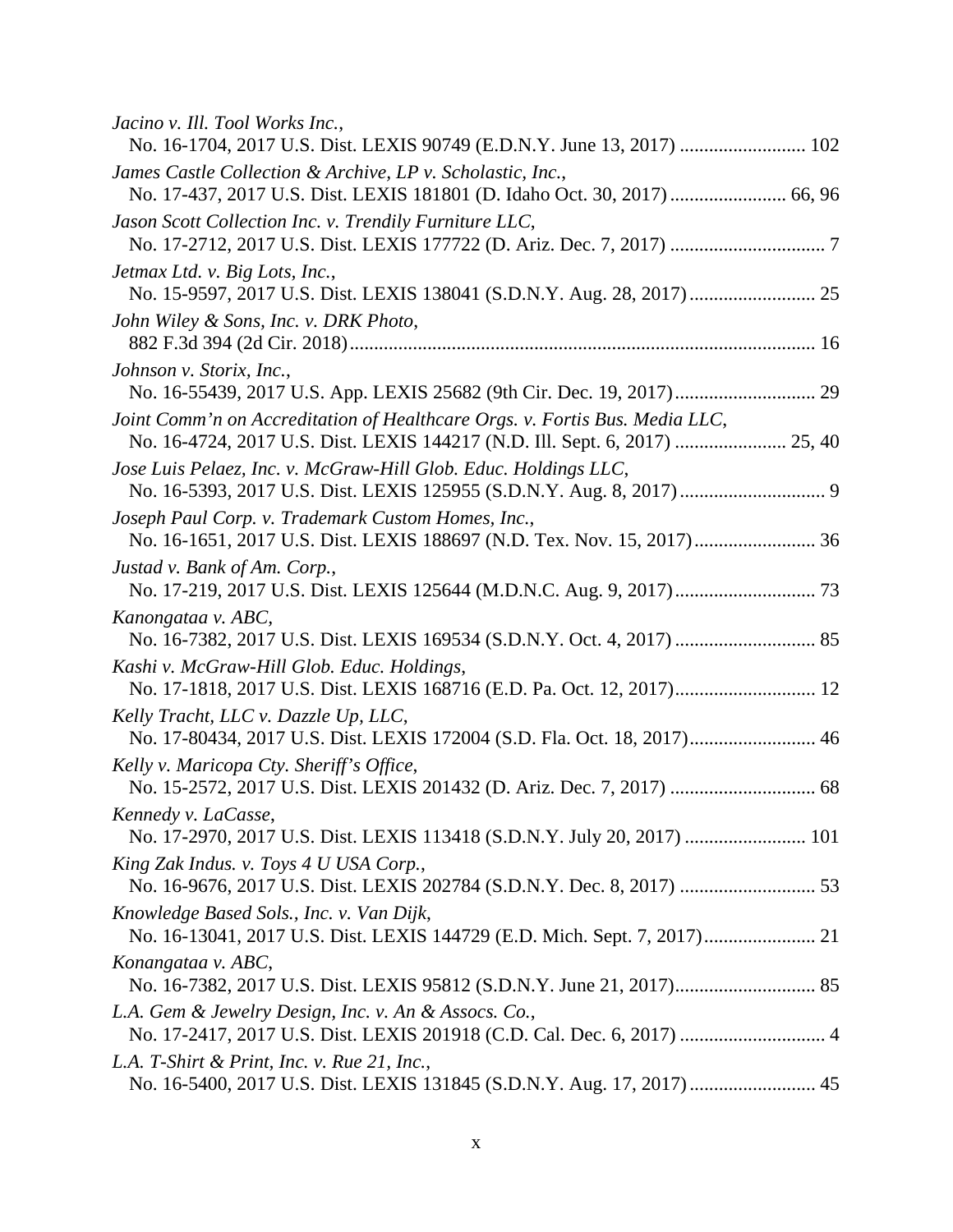*Jacino v. Ill. Tool Works Inc.*,
No. 16-1704, 2017 U.S. Dist. LEXIS 90749 (E.D.N.Y. June 13, 2017) .......................... 102

*James Castle Collection & Archive, LP v. Scholastic, Inc.*,
No. 17-437, 2017 U.S. Dist. LEXIS 181801 (D. Idaho Oct. 30, 2017) ........................ 66, 96

*Jason Scott Collection Inc. v. Trendily Furniture LLC*,
No. 17-2712, 2017 U.S. Dist. LEXIS 177722 (D. Ariz. Dec. 7, 2017) ................................ 7

*Jetmax Ltd. v. Big Lots, Inc.*,
No. 15-9597, 2017 U.S. Dist. LEXIS 138041 (S.D.N.Y. Aug. 28, 2017) .......................... 25

*John Wiley & Sons, Inc. v. DRK Photo*,
882 F.3d 394 (2d Cir. 2018) ............................................................................................... 16

*Johnson v. Storix, Inc.*,
No. 16-55439, 2017 U.S. App. LEXIS 25682 (9th Cir. Dec. 19, 2017) ............................ 29

*Joint Comm'n on Accreditation of Healthcare Orgs. v. Fortis Bus. Media LLC*,
No. 16-4724, 2017 U.S. Dist. LEXIS 144217 (N.D. Ill. Sept. 6, 2017) ....................... 25, 40

*Jose Luis Pelaez, Inc. v. McGraw-Hill Glob. Educ. Holdings LLC*,
No. 16-5393, 2017 U.S. Dist. LEXIS 125955 (S.D.N.Y. Aug. 8, 2017) .............................. 9

*Joseph Paul Corp. v. Trademark Custom Homes, Inc.*,
No. 16-1651, 2017 U.S. Dist. LEXIS 188697 (N.D. Tex. Nov. 15, 2017) ......................... 36

*Justad v. Bank of Am. Corp.*,
No. 17-219, 2017 U.S. Dist. LEXIS 125644 (M.D.N.C. Aug. 9, 2017) ............................. 73

*Kanongataa v. ABC*,
No. 16-7382, 2017 U.S. Dist. LEXIS 169534 (S.D.N.Y. Oct. 4, 2017) ............................. 85

*Kashi v. McGraw-Hill Glob. Educ. Holdings*,
No. 17-1818, 2017 U.S. Dist. LEXIS 168716 (E.D. Pa. Oct. 12, 2017) ............................. 12

*Kelly Tracht, LLC v. Dazzle Up, LLC*,
No. 17-80434, 2017 U.S. Dist. LEXIS 172004 (S.D. Fla. Oct. 18, 2017) .......................... 46

*Kelly v. Maricopa Cty. Sheriff's Office*,
No. 15-2572, 2017 U.S. Dist. LEXIS 201432 (D. Ariz. Dec. 7, 2017) .............................. 68

*Kennedy v. LaCasse*,
No. 17-2970, 2017 U.S. Dist. LEXIS 113418 (S.D.N.Y. July 20, 2017) ......................... 101

*King Zak Indus. v. Toys 4 U USA Corp.*,
No. 16-9676, 2017 U.S. Dist. LEXIS 202784 (S.D.N.Y. Dec. 8, 2017) ............................ 53

*Knowledge Based Sols., Inc. v. Van Dijk*,
No. 16-13041, 2017 U.S. Dist. LEXIS 144729 (E.D. Mich. Sept. 7, 2017) ....................... 21

*Konangataa v. ABC*,
No. 16-7382, 2017 U.S. Dist. LEXIS 95812 (S.D.N.Y. June 21, 2017) ............................. 85

*L.A. Gem & Jewelry Design, Inc. v. An & Assocs. Co.*,
No. 17-2417, 2017 U.S. Dist. LEXIS 201918 (C.D. Cal. Dec. 6, 2017) .............................. 4

*L.A. T-Shirt & Print, Inc. v. Rue 21, Inc.*,
No. 16-5400, 2017 U.S. Dist. LEXIS 131845 (S.D.N.Y. Aug. 17, 2017) .......................... 45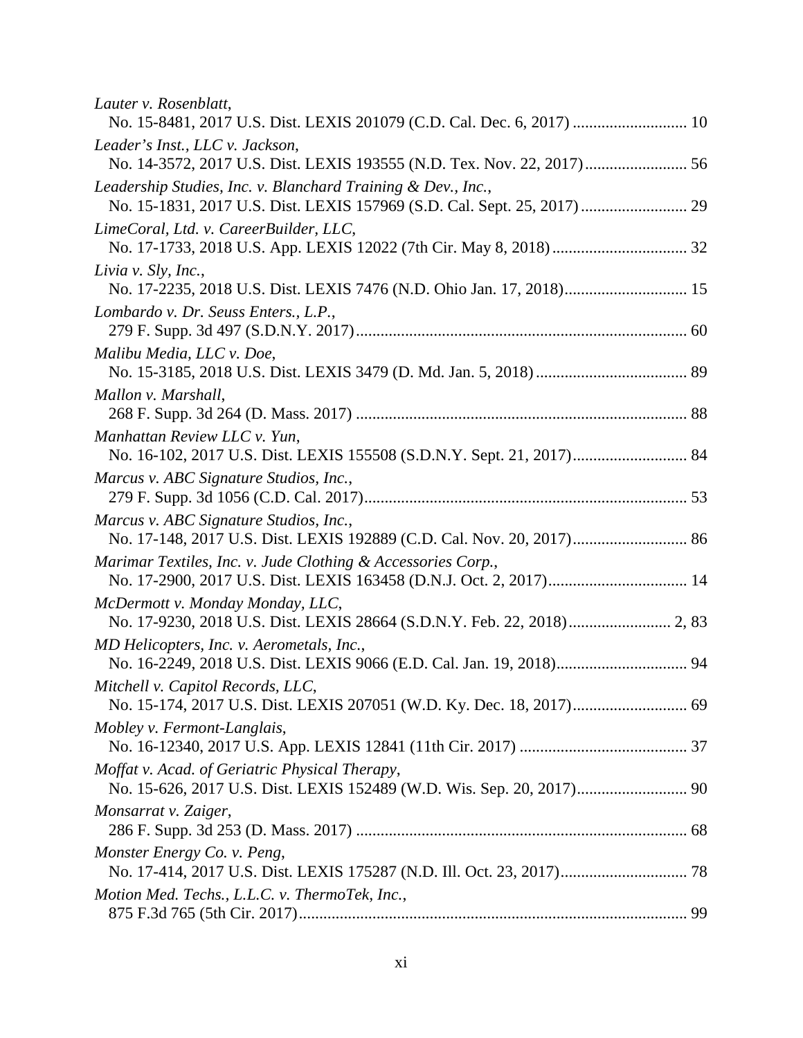*Lauter v. Rosenblatt*,
No. 15-8481, 2017 U.S. Dist. LEXIS 201079 (C.D. Cal. Dec. 6, 2017) ............................ 10

*Leader's Inst., LLC v. Jackson*,
No. 14-3572, 2017 U.S. Dist. LEXIS 193555 (N.D. Tex. Nov. 22, 2017)......................... 56

*Leadership Studies, Inc. v. Blanchard Training & Dev., Inc.*,
No. 15-1831, 2017 U.S. Dist. LEXIS 157969 (S.D. Cal. Sept. 25, 2017) .......................... 29

*LimeCoral, Ltd. v. CareerBuilder, LLC*,
No. 17-1733, 2018 U.S. App. LEXIS 12022 (7th Cir. May 8, 2018)................................. 32

*Livia v. Sly, Inc.*,
No. 17-2235, 2018 U.S. Dist. LEXIS 7476 (N.D. Ohio Jan. 17, 2018).............................. 15

*Lombardo v. Dr. Seuss Enters., L.P.*,
279 F. Supp. 3d 497 (S.D.N.Y. 2017)................................................................................ 60

*Malibu Media, LLC v. Doe*,
No. 15-3185, 2018 U.S. Dist. LEXIS 3479 (D. Md. Jan. 5, 2018)..................................... 89

*Mallon v. Marshall*,
268 F. Supp. 3d 264 (D. Mass. 2017) ................................................................................ 88

*Manhattan Review LLC v. Yun*,
No. 16-102, 2017 U.S. Dist. LEXIS 155508 (S.D.N.Y. Sept. 21, 2017)............................ 84

*Marcus v. ABC Signature Studios, Inc.*,
279 F. Supp. 3d 1056 (C.D. Cal. 2017).............................................................................. 53

*Marcus v. ABC Signature Studios, Inc.*,
No. 17-148, 2017 U.S. Dist. LEXIS 192889 (C.D. Cal. Nov. 20, 2017)............................ 86

*Marimar Textiles, Inc. v. Jude Clothing & Accessories Corp.*,
No. 17-2900, 2017 U.S. Dist. LEXIS 163458 (D.N.J. Oct. 2, 2017).................................. 14

*McDermott v. Monday Monday, LLC*,
No. 17-9230, 2018 U.S. Dist. LEXIS 28664 (S.D.N.Y. Feb. 22, 2018)......................... 2, 83

*MD Helicopters, Inc. v. Aerometals, Inc.*,
No. 16-2249, 2018 U.S. Dist. LEXIS 9066 (E.D. Cal. Jan. 19, 2018)................................ 94

*Mitchell v. Capitol Records, LLC*,
No. 15-174, 2017 U.S. Dist. LEXIS 207051 (W.D. Ky. Dec. 18, 2017)............................ 69

*Mobley v. Fermont-Langlais*,
No. 16-12340, 2017 U.S. App. LEXIS 12841 (11th Cir. 2017) ......................................... 37

*Moffat v. Acad. of Geriatric Physical Therapy*,
No. 15-626, 2017 U.S. Dist. LEXIS 152489 (W.D. Wis. Sep. 20, 2017)........................... 90

*Monsarrat v. Zaiger*,
286 F. Supp. 3d 253 (D. Mass. 2017) ................................................................................ 68

*Monster Energy Co. v. Peng*,
No. 17-414, 2017 U.S. Dist. LEXIS 175287 (N.D. Ill. Oct. 23, 2017)............................... 78

*Motion Med. Techs., L.L.C. v. ThermoTek, Inc.*,
875 F.3d 765 (5th Cir. 2017).............................................................................................. 99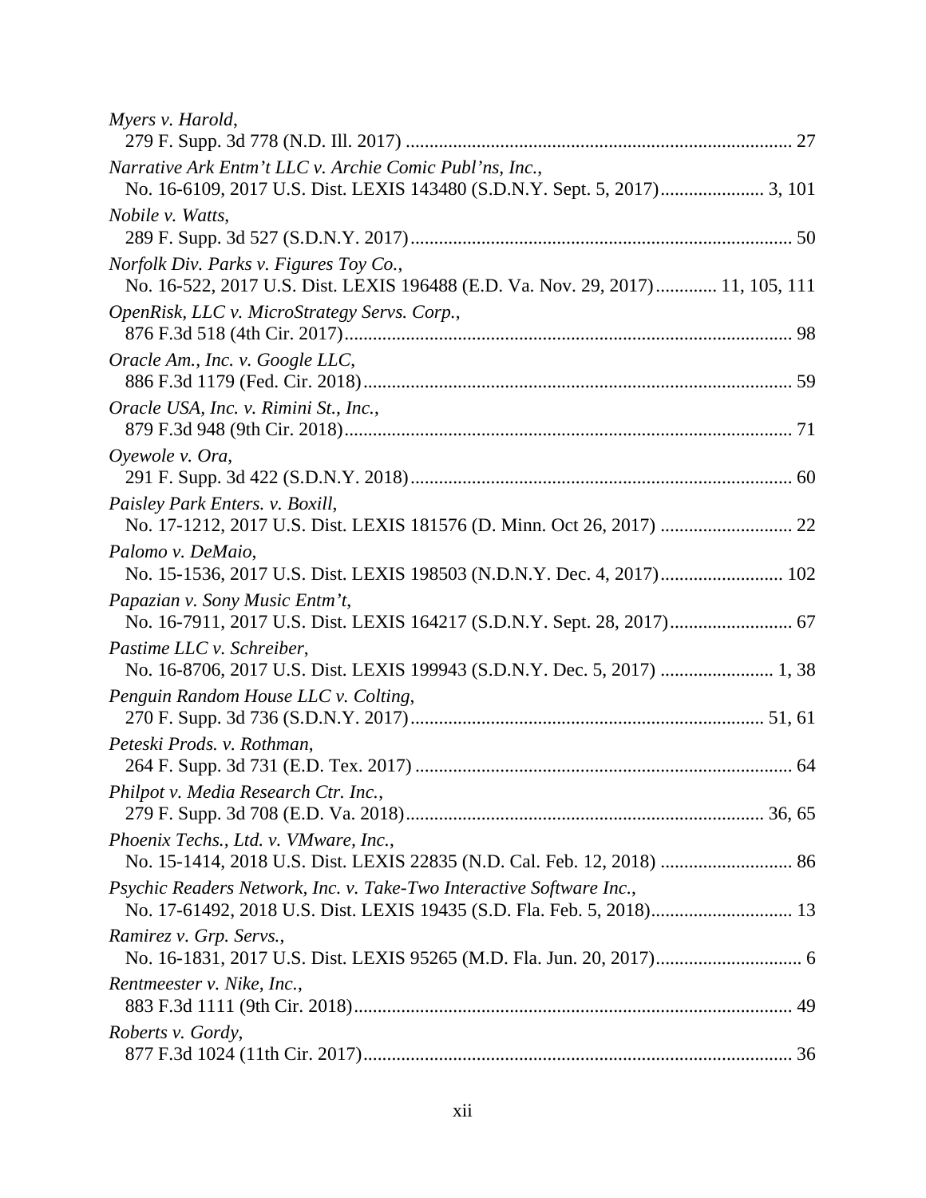*Myers v. Harold*,
279 F. Supp. 3d 778 (N.D. Ill. 2017) .................................................................................. 27

*Narrative Ark Entm't LLC v. Archie Comic Publ'ns, Inc.*,
No. 16-6109, 2017 U.S. Dist. LEXIS 143480 (S.D.N.Y. Sept. 5, 2017)...................... 3, 101

*Nobile v. Watts*,
289 F. Supp. 3d 527 (S.D.N.Y. 2017)................................................................................ 50

*Norfolk Div. Parks v. Figures Toy Co.*,
No. 16-522, 2017 U.S. Dist. LEXIS 196488 (E.D. Va. Nov. 29, 2017)............ 11, 105, 111

*OpenRisk, LLC v. MicroStrategy Servs. Corp.*,
876 F.3d 518 (4th Cir. 2017).............................................................................................. 98

*Oracle Am., Inc. v. Google LLC*,
886 F.3d 1179 (Fed. Cir. 2018).......................................................................................... 59

*Oracle USA, Inc. v. Rimini St., Inc.*,
879 F.3d 948 (9th Cir. 2018).............................................................................................. 71

*Oyewole v. Ora*,
291 F. Supp. 3d 422 (S.D.N.Y. 2018)................................................................................ 60

*Paisley Park Enters. v. Boxill*,
No. 17-1212, 2017 U.S. Dist. LEXIS 181576 (D. Minn. Oct 26, 2017) ............................ 22

*Palomo v. DeMaio*,
No. 15-1536, 2017 U.S. Dist. LEXIS 198503 (N.D.N.Y. Dec. 4, 2017)......................... 102

*Papazian v. Sony Music Entm't*,
No. 16-7911, 2017 U.S. Dist. LEXIS 164217 (S.D.N.Y. Sept. 28, 2017)......................... 67

*Pastime LLC v. Schreiber*,
No. 16-8706, 2017 U.S. Dist. LEXIS 199943 (S.D.N.Y. Dec. 5, 2017) ....................... 1, 38

*Penguin Random House LLC v. Colting*,
270 F. Supp. 3d 736 (S.D.N.Y. 2017).......................................................................... 51, 61

*Peteski Prods. v. Rothman*,
264 F. Supp. 3d 731 (E.D. Tex. 2017) ............................................................................... 64

*Philpot v. Media Research Ctr. Inc.*,
279 F. Supp. 3d 708 (E.D. Va. 2018).......................................................................... 36, 65

*Phoenix Techs., Ltd. v. VMware, Inc.*,
No. 15-1414, 2018 U.S. Dist. LEXIS 22835 (N.D. Cal. Feb. 12, 2018) ............................ 86

*Psychic Readers Network, Inc. v. Take-Two Interactive Software Inc.*,
No. 17-61492, 2018 U.S. Dist. LEXIS 19435 (S.D. Fla. Feb. 5, 2018)............................. 13

*Ramirez v. Grp. Servs.*,
No. 16-1831, 2017 U.S. Dist. LEXIS 95265 (M.D. Fla. Jun. 20, 2017)............................... 6

*Rentmeester v. Nike, Inc.*,
883 F.3d 1111 (9th Cir. 2018)............................................................................................ 49

*Roberts v. Gordy*,
877 F.3d 1024 (11th Cir. 2017).......................................................................................... 36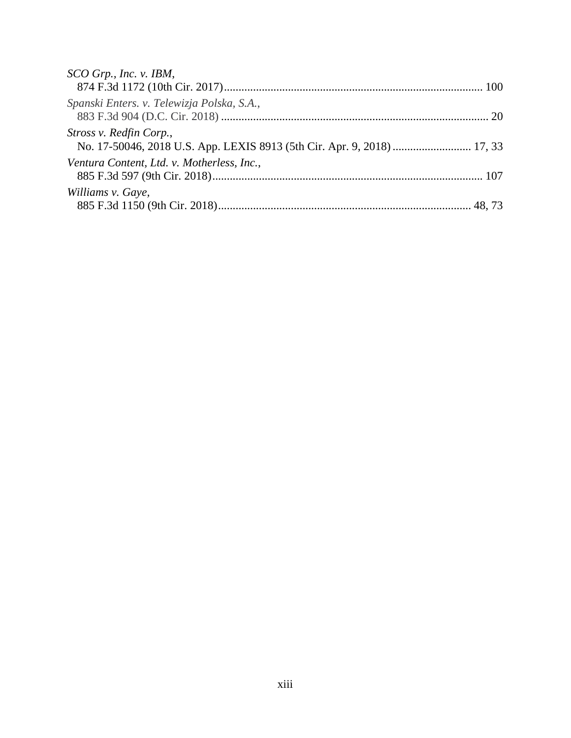*SCO Grp., Inc. v. IBM*,
874 F.3d 1172 (10th Cir. 2017) ........................................................................................ 100

*Spanski Enters. v. Telewizja Polska, S.A.*,
883 F.3d 904 (D.C. Cir. 2018) .......................................................................................... 20

*Stross v. Redfin Corp.*,
No. 17-50046, 2018 U.S. App. LEXIS 8913 (5th Cir. Apr. 9, 2018) ........................... 17, 33

*Ventura Content, Ltd. v. Motherless, Inc.*,
885 F.3d 597 (9th Cir. 2018) ............................................................................................ 107

*Williams v. Gaye*,
885 F.3d 1150 (9th Cir. 2018) ...................................................................................... 48, 73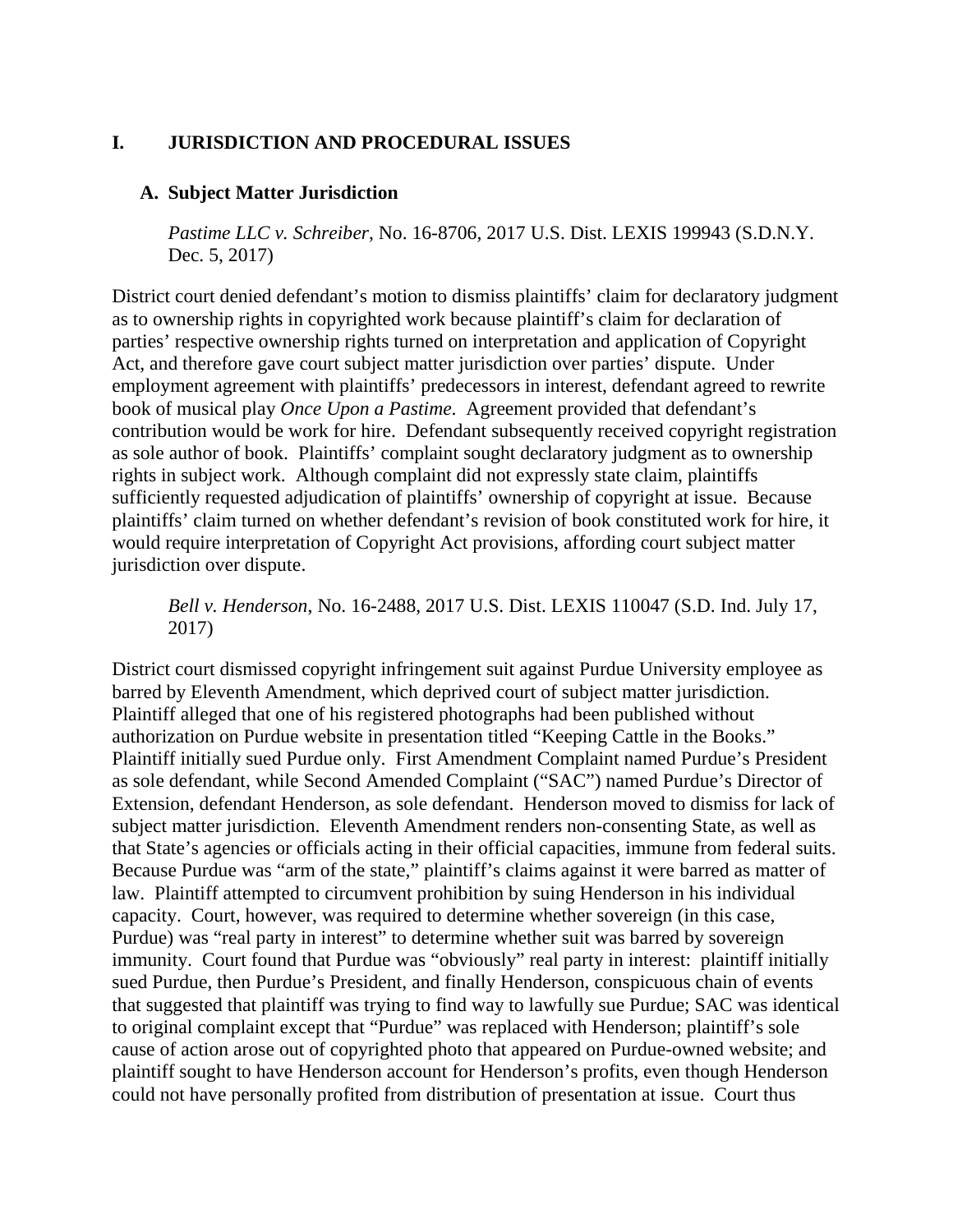# I. JURISDICTION AND PROCEDURAL ISSUES

## A. Subject Matter Jurisdiction

*Pastime LLC v. Schreiber*, No. 16-8706, 2017 U.S. Dist. LEXIS 199943 (S.D.N.Y. Dec. 5, 2017)

District court denied defendant's motion to dismiss plaintiffs' claim for declaratory judgment as to ownership rights in copyrighted work because plaintiff's claim for declaration of parties' respective ownership rights turned on interpretation and application of Copyright Act, and therefore gave court subject matter jurisdiction over parties' dispute. Under employment agreement with plaintiffs' predecessors in interest, defendant agreed to rewrite book of musical play *Once Upon a Pastime*. Agreement provided that defendant's contribution would be work for hire. Defendant subsequently received copyright registration as sole author of book. Plaintiffs' complaint sought declaratory judgment as to ownership rights in subject work. Although complaint did not expressly state claim, plaintiffs sufficiently requested adjudication of plaintiffs' ownership of copyright at issue. Because plaintiffs' claim turned on whether defendant's revision of book constituted work for hire, it would require interpretation of Copyright Act provisions, affording court subject matter jurisdiction over dispute.

*Bell v. Henderson*, No. 16-2488, 2017 U.S. Dist. LEXIS 110047 (S.D. Ind. July 17, 2017)

District court dismissed copyright infringement suit against Purdue University employee as barred by Eleventh Amendment, which deprived court of subject matter jurisdiction. Plaintiff alleged that one of his registered photographs had been published without authorization on Purdue website in presentation titled "Keeping Cattle in the Books." Plaintiff initially sued Purdue only. First Amendment Complaint named Purdue's President as sole defendant, while Second Amended Complaint ("SAC") named Purdue's Director of Extension, defendant Henderson, as sole defendant. Henderson moved to dismiss for lack of subject matter jurisdiction. Eleventh Amendment renders non-consenting State, as well as that State's agencies or officials acting in their official capacities, immune from federal suits. Because Purdue was "arm of the state," plaintiff's claims against it were barred as matter of law. Plaintiff attempted to circumvent prohibition by suing Henderson in his individual capacity. Court, however, was required to determine whether sovereign (in this case, Purdue) was "real party in interest" to determine whether suit was barred by sovereign immunity. Court found that Purdue was "obviously" real party in interest: plaintiff initially sued Purdue, then Purdue's President, and finally Henderson, conspicuous chain of events that suggested that plaintiff was trying to find way to lawfully sue Purdue; SAC was identical to original complaint except that "Purdue" was replaced with Henderson; plaintiff's sole cause of action arose out of copyrighted photo that appeared on Purdue-owned website; and plaintiff sought to have Henderson account for Henderson's profits, even though Henderson could not have personally profited from distribution of presentation at issue. Court thus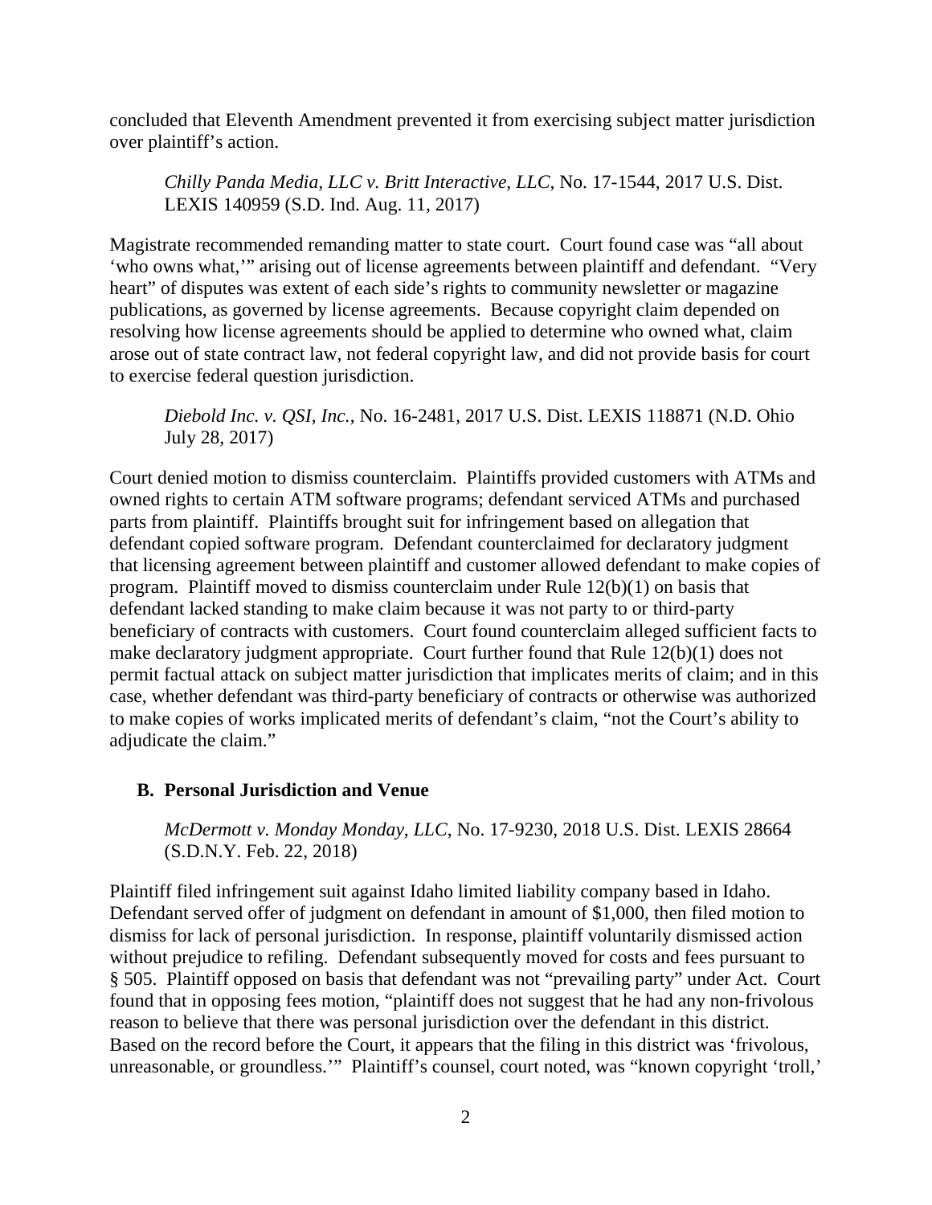concluded that Eleventh Amendment prevented it from exercising subject matter jurisdiction over plaintiff's action.

*Chilly Panda Media, LLC v. Britt Interactive, LLC*, No. 17-1544, 2017 U.S. Dist. LEXIS 140959 (S.D. Ind. Aug. 11, 2017)

Magistrate recommended remanding matter to state court. Court found case was "all about 'who owns what,'" arising out of license agreements between plaintiff and defendant. "Very heart" of disputes was extent of each side's rights to community newsletter or magazine publications, as governed by license agreements. Because copyright claim depended on resolving how license agreements should be applied to determine who owned what, claim arose out of state contract law, not federal copyright law, and did not provide basis for court to exercise federal question jurisdiction.

*Diebold Inc. v. QSI, Inc.*, No. 16-2481, 2017 U.S. Dist. LEXIS 118871 (N.D. Ohio July 28, 2017)

Court denied motion to dismiss counterclaim. Plaintiffs provided customers with ATMs and owned rights to certain ATM software programs; defendant serviced ATMs and purchased parts from plaintiff. Plaintiffs brought suit for infringement based on allegation that defendant copied software program. Defendant counterclaimed for declaratory judgment that licensing agreement between plaintiff and customer allowed defendant to make copies of program. Plaintiff moved to dismiss counterclaim under Rule 12(b)(1) on basis that defendant lacked standing to make claim because it was not party to or third-party beneficiary of contracts with customers. Court found counterclaim alleged sufficient facts to make declaratory judgment appropriate. Court further found that Rule 12(b)(1) does not permit factual attack on subject matter jurisdiction that implicates merits of claim; and in this case, whether defendant was third-party beneficiary of contracts or otherwise was authorized to make copies of works implicated merits of defendant's claim, "not the Court's ability to adjudicate the claim."

### B. Personal Jurisdiction and Venue

*McDermott v. Monday Monday, LLC*, No. 17-9230, 2018 U.S. Dist. LEXIS 28664 (S.D.N.Y. Feb. 22, 2018)

Plaintiff filed infringement suit against Idaho limited liability company based in Idaho. Defendant served offer of judgment on defendant in amount of $1,000, then filed motion to dismiss for lack of personal jurisdiction. In response, plaintiff voluntarily dismissed action without prejudice to refiling. Defendant subsequently moved for costs and fees pursuant to § 505. Plaintiff opposed on basis that defendant was not "prevailing party" under Act. Court found that in opposing fees motion, "plaintiff does not suggest that he had any non-frivolous reason to believe that there was personal jurisdiction over the defendant in this district. Based on the record before the Court, it appears that the filing in this district was 'frivolous, unreasonable, or groundless.'" Plaintiff's counsel, court noted, was "known copyright 'troll,'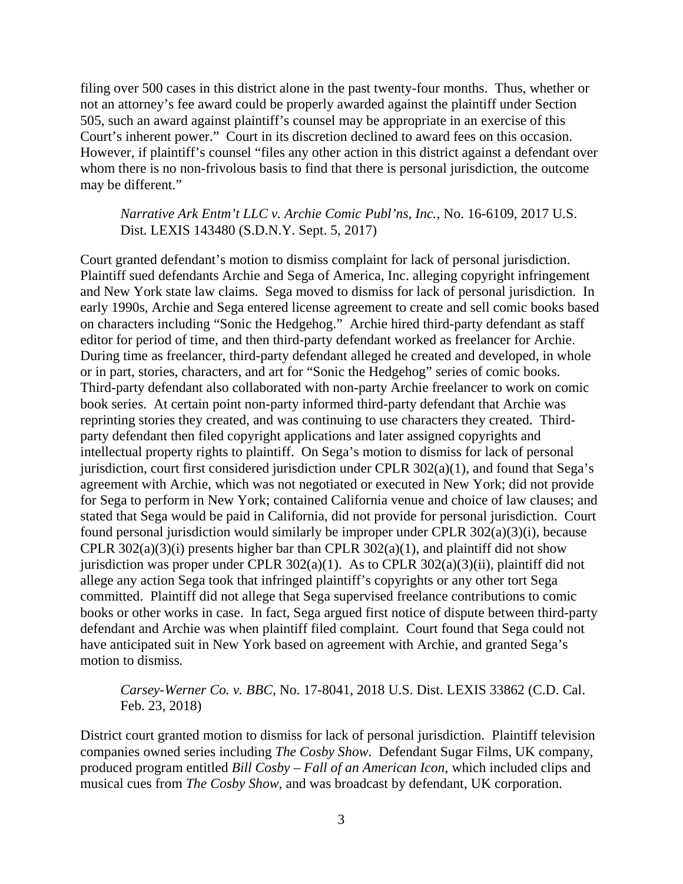filing over 500 cases in this district alone in the past twenty-four months. Thus, whether or not an attorney's fee award could be properly awarded against the plaintiff under Section 505, such an award against plaintiff's counsel may be appropriate in an exercise of this Court's inherent power." Court in its discretion declined to award fees on this occasion. However, if plaintiff's counsel "files any other action in this district against a defendant over whom there is no non-frivolous basis to find that there is personal jurisdiction, the outcome may be different."

> *Narrative Ark Entm't LLC v. Archie Comic Publ'ns, Inc.*, No. 16-6109, 2017 U.S. Dist. LEXIS 143480 (S.D.N.Y. Sept. 5, 2017)

Court granted defendant's motion to dismiss complaint for lack of personal jurisdiction. Plaintiff sued defendants Archie and Sega of America, Inc. alleging copyright infringement and New York state law claims. Sega moved to dismiss for lack of personal jurisdiction. In early 1990s, Archie and Sega entered license agreement to create and sell comic books based on characters including "Sonic the Hedgehog." Archie hired third-party defendant as staff editor for period of time, and then third-party defendant worked as freelancer for Archie. During time as freelancer, third-party defendant alleged he created and developed, in whole or in part, stories, characters, and art for "Sonic the Hedgehog" series of comic books. Third-party defendant also collaborated with non-party Archie freelancer to work on comic book series. At certain point non-party informed third-party defendant that Archie was reprinting stories they created, and was continuing to use characters they created. Third-party defendant then filed copyright applications and later assigned copyrights and intellectual property rights to plaintiff. On Sega's motion to dismiss for lack of personal jurisdiction, court first considered jurisdiction under CPLR 302(a)(1), and found that Sega's agreement with Archie, which was not negotiated or executed in New York; did not provide for Sega to perform in New York; contained California venue and choice of law clauses; and stated that Sega would be paid in California, did not provide for personal jurisdiction. Court found personal jurisdiction would similarly be improper under CPLR 302(a)(3)(i), because CPLR 302(a)(3)(i) presents higher bar than CPLR 302(a)(1), and plaintiff did not show jurisdiction was proper under CPLR 302(a)(1). As to CPLR 302(a)(3)(ii), plaintiff did not allege any action Sega took that infringed plaintiff's copyrights or any other tort Sega committed. Plaintiff did not allege that Sega supervised freelance contributions to comic books or other works in case. In fact, Sega argued first notice of dispute between third-party defendant and Archie was when plaintiff filed complaint. Court found that Sega could not have anticipated suit in New York based on agreement with Archie, and granted Sega's motion to dismiss.

> *Carsey-Werner Co. v. BBC*, No. 17-8041, 2018 U.S. Dist. LEXIS 33862 (C.D. Cal. Feb. 23, 2018)

District court granted motion to dismiss for lack of personal jurisdiction. Plaintiff television companies owned series including *The Cosby Show*. Defendant Sugar Films, UK company, produced program entitled *Bill Cosby – Fall of an American Icon*, which included clips and musical cues from *The Cosby Show*, and was broadcast by defendant, UK corporation.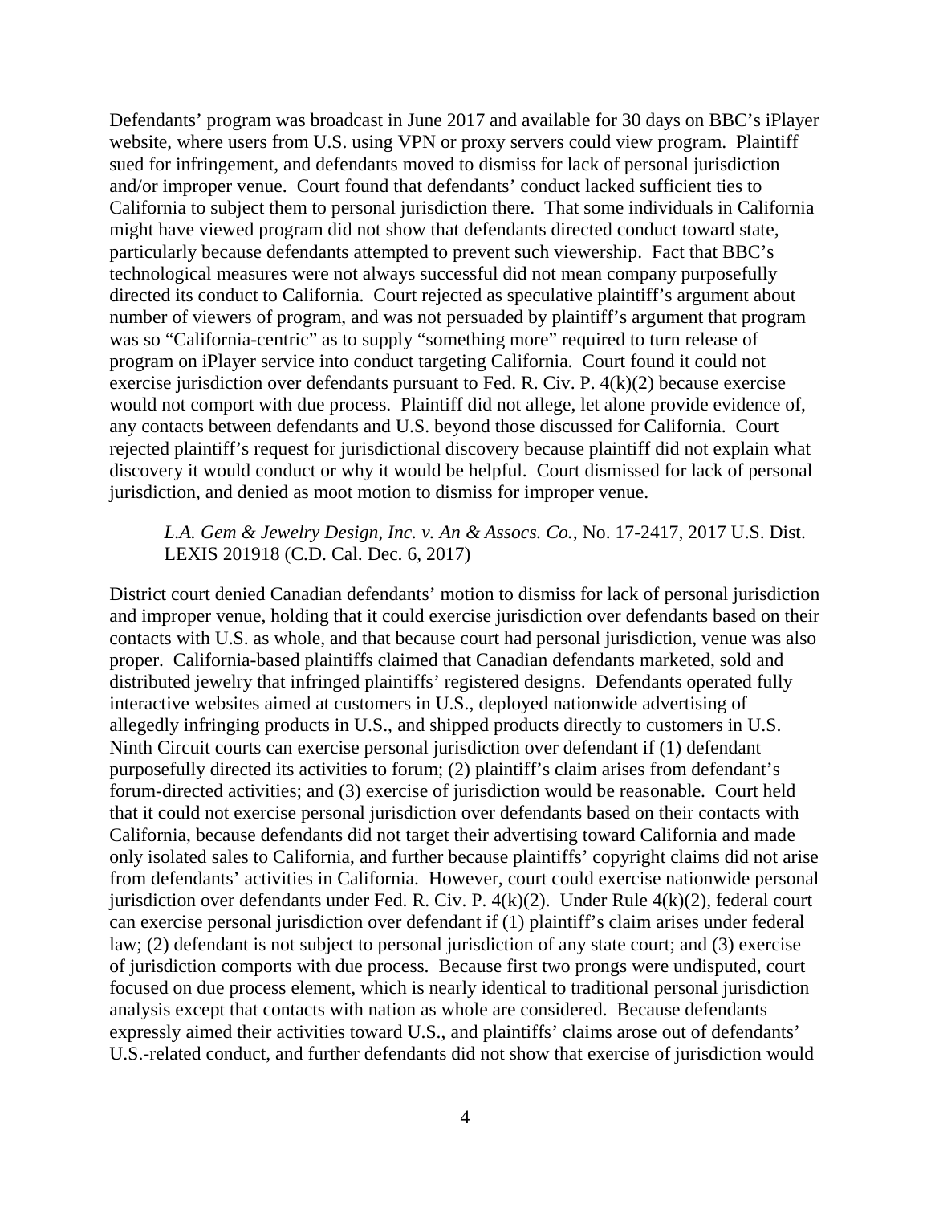Defendants' program was broadcast in June 2017 and available for 30 days on BBC's iPlayer website, where users from U.S. using VPN or proxy servers could view program. Plaintiff sued for infringement, and defendants moved to dismiss for lack of personal jurisdiction and/or improper venue. Court found that defendants' conduct lacked sufficient ties to California to subject them to personal jurisdiction there. That some individuals in California might have viewed program did not show that defendants directed conduct toward state, particularly because defendants attempted to prevent such viewership. Fact that BBC's technological measures were not always successful did not mean company purposefully directed its conduct to California. Court rejected as speculative plaintiff's argument about number of viewers of program, and was not persuaded by plaintiff's argument that program was so "California-centric" as to supply "something more" required to turn release of program on iPlayer service into conduct targeting California. Court found it could not exercise jurisdiction over defendants pursuant to Fed. R. Civ. P. 4(k)(2) because exercise would not comport with due process. Plaintiff did not allege, let alone provide evidence of, any contacts between defendants and U.S. beyond those discussed for California. Court rejected plaintiff's request for jurisdictional discovery because plaintiff did not explain what discovery it would conduct or why it would be helpful. Court dismissed for lack of personal jurisdiction, and denied as moot motion to dismiss for improper venue.

> *L.A. Gem & Jewelry Design, Inc. v. An & Assocs. Co.*, No. 17-2417, 2017 U.S. Dist. LEXIS 201918 (C.D. Cal. Dec. 6, 2017)

District court denied Canadian defendants' motion to dismiss for lack of personal jurisdiction and improper venue, holding that it could exercise jurisdiction over defendants based on their contacts with U.S. as whole, and that because court had personal jurisdiction, venue was also proper. California-based plaintiffs claimed that Canadian defendants marketed, sold and distributed jewelry that infringed plaintiffs' registered designs. Defendants operated fully interactive websites aimed at customers in U.S., deployed nationwide advertising of allegedly infringing products in U.S., and shipped products directly to customers in U.S. Ninth Circuit courts can exercise personal jurisdiction over defendant if (1) defendant purposefully directed its activities to forum; (2) plaintiff's claim arises from defendant's forum-directed activities; and (3) exercise of jurisdiction would be reasonable. Court held that it could not exercise personal jurisdiction over defendants based on their contacts with California, because defendants did not target their advertising toward California and made only isolated sales to California, and further because plaintiffs' copyright claims did not arise from defendants' activities in California. However, court could exercise nationwide personal jurisdiction over defendants under Fed. R. Civ. P. 4(k)(2). Under Rule 4(k)(2), federal court can exercise personal jurisdiction over defendant if (1) plaintiff's claim arises under federal law; (2) defendant is not subject to personal jurisdiction of any state court; and (3) exercise of jurisdiction comports with due process. Because first two prongs were undisputed, court focused on due process element, which is nearly identical to traditional personal jurisdiction analysis except that contacts with nation as whole are considered. Because defendants expressly aimed their activities toward U.S., and plaintiffs' claims arose out of defendants' U.S.-related conduct, and further defendants did not show that exercise of jurisdiction would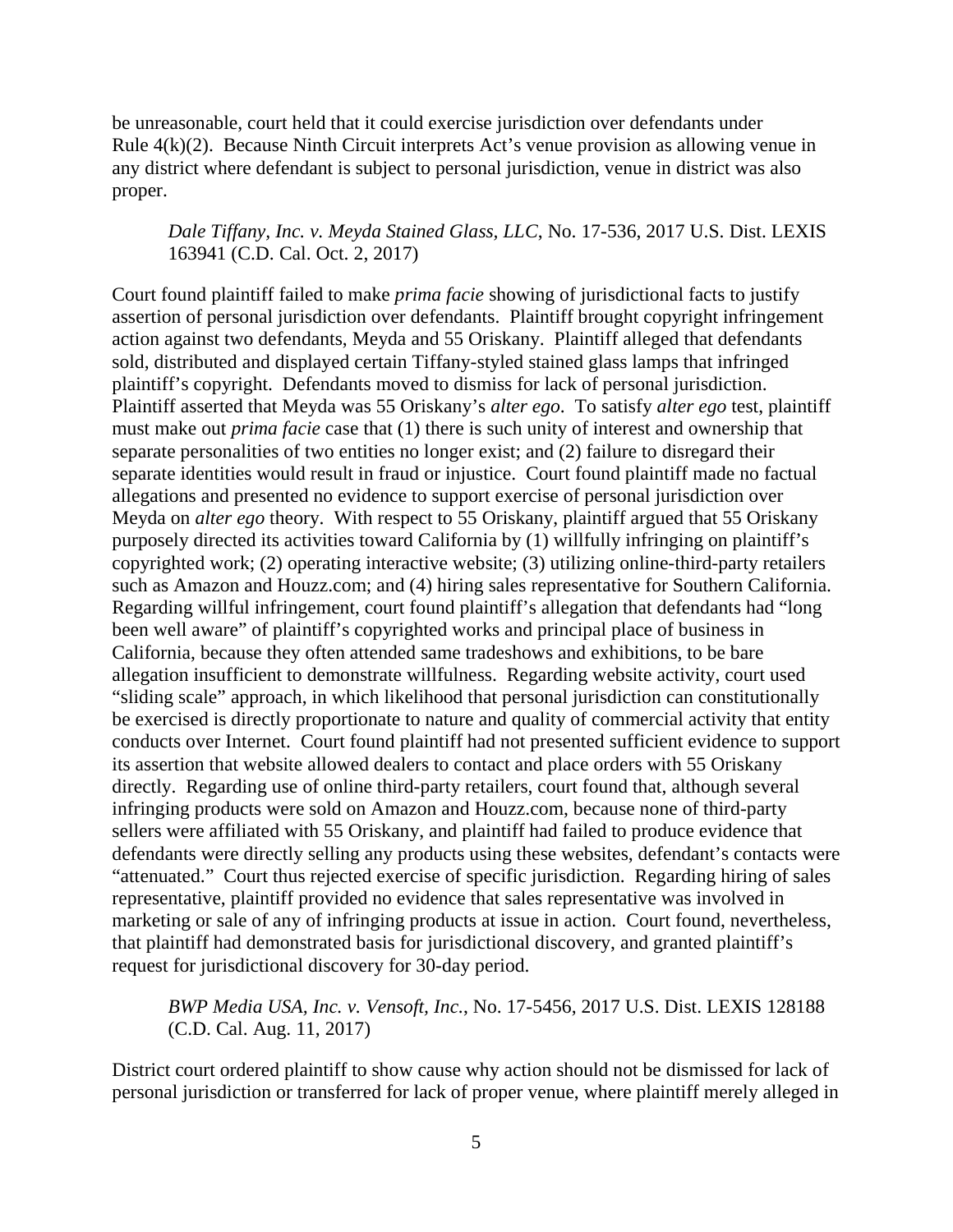be unreasonable, court held that it could exercise jurisdiction over defendants under Rule 4(k)(2). Because Ninth Circuit interprets Act's venue provision as allowing venue in any district where defendant is subject to personal jurisdiction, venue in district was also proper.

*Dale Tiffany, Inc. v. Meyda Stained Glass, LLC*, No. 17-536, 2017 U.S. Dist. LEXIS 163941 (C.D. Cal. Oct. 2, 2017)

Court found plaintiff failed to make *prima facie* showing of jurisdictional facts to justify assertion of personal jurisdiction over defendants. Plaintiff brought copyright infringement action against two defendants, Meyda and 55 Oriskany. Plaintiff alleged that defendants sold, distributed and displayed certain Tiffany-styled stained glass lamps that infringed plaintiff's copyright. Defendants moved to dismiss for lack of personal jurisdiction. Plaintiff asserted that Meyda was 55 Oriskany's *alter ego*. To satisfy *alter ego* test, plaintiff must make out *prima facie* case that (1) there is such unity of interest and ownership that separate personalities of two entities no longer exist; and (2) failure to disregard their separate identities would result in fraud or injustice. Court found plaintiff made no factual allegations and presented no evidence to support exercise of personal jurisdiction over Meyda on *alter ego* theory. With respect to 55 Oriskany, plaintiff argued that 55 Oriskany purposely directed its activities toward California by (1) willfully infringing on plaintiff's copyrighted work; (2) operating interactive website; (3) utilizing online-third-party retailers such as Amazon and Houzz.com; and (4) hiring sales representative for Southern California. Regarding willful infringement, court found plaintiff's allegation that defendants had "long been well aware" of plaintiff's copyrighted works and principal place of business in California, because they often attended same tradeshows and exhibitions, to be bare allegation insufficient to demonstrate willfulness. Regarding website activity, court used "sliding scale" approach, in which likelihood that personal jurisdiction can constitutionally be exercised is directly proportionate to nature and quality of commercial activity that entity conducts over Internet. Court found plaintiff had not presented sufficient evidence to support its assertion that website allowed dealers to contact and place orders with 55 Oriskany directly. Regarding use of online third-party retailers, court found that, although several infringing products were sold on Amazon and Houzz.com, because none of third-party sellers were affiliated with 55 Oriskany, and plaintiff had failed to produce evidence that defendants were directly selling any products using these websites, defendant's contacts were "attenuated." Court thus rejected exercise of specific jurisdiction. Regarding hiring of sales representative, plaintiff provided no evidence that sales representative was involved in marketing or sale of any of infringing products at issue in action. Court found, nevertheless, that plaintiff had demonstrated basis for jurisdictional discovery, and granted plaintiff's request for jurisdictional discovery for 30-day period.

*BWP Media USA, Inc. v. Vensoft, Inc.*, No. 17-5456, 2017 U.S. Dist. LEXIS 128188 (C.D. Cal. Aug. 11, 2017)

District court ordered plaintiff to show cause why action should not be dismissed for lack of personal jurisdiction or transferred for lack of proper venue, where plaintiff merely alleged in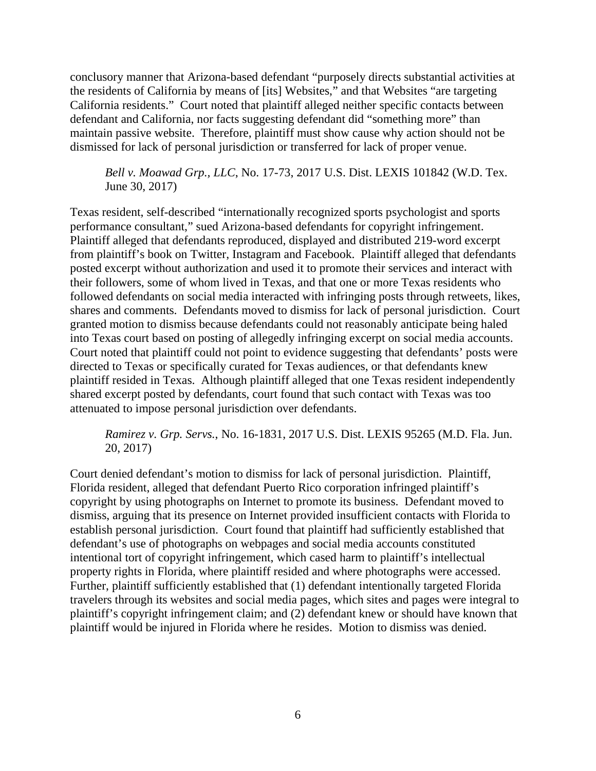conclusory manner that Arizona-based defendant "purposely directs substantial activities at the residents of California by means of [its] Websites," and that Websites "are targeting California residents." Court noted that plaintiff alleged neither specific contacts between defendant and California, nor facts suggesting defendant did "something more" than maintain passive website. Therefore, plaintiff must show cause why action should not be dismissed for lack of personal jurisdiction or transferred for lack of proper venue.

> *Bell v. Moawad Grp., LLC*, No. 17-73, 2017 U.S. Dist. LEXIS 101842 (W.D. Tex. June 30, 2017)

Texas resident, self-described "internationally recognized sports psychologist and sports performance consultant," sued Arizona-based defendants for copyright infringement. Plaintiff alleged that defendants reproduced, displayed and distributed 219-word excerpt from plaintiff's book on Twitter, Instagram and Facebook. Plaintiff alleged that defendants posted excerpt without authorization and used it to promote their services and interact with their followers, some of whom lived in Texas, and that one or more Texas residents who followed defendants on social media interacted with infringing posts through retweets, likes, shares and comments. Defendants moved to dismiss for lack of personal jurisdiction. Court granted motion to dismiss because defendants could not reasonably anticipate being haled into Texas court based on posting of allegedly infringing excerpt on social media accounts. Court noted that plaintiff could not point to evidence suggesting that defendants' posts were directed to Texas or specifically curated for Texas audiences, or that defendants knew plaintiff resided in Texas. Although plaintiff alleged that one Texas resident independently shared excerpt posted by defendants, court found that such contact with Texas was too attenuated to impose personal jurisdiction over defendants.

> *Ramirez v. Grp. Servs.*, No. 16-1831, 2017 U.S. Dist. LEXIS 95265 (M.D. Fla. Jun. 20, 2017)

Court denied defendant's motion to dismiss for lack of personal jurisdiction. Plaintiff, Florida resident, alleged that defendant Puerto Rico corporation infringed plaintiff's copyright by using photographs on Internet to promote its business. Defendant moved to dismiss, arguing that its presence on Internet provided insufficient contacts with Florida to establish personal jurisdiction. Court found that plaintiff had sufficiently established that defendant's use of photographs on webpages and social media accounts constituted intentional tort of copyright infringement, which cased harm to plaintiff's intellectual property rights in Florida, where plaintiff resided and where photographs were accessed. Further, plaintiff sufficiently established that (1) defendant intentionally targeted Florida travelers through its websites and social media pages, which sites and pages were integral to plaintiff's copyright infringement claim; and (2) defendant knew or should have known that plaintiff would be injured in Florida where he resides. Motion to dismiss was denied.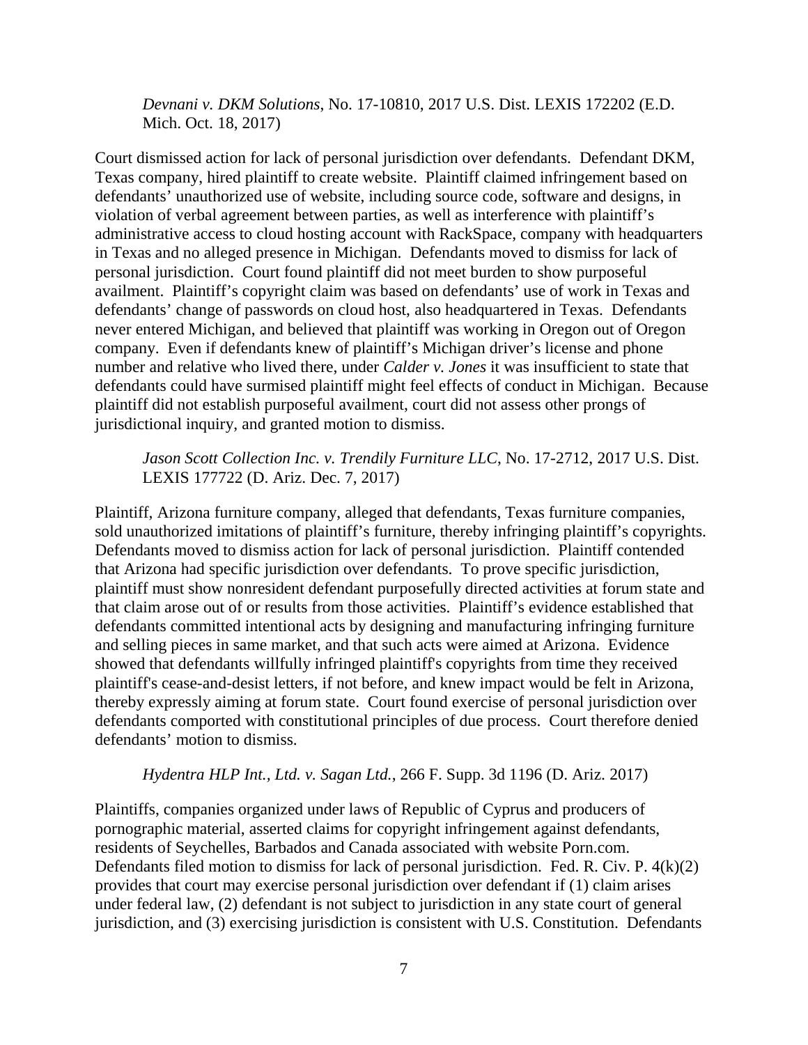*Devnani v. DKM Solutions*, No. 17-10810, 2017 U.S. Dist. LEXIS 172202 (E.D. Mich. Oct. 18, 2017)

Court dismissed action for lack of personal jurisdiction over defendants. Defendant DKM, Texas company, hired plaintiff to create website. Plaintiff claimed infringement based on defendants' unauthorized use of website, including source code, software and designs, in violation of verbal agreement between parties, as well as interference with plaintiff's administrative access to cloud hosting account with RackSpace, company with headquarters in Texas and no alleged presence in Michigan. Defendants moved to dismiss for lack of personal jurisdiction. Court found plaintiff did not meet burden to show purposeful availment. Plaintiff's copyright claim was based on defendants' use of work in Texas and defendants' change of passwords on cloud host, also headquartered in Texas. Defendants never entered Michigan, and believed that plaintiff was working in Oregon out of Oregon company. Even if defendants knew of plaintiff's Michigan driver's license and phone number and relative who lived there, under *Calder v. Jones* it was insufficient to state that defendants could have surmised plaintiff might feel effects of conduct in Michigan. Because plaintiff did not establish purposeful availment, court did not assess other prongs of jurisdictional inquiry, and granted motion to dismiss.

*Jason Scott Collection Inc. v. Trendily Furniture LLC*, No. 17-2712, 2017 U.S. Dist. LEXIS 177722 (D. Ariz. Dec. 7, 2017)

Plaintiff, Arizona furniture company, alleged that defendants, Texas furniture companies, sold unauthorized imitations of plaintiff's furniture, thereby infringing plaintiff's copyrights. Defendants moved to dismiss action for lack of personal jurisdiction. Plaintiff contended that Arizona had specific jurisdiction over defendants. To prove specific jurisdiction, plaintiff must show nonresident defendant purposefully directed activities at forum state and that claim arose out of or results from those activities. Plaintiff's evidence established that defendants committed intentional acts by designing and manufacturing infringing furniture and selling pieces in same market, and that such acts were aimed at Arizona. Evidence showed that defendants willfully infringed plaintiff's copyrights from time they received plaintiff's cease-and-desist letters, if not before, and knew impact would be felt in Arizona, thereby expressly aiming at forum state. Court found exercise of personal jurisdiction over defendants comported with constitutional principles of due process. Court therefore denied defendants' motion to dismiss.

*Hydentra HLP Int., Ltd. v. Sagan Ltd.*, 266 F. Supp. 3d 1196 (D. Ariz. 2017)

Plaintiffs, companies organized under laws of Republic of Cyprus and producers of pornographic material, asserted claims for copyright infringement against defendants, residents of Seychelles, Barbados and Canada associated with website Porn.com. Defendants filed motion to dismiss for lack of personal jurisdiction. Fed. R. Civ. P. 4(k)(2) provides that court may exercise personal jurisdiction over defendant if (1) claim arises under federal law, (2) defendant is not subject to jurisdiction in any state court of general jurisdiction, and (3) exercising jurisdiction is consistent with U.S. Constitution. Defendants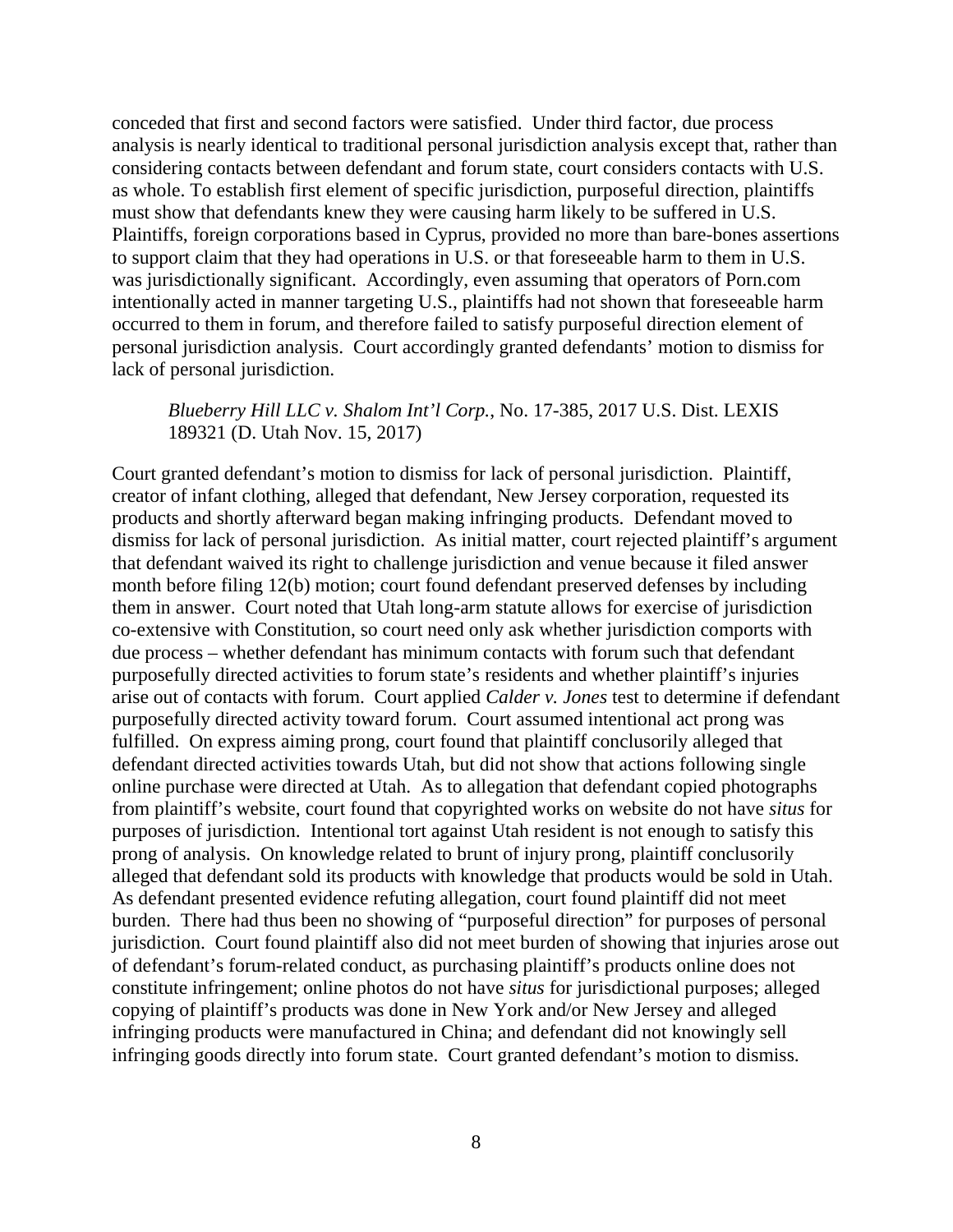conceded that first and second factors were satisfied. Under third factor, due process analysis is nearly identical to traditional personal jurisdiction analysis except that, rather than considering contacts between defendant and forum state, court considers contacts with U.S. as whole. To establish first element of specific jurisdiction, purposeful direction, plaintiffs must show that defendants knew they were causing harm likely to be suffered in U.S. Plaintiffs, foreign corporations based in Cyprus, provided no more than bare-bones assertions to support claim that they had operations in U.S. or that foreseeable harm to them in U.S. was jurisdictionally significant. Accordingly, even assuming that operators of Porn.com intentionally acted in manner targeting U.S., plaintiffs had not shown that foreseeable harm occurred to them in forum, and therefore failed to satisfy purposeful direction element of personal jurisdiction analysis. Court accordingly granted defendants' motion to dismiss for lack of personal jurisdiction.

> *Blueberry Hill LLC v. Shalom Int'l Corp.*, No. 17-385, 2017 U.S. Dist. LEXIS 189321 (D. Utah Nov. 15, 2017)

Court granted defendant's motion to dismiss for lack of personal jurisdiction. Plaintiff, creator of infant clothing, alleged that defendant, New Jersey corporation, requested its products and shortly afterward began making infringing products. Defendant moved to dismiss for lack of personal jurisdiction. As initial matter, court rejected plaintiff's argument that defendant waived its right to challenge jurisdiction and venue because it filed answer month before filing 12(b) motion; court found defendant preserved defenses by including them in answer. Court noted that Utah long-arm statute allows for exercise of jurisdiction co-extensive with Constitution, so court need only ask whether jurisdiction comports with due process – whether defendant has minimum contacts with forum such that defendant purposefully directed activities to forum state's residents and whether plaintiff's injuries arise out of contacts with forum. Court applied *Calder v. Jones* test to determine if defendant purposefully directed activity toward forum. Court assumed intentional act prong was fulfilled. On express aiming prong, court found that plaintiff conclusorily alleged that defendant directed activities towards Utah, but did not show that actions following single online purchase were directed at Utah. As to allegation that defendant copied photographs from plaintiff's website, court found that copyrighted works on website do not have *situs* for purposes of jurisdiction. Intentional tort against Utah resident is not enough to satisfy this prong of analysis. On knowledge related to brunt of injury prong, plaintiff conclusorily alleged that defendant sold its products with knowledge that products would be sold in Utah. As defendant presented evidence refuting allegation, court found plaintiff did not meet burden. There had thus been no showing of "purposeful direction" for purposes of personal jurisdiction. Court found plaintiff also did not meet burden of showing that injuries arose out of defendant's forum-related conduct, as purchasing plaintiff's products online does not constitute infringement; online photos do not have *situs* for jurisdictional purposes; alleged copying of plaintiff's products was done in New York and/or New Jersey and alleged infringing products were manufactured in China; and defendant did not knowingly sell infringing goods directly into forum state. Court granted defendant's motion to dismiss.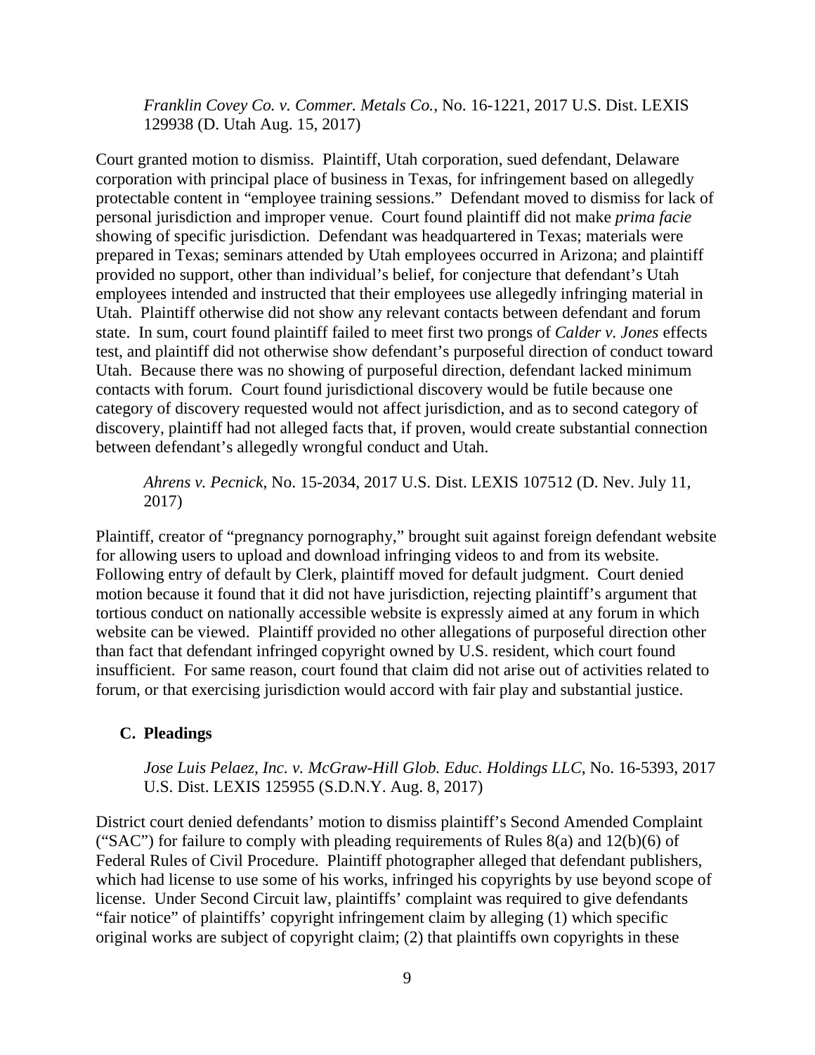*Franklin Covey Co. v. Commer. Metals Co.*, No. 16-1221, 2017 U.S. Dist. LEXIS 129938 (D. Utah Aug. 15, 2017)

Court granted motion to dismiss. Plaintiff, Utah corporation, sued defendant, Delaware corporation with principal place of business in Texas, for infringement based on allegedly protectable content in "employee training sessions." Defendant moved to dismiss for lack of personal jurisdiction and improper venue. Court found plaintiff did not make *prima facie* showing of specific jurisdiction. Defendant was headquartered in Texas; materials were prepared in Texas; seminars attended by Utah employees occurred in Arizona; and plaintiff provided no support, other than individual's belief, for conjecture that defendant's Utah employees intended and instructed that their employees use allegedly infringing material in Utah. Plaintiff otherwise did not show any relevant contacts between defendant and forum state. In sum, court found plaintiff failed to meet first two prongs of *Calder v. Jones* effects test, and plaintiff did not otherwise show defendant's purposeful direction of conduct toward Utah. Because there was no showing of purposeful direction, defendant lacked minimum contacts with forum. Court found jurisdictional discovery would be futile because one category of discovery requested would not affect jurisdiction, and as to second category of discovery, plaintiff had not alleged facts that, if proven, would create substantial connection between defendant's allegedly wrongful conduct and Utah.

*Ahrens v. Pecnick*, No. 15-2034, 2017 U.S. Dist. LEXIS 107512 (D. Nev. July 11, 2017)

Plaintiff, creator of "pregnancy pornography," brought suit against foreign defendant website for allowing users to upload and download infringing videos to and from its website. Following entry of default by Clerk, plaintiff moved for default judgment. Court denied motion because it found that it did not have jurisdiction, rejecting plaintiff's argument that tortious conduct on nationally accessible website is expressly aimed at any forum in which website can be viewed. Plaintiff provided no other allegations of purposeful direction other than fact that defendant infringed copyright owned by U.S. resident, which court found insufficient. For same reason, court found that claim did not arise out of activities related to forum, or that exercising jurisdiction would accord with fair play and substantial justice.

### C. Pleadings

*Jose Luis Pelaez, Inc. v. McGraw-Hill Glob. Educ. Holdings LLC*, No. 16-5393, 2017 U.S. Dist. LEXIS 125955 (S.D.N.Y. Aug. 8, 2017)

District court denied defendants' motion to dismiss plaintiff's Second Amended Complaint ("SAC") for failure to comply with pleading requirements of Rules 8(a) and 12(b)(6) of Federal Rules of Civil Procedure. Plaintiff photographer alleged that defendant publishers, which had license to use some of his works, infringed his copyrights by use beyond scope of license. Under Second Circuit law, plaintiffs' complaint was required to give defendants "fair notice" of plaintiffs' copyright infringement claim by alleging (1) which specific original works are subject of copyright claim; (2) that plaintiffs own copyrights in these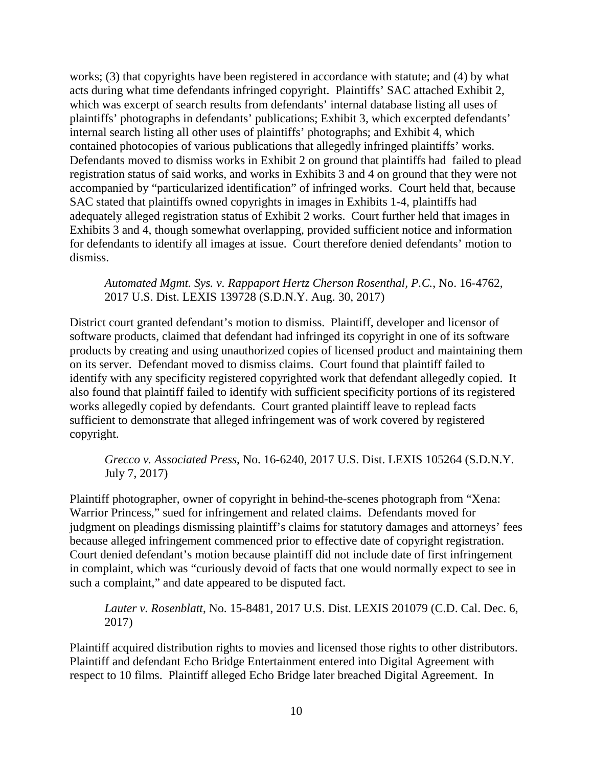works; (3) that copyrights have been registered in accordance with statute; and (4) by what acts during what time defendants infringed copyright. Plaintiffs' SAC attached Exhibit 2, which was excerpt of search results from defendants' internal database listing all uses of plaintiffs' photographs in defendants' publications; Exhibit 3, which excerpted defendants' internal search listing all other uses of plaintiffs' photographs; and Exhibit 4, which contained photocopies of various publications that allegedly infringed plaintiffs' works. Defendants moved to dismiss works in Exhibit 2 on ground that plaintiffs had failed to plead registration status of said works, and works in Exhibits 3 and 4 on ground that they were not accompanied by "particularized identification" of infringed works. Court held that, because SAC stated that plaintiffs owned copyrights in images in Exhibits 1-4, plaintiffs had adequately alleged registration status of Exhibit 2 works. Court further held that images in Exhibits 3 and 4, though somewhat overlapping, provided sufficient notice and information for defendants to identify all images at issue. Court therefore denied defendants' motion to dismiss.

> *Automated Mgmt. Sys. v. Rappaport Hertz Cherson Rosenthal, P.C.*, No. 16-4762, 2017 U.S. Dist. LEXIS 139728 (S.D.N.Y. Aug. 30, 2017)

District court granted defendant's motion to dismiss. Plaintiff, developer and licensor of software products, claimed that defendant had infringed its copyright in one of its software products by creating and using unauthorized copies of licensed product and maintaining them on its server. Defendant moved to dismiss claims. Court found that plaintiff failed to identify with any specificity registered copyrighted work that defendant allegedly copied. It also found that plaintiff failed to identify with sufficient specificity portions of its registered works allegedly copied by defendants. Court granted plaintiff leave to replead facts sufficient to demonstrate that alleged infringement was of work covered by registered copyright.

> *Grecco v. Associated Press*, No. 16-6240, 2017 U.S. Dist. LEXIS 105264 (S.D.N.Y. July 7, 2017)

Plaintiff photographer, owner of copyright in behind-the-scenes photograph from "Xena: Warrior Princess," sued for infringement and related claims. Defendants moved for judgment on pleadings dismissing plaintiff's claims for statutory damages and attorneys' fees because alleged infringement commenced prior to effective date of copyright registration. Court denied defendant's motion because plaintiff did not include date of first infringement in complaint, which was "curiously devoid of facts that one would normally expect to see in such a complaint," and date appeared to be disputed fact.

> *Lauter v. Rosenblatt*, No. 15-8481, 2017 U.S. Dist. LEXIS 201079 (C.D. Cal. Dec. 6, 2017)

Plaintiff acquired distribution rights to movies and licensed those rights to other distributors. Plaintiff and defendant Echo Bridge Entertainment entered into Digital Agreement with respect to 10 films. Plaintiff alleged Echo Bridge later breached Digital Agreement. In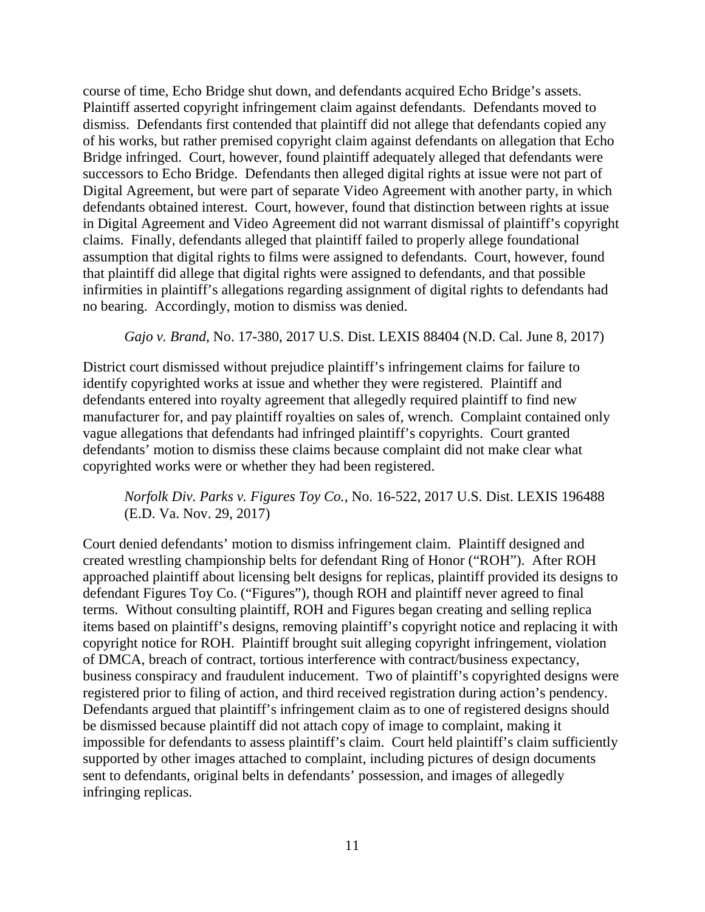course of time, Echo Bridge shut down, and defendants acquired Echo Bridge's assets. Plaintiff asserted copyright infringement claim against defendants. Defendants moved to dismiss. Defendants first contended that plaintiff did not allege that defendants copied any of his works, but rather premised copyright claim against defendants on allegation that Echo Bridge infringed. Court, however, found plaintiff adequately alleged that defendants were successors to Echo Bridge. Defendants then alleged digital rights at issue were not part of Digital Agreement, but were part of separate Video Agreement with another party, in which defendants obtained interest. Court, however, found that distinction between rights at issue in Digital Agreement and Video Agreement did not warrant dismissal of plaintiff's copyright claims. Finally, defendants alleged that plaintiff failed to properly allege foundational assumption that digital rights to films were assigned to defendants. Court, however, found that plaintiff did allege that digital rights were assigned to defendants, and that possible infirmities in plaintiff's allegations regarding assignment of digital rights to defendants had no bearing. Accordingly, motion to dismiss was denied.

*Gajo v. Brand*, No. 17-380, 2017 U.S. Dist. LEXIS 88404 (N.D. Cal. June 8, 2017)

District court dismissed without prejudice plaintiff's infringement claims for failure to identify copyrighted works at issue and whether they were registered. Plaintiff and defendants entered into royalty agreement that allegedly required plaintiff to find new manufacturer for, and pay plaintiff royalties on sales of, wrench. Complaint contained only vague allegations that defendants had infringed plaintiff's copyrights. Court granted defendants' motion to dismiss these claims because complaint did not make clear what copyrighted works were or whether they had been registered.

*Norfolk Div. Parks v. Figures Toy Co.*, No. 16-522, 2017 U.S. Dist. LEXIS 196488 (E.D. Va. Nov. 29, 2017)

Court denied defendants' motion to dismiss infringement claim. Plaintiff designed and created wrestling championship belts for defendant Ring of Honor ("ROH"). After ROH approached plaintiff about licensing belt designs for replicas, plaintiff provided its designs to defendant Figures Toy Co. ("Figures"), though ROH and plaintiff never agreed to final terms. Without consulting plaintiff, ROH and Figures began creating and selling replica items based on plaintiff's designs, removing plaintiff's copyright notice and replacing it with copyright notice for ROH. Plaintiff brought suit alleging copyright infringement, violation of DMCA, breach of contract, tortious interference with contract/business expectancy, business conspiracy and fraudulent inducement. Two of plaintiff's copyrighted designs were registered prior to filing of action, and third received registration during action's pendency. Defendants argued that plaintiff's infringement claim as to one of registered designs should be dismissed because plaintiff did not attach copy of image to complaint, making it impossible for defendants to assess plaintiff's claim. Court held plaintiff's claim sufficiently supported by other images attached to complaint, including pictures of design documents sent to defendants, original belts in defendants' possession, and images of allegedly infringing replicas.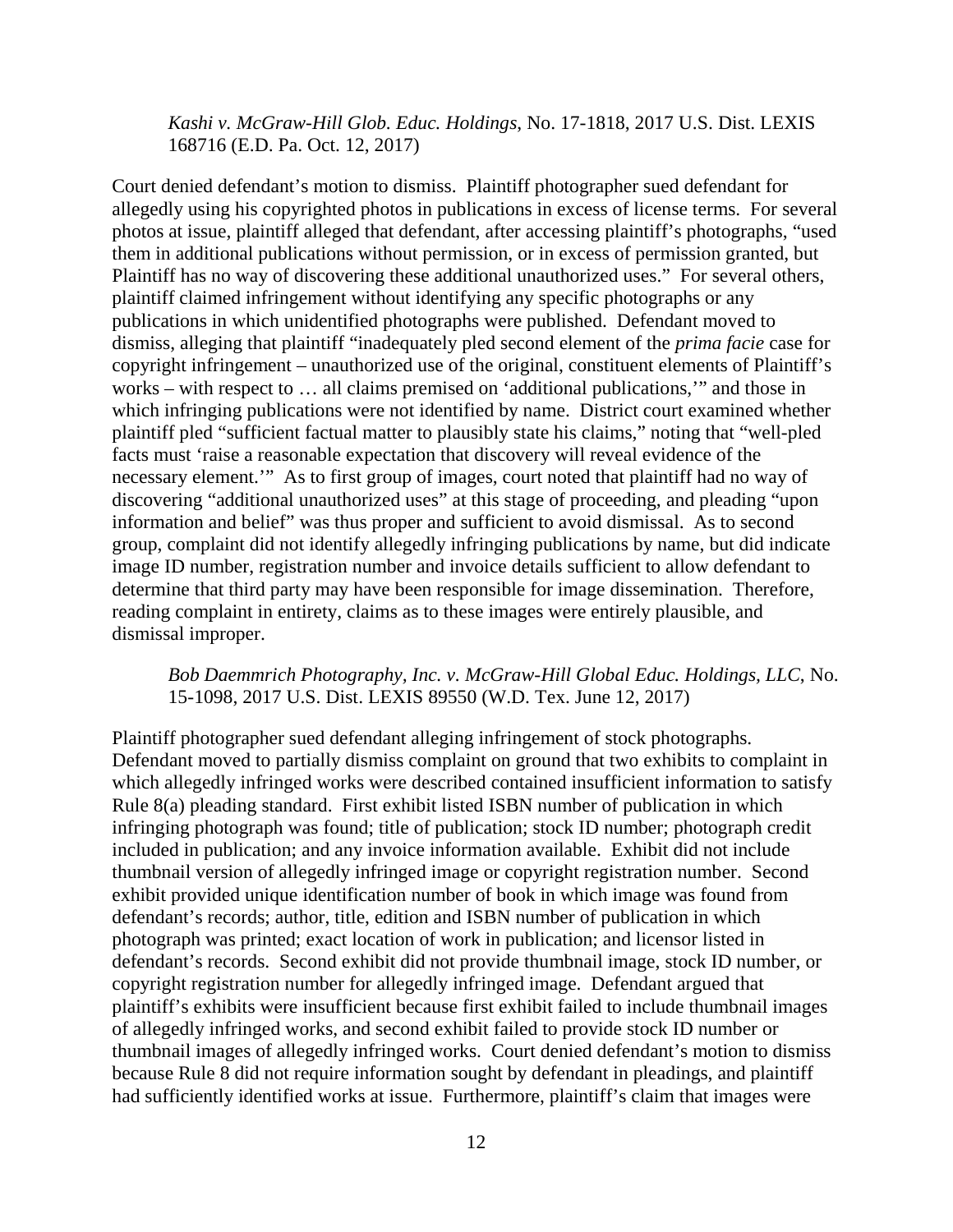*Kashi v. McGraw-Hill Glob. Educ. Holdings*, No. 17-1818, 2017 U.S. Dist. LEXIS 168716 (E.D. Pa. Oct. 12, 2017)

Court denied defendant's motion to dismiss. Plaintiff photographer sued defendant for allegedly using his copyrighted photos in publications in excess of license terms. For several photos at issue, plaintiff alleged that defendant, after accessing plaintiff's photographs, "used them in additional publications without permission, or in excess of permission granted, but Plaintiff has no way of discovering these additional unauthorized uses." For several others, plaintiff claimed infringement without identifying any specific photographs or any publications in which unidentified photographs were published. Defendant moved to dismiss, alleging that plaintiff "inadequately pled second element of the *prima facie* case for copyright infringement – unauthorized use of the original, constituent elements of Plaintiff's works – with respect to … all claims premised on 'additional publications,'" and those in which infringing publications were not identified by name. District court examined whether plaintiff pled "sufficient factual matter to plausibly state his claims," noting that "well-pled facts must 'raise a reasonable expectation that discovery will reveal evidence of the necessary element.'" As to first group of images, court noted that plaintiff had no way of discovering "additional unauthorized uses" at this stage of proceeding, and pleading "upon information and belief" was thus proper and sufficient to avoid dismissal. As to second group, complaint did not identify allegedly infringing publications by name, but did indicate image ID number, registration number and invoice details sufficient to allow defendant to determine that third party may have been responsible for image dissemination. Therefore, reading complaint in entirety, claims as to these images were entirely plausible, and dismissal improper.

*Bob Daemmrich Photography, Inc. v. McGraw-Hill Global Educ. Holdings, LLC*, No. 15-1098, 2017 U.S. Dist. LEXIS 89550 (W.D. Tex. June 12, 2017)

Plaintiff photographer sued defendant alleging infringement of stock photographs. Defendant moved to partially dismiss complaint on ground that two exhibits to complaint in which allegedly infringed works were described contained insufficient information to satisfy Rule 8(a) pleading standard. First exhibit listed ISBN number of publication in which infringing photograph was found; title of publication; stock ID number; photograph credit included in publication; and any invoice information available. Exhibit did not include thumbnail version of allegedly infringed image or copyright registration number. Second exhibit provided unique identification number of book in which image was found from defendant's records; author, title, edition and ISBN number of publication in which photograph was printed; exact location of work in publication; and licensor listed in defendant's records. Second exhibit did not provide thumbnail image, stock ID number, or copyright registration number for allegedly infringed image. Defendant argued that plaintiff's exhibits were insufficient because first exhibit failed to include thumbnail images of allegedly infringed works, and second exhibit failed to provide stock ID number or thumbnail images of allegedly infringed works. Court denied defendant's motion to dismiss because Rule 8 did not require information sought by defendant in pleadings, and plaintiff had sufficiently identified works at issue. Furthermore, plaintiff's claim that images were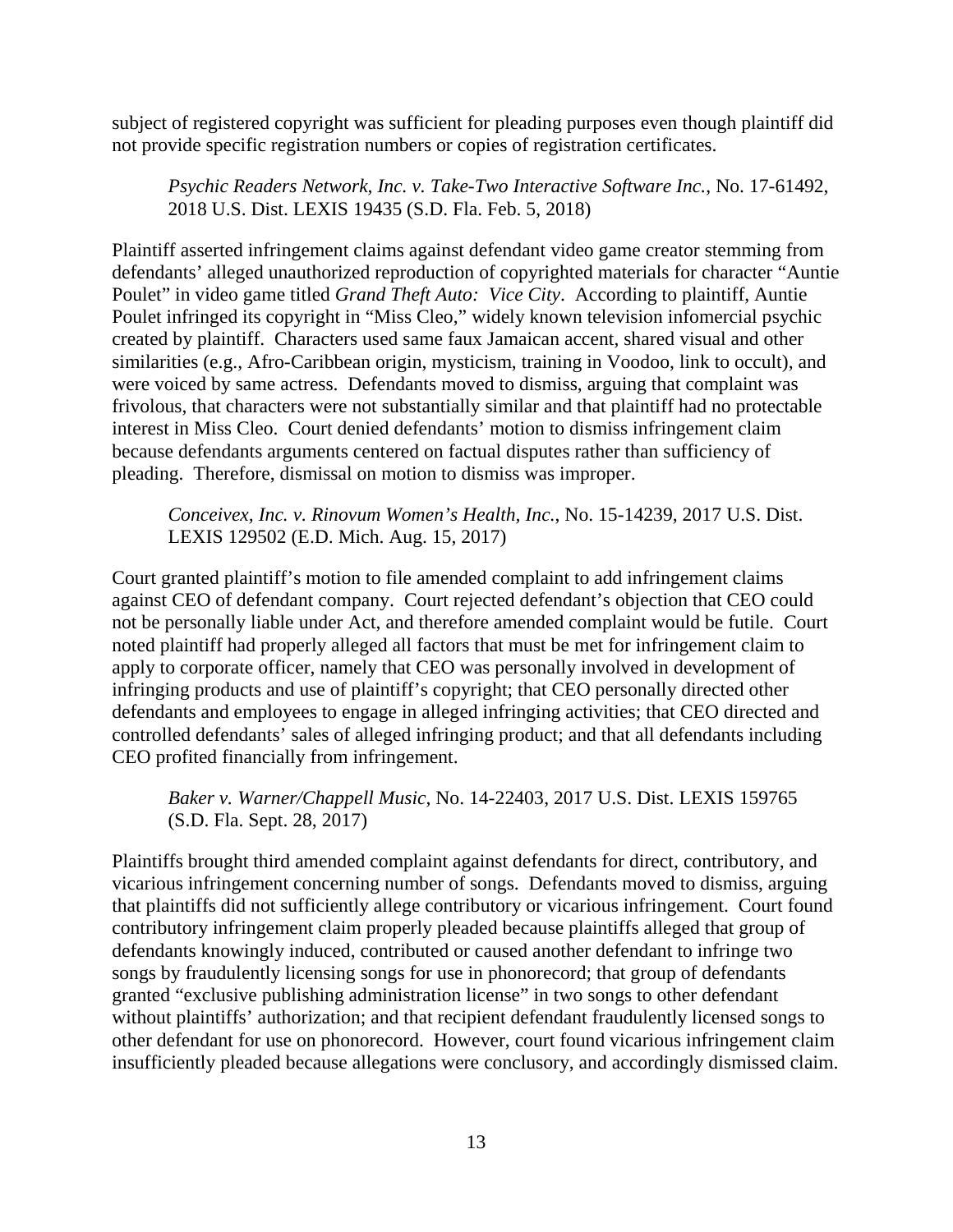subject of registered copyright was sufficient for pleading purposes even though plaintiff did not provide specific registration numbers or copies of registration certificates.

*Psychic Readers Network, Inc. v. Take-Two Interactive Software Inc.*, No. 17-61492, 2018 U.S. Dist. LEXIS 19435 (S.D. Fla. Feb. 5, 2018)

Plaintiff asserted infringement claims against defendant video game creator stemming from defendants' alleged unauthorized reproduction of copyrighted materials for character "Auntie Poulet" in video game titled *Grand Theft Auto: Vice City*. According to plaintiff, Auntie Poulet infringed its copyright in "Miss Cleo," widely known television infomercial psychic created by plaintiff. Characters used same faux Jamaican accent, shared visual and other similarities (e.g., Afro-Caribbean origin, mysticism, training in Voodoo, link to occult), and were voiced by same actress. Defendants moved to dismiss, arguing that complaint was frivolous, that characters were not substantially similar and that plaintiff had no protectable interest in Miss Cleo. Court denied defendants' motion to dismiss infringement claim because defendants arguments centered on factual disputes rather than sufficiency of pleading. Therefore, dismissal on motion to dismiss was improper.

*Conceivex, Inc. v. Rinovum Women's Health, Inc.*, No. 15-14239, 2017 U.S. Dist. LEXIS 129502 (E.D. Mich. Aug. 15, 2017)

Court granted plaintiff's motion to file amended complaint to add infringement claims against CEO of defendant company. Court rejected defendant's objection that CEO could not be personally liable under Act, and therefore amended complaint would be futile. Court noted plaintiff had properly alleged all factors that must be met for infringement claim to apply to corporate officer, namely that CEO was personally involved in development of infringing products and use of plaintiff's copyright; that CEO personally directed other defendants and employees to engage in alleged infringing activities; that CEO directed and controlled defendants' sales of alleged infringing product; and that all defendants including CEO profited financially from infringement.

*Baker v. Warner/Chappell Music*, No. 14-22403, 2017 U.S. Dist. LEXIS 159765 (S.D. Fla. Sept. 28, 2017)

Plaintiffs brought third amended complaint against defendants for direct, contributory, and vicarious infringement concerning number of songs. Defendants moved to dismiss, arguing that plaintiffs did not sufficiently allege contributory or vicarious infringement. Court found contributory infringement claim properly pleaded because plaintiffs alleged that group of defendants knowingly induced, contributed or caused another defendant to infringe two songs by fraudulently licensing songs for use in phonorecord; that group of defendants granted "exclusive publishing administration license" in two songs to other defendant without plaintiffs' authorization; and that recipient defendant fraudulently licensed songs to other defendant for use on phonorecord. However, court found vicarious infringement claim insufficiently pleaded because allegations were conclusory, and accordingly dismissed claim.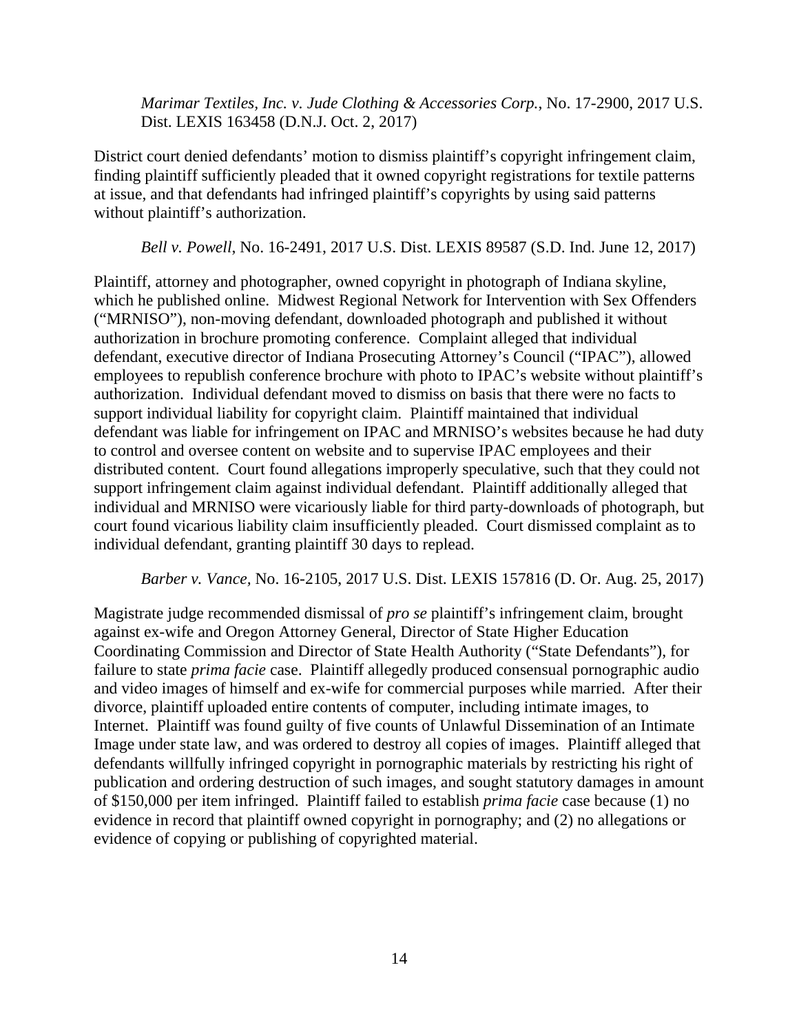*Marimar Textiles, Inc. v. Jude Clothing & Accessories Corp.*, No. 17-2900, 2017 U.S. Dist. LEXIS 163458 (D.N.J. Oct. 2, 2017)

District court denied defendants' motion to dismiss plaintiff's copyright infringement claim, finding plaintiff sufficiently pleaded that it owned copyright registrations for textile patterns at issue, and that defendants had infringed plaintiff's copyrights by using said patterns without plaintiff's authorization.

*Bell v. Powell*, No. 16-2491, 2017 U.S. Dist. LEXIS 89587 (S.D. Ind. June 12, 2017)

Plaintiff, attorney and photographer, owned copyright in photograph of Indiana skyline, which he published online. Midwest Regional Network for Intervention with Sex Offenders ("MRNISO"), non-moving defendant, downloaded photograph and published it without authorization in brochure promoting conference. Complaint alleged that individual defendant, executive director of Indiana Prosecuting Attorney's Council ("IPAC"), allowed employees to republish conference brochure with photo to IPAC's website without plaintiff's authorization. Individual defendant moved to dismiss on basis that there were no facts to support individual liability for copyright claim. Plaintiff maintained that individual defendant was liable for infringement on IPAC and MRNISO's websites because he had duty to control and oversee content on website and to supervise IPAC employees and their distributed content. Court found allegations improperly speculative, such that they could not support infringement claim against individual defendant. Plaintiff additionally alleged that individual and MRNISO were vicariously liable for third party-downloads of photograph, but court found vicarious liability claim insufficiently pleaded. Court dismissed complaint as to individual defendant, granting plaintiff 30 days to replead.

*Barber v. Vance*, No. 16-2105, 2017 U.S. Dist. LEXIS 157816 (D. Or. Aug. 25, 2017)

Magistrate judge recommended dismissal of *pro se* plaintiff's infringement claim, brought against ex-wife and Oregon Attorney General, Director of State Higher Education Coordinating Commission and Director of State Health Authority ("State Defendants"), for failure to state *prima facie* case. Plaintiff allegedly produced consensual pornographic audio and video images of himself and ex-wife for commercial purposes while married. After their divorce, plaintiff uploaded entire contents of computer, including intimate images, to Internet. Plaintiff was found guilty of five counts of Unlawful Dissemination of an Intimate Image under state law, and was ordered to destroy all copies of images. Plaintiff alleged that defendants willfully infringed copyright in pornographic materials by restricting his right of publication and ordering destruction of such images, and sought statutory damages in amount of $150,000 per item infringed. Plaintiff failed to establish *prima facie* case because (1) no evidence in record that plaintiff owned copyright in pornography; and (2) no allegations or evidence of copying or publishing of copyrighted material.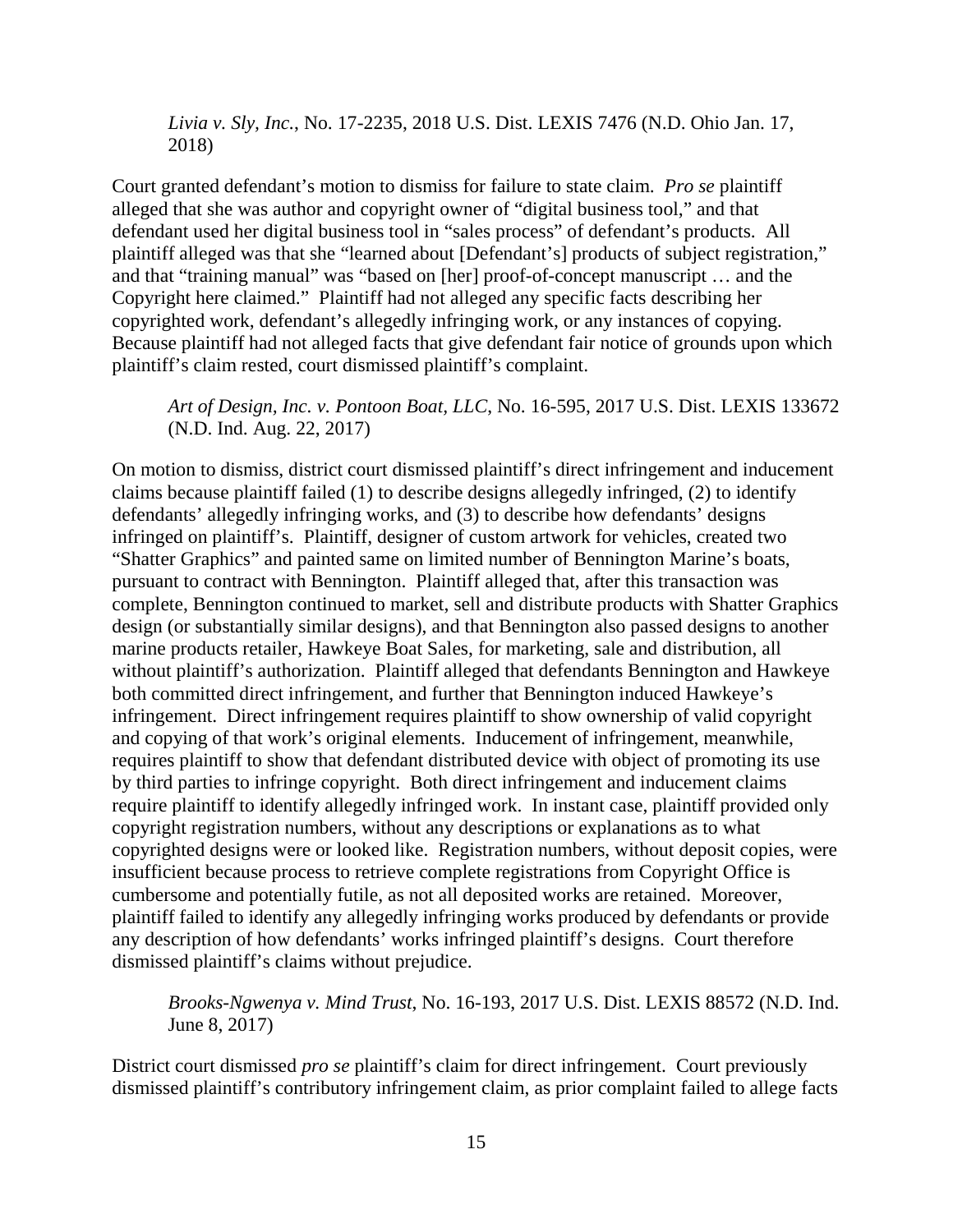*Livia v. Sly, Inc.*, No. 17-2235, 2018 U.S. Dist. LEXIS 7476 (N.D. Ohio Jan. 17, 2018)

Court granted defendant's motion to dismiss for failure to state claim. *Pro se* plaintiff alleged that she was author and copyright owner of "digital business tool," and that defendant used her digital business tool in "sales process" of defendant's products. All plaintiff alleged was that she "learned about [Defendant's] products of subject registration," and that "training manual" was "based on [her] proof-of-concept manuscript … and the Copyright here claimed." Plaintiff had not alleged any specific facts describing her copyrighted work, defendant's allegedly infringing work, or any instances of copying. Because plaintiff had not alleged facts that give defendant fair notice of grounds upon which plaintiff's claim rested, court dismissed plaintiff's complaint.

*Art of Design, Inc. v. Pontoon Boat, LLC*, No. 16-595, 2017 U.S. Dist. LEXIS 133672 (N.D. Ind. Aug. 22, 2017)

On motion to dismiss, district court dismissed plaintiff's direct infringement and inducement claims because plaintiff failed (1) to describe designs allegedly infringed, (2) to identify defendants' allegedly infringing works, and (3) to describe how defendants' designs infringed on plaintiff's. Plaintiff, designer of custom artwork for vehicles, created two "Shatter Graphics" and painted same on limited number of Bennington Marine's boats, pursuant to contract with Bennington. Plaintiff alleged that, after this transaction was complete, Bennington continued to market, sell and distribute products with Shatter Graphics design (or substantially similar designs), and that Bennington also passed designs to another marine products retailer, Hawkeye Boat Sales, for marketing, sale and distribution, all without plaintiff's authorization. Plaintiff alleged that defendants Bennington and Hawkeye both committed direct infringement, and further that Bennington induced Hawkeye's infringement. Direct infringement requires plaintiff to show ownership of valid copyright and copying of that work's original elements. Inducement of infringement, meanwhile, requires plaintiff to show that defendant distributed device with object of promoting its use by third parties to infringe copyright. Both direct infringement and inducement claims require plaintiff to identify allegedly infringed work. In instant case, plaintiff provided only copyright registration numbers, without any descriptions or explanations as to what copyrighted designs were or looked like. Registration numbers, without deposit copies, were insufficient because process to retrieve complete registrations from Copyright Office is cumbersome and potentially futile, as not all deposited works are retained. Moreover, plaintiff failed to identify any allegedly infringing works produced by defendants or provide any description of how defendants' works infringed plaintiff's designs. Court therefore dismissed plaintiff's claims without prejudice.

*Brooks-Ngwenya v. Mind Trust*, No. 16-193, 2017 U.S. Dist. LEXIS 88572 (N.D. Ind. June 8, 2017)

District court dismissed *pro se* plaintiff's claim for direct infringement. Court previously dismissed plaintiff's contributory infringement claim, as prior complaint failed to allege facts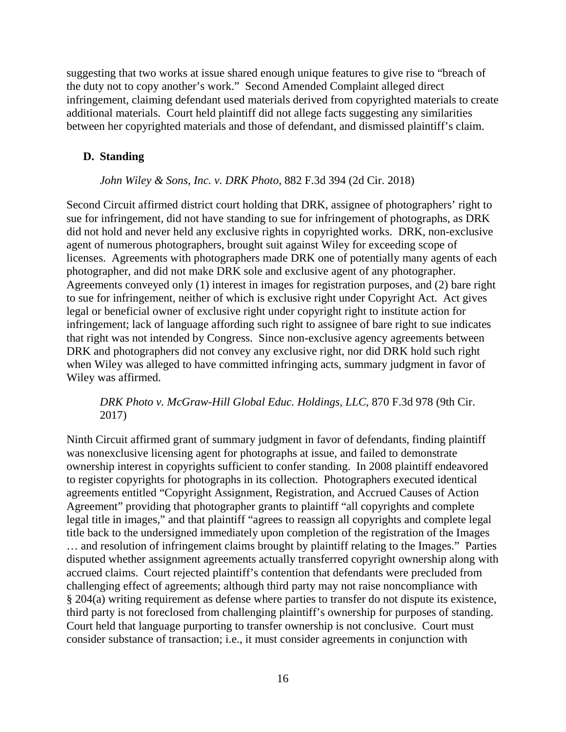suggesting that two works at issue shared enough unique features to give rise to "breach of the duty not to copy another's work." Second Amended Complaint alleged direct infringement, claiming defendant used materials derived from copyrighted materials to create additional materials. Court held plaintiff did not allege facts suggesting any similarities between her copyrighted materials and those of defendant, and dismissed plaintiff's claim.

## D. Standing

*John Wiley & Sons, Inc. v. DRK Photo*, 882 F.3d 394 (2d Cir. 2018)

Second Circuit affirmed district court holding that DRK, assignee of photographers' right to sue for infringement, did not have standing to sue for infringement of photographs, as DRK did not hold and never held any exclusive rights in copyrighted works. DRK, non-exclusive agent of numerous photographers, brought suit against Wiley for exceeding scope of licenses. Agreements with photographers made DRK one of potentially many agents of each photographer, and did not make DRK sole and exclusive agent of any photographer. Agreements conveyed only (1) interest in images for registration purposes, and (2) bare right to sue for infringement, neither of which is exclusive right under Copyright Act. Act gives legal or beneficial owner of exclusive right under copyright right to institute action for infringement; lack of language affording such right to assignee of bare right to sue indicates that right was not intended by Congress. Since non-exclusive agency agreements between DRK and photographers did not convey any exclusive right, nor did DRK hold such right when Wiley was alleged to have committed infringing acts, summary judgment in favor of Wiley was affirmed.

*DRK Photo v. McGraw-Hill Global Educ. Holdings, LLC*, 870 F.3d 978 (9th Cir. 2017)

Ninth Circuit affirmed grant of summary judgment in favor of defendants, finding plaintiff was nonexclusive licensing agent for photographs at issue, and failed to demonstrate ownership interest in copyrights sufficient to confer standing. In 2008 plaintiff endeavored to register copyrights for photographs in its collection. Photographers executed identical agreements entitled "Copyright Assignment, Registration, and Accrued Causes of Action Agreement" providing that photographer grants to plaintiff "all copyrights and complete legal title in images," and that plaintiff "agrees to reassign all copyrights and complete legal title back to the undersigned immediately upon completion of the registration of the Images … and resolution of infringement claims brought by plaintiff relating to the Images." Parties disputed whether assignment agreements actually transferred copyright ownership along with accrued claims. Court rejected plaintiff's contention that defendants were precluded from challenging effect of agreements; although third party may not raise noncompliance with § 204(a) writing requirement as defense where parties to transfer do not dispute its existence, third party is not foreclosed from challenging plaintiff's ownership for purposes of standing. Court held that language purporting to transfer ownership is not conclusive. Court must consider substance of transaction; i.e., it must consider agreements in conjunction with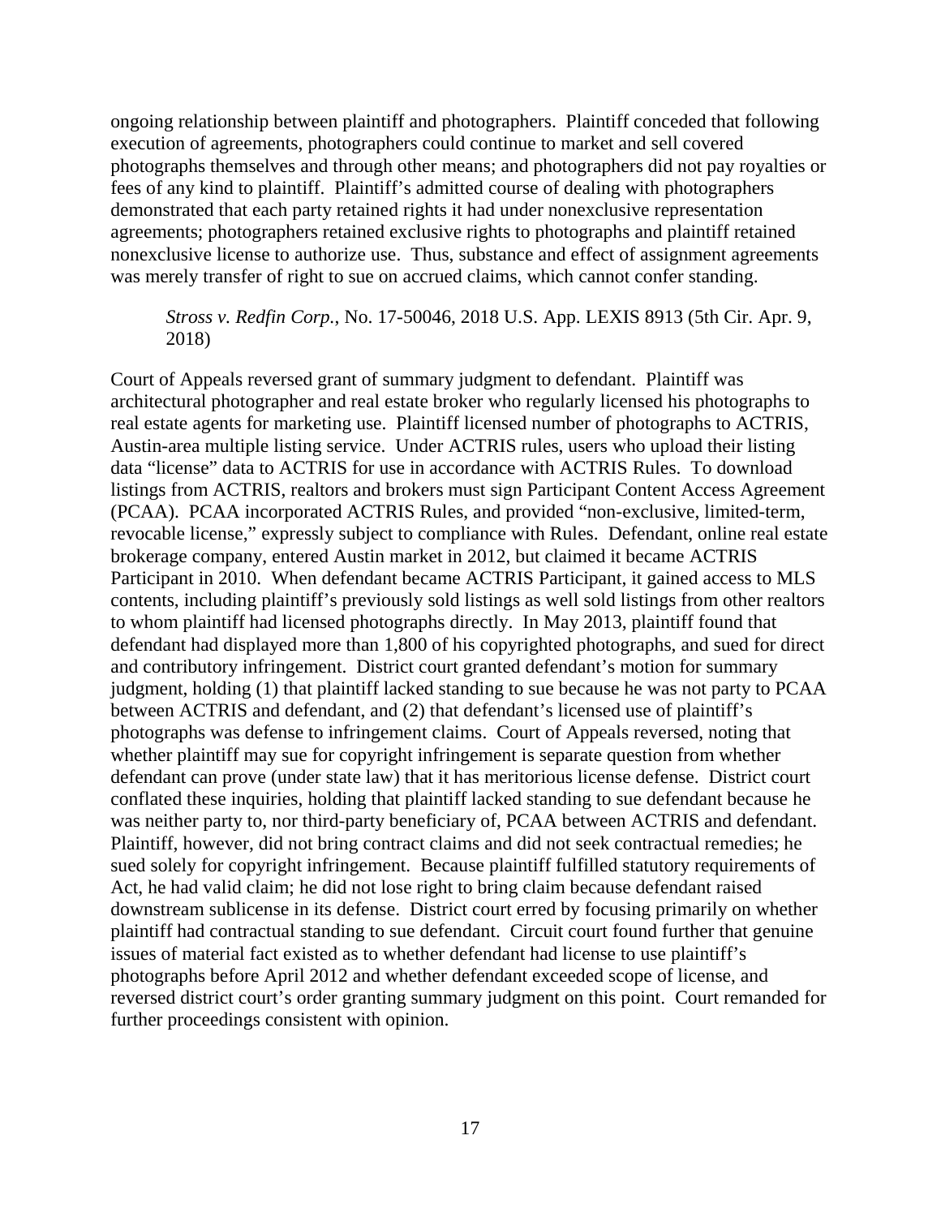ongoing relationship between plaintiff and photographers. Plaintiff conceded that following execution of agreements, photographers could continue to market and sell covered photographs themselves and through other means; and photographers did not pay royalties or fees of any kind to plaintiff. Plaintiff's admitted course of dealing with photographers demonstrated that each party retained rights it had under nonexclusive representation agreements; photographers retained exclusive rights to photographs and plaintiff retained nonexclusive license to authorize use. Thus, substance and effect of assignment agreements was merely transfer of right to sue on accrued claims, which cannot confer standing.

> *Stross v. Redfin Corp.*, No. 17-50046, 2018 U.S. App. LEXIS 8913 (5th Cir. Apr. 9, 2018)

Court of Appeals reversed grant of summary judgment to defendant. Plaintiff was architectural photographer and real estate broker who regularly licensed his photographs to real estate agents for marketing use. Plaintiff licensed number of photographs to ACTRIS, Austin-area multiple listing service. Under ACTRIS rules, users who upload their listing data "license" data to ACTRIS for use in accordance with ACTRIS Rules. To download listings from ACTRIS, realtors and brokers must sign Participant Content Access Agreement (PCAA). PCAA incorporated ACTRIS Rules, and provided "non-exclusive, limited-term, revocable license," expressly subject to compliance with Rules. Defendant, online real estate brokerage company, entered Austin market in 2012, but claimed it became ACTRIS Participant in 2010. When defendant became ACTRIS Participant, it gained access to MLS contents, including plaintiff's previously sold listings as well sold listings from other realtors to whom plaintiff had licensed photographs directly. In May 2013, plaintiff found that defendant had displayed more than 1,800 of his copyrighted photographs, and sued for direct and contributory infringement. District court granted defendant's motion for summary judgment, holding (1) that plaintiff lacked standing to sue because he was not party to PCAA between ACTRIS and defendant, and (2) that defendant's licensed use of plaintiff's photographs was defense to infringement claims. Court of Appeals reversed, noting that whether plaintiff may sue for copyright infringement is separate question from whether defendant can prove (under state law) that it has meritorious license defense. District court conflated these inquiries, holding that plaintiff lacked standing to sue defendant because he was neither party to, nor third-party beneficiary of, PCAA between ACTRIS and defendant. Plaintiff, however, did not bring contract claims and did not seek contractual remedies; he sued solely for copyright infringement. Because plaintiff fulfilled statutory requirements of Act, he had valid claim; he did not lose right to bring claim because defendant raised downstream sublicense in its defense. District court erred by focusing primarily on whether plaintiff had contractual standing to sue defendant. Circuit court found further that genuine issues of material fact existed as to whether defendant had license to use plaintiff's photographs before April 2012 and whether defendant exceeded scope of license, and reversed district court's order granting summary judgment on this point. Court remanded for further proceedings consistent with opinion.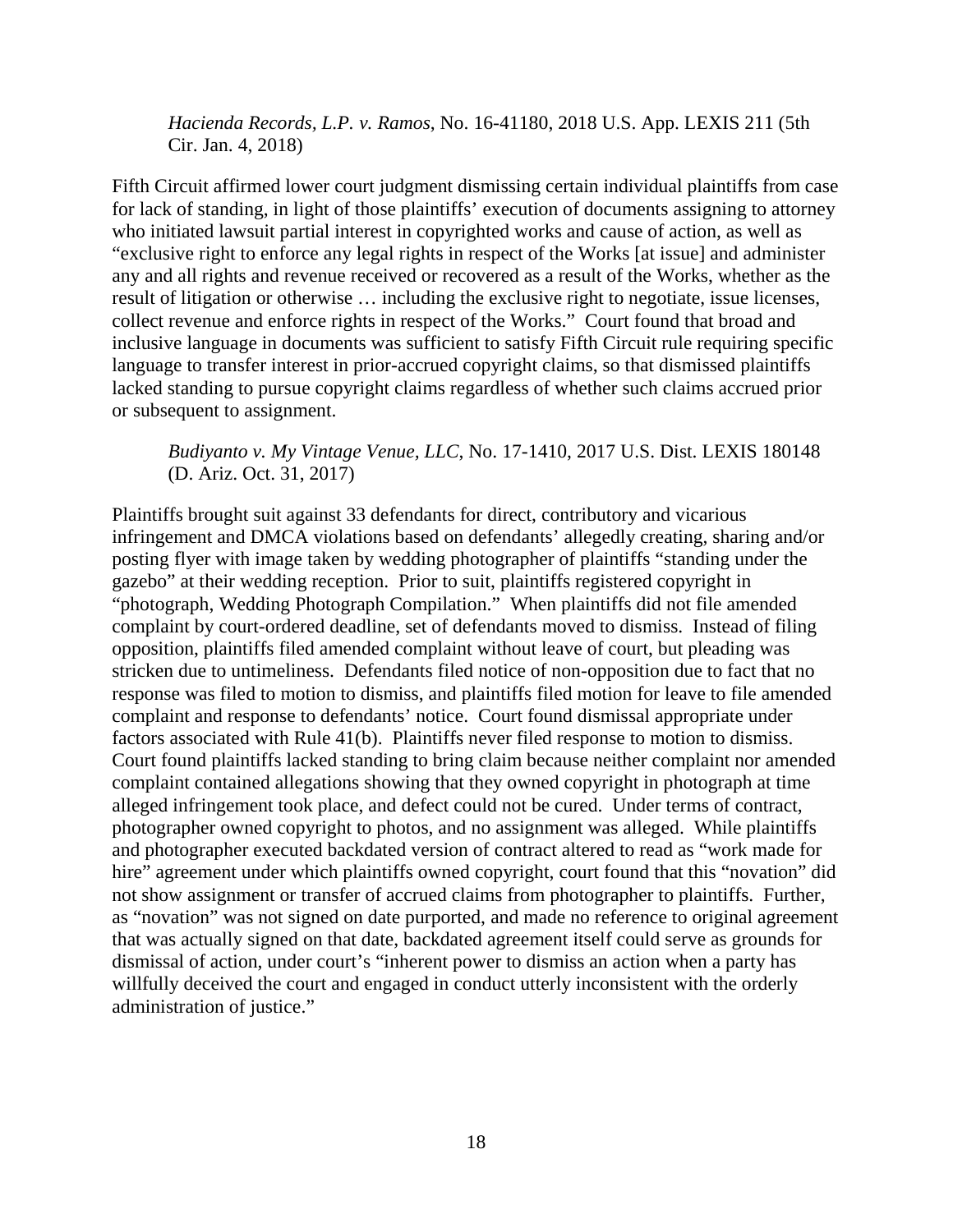*Hacienda Records, L.P. v. Ramos*, No. 16-41180, 2018 U.S. App. LEXIS 211 (5th Cir. Jan. 4, 2018)

Fifth Circuit affirmed lower court judgment dismissing certain individual plaintiffs from case for lack of standing, in light of those plaintiffs' execution of documents assigning to attorney who initiated lawsuit partial interest in copyrighted works and cause of action, as well as "exclusive right to enforce any legal rights in respect of the Works [at issue] and administer any and all rights and revenue received or recovered as a result of the Works, whether as the result of litigation or otherwise … including the exclusive right to negotiate, issue licenses, collect revenue and enforce rights in respect of the Works." Court found that broad and inclusive language in documents was sufficient to satisfy Fifth Circuit rule requiring specific language to transfer interest in prior-accrued copyright claims, so that dismissed plaintiffs lacked standing to pursue copyright claims regardless of whether such claims accrued prior or subsequent to assignment.

*Budiyanto v. My Vintage Venue, LLC*, No. 17-1410, 2017 U.S. Dist. LEXIS 180148 (D. Ariz. Oct. 31, 2017)

Plaintiffs brought suit against 33 defendants for direct, contributory and vicarious infringement and DMCA violations based on defendants' allegedly creating, sharing and/or posting flyer with image taken by wedding photographer of plaintiffs "standing under the gazebo" at their wedding reception. Prior to suit, plaintiffs registered copyright in "photograph, Wedding Photograph Compilation." When plaintiffs did not file amended complaint by court-ordered deadline, set of defendants moved to dismiss. Instead of filing opposition, plaintiffs filed amended complaint without leave of court, but pleading was stricken due to untimeliness. Defendants filed notice of non-opposition due to fact that no response was filed to motion to dismiss, and plaintiffs filed motion for leave to file amended complaint and response to defendants' notice. Court found dismissal appropriate under factors associated with Rule 41(b). Plaintiffs never filed response to motion to dismiss. Court found plaintiffs lacked standing to bring claim because neither complaint nor amended complaint contained allegations showing that they owned copyright in photograph at time alleged infringement took place, and defect could not be cured. Under terms of contract, photographer owned copyright to photos, and no assignment was alleged. While plaintiffs and photographer executed backdated version of contract altered to read as "work made for hire" agreement under which plaintiffs owned copyright, court found that this "novation" did not show assignment or transfer of accrued claims from photographer to plaintiffs. Further, as "novation" was not signed on date purported, and made no reference to original agreement that was actually signed on that date, backdated agreement itself could serve as grounds for dismissal of action, under court's "inherent power to dismiss an action when a party has willfully deceived the court and engaged in conduct utterly inconsistent with the orderly administration of justice."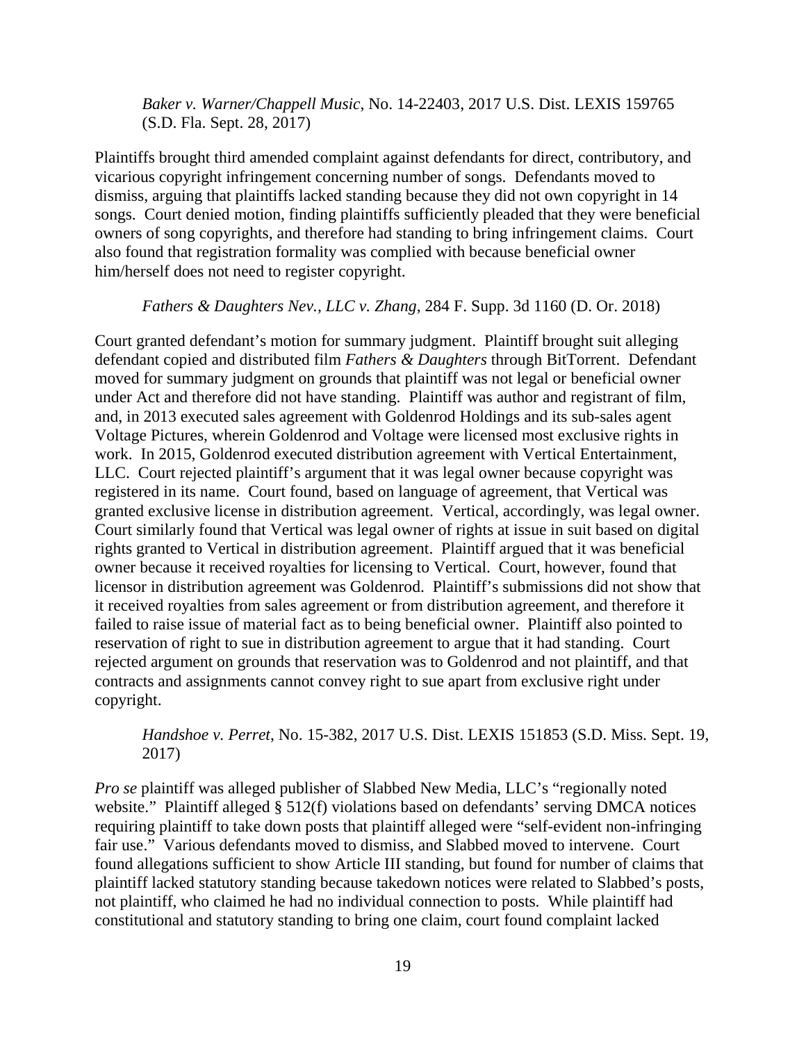*Baker v. Warner/Chappell Music*, No. 14-22403, 2017 U.S. Dist. LEXIS 159765 (S.D. Fla. Sept. 28, 2017)

Plaintiffs brought third amended complaint against defendants for direct, contributory, and vicarious copyright infringement concerning number of songs. Defendants moved to dismiss, arguing that plaintiffs lacked standing because they did not own copyright in 14 songs. Court denied motion, finding plaintiffs sufficiently pleaded that they were beneficial owners of song copyrights, and therefore had standing to bring infringement claims. Court also found that registration formality was complied with because beneficial owner him/herself does not need to register copyright.

*Fathers & Daughters Nev., LLC v. Zhang*, 284 F. Supp. 3d 1160 (D. Or. 2018)

Court granted defendant's motion for summary judgment. Plaintiff brought suit alleging defendant copied and distributed film *Fathers & Daughters* through BitTorrent. Defendant moved for summary judgment on grounds that plaintiff was not legal or beneficial owner under Act and therefore did not have standing. Plaintiff was author and registrant of film, and, in 2013 executed sales agreement with Goldenrod Holdings and its sub-sales agent Voltage Pictures, wherein Goldenrod and Voltage were licensed most exclusive rights in work. In 2015, Goldenrod executed distribution agreement with Vertical Entertainment, LLC. Court rejected plaintiff's argument that it was legal owner because copyright was registered in its name. Court found, based on language of agreement, that Vertical was granted exclusive license in distribution agreement. Vertical, accordingly, was legal owner. Court similarly found that Vertical was legal owner of rights at issue in suit based on digital rights granted to Vertical in distribution agreement. Plaintiff argued that it was beneficial owner because it received royalties for licensing to Vertical. Court, however, found that licensor in distribution agreement was Goldenrod. Plaintiff's submissions did not show that it received royalties from sales agreement or from distribution agreement, and therefore it failed to raise issue of material fact as to being beneficial owner. Plaintiff also pointed to reservation of right to sue in distribution agreement to argue that it had standing. Court rejected argument on grounds that reservation was to Goldenrod and not plaintiff, and that contracts and assignments cannot convey right to sue apart from exclusive right under copyright.

*Handshoe v. Perret*, No. 15-382, 2017 U.S. Dist. LEXIS 151853 (S.D. Miss. Sept. 19, 2017)

*Pro se* plaintiff was alleged publisher of Slabbed New Media, LLC's "regionally noted website." Plaintiff alleged § 512(f) violations based on defendants' serving DMCA notices requiring plaintiff to take down posts that plaintiff alleged were "self-evident non-infringing fair use." Various defendants moved to dismiss, and Slabbed moved to intervene. Court found allegations sufficient to show Article III standing, but found for number of claims that plaintiff lacked statutory standing because takedown notices were related to Slabbed's posts, not plaintiff, who claimed he had no individual connection to posts. While plaintiff had constitutional and statutory standing to bring one claim, court found complaint lacked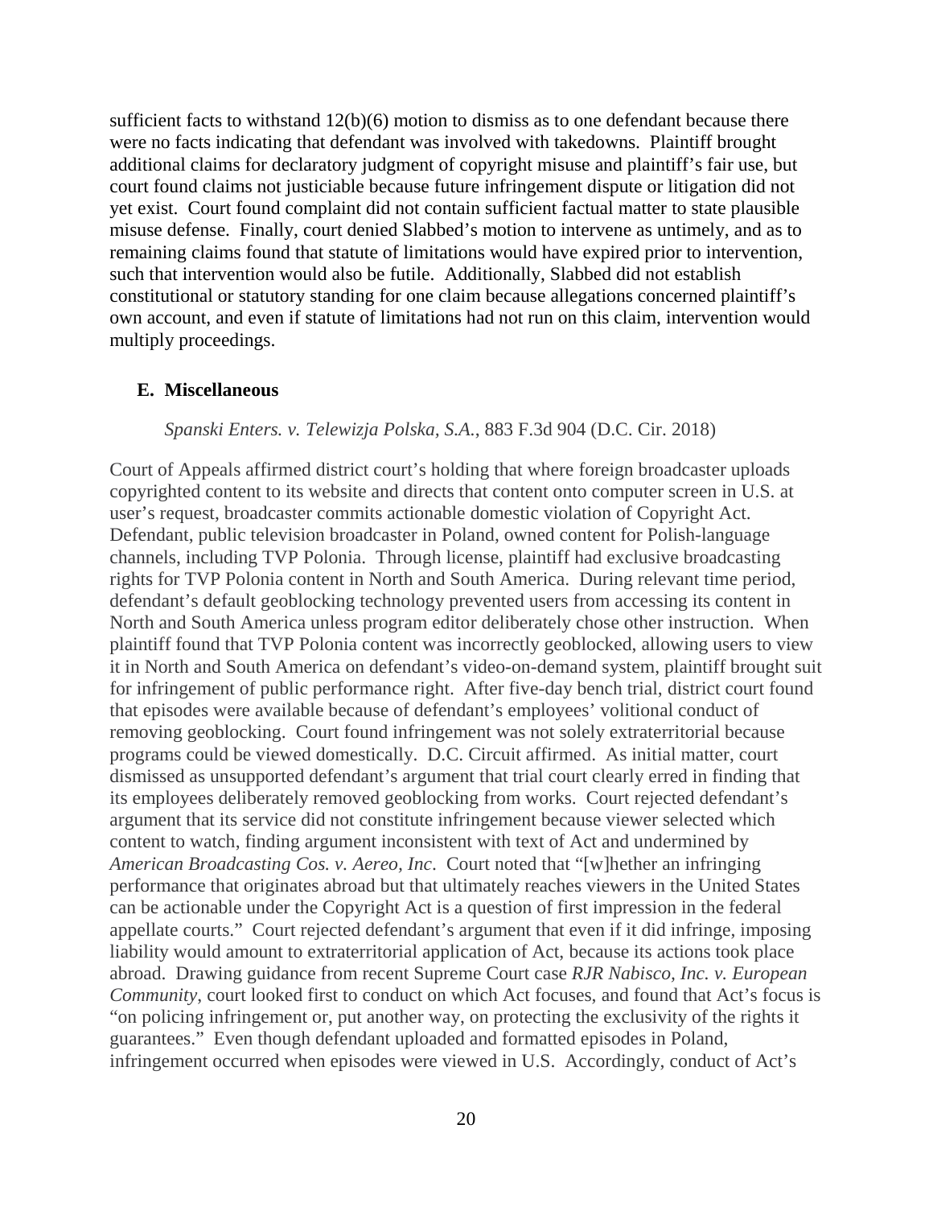sufficient facts to withstand 12(b)(6) motion to dismiss as to one defendant because there were no facts indicating that defendant was involved with takedowns. Plaintiff brought additional claims for declaratory judgment of copyright misuse and plaintiff's fair use, but court found claims not justiciable because future infringement dispute or litigation did not yet exist. Court found complaint did not contain sufficient factual matter to state plausible misuse defense. Finally, court denied Slabbed's motion to intervene as untimely, and as to remaining claims found that statute of limitations would have expired prior to intervention, such that intervention would also be futile. Additionally, Slabbed did not establish constitutional or statutory standing for one claim because allegations concerned plaintiff's own account, and even if statute of limitations had not run on this claim, intervention would multiply proceedings.

### E. Miscellaneous

*Spanski Enters. v. Telewizja Polska, S.A.*, 883 F.3d 904 (D.C. Cir. 2018)

Court of Appeals affirmed district court's holding that where foreign broadcaster uploads copyrighted content to its website and directs that content onto computer screen in U.S. at user's request, broadcaster commits actionable domestic violation of Copyright Act. Defendant, public television broadcaster in Poland, owned content for Polish-language channels, including TVP Polonia. Through license, plaintiff had exclusive broadcasting rights for TVP Polonia content in North and South America. During relevant time period, defendant's default geoblocking technology prevented users from accessing its content in North and South America unless program editor deliberately chose other instruction. When plaintiff found that TVP Polonia content was incorrectly geoblocked, allowing users to view it in North and South America on defendant's video-on-demand system, plaintiff brought suit for infringement of public performance right. After five-day bench trial, district court found that episodes were available because of defendant's employees' volitional conduct of removing geoblocking. Court found infringement was not solely extraterritorial because programs could be viewed domestically. D.C. Circuit affirmed. As initial matter, court dismissed as unsupported defendant's argument that trial court clearly erred in finding that its employees deliberately removed geoblocking from works. Court rejected defendant's argument that its service did not constitute infringement because viewer selected which content to watch, finding argument inconsistent with text of Act and undermined by *American Broadcasting Cos. v. Aereo, Inc*. Court noted that "[w]hether an infringing performance that originates abroad but that ultimately reaches viewers in the United States can be actionable under the Copyright Act is a question of first impression in the federal appellate courts." Court rejected defendant's argument that even if it did infringe, imposing liability would amount to extraterritorial application of Act, because its actions took place abroad. Drawing guidance from recent Supreme Court case *RJR Nabisco, Inc. v. European Community*, court looked first to conduct on which Act focuses, and found that Act's focus is "on policing infringement or, put another way, on protecting the exclusivity of the rights it guarantees." Even though defendant uploaded and formatted episodes in Poland, infringement occurred when episodes were viewed in U.S. Accordingly, conduct of Act's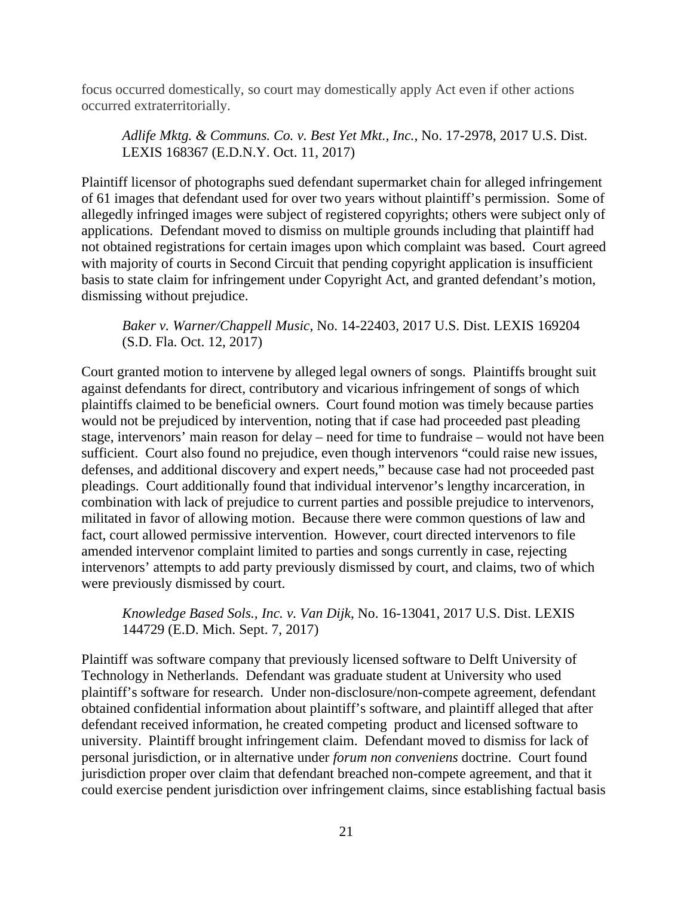focus occurred domestically, so court may domestically apply Act even if other actions occurred extraterritorially.

*Adlife Mktg. & Communs. Co. v. Best Yet Mkt., Inc.*, No. 17-2978, 2017 U.S. Dist. LEXIS 168367 (E.D.N.Y. Oct. 11, 2017)

Plaintiff licensor of photographs sued defendant supermarket chain for alleged infringement of 61 images that defendant used for over two years without plaintiff's permission. Some of allegedly infringed images were subject of registered copyrights; others were subject only of applications. Defendant moved to dismiss on multiple grounds including that plaintiff had not obtained registrations for certain images upon which complaint was based. Court agreed with majority of courts in Second Circuit that pending copyright application is insufficient basis to state claim for infringement under Copyright Act, and granted defendant's motion, dismissing without prejudice.

*Baker v. Warner/Chappell Music*, No. 14-22403, 2017 U.S. Dist. LEXIS 169204 (S.D. Fla. Oct. 12, 2017)

Court granted motion to intervene by alleged legal owners of songs. Plaintiffs brought suit against defendants for direct, contributory and vicarious infringement of songs of which plaintiffs claimed to be beneficial owners. Court found motion was timely because parties would not be prejudiced by intervention, noting that if case had proceeded past pleading stage, intervenors' main reason for delay – need for time to fundraise – would not have been sufficient. Court also found no prejudice, even though intervenors "could raise new issues, defenses, and additional discovery and expert needs," because case had not proceeded past pleadings. Court additionally found that individual intervenor's lengthy incarceration, in combination with lack of prejudice to current parties and possible prejudice to intervenors, militated in favor of allowing motion. Because there were common questions of law and fact, court allowed permissive intervention. However, court directed intervenors to file amended intervenor complaint limited to parties and songs currently in case, rejecting intervenors' attempts to add party previously dismissed by court, and claims, two of which were previously dismissed by court.

*Knowledge Based Sols., Inc. v. Van Dijk*, No. 16-13041, 2017 U.S. Dist. LEXIS 144729 (E.D. Mich. Sept. 7, 2017)

Plaintiff was software company that previously licensed software to Delft University of Technology in Netherlands. Defendant was graduate student at University who used plaintiff's software for research. Under non-disclosure/non-compete agreement, defendant obtained confidential information about plaintiff's software, and plaintiff alleged that after defendant received information, he created competing product and licensed software to university. Plaintiff brought infringement claim. Defendant moved to dismiss for lack of personal jurisdiction, or in alternative under *forum non conveniens* doctrine. Court found jurisdiction proper over claim that defendant breached non-compete agreement, and that it could exercise pendent jurisdiction over infringement claims, since establishing factual basis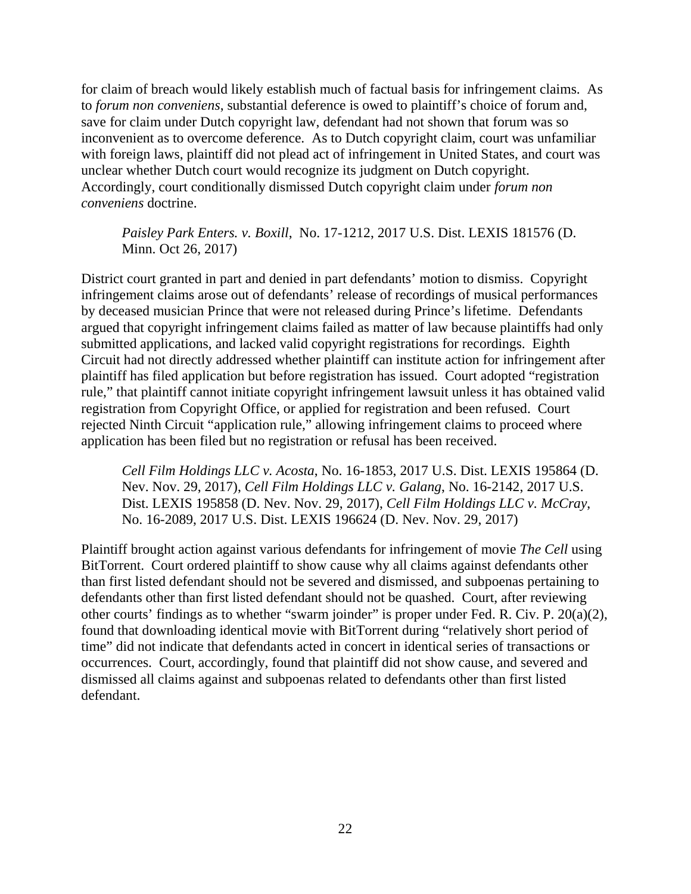for claim of breach would likely establish much of factual basis for infringement claims. As to *forum non conveniens*, substantial deference is owed to plaintiff's choice of forum and, save for claim under Dutch copyright law, defendant had not shown that forum was so inconvenient as to overcome deference. As to Dutch copyright claim, court was unfamiliar with foreign laws, plaintiff did not plead act of infringement in United States, and court was unclear whether Dutch court would recognize its judgment on Dutch copyright. Accordingly, court conditionally dismissed Dutch copyright claim under *forum non conveniens* doctrine.

> *Paisley Park Enters. v. Boxill*, No. 17-1212, 2017 U.S. Dist. LEXIS 181576 (D. Minn. Oct 26, 2017)

District court granted in part and denied in part defendants' motion to dismiss. Copyright infringement claims arose out of defendants' release of recordings of musical performances by deceased musician Prince that were not released during Prince's lifetime. Defendants argued that copyright infringement claims failed as matter of law because plaintiffs had only submitted applications, and lacked valid copyright registrations for recordings. Eighth Circuit had not directly addressed whether plaintiff can institute action for infringement after plaintiff has filed application but before registration has issued. Court adopted "registration rule," that plaintiff cannot initiate copyright infringement lawsuit unless it has obtained valid registration from Copyright Office, or applied for registration and been refused. Court rejected Ninth Circuit "application rule," allowing infringement claims to proceed where application has been filed but no registration or refusal has been received.

> *Cell Film Holdings LLC v. Acosta*, No. 16-1853, 2017 U.S. Dist. LEXIS 195864 (D. Nev. Nov. 29, 2017), *Cell Film Holdings LLC v. Galang*, No. 16-2142, 2017 U.S. Dist. LEXIS 195858 (D. Nev. Nov. 29, 2017), *Cell Film Holdings LLC v. McCray*, No. 16-2089, 2017 U.S. Dist. LEXIS 196624 (D. Nev. Nov. 29, 2017)

Plaintiff brought action against various defendants for infringement of movie *The Cell* using BitTorrent. Court ordered plaintiff to show cause why all claims against defendants other than first listed defendant should not be severed and dismissed, and subpoenas pertaining to defendants other than first listed defendant should not be quashed. Court, after reviewing other courts' findings as to whether "swarm joinder" is proper under Fed. R. Civ. P. 20(a)(2), found that downloading identical movie with BitTorrent during "relatively short period of time" did not indicate that defendants acted in concert in identical series of transactions or occurrences. Court, accordingly, found that plaintiff did not show cause, and severed and dismissed all claims against and subpoenas related to defendants other than first listed defendant.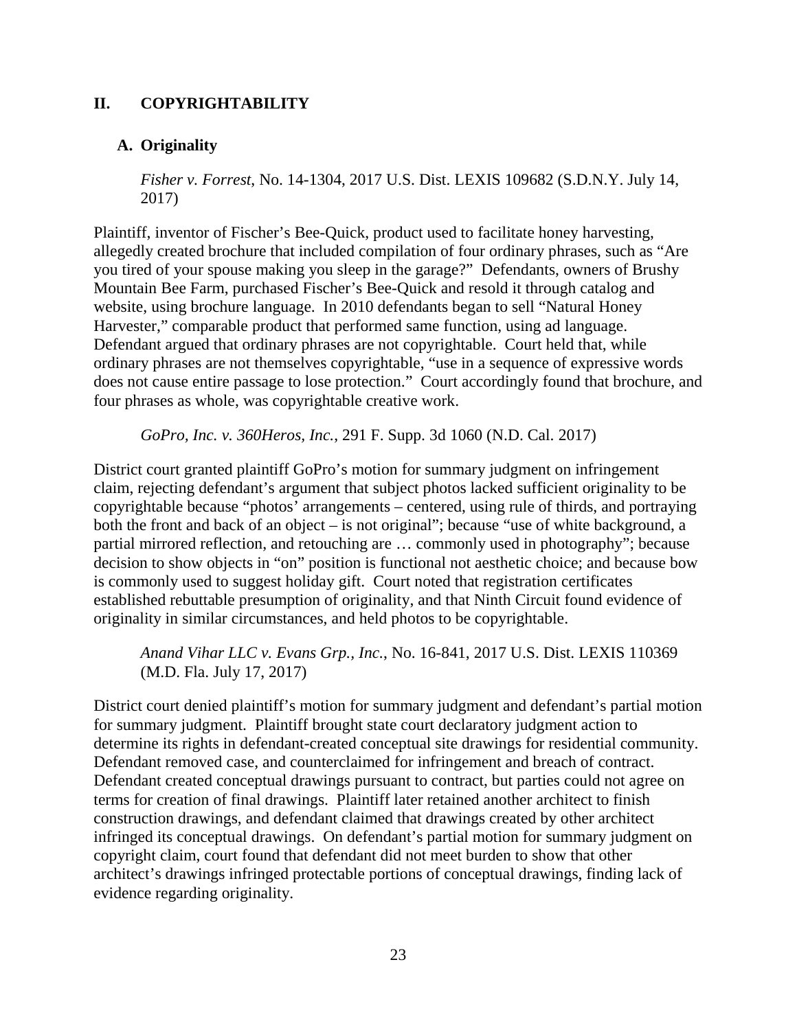## II. COPYRIGHTABILITY

### A. Originality

*Fisher v. Forrest*, No. 14-1304, 2017 U.S. Dist. LEXIS 109682 (S.D.N.Y. July 14, 2017)

Plaintiff, inventor of Fischer's Bee-Quick, product used to facilitate honey harvesting, allegedly created brochure that included compilation of four ordinary phrases, such as "Are you tired of your spouse making you sleep in the garage?" Defendants, owners of Brushy Mountain Bee Farm, purchased Fischer's Bee-Quick and resold it through catalog and website, using brochure language. In 2010 defendants began to sell "Natural Honey Harvester," comparable product that performed same function, using ad language. Defendant argued that ordinary phrases are not copyrightable. Court held that, while ordinary phrases are not themselves copyrightable, "use in a sequence of expressive words does not cause entire passage to lose protection." Court accordingly found that brochure, and four phrases as whole, was copyrightable creative work.

*GoPro, Inc. v. 360Heros, Inc.*, 291 F. Supp. 3d 1060 (N.D. Cal. 2017)

District court granted plaintiff GoPro's motion for summary judgment on infringement claim, rejecting defendant's argument that subject photos lacked sufficient originality to be copyrightable because "photos' arrangements – centered, using rule of thirds, and portraying both the front and back of an object – is not original"; because "use of white background, a partial mirrored reflection, and retouching are … commonly used in photography"; because decision to show objects in "on" position is functional not aesthetic choice; and because bow is commonly used to suggest holiday gift. Court noted that registration certificates established rebuttable presumption of originality, and that Ninth Circuit found evidence of originality in similar circumstances, and held photos to be copyrightable.

*Anand Vihar LLC v. Evans Grp., Inc.*, No. 16-841, 2017 U.S. Dist. LEXIS 110369 (M.D. Fla. July 17, 2017)

District court denied plaintiff's motion for summary judgment and defendant's partial motion for summary judgment. Plaintiff brought state court declaratory judgment action to determine its rights in defendant-created conceptual site drawings for residential community. Defendant removed case, and counterclaimed for infringement and breach of contract. Defendant created conceptual drawings pursuant to contract, but parties could not agree on terms for creation of final drawings. Plaintiff later retained another architect to finish construction drawings, and defendant claimed that drawings created by other architect infringed its conceptual drawings. On defendant's partial motion for summary judgment on copyright claim, court found that defendant did not meet burden to show that other architect's drawings infringed protectable portions of conceptual drawings, finding lack of evidence regarding originality.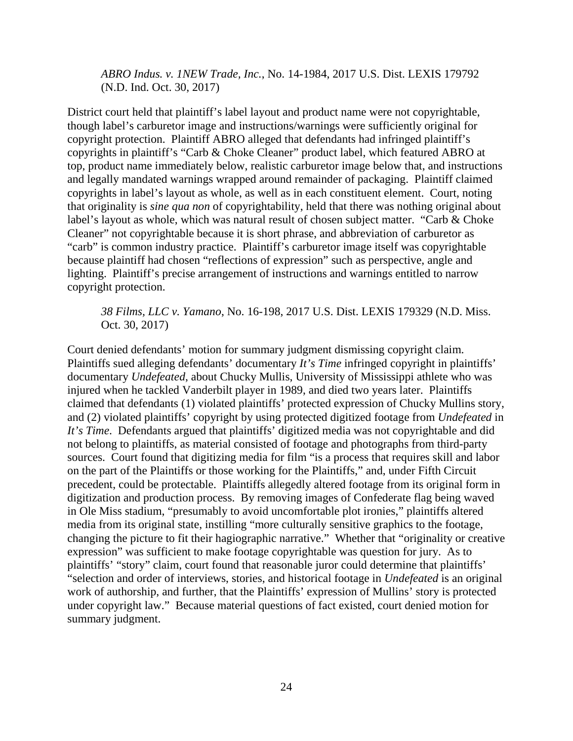*ABRO Indus. v. 1NEW Trade, Inc.*, No. 14-1984, 2017 U.S. Dist. LEXIS 179792 (N.D. Ind. Oct. 30, 2017)

District court held that plaintiff's label layout and product name were not copyrightable, though label's carburetor image and instructions/warnings were sufficiently original for copyright protection. Plaintiff ABRO alleged that defendants had infringed plaintiff's copyrights in plaintiff's "Carb & Choke Cleaner" product label, which featured ABRO at top, product name immediately below, realistic carburetor image below that, and instructions and legally mandated warnings wrapped around remainder of packaging. Plaintiff claimed copyrights in label's layout as whole, as well as in each constituent element. Court, noting that originality is *sine qua non* of copyrightability, held that there was nothing original about label's layout as whole, which was natural result of chosen subject matter. "Carb & Choke Cleaner" not copyrightable because it is short phrase, and abbreviation of carburetor as "carb" is common industry practice. Plaintiff's carburetor image itself was copyrightable because plaintiff had chosen "reflections of expression" such as perspective, angle and lighting. Plaintiff's precise arrangement of instructions and warnings entitled to narrow copyright protection.

*38 Films, LLC v. Yamano*, No. 16-198, 2017 U.S. Dist. LEXIS 179329 (N.D. Miss. Oct. 30, 2017)

Court denied defendants' motion for summary judgment dismissing copyright claim. Plaintiffs sued alleging defendants' documentary *It's Time* infringed copyright in plaintiffs' documentary *Undefeated*, about Chucky Mullis, University of Mississippi athlete who was injured when he tackled Vanderbilt player in 1989, and died two years later. Plaintiffs claimed that defendants (1) violated plaintiffs' protected expression of Chucky Mullins story, and (2) violated plaintiffs' copyright by using protected digitized footage from *Undefeated* in *It's Time*. Defendants argued that plaintiffs' digitized media was not copyrightable and did not belong to plaintiffs, as material consisted of footage and photographs from third-party sources. Court found that digitizing media for film "is a process that requires skill and labor on the part of the Plaintiffs or those working for the Plaintiffs," and, under Fifth Circuit precedent, could be protectable. Plaintiffs allegedly altered footage from its original form in digitization and production process. By removing images of Confederate flag being waved in Ole Miss stadium, "presumably to avoid uncomfortable plot ironies," plaintiffs altered media from its original state, instilling "more culturally sensitive graphics to the footage, changing the picture to fit their hagiographic narrative." Whether that "originality or creative expression" was sufficient to make footage copyrightable was question for jury. As to plaintiffs' "story" claim, court found that reasonable juror could determine that plaintiffs' "selection and order of interviews, stories, and historical footage in *Undefeated* is an original work of authorship, and further, that the Plaintiffs' expression of Mullins' story is protected under copyright law." Because material questions of fact existed, court denied motion for summary judgment.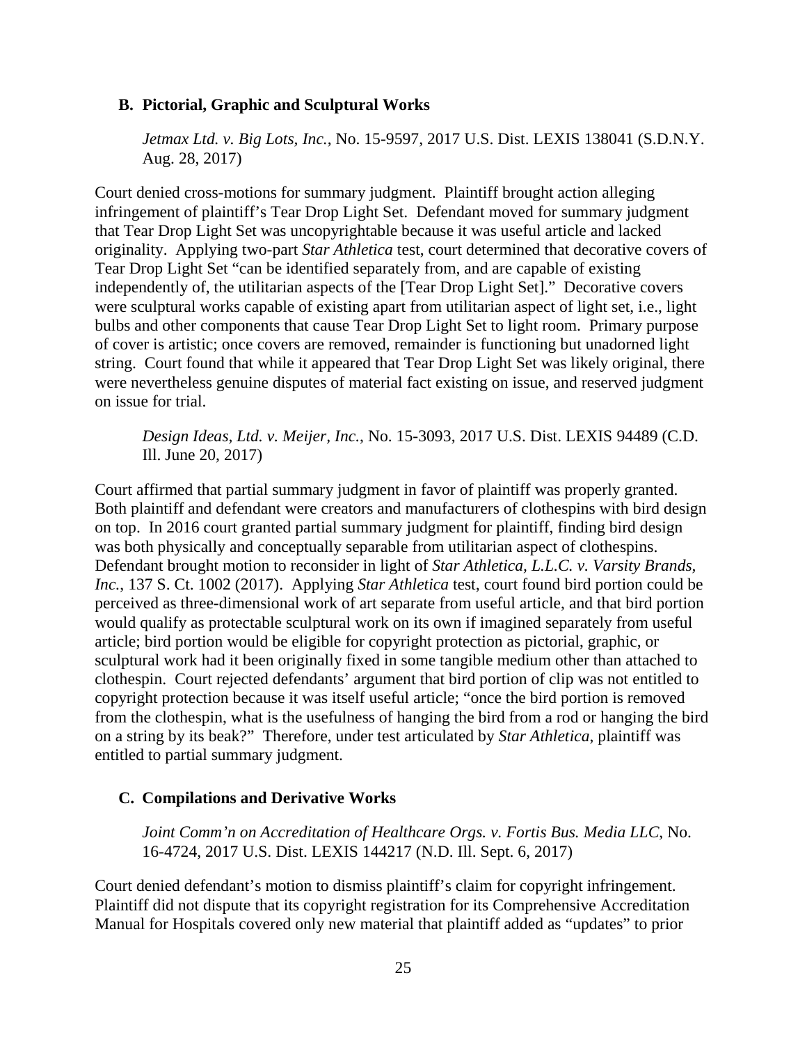### B. Pictorial, Graphic and Sculptural Works

*Jetmax Ltd. v. Big Lots, Inc.*, No. 15-9597, 2017 U.S. Dist. LEXIS 138041 (S.D.N.Y. Aug. 28, 2017)

Court denied cross-motions for summary judgment. Plaintiff brought action alleging infringement of plaintiff's Tear Drop Light Set. Defendant moved for summary judgment that Tear Drop Light Set was uncopyrightable because it was useful article and lacked originality. Applying two-part *Star Athletica* test, court determined that decorative covers of Tear Drop Light Set "can be identified separately from, and are capable of existing independently of, the utilitarian aspects of the [Tear Drop Light Set]." Decorative covers were sculptural works capable of existing apart from utilitarian aspect of light set, i.e., light bulbs and other components that cause Tear Drop Light Set to light room. Primary purpose of cover is artistic; once covers are removed, remainder is functioning but unadorned light string. Court found that while it appeared that Tear Drop Light Set was likely original, there were nevertheless genuine disputes of material fact existing on issue, and reserved judgment on issue for trial.

*Design Ideas, Ltd. v. Meijer, Inc.*, No. 15-3093, 2017 U.S. Dist. LEXIS 94489 (C.D. Ill. June 20, 2017)

Court affirmed that partial summary judgment in favor of plaintiff was properly granted. Both plaintiff and defendant were creators and manufacturers of clothespins with bird design on top. In 2016 court granted partial summary judgment for plaintiff, finding bird design was both physically and conceptually separable from utilitarian aspect of clothespins. Defendant brought motion to reconsider in light of *Star Athletica, L.L.C. v. Varsity Brands, Inc.*, 137 S. Ct. 1002 (2017). Applying *Star Athletica* test, court found bird portion could be perceived as three-dimensional work of art separate from useful article, and that bird portion would qualify as protectable sculptural work on its own if imagined separately from useful article; bird portion would be eligible for copyright protection as pictorial, graphic, or sculptural work had it been originally fixed in some tangible medium other than attached to clothespin. Court rejected defendants' argument that bird portion of clip was not entitled to copyright protection because it was itself useful article; "once the bird portion is removed from the clothespin, what is the usefulness of hanging the bird from a rod or hanging the bird on a string by its beak?" Therefore, under test articulated by *Star Athletica*, plaintiff was entitled to partial summary judgment.

### C. Compilations and Derivative Works

*Joint Comm'n on Accreditation of Healthcare Orgs. v. Fortis Bus. Media LLC*, No. 16-4724, 2017 U.S. Dist. LEXIS 144217 (N.D. Ill. Sept. 6, 2017)

Court denied defendant's motion to dismiss plaintiff's claim for copyright infringement. Plaintiff did not dispute that its copyright registration for its Comprehensive Accreditation Manual for Hospitals covered only new material that plaintiff added as "updates" to prior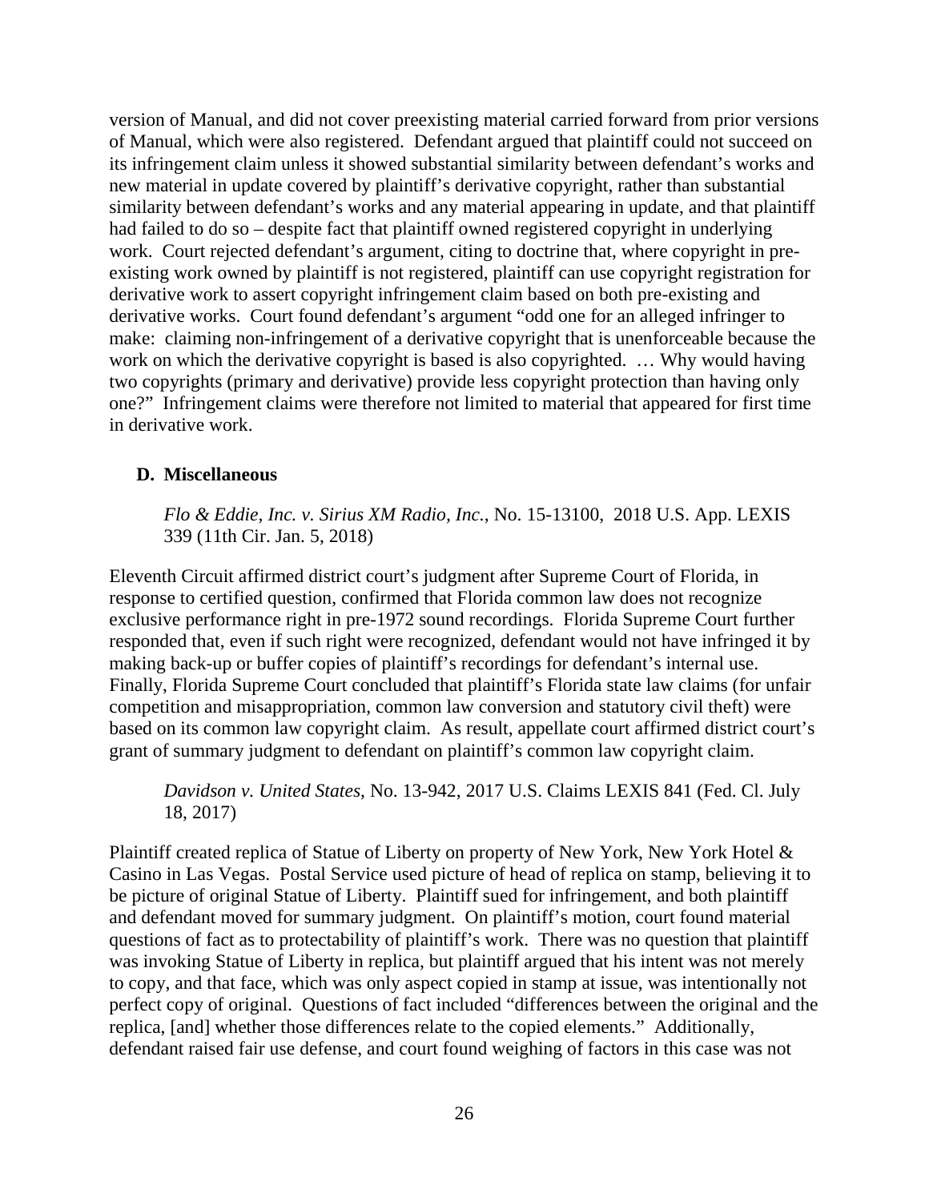version of Manual, and did not cover preexisting material carried forward from prior versions of Manual, which were also registered. Defendant argued that plaintiff could not succeed on its infringement claim unless it showed substantial similarity between defendant's works and new material in update covered by plaintiff's derivative copyright, rather than substantial similarity between defendant's works and any material appearing in update, and that plaintiff had failed to do so – despite fact that plaintiff owned registered copyright in underlying work. Court rejected defendant's argument, citing to doctrine that, where copyright in pre-existing work owned by plaintiff is not registered, plaintiff can use copyright registration for derivative work to assert copyright infringement claim based on both pre-existing and derivative works. Court found defendant's argument "odd one for an alleged infringer to make: claiming non-infringement of a derivative copyright that is unenforceable because the work on which the derivative copyright is based is also copyrighted. … Why would having two copyrights (primary and derivative) provide less copyright protection than having only one?" Infringement claims were therefore not limited to material that appeared for first time in derivative work.

### D. Miscellaneous

*Flo & Eddie, Inc. v. Sirius XM Radio, Inc.*, No. 15-13100, 2018 U.S. App. LEXIS 339 (11th Cir. Jan. 5, 2018)

Eleventh Circuit affirmed district court's judgment after Supreme Court of Florida, in response to certified question, confirmed that Florida common law does not recognize exclusive performance right in pre-1972 sound recordings. Florida Supreme Court further responded that, even if such right were recognized, defendant would not have infringed it by making back-up or buffer copies of plaintiff's recordings for defendant's internal use. Finally, Florida Supreme Court concluded that plaintiff's Florida state law claims (for unfair competition and misappropriation, common law conversion and statutory civil theft) were based on its common law copyright claim. As result, appellate court affirmed district court's grant of summary judgment to defendant on plaintiff's common law copyright claim.

*Davidson v. United States*, No. 13-942, 2017 U.S. Claims LEXIS 841 (Fed. Cl. July 18, 2017)

Plaintiff created replica of Statue of Liberty on property of New York, New York Hotel & Casino in Las Vegas. Postal Service used picture of head of replica on stamp, believing it to be picture of original Statue of Liberty. Plaintiff sued for infringement, and both plaintiff and defendant moved for summary judgment. On plaintiff's motion, court found material questions of fact as to protectability of plaintiff's work. There was no question that plaintiff was invoking Statue of Liberty in replica, but plaintiff argued that his intent was not merely to copy, and that face, which was only aspect copied in stamp at issue, was intentionally not perfect copy of original. Questions of fact included "differences between the original and the replica, [and] whether those differences relate to the copied elements." Additionally, defendant raised fair use defense, and court found weighing of factors in this case was not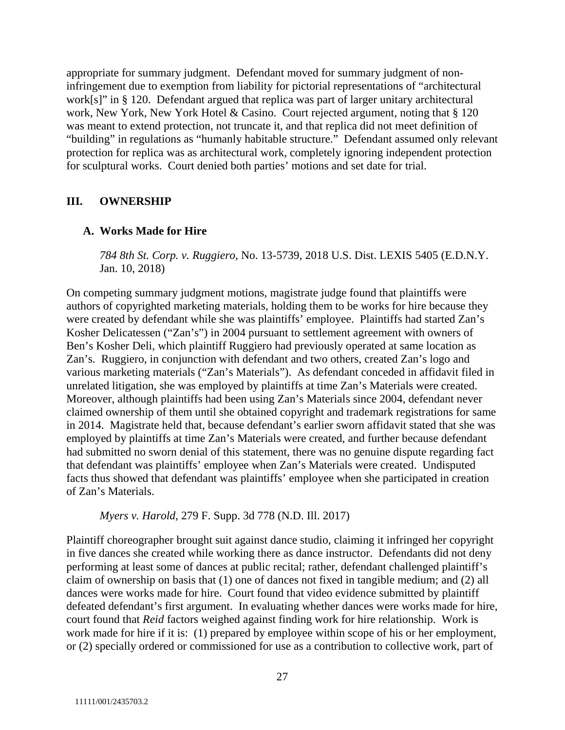appropriate for summary judgment. Defendant moved for summary judgment of non-infringement due to exemption from liability for pictorial representations of "architectural work[s]" in § 120. Defendant argued that replica was part of larger unitary architectural work, New York, New York Hotel & Casino. Court rejected argument, noting that § 120 was meant to extend protection, not truncate it, and that replica did not meet definition of "building" in regulations as "humanly habitable structure." Defendant assumed only relevant protection for replica was as architectural work, completely ignoring independent protection for sculptural works. Court denied both parties' motions and set date for trial.

## III. OWNERSHIP

### A. Works Made for Hire

*784 8th St. Corp. v. Ruggiero*, No. 13-5739, 2018 U.S. Dist. LEXIS 5405 (E.D.N.Y. Jan. 10, 2018)

On competing summary judgment motions, magistrate judge found that plaintiffs were authors of copyrighted marketing materials, holding them to be works for hire because they were created by defendant while she was plaintiffs' employee. Plaintiffs had started Zan's Kosher Delicatessen ("Zan's") in 2004 pursuant to settlement agreement with owners of Ben's Kosher Deli, which plaintiff Ruggiero had previously operated at same location as Zan's. Ruggiero, in conjunction with defendant and two others, created Zan's logo and various marketing materials ("Zan's Materials"). As defendant conceded in affidavit filed in unrelated litigation, she was employed by plaintiffs at time Zan's Materials were created. Moreover, although plaintiffs had been using Zan's Materials since 2004, defendant never claimed ownership of them until she obtained copyright and trademark registrations for same in 2014. Magistrate held that, because defendant's earlier sworn affidavit stated that she was employed by plaintiffs at time Zan's Materials were created, and further because defendant had submitted no sworn denial of this statement, there was no genuine dispute regarding fact that defendant was plaintiffs' employee when Zan's Materials were created. Undisputed facts thus showed that defendant was plaintiffs' employee when she participated in creation of Zan's Materials.

*Myers v. Harold*, 279 F. Supp. 3d 778 (N.D. Ill. 2017)

Plaintiff choreographer brought suit against dance studio, claiming it infringed her copyright in five dances she created while working there as dance instructor. Defendants did not deny performing at least some of dances at public recital; rather, defendant challenged plaintiff's claim of ownership on basis that (1) one of dances not fixed in tangible medium; and (2) all dances were works made for hire. Court found that video evidence submitted by plaintiff defeated defendant's first argument. In evaluating whether dances were works made for hire, court found that *Reid* factors weighed against finding work for hire relationship. Work is work made for hire if it is: (1) prepared by employee within scope of his or her employment, or (2) specially ordered or commissioned for use as a contribution to collective work, part of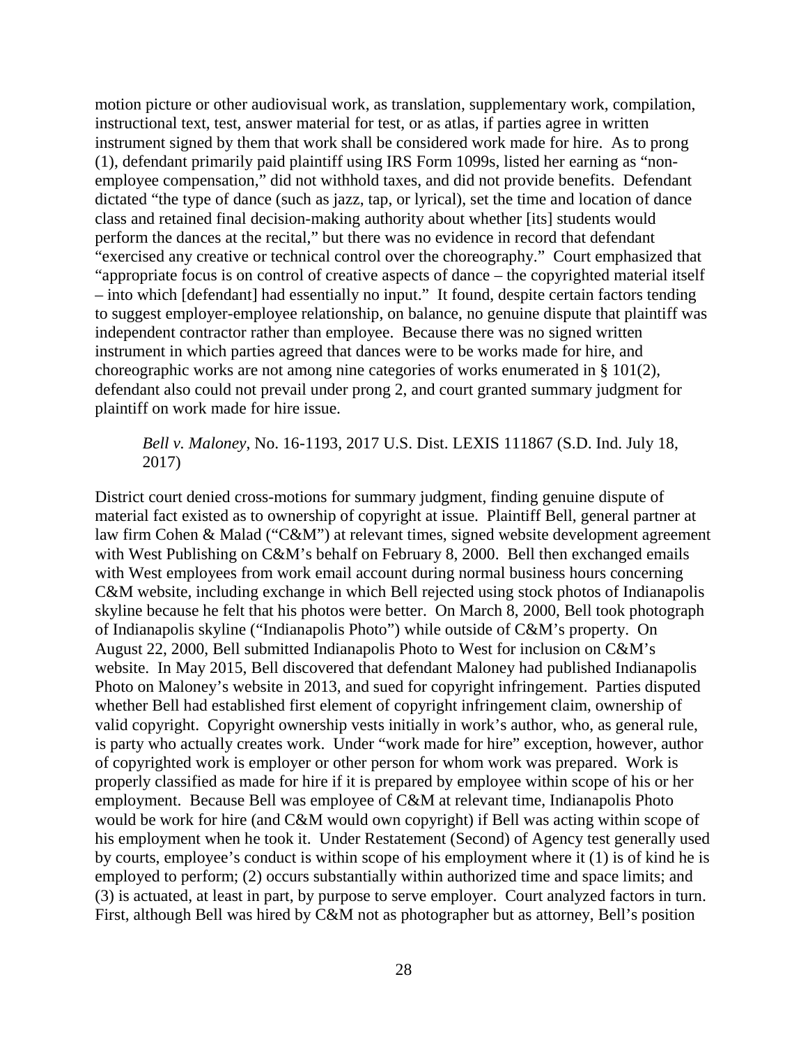motion picture or other audiovisual work, as translation, supplementary work, compilation, instructional text, test, answer material for test, or as atlas, if parties agree in written instrument signed by them that work shall be considered work made for hire. As to prong (1), defendant primarily paid plaintiff using IRS Form 1099s, listed her earning as "non-employee compensation," did not withhold taxes, and did not provide benefits. Defendant dictated "the type of dance (such as jazz, tap, or lyrical), set the time and location of dance class and retained final decision-making authority about whether [its] students would perform the dances at the recital," but there was no evidence in record that defendant "exercised any creative or technical control over the choreography." Court emphasized that "appropriate focus is on control of creative aspects of dance – the copyrighted material itself – into which [defendant] had essentially no input." It found, despite certain factors tending to suggest employer-employee relationship, on balance, no genuine dispute that plaintiff was independent contractor rather than employee. Because there was no signed written instrument in which parties agreed that dances were to be works made for hire, and choreographic works are not among nine categories of works enumerated in § 101(2), defendant also could not prevail under prong 2, and court granted summary judgment for plaintiff on work made for hire issue.

> *Bell v. Maloney*, No. 16-1193, 2017 U.S. Dist. LEXIS 111867 (S.D. Ind. July 18, 2017)

District court denied cross-motions for summary judgment, finding genuine dispute of material fact existed as to ownership of copyright at issue. Plaintiff Bell, general partner at law firm Cohen & Malad ("C&M") at relevant times, signed website development agreement with West Publishing on C&M's behalf on February 8, 2000. Bell then exchanged emails with West employees from work email account during normal business hours concerning C&M website, including exchange in which Bell rejected using stock photos of Indianapolis skyline because he felt that his photos were better. On March 8, 2000, Bell took photograph of Indianapolis skyline ("Indianapolis Photo") while outside of C&M's property. On August 22, 2000, Bell submitted Indianapolis Photo to West for inclusion on C&M's website. In May 2015, Bell discovered that defendant Maloney had published Indianapolis Photo on Maloney's website in 2013, and sued for copyright infringement. Parties disputed whether Bell had established first element of copyright infringement claim, ownership of valid copyright. Copyright ownership vests initially in work's author, who, as general rule, is party who actually creates work. Under "work made for hire" exception, however, author of copyrighted work is employer or other person for whom work was prepared. Work is properly classified as made for hire if it is prepared by employee within scope of his or her employment. Because Bell was employee of C&M at relevant time, Indianapolis Photo would be work for hire (and C&M would own copyright) if Bell was acting within scope of his employment when he took it. Under Restatement (Second) of Agency test generally used by courts, employee's conduct is within scope of his employment where it (1) is of kind he is employed to perform; (2) occurs substantially within authorized time and space limits; and (3) is actuated, at least in part, by purpose to serve employer. Court analyzed factors in turn. First, although Bell was hired by C&M not as photographer but as attorney, Bell's position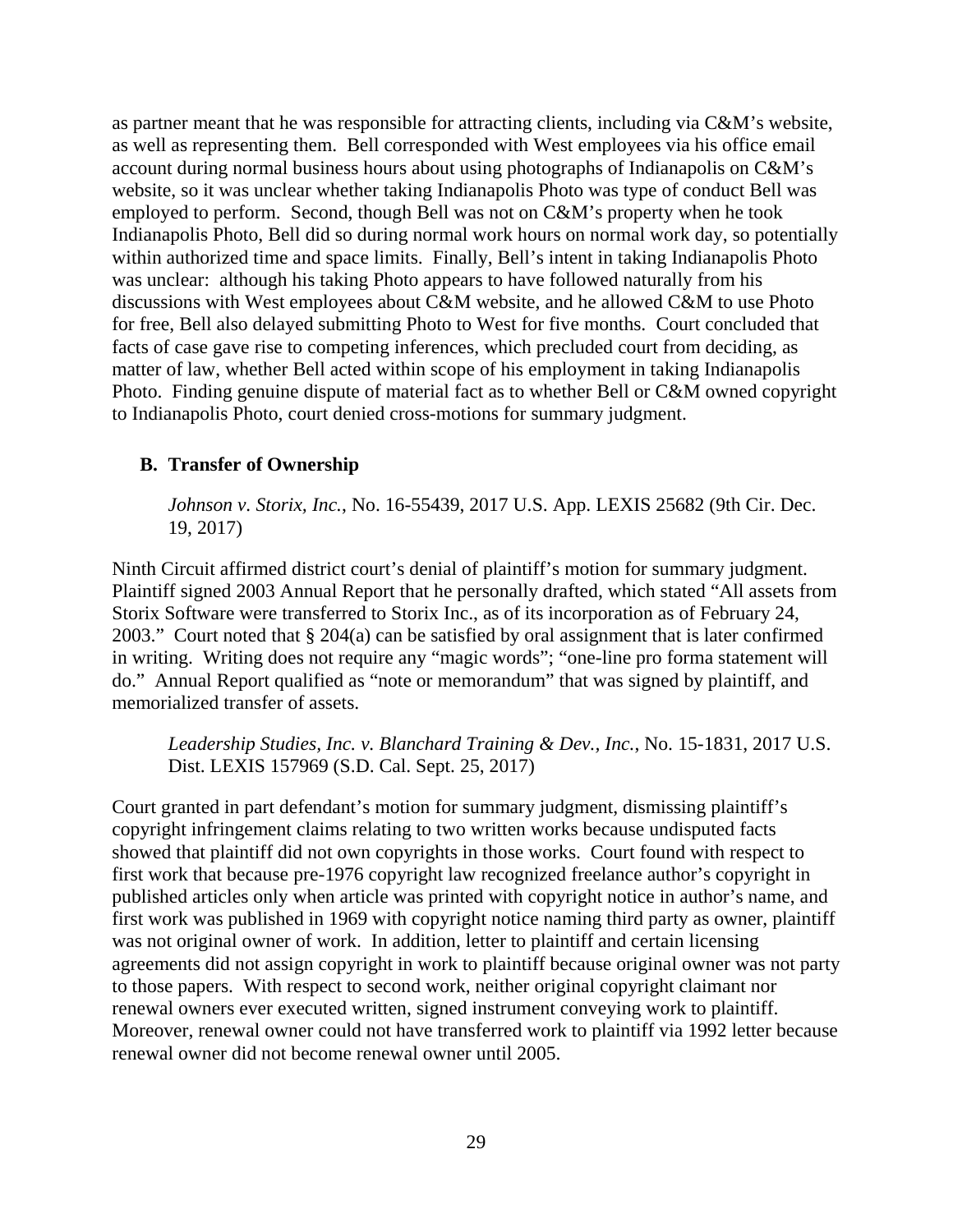as partner meant that he was responsible for attracting clients, including via C&M's website, as well as representing them. Bell corresponded with West employees via his office email account during normal business hours about using photographs of Indianapolis on C&M's website, so it was unclear whether taking Indianapolis Photo was type of conduct Bell was employed to perform. Second, though Bell was not on C&M's property when he took Indianapolis Photo, Bell did so during normal work hours on normal work day, so potentially within authorized time and space limits. Finally, Bell's intent in taking Indianapolis Photo was unclear: although his taking Photo appears to have followed naturally from his discussions with West employees about C&M website, and he allowed C&M to use Photo for free, Bell also delayed submitting Photo to West for five months. Court concluded that facts of case gave rise to competing inferences, which precluded court from deciding, as matter of law, whether Bell acted within scope of his employment in taking Indianapolis Photo. Finding genuine dispute of material fact as to whether Bell or C&M owned copyright to Indianapolis Photo, court denied cross-motions for summary judgment.

### B. Transfer of Ownership

*Johnson v. Storix, Inc.*, No. 16-55439, 2017 U.S. App. LEXIS 25682 (9th Cir. Dec. 19, 2017)

Ninth Circuit affirmed district court's denial of plaintiff's motion for summary judgment. Plaintiff signed 2003 Annual Report that he personally drafted, which stated "All assets from Storix Software were transferred to Storix Inc., as of its incorporation as of February 24, 2003." Court noted that § 204(a) can be satisfied by oral assignment that is later confirmed in writing. Writing does not require any "magic words"; "one-line pro forma statement will do." Annual Report qualified as "note or memorandum" that was signed by plaintiff, and memorialized transfer of assets.

*Leadership Studies, Inc. v. Blanchard Training & Dev., Inc.*, No. 15-1831, 2017 U.S. Dist. LEXIS 157969 (S.D. Cal. Sept. 25, 2017)

Court granted in part defendant's motion for summary judgment, dismissing plaintiff's copyright infringement claims relating to two written works because undisputed facts showed that plaintiff did not own copyrights in those works. Court found with respect to first work that because pre-1976 copyright law recognized freelance author's copyright in published articles only when article was printed with copyright notice in author's name, and first work was published in 1969 with copyright notice naming third party as owner, plaintiff was not original owner of work. In addition, letter to plaintiff and certain licensing agreements did not assign copyright in work to plaintiff because original owner was not party to those papers. With respect to second work, neither original copyright claimant nor renewal owners ever executed written, signed instrument conveying work to plaintiff. Moreover, renewal owner could not have transferred work to plaintiff via 1992 letter because renewal owner did not become renewal owner until 2005.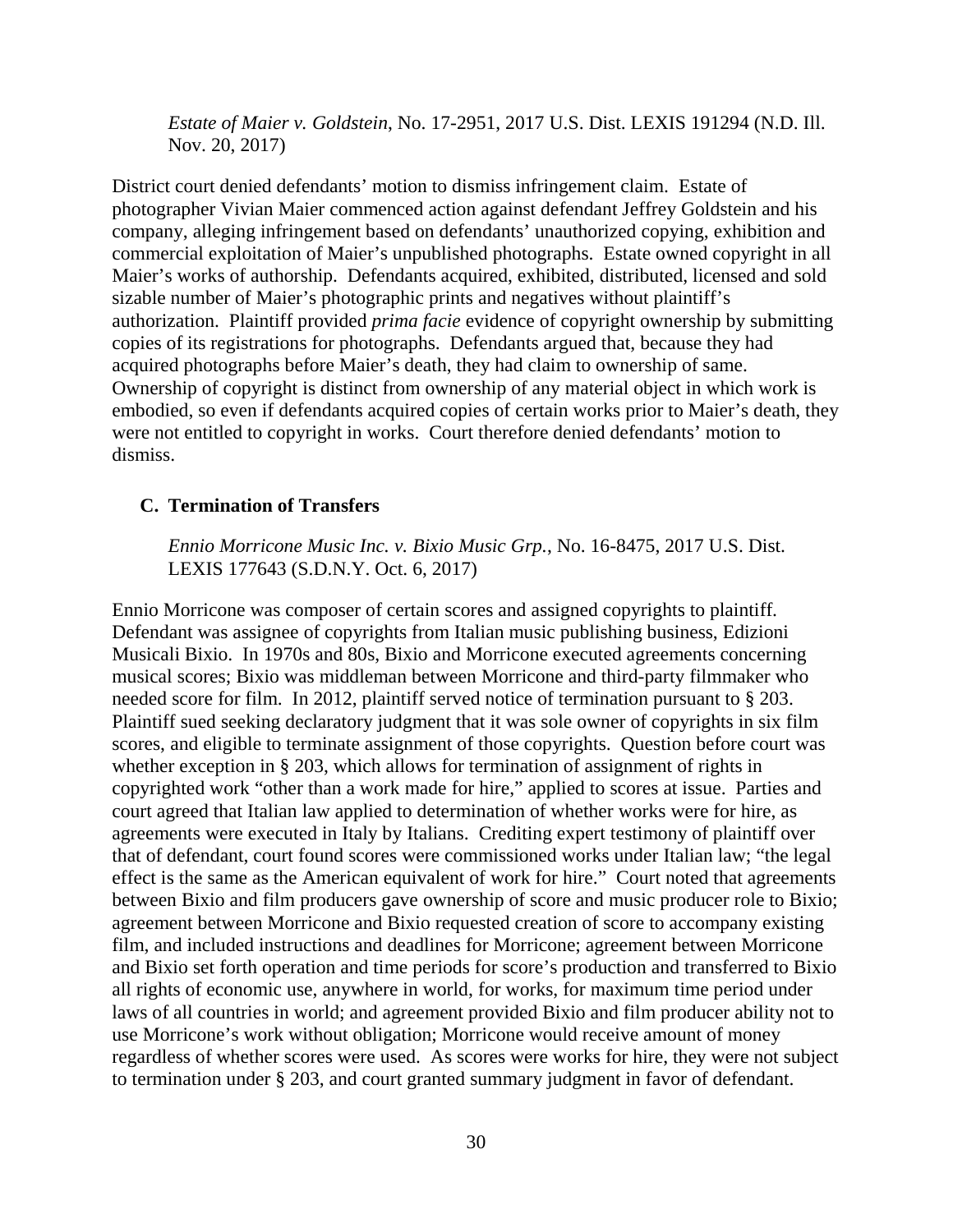*Estate of Maier v. Goldstein*, No. 17-2951, 2017 U.S. Dist. LEXIS 191294 (N.D. Ill. Nov. 20, 2017)

District court denied defendants' motion to dismiss infringement claim. Estate of photographer Vivian Maier commenced action against defendant Jeffrey Goldstein and his company, alleging infringement based on defendants' unauthorized copying, exhibition and commercial exploitation of Maier's unpublished photographs. Estate owned copyright in all Maier's works of authorship. Defendants acquired, exhibited, distributed, licensed and sold sizable number of Maier's photographic prints and negatives without plaintiff's authorization. Plaintiff provided *prima facie* evidence of copyright ownership by submitting copies of its registrations for photographs. Defendants argued that, because they had acquired photographs before Maier's death, they had claim to ownership of same. Ownership of copyright is distinct from ownership of any material object in which work is embodied, so even if defendants acquired copies of certain works prior to Maier's death, they were not entitled to copyright in works. Court therefore denied defendants' motion to dismiss.

### C. Termination of Transfers

*Ennio Morricone Music Inc. v. Bixio Music Grp.*, No. 16-8475, 2017 U.S. Dist. LEXIS 177643 (S.D.N.Y. Oct. 6, 2017)

Ennio Morricone was composer of certain scores and assigned copyrights to plaintiff. Defendant was assignee of copyrights from Italian music publishing business, Edizioni Musicali Bixio. In 1970s and 80s, Bixio and Morricone executed agreements concerning musical scores; Bixio was middleman between Morricone and third-party filmmaker who needed score for film. In 2012, plaintiff served notice of termination pursuant to § 203. Plaintiff sued seeking declaratory judgment that it was sole owner of copyrights in six film scores, and eligible to terminate assignment of those copyrights. Question before court was whether exception in § 203, which allows for termination of assignment of rights in copyrighted work "other than a work made for hire," applied to scores at issue. Parties and court agreed that Italian law applied to determination of whether works were for hire, as agreements were executed in Italy by Italians. Crediting expert testimony of plaintiff over that of defendant, court found scores were commissioned works under Italian law; "the legal effect is the same as the American equivalent of work for hire." Court noted that agreements between Bixio and film producers gave ownership of score and music producer role to Bixio; agreement between Morricone and Bixio requested creation of score to accompany existing film, and included instructions and deadlines for Morricone; agreement between Morricone and Bixio set forth operation and time periods for score's production and transferred to Bixio all rights of economic use, anywhere in world, for works, for maximum time period under laws of all countries in world; and agreement provided Bixio and film producer ability not to use Morricone's work without obligation; Morricone would receive amount of money regardless of whether scores were used. As scores were works for hire, they were not subject to termination under § 203, and court granted summary judgment in favor of defendant.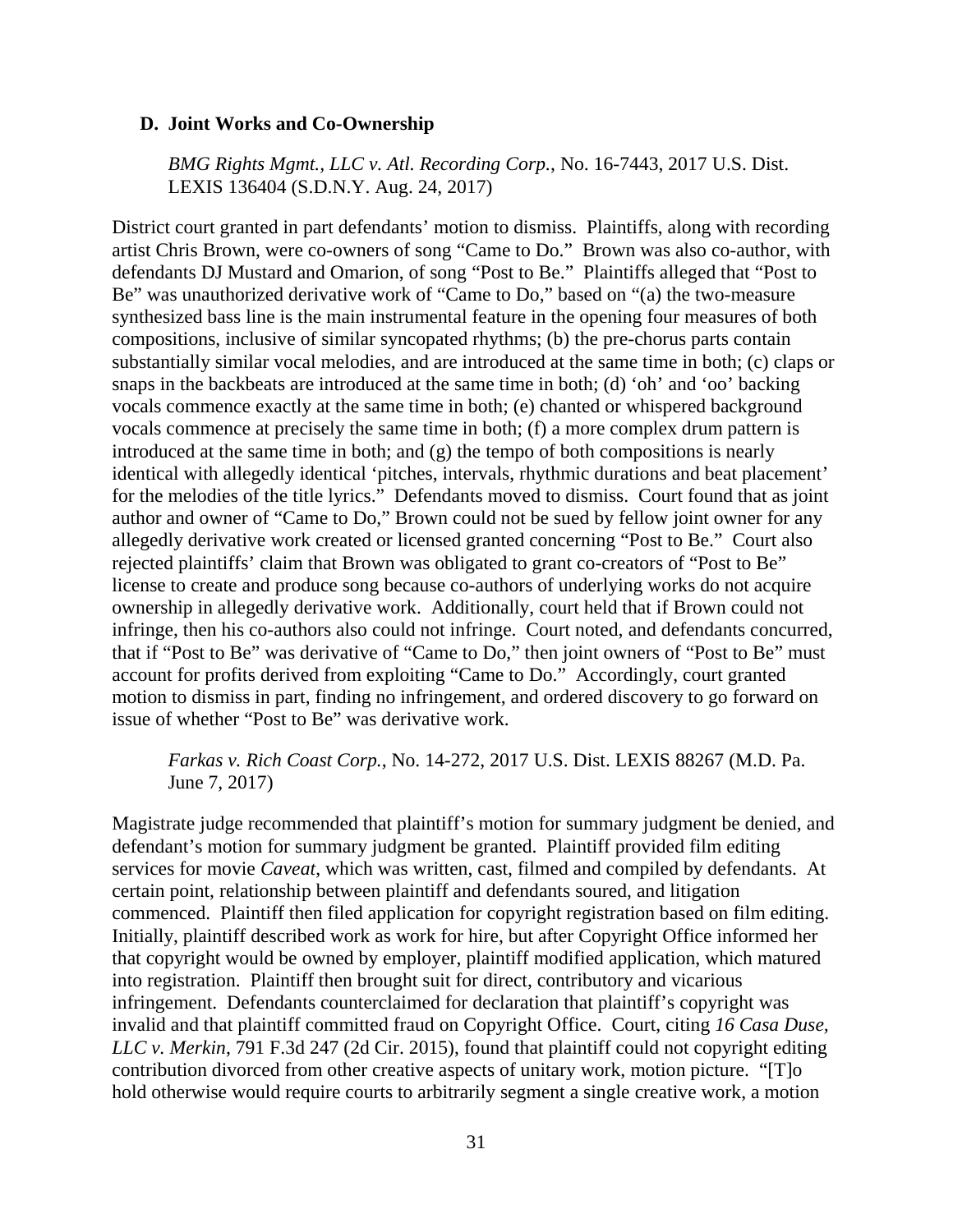### D. Joint Works and Co-Ownership

*BMG Rights Mgmt., LLC v. Atl. Recording Corp.*, No. 16-7443, 2017 U.S. Dist. LEXIS 136404 (S.D.N.Y. Aug. 24, 2017)

District court granted in part defendants' motion to dismiss. Plaintiffs, along with recording artist Chris Brown, were co-owners of song "Came to Do." Brown was also co-author, with defendants DJ Mustard and Omarion, of song "Post to Be." Plaintiffs alleged that "Post to Be" was unauthorized derivative work of "Came to Do," based on "(a) the two-measure synthesized bass line is the main instrumental feature in the opening four measures of both compositions, inclusive of similar syncopated rhythms; (b) the pre-chorus parts contain substantially similar vocal melodies, and are introduced at the same time in both; (c) claps or snaps in the backbeats are introduced at the same time in both; (d) 'oh' and 'oo' backing vocals commence exactly at the same time in both; (e) chanted or whispered background vocals commence at precisely the same time in both; (f) a more complex drum pattern is introduced at the same time in both; and (g) the tempo of both compositions is nearly identical with allegedly identical 'pitches, intervals, rhythmic durations and beat placement' for the melodies of the title lyrics." Defendants moved to dismiss. Court found that as joint author and owner of "Came to Do," Brown could not be sued by fellow joint owner for any allegedly derivative work created or licensed granted concerning "Post to Be." Court also rejected plaintiffs' claim that Brown was obligated to grant co-creators of "Post to Be" license to create and produce song because co-authors of underlying works do not acquire ownership in allegedly derivative work. Additionally, court held that if Brown could not infringe, then his co-authors also could not infringe. Court noted, and defendants concurred, that if "Post to Be" was derivative of "Came to Do," then joint owners of "Post to Be" must account for profits derived from exploiting "Came to Do." Accordingly, court granted motion to dismiss in part, finding no infringement, and ordered discovery to go forward on issue of whether "Post to Be" was derivative work.

*Farkas v. Rich Coast Corp.*, No. 14-272, 2017 U.S. Dist. LEXIS 88267 (M.D. Pa. June 7, 2017)

Magistrate judge recommended that plaintiff's motion for summary judgment be denied, and defendant's motion for summary judgment be granted. Plaintiff provided film editing services for movie *Caveat*, which was written, cast, filmed and compiled by defendants. At certain point, relationship between plaintiff and defendants soured, and litigation commenced. Plaintiff then filed application for copyright registration based on film editing. Initially, plaintiff described work as work for hire, but after Copyright Office informed her that copyright would be owned by employer, plaintiff modified application, which matured into registration. Plaintiff then brought suit for direct, contributory and vicarious infringement. Defendants counterclaimed for declaration that plaintiff's copyright was invalid and that plaintiff committed fraud on Copyright Office. Court, citing *16 Casa Duse, LLC v. Merkin*, 791 F.3d 247 (2d Cir. 2015), found that plaintiff could not copyright editing contribution divorced from other creative aspects of unitary work, motion picture. "[T]o hold otherwise would require courts to arbitrarily segment a single creative work, a motion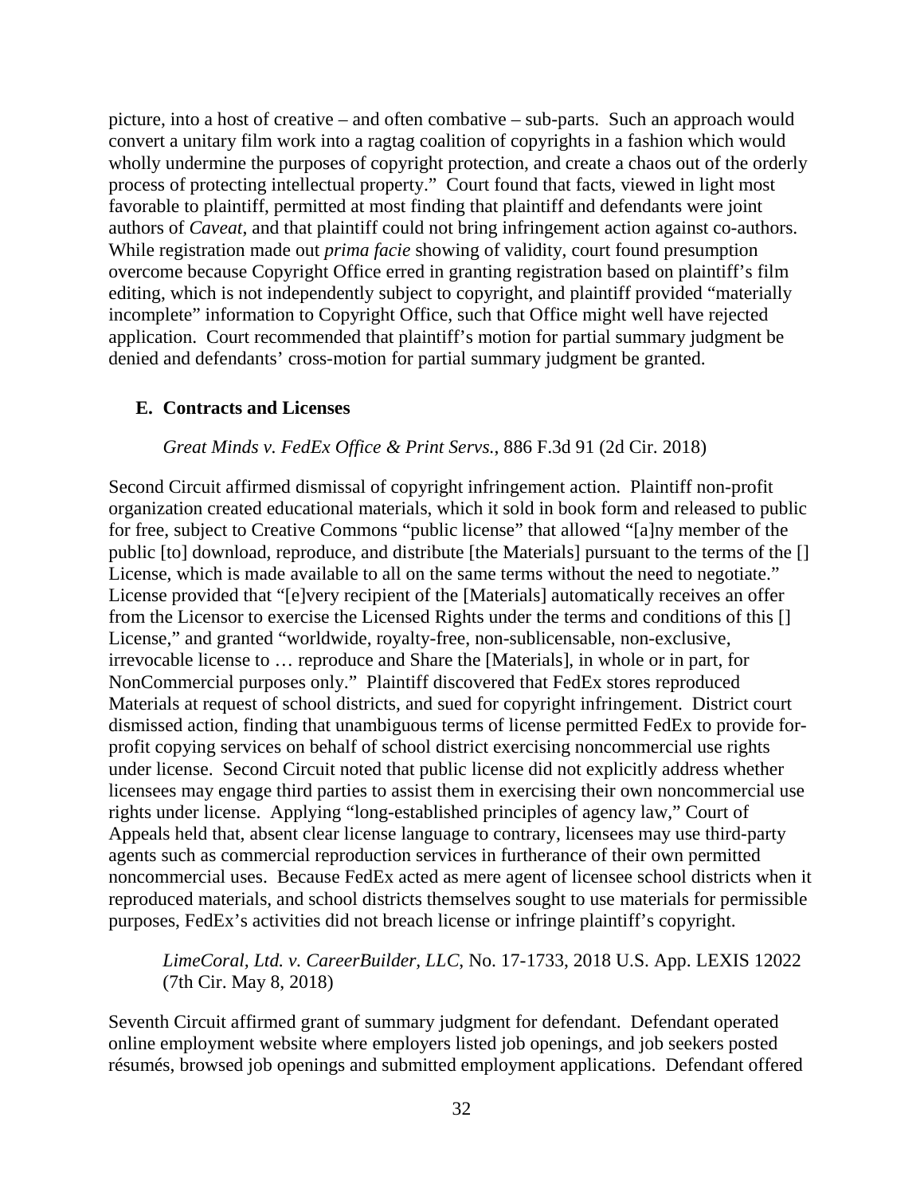picture, into a host of creative – and often combative – sub-parts. Such an approach would convert a unitary film work into a ragtag coalition of copyrights in a fashion which would wholly undermine the purposes of copyright protection, and create a chaos out of the orderly process of protecting intellectual property." Court found that facts, viewed in light most favorable to plaintiff, permitted at most finding that plaintiff and defendants were joint authors of *Caveat*, and that plaintiff could not bring infringement action against co-authors. While registration made out *prima facie* showing of validity, court found presumption overcome because Copyright Office erred in granting registration based on plaintiff's film editing, which is not independently subject to copyright, and plaintiff provided "materially incomplete" information to Copyright Office, such that Office might well have rejected application. Court recommended that plaintiff's motion for partial summary judgment be denied and defendants' cross-motion for partial summary judgment be granted.

### E. Contracts and Licenses

*Great Minds v. FedEx Office & Print Servs.*, 886 F.3d 91 (2d Cir. 2018)

Second Circuit affirmed dismissal of copyright infringement action. Plaintiff non-profit organization created educational materials, which it sold in book form and released to public for free, subject to Creative Commons "public license" that allowed "[a]ny member of the public [to] download, reproduce, and distribute [the Materials] pursuant to the terms of the [] License, which is made available to all on the same terms without the need to negotiate." License provided that "[e]very recipient of the [Materials] automatically receives an offer from the Licensor to exercise the Licensed Rights under the terms and conditions of this [] License," and granted "worldwide, royalty-free, non-sublicensable, non-exclusive, irrevocable license to … reproduce and Share the [Materials], in whole or in part, for NonCommercial purposes only." Plaintiff discovered that FedEx stores reproduced Materials at request of school districts, and sued for copyright infringement. District court dismissed action, finding that unambiguous terms of license permitted FedEx to provide for-profit copying services on behalf of school district exercising noncommercial use rights under license. Second Circuit noted that public license did not explicitly address whether licensees may engage third parties to assist them in exercising their own noncommercial use rights under license. Applying "long-established principles of agency law," Court of Appeals held that, absent clear license language to contrary, licensees may use third-party agents such as commercial reproduction services in furtherance of their own permitted noncommercial uses. Because FedEx acted as mere agent of licensee school districts when it reproduced materials, and school districts themselves sought to use materials for permissible purposes, FedEx's activities did not breach license or infringe plaintiff's copyright.

*LimeCoral, Ltd. v. CareerBuilder, LLC*, No. 17-1733, 2018 U.S. App. LEXIS 12022 (7th Cir. May 8, 2018)

Seventh Circuit affirmed grant of summary judgment for defendant. Defendant operated online employment website where employers listed job openings, and job seekers posted résumés, browsed job openings and submitted employment applications. Defendant offered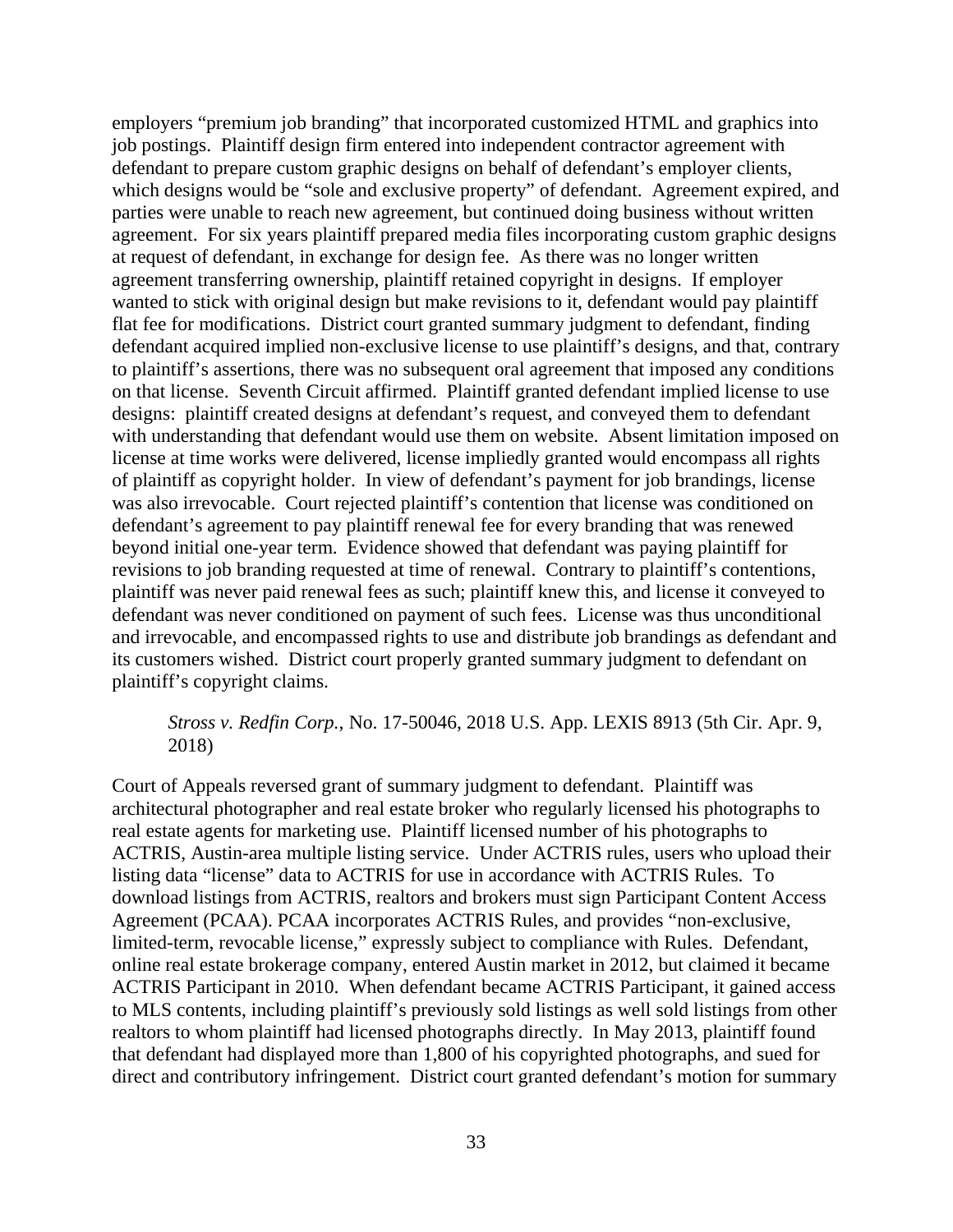employers "premium job branding" that incorporated customized HTML and graphics into job postings. Plaintiff design firm entered into independent contractor agreement with defendant to prepare custom graphic designs on behalf of defendant's employer clients, which designs would be "sole and exclusive property" of defendant. Agreement expired, and parties were unable to reach new agreement, but continued doing business without written agreement. For six years plaintiff prepared media files incorporating custom graphic designs at request of defendant, in exchange for design fee. As there was no longer written agreement transferring ownership, plaintiff retained copyright in designs. If employer wanted to stick with original design but make revisions to it, defendant would pay plaintiff flat fee for modifications. District court granted summary judgment to defendant, finding defendant acquired implied non-exclusive license to use plaintiff's designs, and that, contrary to plaintiff's assertions, there was no subsequent oral agreement that imposed any conditions on that license. Seventh Circuit affirmed. Plaintiff granted defendant implied license to use designs: plaintiff created designs at defendant's request, and conveyed them to defendant with understanding that defendant would use them on website. Absent limitation imposed on license at time works were delivered, license impliedly granted would encompass all rights of plaintiff as copyright holder. In view of defendant's payment for job brandings, license was also irrevocable. Court rejected plaintiff's contention that license was conditioned on defendant's agreement to pay plaintiff renewal fee for every branding that was renewed beyond initial one-year term. Evidence showed that defendant was paying plaintiff for revisions to job branding requested at time of renewal. Contrary to plaintiff's contentions, plaintiff was never paid renewal fees as such; plaintiff knew this, and license it conveyed to defendant was never conditioned on payment of such fees. License was thus unconditional and irrevocable, and encompassed rights to use and distribute job brandings as defendant and its customers wished. District court properly granted summary judgment to defendant on plaintiff's copyright claims.

> *Stross v. Redfin Corp.*, No. 17-50046, 2018 U.S. App. LEXIS 8913 (5th Cir. Apr. 9, 2018)

Court of Appeals reversed grant of summary judgment to defendant. Plaintiff was architectural photographer and real estate broker who regularly licensed his photographs to real estate agents for marketing use. Plaintiff licensed number of his photographs to ACTRIS, Austin-area multiple listing service. Under ACTRIS rules, users who upload their listing data "license" data to ACTRIS for use in accordance with ACTRIS Rules. To download listings from ACTRIS, realtors and brokers must sign Participant Content Access Agreement (PCAA). PCAA incorporates ACTRIS Rules, and provides "non-exclusive, limited-term, revocable license," expressly subject to compliance with Rules. Defendant, online real estate brokerage company, entered Austin market in 2012, but claimed it became ACTRIS Participant in 2010. When defendant became ACTRIS Participant, it gained access to MLS contents, including plaintiff's previously sold listings as well sold listings from other realtors to whom plaintiff had licensed photographs directly. In May 2013, plaintiff found that defendant had displayed more than 1,800 of his copyrighted photographs, and sued for direct and contributory infringement. District court granted defendant's motion for summary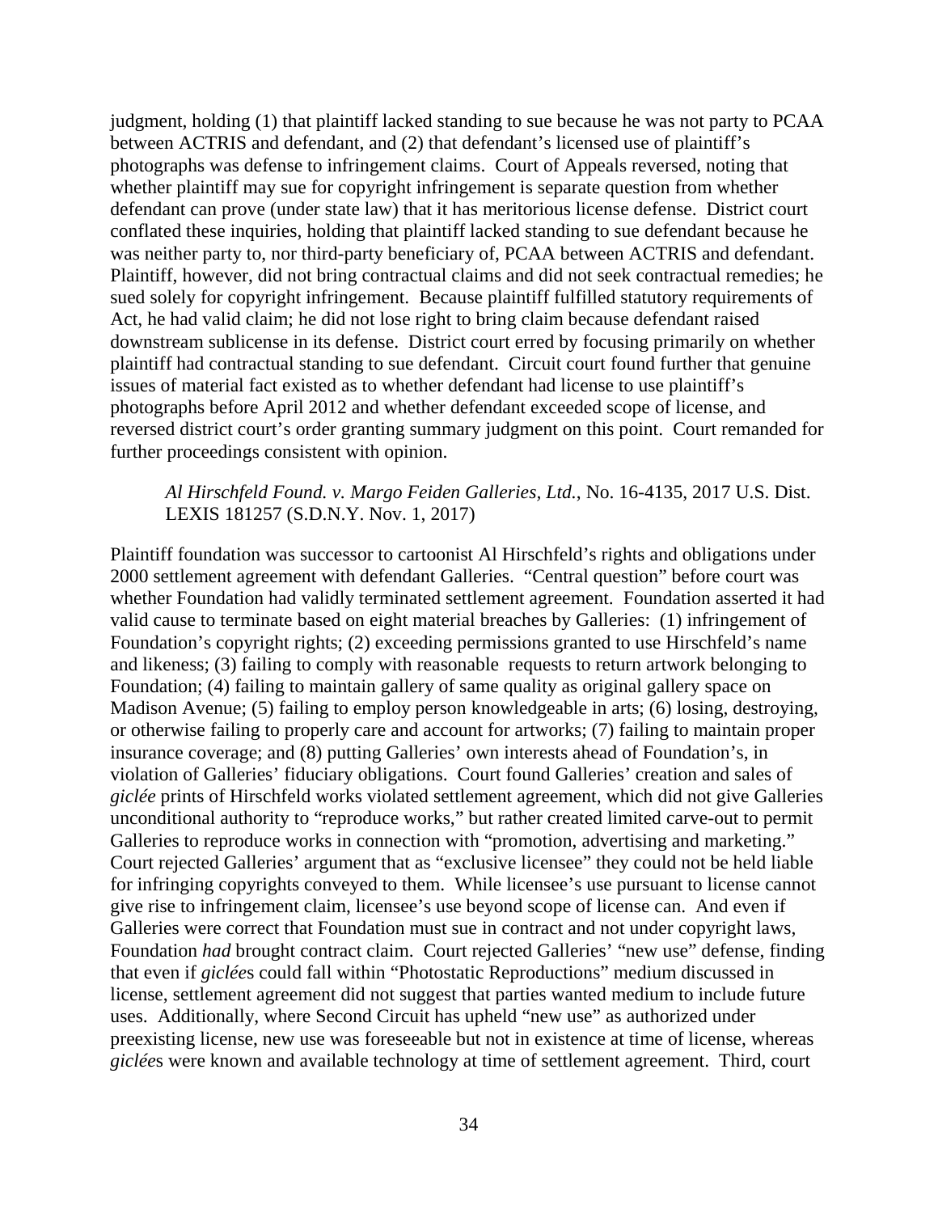judgment, holding (1) that plaintiff lacked standing to sue because he was not party to PCAA between ACTRIS and defendant, and (2) that defendant's licensed use of plaintiff's photographs was defense to infringement claims. Court of Appeals reversed, noting that whether plaintiff may sue for copyright infringement is separate question from whether defendant can prove (under state law) that it has meritorious license defense. District court conflated these inquiries, holding that plaintiff lacked standing to sue defendant because he was neither party to, nor third-party beneficiary of, PCAA between ACTRIS and defendant. Plaintiff, however, did not bring contractual claims and did not seek contractual remedies; he sued solely for copyright infringement. Because plaintiff fulfilled statutory requirements of Act, he had valid claim; he did not lose right to bring claim because defendant raised downstream sublicense in its defense. District court erred by focusing primarily on whether plaintiff had contractual standing to sue defendant. Circuit court found further that genuine issues of material fact existed as to whether defendant had license to use plaintiff's photographs before April 2012 and whether defendant exceeded scope of license, and reversed district court's order granting summary judgment on this point. Court remanded for further proceedings consistent with opinion.

> *Al Hirschfeld Found. v. Margo Feiden Galleries, Ltd.*, No. 16-4135, 2017 U.S. Dist. LEXIS 181257 (S.D.N.Y. Nov. 1, 2017)

Plaintiff foundation was successor to cartoonist Al Hirschfeld's rights and obligations under 2000 settlement agreement with defendant Galleries. "Central question" before court was whether Foundation had validly terminated settlement agreement. Foundation asserted it had valid cause to terminate based on eight material breaches by Galleries: (1) infringement of Foundation's copyright rights; (2) exceeding permissions granted to use Hirschfeld's name and likeness; (3) failing to comply with reasonable requests to return artwork belonging to Foundation; (4) failing to maintain gallery of same quality as original gallery space on Madison Avenue; (5) failing to employ person knowledgeable in arts; (6) losing, destroying, or otherwise failing to properly care and account for artworks; (7) failing to maintain proper insurance coverage; and (8) putting Galleries' own interests ahead of Foundation's, in violation of Galleries' fiduciary obligations. Court found Galleries' creation and sales of *giclée* prints of Hirschfeld works violated settlement agreement, which did not give Galleries unconditional authority to "reproduce works," but rather created limited carve-out to permit Galleries to reproduce works in connection with "promotion, advertising and marketing." Court rejected Galleries' argument that as "exclusive licensee" they could not be held liable for infringing copyrights conveyed to them. While licensee's use pursuant to license cannot give rise to infringement claim, licensee's use beyond scope of license can. And even if Galleries were correct that Foundation must sue in contract and not under copyright laws, Foundation *had* brought contract claim. Court rejected Galleries' "new use" defense, finding that even if *giclée*s could fall within "Photostatic Reproductions" medium discussed in license, settlement agreement did not suggest that parties wanted medium to include future uses. Additionally, where Second Circuit has upheld "new use" as authorized under preexisting license, new use was foreseeable but not in existence at time of license, whereas *giclée*s were known and available technology at time of settlement agreement. Third, court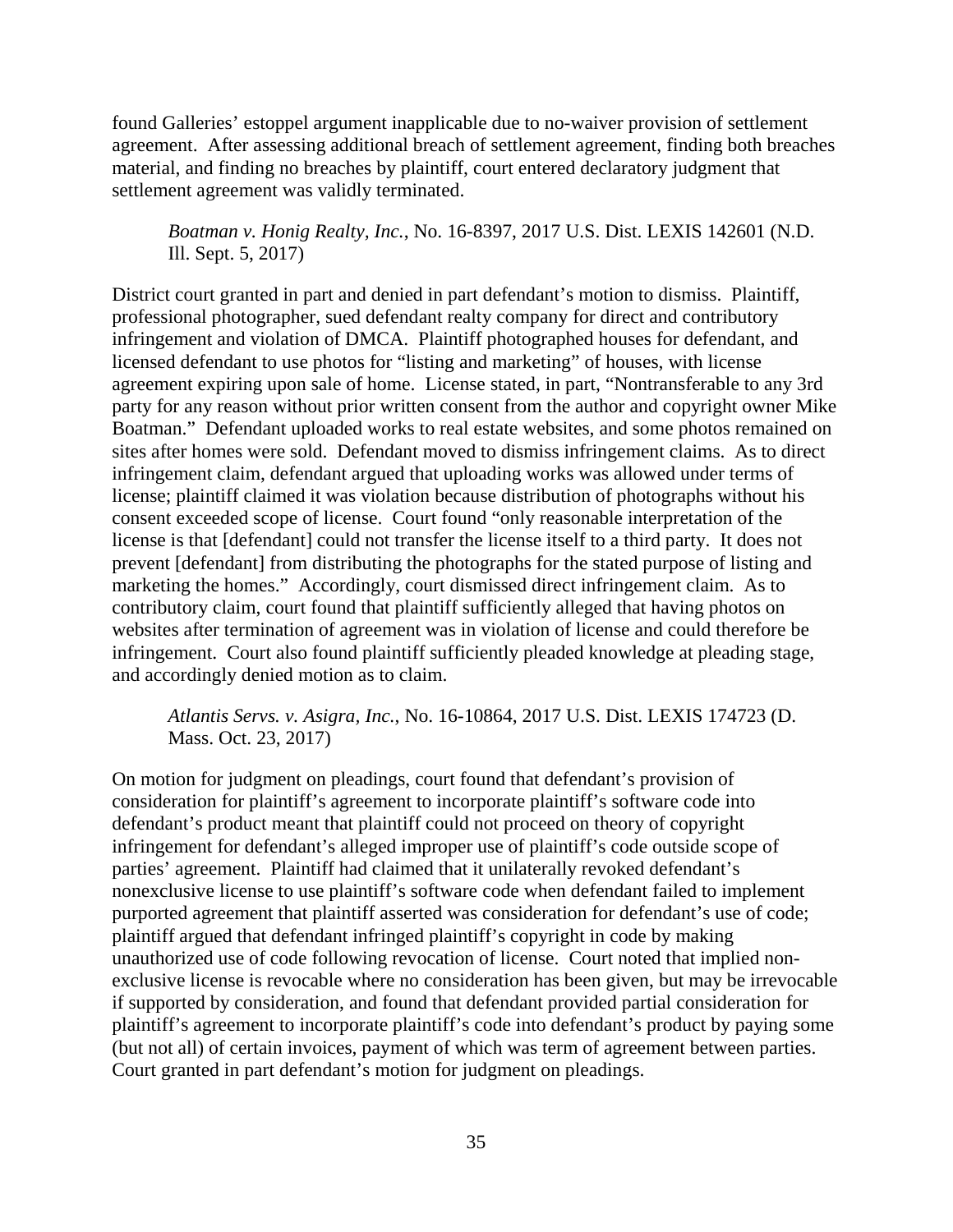found Galleries' estoppel argument inapplicable due to no-waiver provision of settlement agreement. After assessing additional breach of settlement agreement, finding both breaches material, and finding no breaches by plaintiff, court entered declaratory judgment that settlement agreement was validly terminated.

> *Boatman v. Honig Realty, Inc.*, No. 16-8397, 2017 U.S. Dist. LEXIS 142601 (N.D. Ill. Sept. 5, 2017)

District court granted in part and denied in part defendant's motion to dismiss. Plaintiff, professional photographer, sued defendant realty company for direct and contributory infringement and violation of DMCA. Plaintiff photographed houses for defendant, and licensed defendant to use photos for "listing and marketing" of houses, with license agreement expiring upon sale of home. License stated, in part, "Nontransferable to any 3rd party for any reason without prior written consent from the author and copyright owner Mike Boatman." Defendant uploaded works to real estate websites, and some photos remained on sites after homes were sold. Defendant moved to dismiss infringement claims. As to direct infringement claim, defendant argued that uploading works was allowed under terms of license; plaintiff claimed it was violation because distribution of photographs without his consent exceeded scope of license. Court found "only reasonable interpretation of the license is that [defendant] could not transfer the license itself to a third party. It does not prevent [defendant] from distributing the photographs for the stated purpose of listing and marketing the homes." Accordingly, court dismissed direct infringement claim. As to contributory claim, court found that plaintiff sufficiently alleged that having photos on websites after termination of agreement was in violation of license and could therefore be infringement. Court also found plaintiff sufficiently pleaded knowledge at pleading stage, and accordingly denied motion as to claim.

> *Atlantis Servs. v. Asigra, Inc.*, No. 16-10864, 2017 U.S. Dist. LEXIS 174723 (D. Mass. Oct. 23, 2017)

On motion for judgment on pleadings, court found that defendant's provision of consideration for plaintiff's agreement to incorporate plaintiff's software code into defendant's product meant that plaintiff could not proceed on theory of copyright infringement for defendant's alleged improper use of plaintiff's code outside scope of parties' agreement. Plaintiff had claimed that it unilaterally revoked defendant's nonexclusive license to use plaintiff's software code when defendant failed to implement purported agreement that plaintiff asserted was consideration for defendant's use of code; plaintiff argued that defendant infringed plaintiff's copyright in code by making unauthorized use of code following revocation of license. Court noted that implied non-exclusive license is revocable where no consideration has been given, but may be irrevocable if supported by consideration, and found that defendant provided partial consideration for plaintiff's agreement to incorporate plaintiff's code into defendant's product by paying some (but not all) of certain invoices, payment of which was term of agreement between parties. Court granted in part defendant's motion for judgment on pleadings.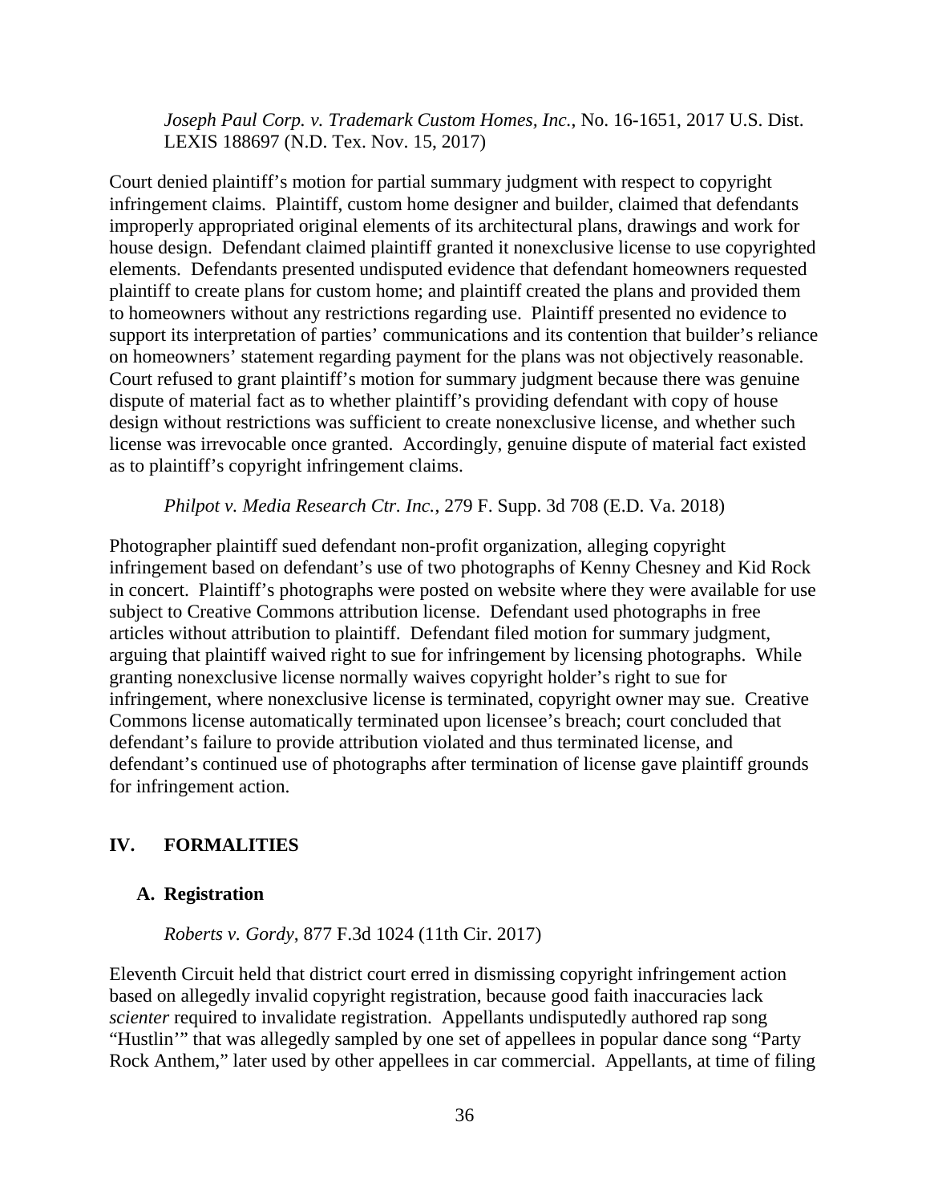*Joseph Paul Corp. v. Trademark Custom Homes, Inc.*, No. 16-1651, 2017 U.S. Dist. LEXIS 188697 (N.D. Tex. Nov. 15, 2017)

Court denied plaintiff's motion for partial summary judgment with respect to copyright infringement claims. Plaintiff, custom home designer and builder, claimed that defendants improperly appropriated original elements of its architectural plans, drawings and work for house design. Defendant claimed plaintiff granted it nonexclusive license to use copyrighted elements. Defendants presented undisputed evidence that defendant homeowners requested plaintiff to create plans for custom home; and plaintiff created the plans and provided them to homeowners without any restrictions regarding use. Plaintiff presented no evidence to support its interpretation of parties' communications and its contention that builder's reliance on homeowners' statement regarding payment for the plans was not objectively reasonable. Court refused to grant plaintiff's motion for summary judgment because there was genuine dispute of material fact as to whether plaintiff's providing defendant with copy of house design without restrictions was sufficient to create nonexclusive license, and whether such license was irrevocable once granted. Accordingly, genuine dispute of material fact existed as to plaintiff's copyright infringement claims.

*Philpot v. Media Research Ctr. Inc.*, 279 F. Supp. 3d 708 (E.D. Va. 2018)

Photographer plaintiff sued defendant non-profit organization, alleging copyright infringement based on defendant's use of two photographs of Kenny Chesney and Kid Rock in concert. Plaintiff's photographs were posted on website where they were available for use subject to Creative Commons attribution license. Defendant used photographs in free articles without attribution to plaintiff. Defendant filed motion for summary judgment, arguing that plaintiff waived right to sue for infringement by licensing photographs. While granting nonexclusive license normally waives copyright holder's right to sue for infringement, where nonexclusive license is terminated, copyright owner may sue. Creative Commons license automatically terminated upon licensee's breach; court concluded that defendant's failure to provide attribution violated and thus terminated license, and defendant's continued use of photographs after termination of license gave plaintiff grounds for infringement action.

## IV. FORMALITIES

### A. Registration

*Roberts v. Gordy*, 877 F.3d 1024 (11th Cir. 2017)

Eleventh Circuit held that district court erred in dismissing copyright infringement action based on allegedly invalid copyright registration, because good faith inaccuracies lack *scienter* required to invalidate registration. Appellants undisputedly authored rap song "Hustlin'" that was allegedly sampled by one set of appellees in popular dance song "Party Rock Anthem," later used by other appellees in car commercial. Appellants, at time of filing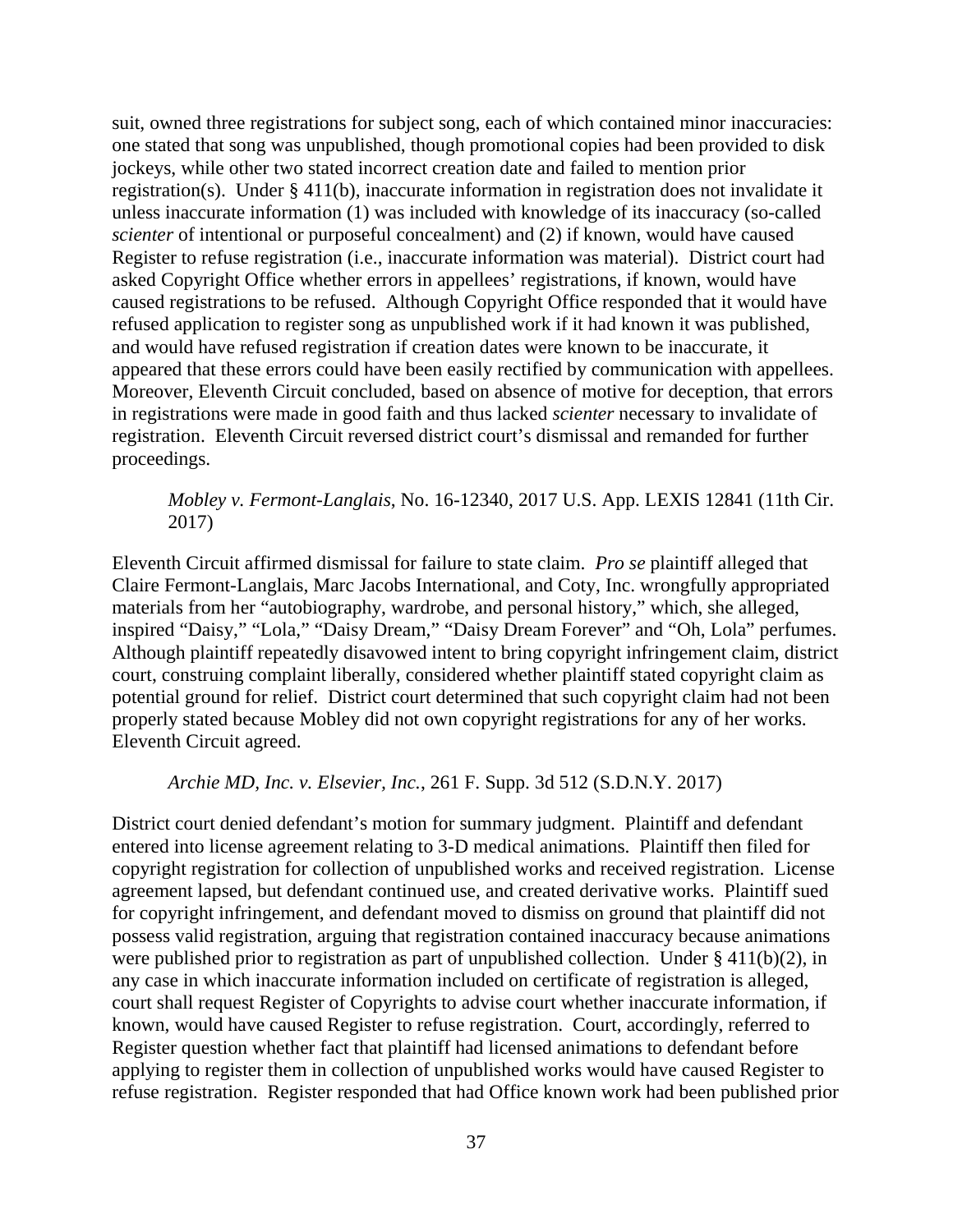suit, owned three registrations for subject song, each of which contained minor inaccuracies: one stated that song was unpublished, though promotional copies had been provided to disk jockeys, while other two stated incorrect creation date and failed to mention prior registration(s). Under § 411(b), inaccurate information in registration does not invalidate it unless inaccurate information (1) was included with knowledge of its inaccuracy (so-called *scienter* of intentional or purposeful concealment) and (2) if known, would have caused Register to refuse registration (i.e., inaccurate information was material). District court had asked Copyright Office whether errors in appellees' registrations, if known, would have caused registrations to be refused. Although Copyright Office responded that it would have refused application to register song as unpublished work if it had known it was published, and would have refused registration if creation dates were known to be inaccurate, it appeared that these errors could have been easily rectified by communication with appellees. Moreover, Eleventh Circuit concluded, based on absence of motive for deception, that errors in registrations were made in good faith and thus lacked *scienter* necessary to invalidate of registration. Eleventh Circuit reversed district court's dismissal and remanded for further proceedings.

> *Mobley v. Fermont-Langlais*, No. 16-12340, 2017 U.S. App. LEXIS 12841 (11th Cir. 2017)

Eleventh Circuit affirmed dismissal for failure to state claim. *Pro se* plaintiff alleged that Claire Fermont-Langlais, Marc Jacobs International, and Coty, Inc. wrongfully appropriated materials from her "autobiography, wardrobe, and personal history," which, she alleged, inspired "Daisy," "Lola," "Daisy Dream," "Daisy Dream Forever" and "Oh, Lola" perfumes. Although plaintiff repeatedly disavowed intent to bring copyright infringement claim, district court, construing complaint liberally, considered whether plaintiff stated copyright claim as potential ground for relief. District court determined that such copyright claim had not been properly stated because Mobley did not own copyright registrations for any of her works. Eleventh Circuit agreed.

> *Archie MD, Inc. v. Elsevier, Inc.*, 261 F. Supp. 3d 512 (S.D.N.Y. 2017)

District court denied defendant's motion for summary judgment. Plaintiff and defendant entered into license agreement relating to 3-D medical animations. Plaintiff then filed for copyright registration for collection of unpublished works and received registration. License agreement lapsed, but defendant continued use, and created derivative works. Plaintiff sued for copyright infringement, and defendant moved to dismiss on ground that plaintiff did not possess valid registration, arguing that registration contained inaccuracy because animations were published prior to registration as part of unpublished collection. Under § 411(b)(2), in any case in which inaccurate information included on certificate of registration is alleged, court shall request Register of Copyrights to advise court whether inaccurate information, if known, would have caused Register to refuse registration. Court, accordingly, referred to Register question whether fact that plaintiff had licensed animations to defendant before applying to register them in collection of unpublished works would have caused Register to refuse registration. Register responded that had Office known work had been published prior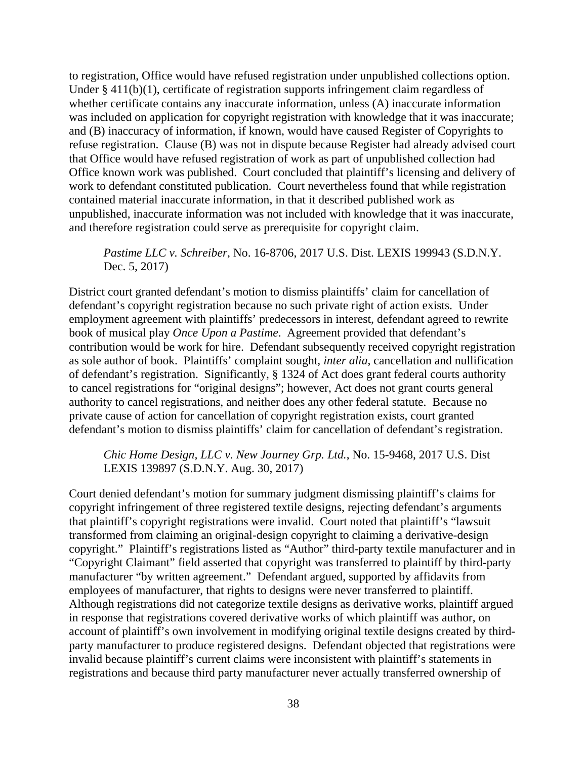to registration, Office would have refused registration under unpublished collections option. Under § 411(b)(1), certificate of registration supports infringement claim regardless of whether certificate contains any inaccurate information, unless (A) inaccurate information was included on application for copyright registration with knowledge that it was inaccurate; and (B) inaccuracy of information, if known, would have caused Register of Copyrights to refuse registration. Clause (B) was not in dispute because Register had already advised court that Office would have refused registration of work as part of unpublished collection had Office known work was published. Court concluded that plaintiff's licensing and delivery of work to defendant constituted publication. Court nevertheless found that while registration contained material inaccurate information, in that it described published work as unpublished, inaccurate information was not included with knowledge that it was inaccurate, and therefore registration could serve as prerequisite for copyright claim.

> *Pastime LLC v. Schreiber*, No. 16-8706, 2017 U.S. Dist. LEXIS 199943 (S.D.N.Y. Dec. 5, 2017)

District court granted defendant's motion to dismiss plaintiffs' claim for cancellation of defendant's copyright registration because no such private right of action exists. Under employment agreement with plaintiffs' predecessors in interest, defendant agreed to rewrite book of musical play *Once Upon a Pastime*. Agreement provided that defendant's contribution would be work for hire. Defendant subsequently received copyright registration as sole author of book. Plaintiffs' complaint sought, *inter alia*, cancellation and nullification of defendant's registration. Significantly, § 1324 of Act does grant federal courts authority to cancel registrations for "original designs"; however, Act does not grant courts general authority to cancel registrations, and neither does any other federal statute. Because no private cause of action for cancellation of copyright registration exists, court granted defendant's motion to dismiss plaintiffs' claim for cancellation of defendant's registration.

> *Chic Home Design, LLC v. New Journey Grp. Ltd.*, No. 15-9468, 2017 U.S. Dist LEXIS 139897 (S.D.N.Y. Aug. 30, 2017)

Court denied defendant's motion for summary judgment dismissing plaintiff's claims for copyright infringement of three registered textile designs, rejecting defendant's arguments that plaintiff's copyright registrations were invalid. Court noted that plaintiff's "lawsuit transformed from claiming an original-design copyright to claiming a derivative-design copyright." Plaintiff's registrations listed as "Author" third-party textile manufacturer and in "Copyright Claimant" field asserted that copyright was transferred to plaintiff by third-party manufacturer "by written agreement." Defendant argued, supported by affidavits from employees of manufacturer, that rights to designs were never transferred to plaintiff. Although registrations did not categorize textile designs as derivative works, plaintiff argued in response that registrations covered derivative works of which plaintiff was author, on account of plaintiff's own involvement in modifying original textile designs created by third-party manufacturer to produce registered designs. Defendant objected that registrations were invalid because plaintiff's current claims were inconsistent with plaintiff's statements in registrations and because third party manufacturer never actually transferred ownership of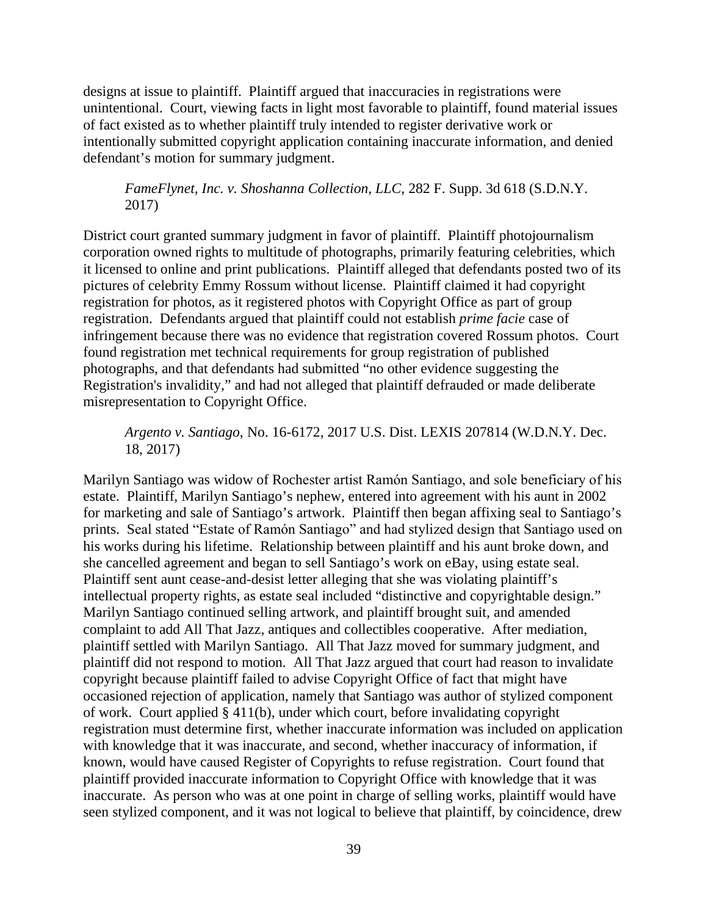designs at issue to plaintiff. Plaintiff argued that inaccuracies in registrations were unintentional. Court, viewing facts in light most favorable to plaintiff, found material issues of fact existed as to whether plaintiff truly intended to register derivative work or intentionally submitted copyright application containing inaccurate information, and denied defendant's motion for summary judgment.

> *FameFlynet, Inc. v. Shoshanna Collection, LLC*, 282 F. Supp. 3d 618 (S.D.N.Y. 2017)

District court granted summary judgment in favor of plaintiff. Plaintiff photojournalism corporation owned rights to multitude of photographs, primarily featuring celebrities, which it licensed to online and print publications. Plaintiff alleged that defendants posted two of its pictures of celebrity Emmy Rossum without license. Plaintiff claimed it had copyright registration for photos, as it registered photos with Copyright Office as part of group registration. Defendants argued that plaintiff could not establish *prime facie* case of infringement because there was no evidence that registration covered Rossum photos. Court found registration met technical requirements for group registration of published photographs, and that defendants had submitted "no other evidence suggesting the Registration's invalidity," and had not alleged that plaintiff defrauded or made deliberate misrepresentation to Copyright Office.

> *Argento v. Santiago*, No. 16-6172, 2017 U.S. Dist. LEXIS 207814 (W.D.N.Y. Dec. 18, 2017)

Marilyn Santiago was widow of Rochester artist Ramón Santiago, and sole beneficiary of his estate. Plaintiff, Marilyn Santiago's nephew, entered into agreement with his aunt in 2002 for marketing and sale of Santiago's artwork. Plaintiff then began affixing seal to Santiago's prints. Seal stated "Estate of Ramón Santiago" and had stylized design that Santiago used on his works during his lifetime. Relationship between plaintiff and his aunt broke down, and she cancelled agreement and began to sell Santiago's work on eBay, using estate seal. Plaintiff sent aunt cease-and-desist letter alleging that she was violating plaintiff's intellectual property rights, as estate seal included "distinctive and copyrightable design." Marilyn Santiago continued selling artwork, and plaintiff brought suit, and amended complaint to add All That Jazz, antiques and collectibles cooperative. After mediation, plaintiff settled with Marilyn Santiago. All That Jazz moved for summary judgment, and plaintiff did not respond to motion. All That Jazz argued that court had reason to invalidate copyright because plaintiff failed to advise Copyright Office of fact that might have occasioned rejection of application, namely that Santiago was author of stylized component of work. Court applied § 411(b), under which court, before invalidating copyright registration must determine first, whether inaccurate information was included on application with knowledge that it was inaccurate, and second, whether inaccuracy of information, if known, would have caused Register of Copyrights to refuse registration. Court found that plaintiff provided inaccurate information to Copyright Office with knowledge that it was inaccurate. As person who was at one point in charge of selling works, plaintiff would have seen stylized component, and it was not logical to believe that plaintiff, by coincidence, drew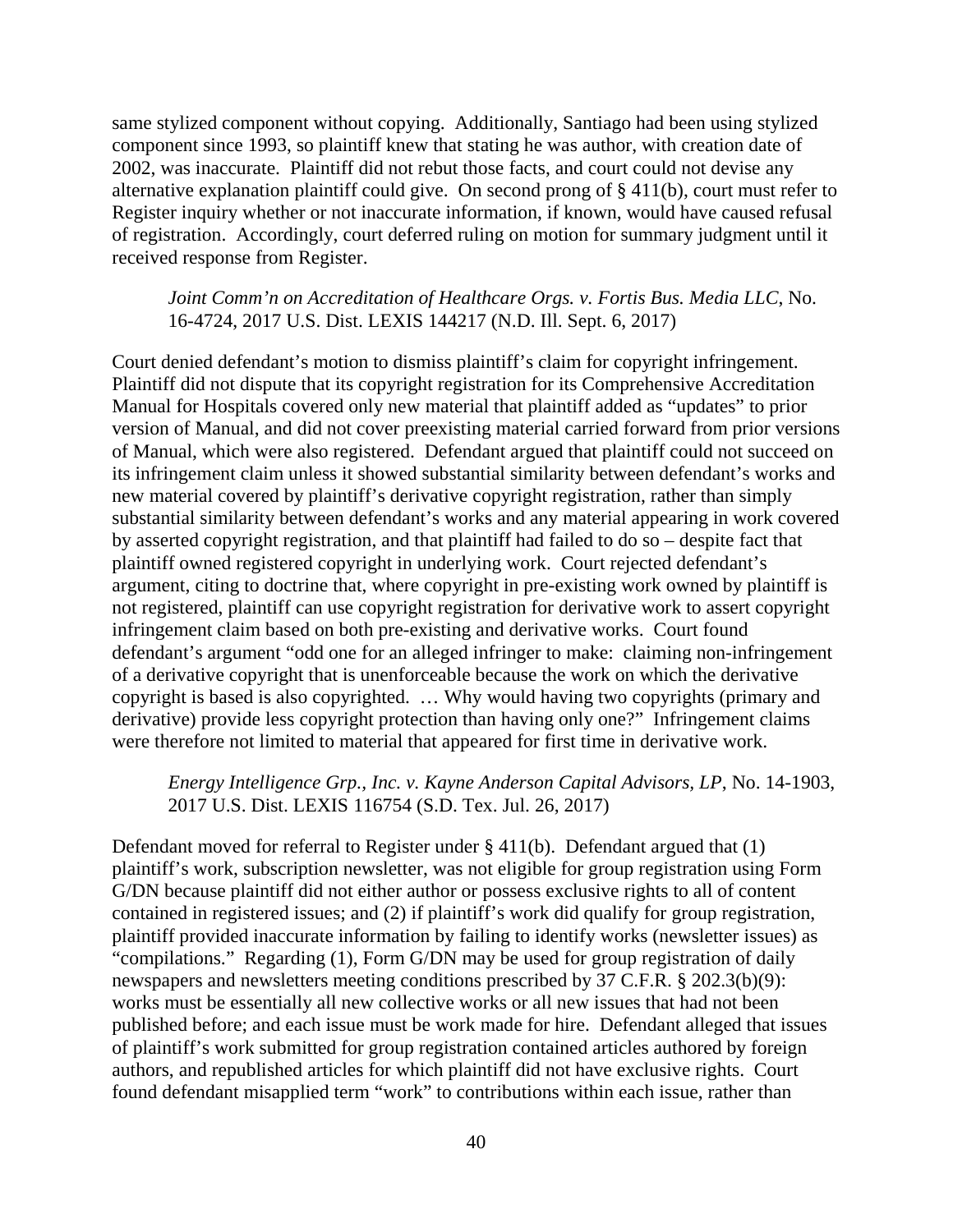same stylized component without copying. Additionally, Santiago had been using stylized component since 1993, so plaintiff knew that stating he was author, with creation date of 2002, was inaccurate. Plaintiff did not rebut those facts, and court could not devise any alternative explanation plaintiff could give. On second prong of § 411(b), court must refer to Register inquiry whether or not inaccurate information, if known, would have caused refusal of registration. Accordingly, court deferred ruling on motion for summary judgment until it received response from Register.

> *Joint Comm'n on Accreditation of Healthcare Orgs. v. Fortis Bus. Media LLC*, No. 16-4724, 2017 U.S. Dist. LEXIS 144217 (N.D. Ill. Sept. 6, 2017)

Court denied defendant's motion to dismiss plaintiff's claim for copyright infringement. Plaintiff did not dispute that its copyright registration for its Comprehensive Accreditation Manual for Hospitals covered only new material that plaintiff added as "updates" to prior version of Manual, and did not cover preexisting material carried forward from prior versions of Manual, which were also registered. Defendant argued that plaintiff could not succeed on its infringement claim unless it showed substantial similarity between defendant's works and new material covered by plaintiff's derivative copyright registration, rather than simply substantial similarity between defendant's works and any material appearing in work covered by asserted copyright registration, and that plaintiff had failed to do so – despite fact that plaintiff owned registered copyright in underlying work. Court rejected defendant's argument, citing to doctrine that, where copyright in pre-existing work owned by plaintiff is not registered, plaintiff can use copyright registration for derivative work to assert copyright infringement claim based on both pre-existing and derivative works. Court found defendant's argument "odd one for an alleged infringer to make: claiming non-infringement of a derivative copyright that is unenforceable because the work on which the derivative copyright is based is also copyrighted. … Why would having two copyrights (primary and derivative) provide less copyright protection than having only one?" Infringement claims were therefore not limited to material that appeared for first time in derivative work.

> *Energy Intelligence Grp., Inc. v. Kayne Anderson Capital Advisors, LP*, No. 14-1903, 2017 U.S. Dist. LEXIS 116754 (S.D. Tex. Jul. 26, 2017)

Defendant moved for referral to Register under § 411(b). Defendant argued that (1) plaintiff's work, subscription newsletter, was not eligible for group registration using Form G/DN because plaintiff did not either author or possess exclusive rights to all of content contained in registered issues; and (2) if plaintiff's work did qualify for group registration, plaintiff provided inaccurate information by failing to identify works (newsletter issues) as "compilations." Regarding (1), Form G/DN may be used for group registration of daily newspapers and newsletters meeting conditions prescribed by 37 C.F.R. § 202.3(b)(9): works must be essentially all new collective works or all new issues that had not been published before; and each issue must be work made for hire. Defendant alleged that issues of plaintiff's work submitted for group registration contained articles authored by foreign authors, and republished articles for which plaintiff did not have exclusive rights. Court found defendant misapplied term "work" to contributions within each issue, rather than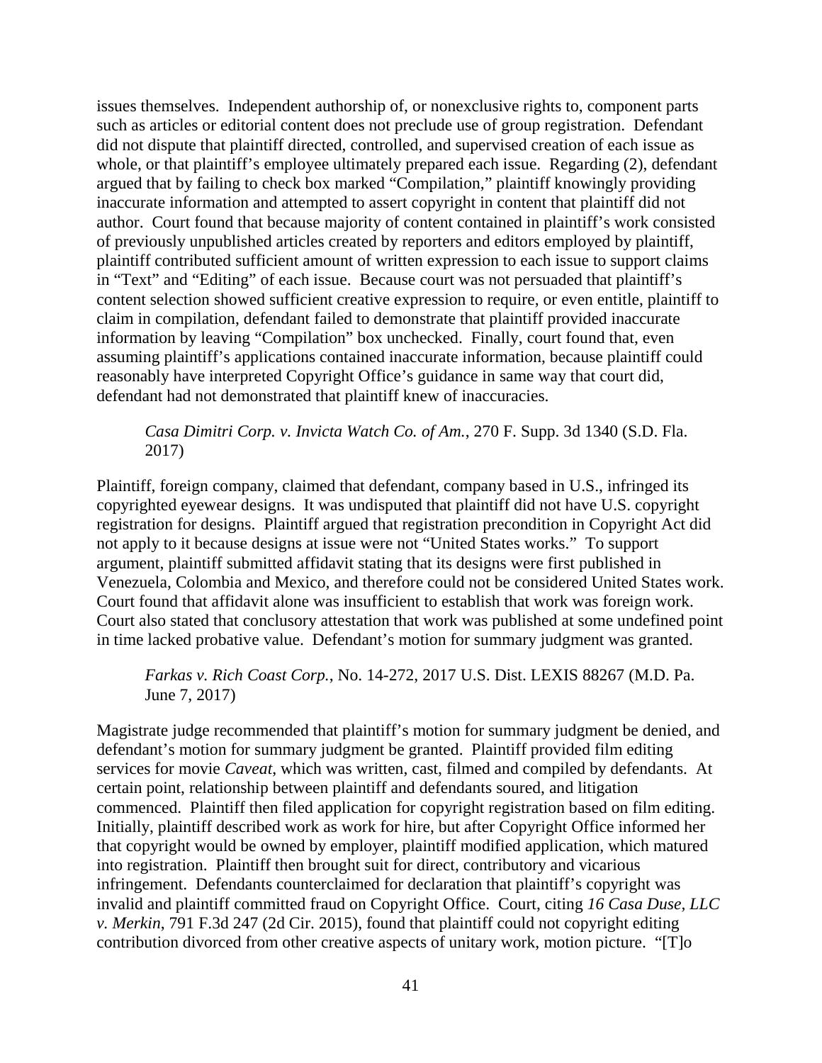issues themselves. Independent authorship of, or nonexclusive rights to, component parts such as articles or editorial content does not preclude use of group registration. Defendant did not dispute that plaintiff directed, controlled, and supervised creation of each issue as whole, or that plaintiff's employee ultimately prepared each issue. Regarding (2), defendant argued that by failing to check box marked "Compilation," plaintiff knowingly providing inaccurate information and attempted to assert copyright in content that plaintiff did not author. Court found that because majority of content contained in plaintiff's work consisted of previously unpublished articles created by reporters and editors employed by plaintiff, plaintiff contributed sufficient amount of written expression to each issue to support claims in "Text" and "Editing" of each issue. Because court was not persuaded that plaintiff's content selection showed sufficient creative expression to require, or even entitle, plaintiff to claim in compilation, defendant failed to demonstrate that plaintiff provided inaccurate information by leaving "Compilation" box unchecked. Finally, court found that, even assuming plaintiff's applications contained inaccurate information, because plaintiff could reasonably have interpreted Copyright Office's guidance in same way that court did, defendant had not demonstrated that plaintiff knew of inaccuracies.

> *Casa Dimitri Corp. v. Invicta Watch Co. of Am.*, 270 F. Supp. 3d 1340 (S.D. Fla. 2017)

Plaintiff, foreign company, claimed that defendant, company based in U.S., infringed its copyrighted eyewear designs. It was undisputed that plaintiff did not have U.S. copyright registration for designs. Plaintiff argued that registration precondition in Copyright Act did not apply to it because designs at issue were not "United States works." To support argument, plaintiff submitted affidavit stating that its designs were first published in Venezuela, Colombia and Mexico, and therefore could not be considered United States work. Court found that affidavit alone was insufficient to establish that work was foreign work. Court also stated that conclusory attestation that work was published at some undefined point in time lacked probative value. Defendant's motion for summary judgment was granted.

> *Farkas v. Rich Coast Corp.*, No. 14-272, 2017 U.S. Dist. LEXIS 88267 (M.D. Pa. June 7, 2017)

Magistrate judge recommended that plaintiff's motion for summary judgment be denied, and defendant's motion for summary judgment be granted. Plaintiff provided film editing services for movie *Caveat*, which was written, cast, filmed and compiled by defendants. At certain point, relationship between plaintiff and defendants soured, and litigation commenced. Plaintiff then filed application for copyright registration based on film editing. Initially, plaintiff described work as work for hire, but after Copyright Office informed her that copyright would be owned by employer, plaintiff modified application, which matured into registration. Plaintiff then brought suit for direct, contributory and vicarious infringement. Defendants counterclaimed for declaration that plaintiff's copyright was invalid and plaintiff committed fraud on Copyright Office. Court, citing *16 Casa Duse, LLC v. Merkin*, 791 F.3d 247 (2d Cir. 2015), found that plaintiff could not copyright editing contribution divorced from other creative aspects of unitary work, motion picture. "[T]o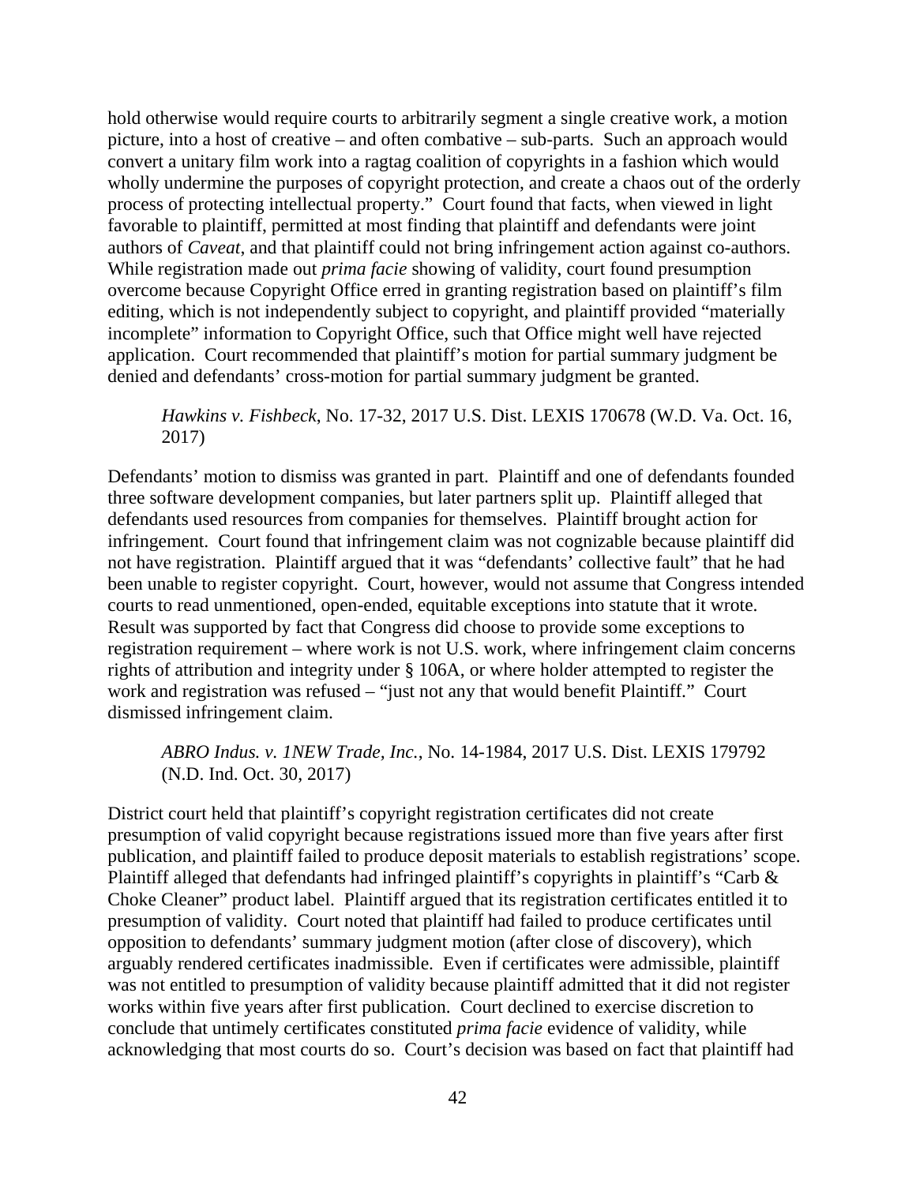hold otherwise would require courts to arbitrarily segment a single creative work, a motion picture, into a host of creative – and often combative – sub-parts. Such an approach would convert a unitary film work into a ragtag coalition of copyrights in a fashion which would wholly undermine the purposes of copyright protection, and create a chaos out of the orderly process of protecting intellectual property." Court found that facts, when viewed in light favorable to plaintiff, permitted at most finding that plaintiff and defendants were joint authors of *Caveat*, and that plaintiff could not bring infringement action against co-authors. While registration made out *prima facie* showing of validity, court found presumption overcome because Copyright Office erred in granting registration based on plaintiff's film editing, which is not independently subject to copyright, and plaintiff provided "materially incomplete" information to Copyright Office, such that Office might well have rejected application. Court recommended that plaintiff's motion for partial summary judgment be denied and defendants' cross-motion for partial summary judgment be granted.

> *Hawkins v. Fishbeck*, No. 17-32, 2017 U.S. Dist. LEXIS 170678 (W.D. Va. Oct. 16, 2017)

Defendants' motion to dismiss was granted in part. Plaintiff and one of defendants founded three software development companies, but later partners split up. Plaintiff alleged that defendants used resources from companies for themselves. Plaintiff brought action for infringement. Court found that infringement claim was not cognizable because plaintiff did not have registration. Plaintiff argued that it was "defendants' collective fault" that he had been unable to register copyright. Court, however, would not assume that Congress intended courts to read unmentioned, open-ended, equitable exceptions into statute that it wrote. Result was supported by fact that Congress did choose to provide some exceptions to registration requirement – where work is not U.S. work, where infringement claim concerns rights of attribution and integrity under § 106A, or where holder attempted to register the work and registration was refused – "just not any that would benefit Plaintiff." Court dismissed infringement claim.

> *ABRO Indus. v. 1NEW Trade, Inc.*, No. 14-1984, 2017 U.S. Dist. LEXIS 179792 (N.D. Ind. Oct. 30, 2017)

District court held that plaintiff's copyright registration certificates did not create presumption of valid copyright because registrations issued more than five years after first publication, and plaintiff failed to produce deposit materials to establish registrations' scope. Plaintiff alleged that defendants had infringed plaintiff's copyrights in plaintiff's "Carb & Choke Cleaner" product label. Plaintiff argued that its registration certificates entitled it to presumption of validity. Court noted that plaintiff had failed to produce certificates until opposition to defendants' summary judgment motion (after close of discovery), which arguably rendered certificates inadmissible. Even if certificates were admissible, plaintiff was not entitled to presumption of validity because plaintiff admitted that it did not register works within five years after first publication. Court declined to exercise discretion to conclude that untimely certificates constituted *prima facie* evidence of validity, while acknowledging that most courts do so. Court's decision was based on fact that plaintiff had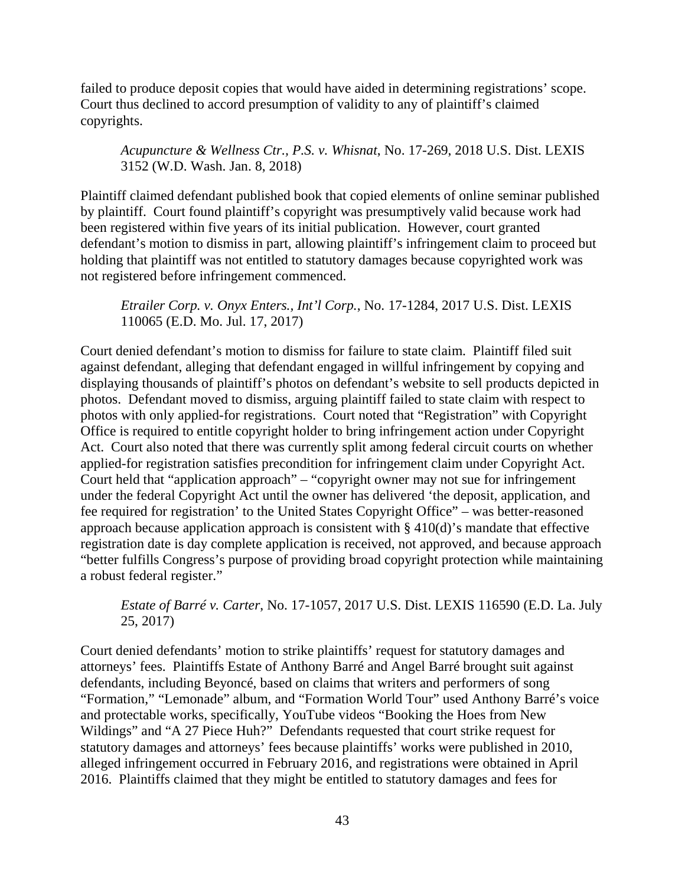failed to produce deposit copies that would have aided in determining registrations' scope. Court thus declined to accord presumption of validity to any of plaintiff's claimed copyrights.

> *Acupuncture & Wellness Ctr., P.S. v. Whisnat*, No. 17-269, 2018 U.S. Dist. LEXIS 3152 (W.D. Wash. Jan. 8, 2018)

Plaintiff claimed defendant published book that copied elements of online seminar published by plaintiff. Court found plaintiff's copyright was presumptively valid because work had been registered within five years of its initial publication. However, court granted defendant's motion to dismiss in part, allowing plaintiff's infringement claim to proceed but holding that plaintiff was not entitled to statutory damages because copyrighted work was not registered before infringement commenced.

> *Etrailer Corp. v. Onyx Enters., Int'l Corp.*, No. 17-1284, 2017 U.S. Dist. LEXIS 110065 (E.D. Mo. Jul. 17, 2017)

Court denied defendant's motion to dismiss for failure to state claim. Plaintiff filed suit against defendant, alleging that defendant engaged in willful infringement by copying and displaying thousands of plaintiff's photos on defendant's website to sell products depicted in photos. Defendant moved to dismiss, arguing plaintiff failed to state claim with respect to photos with only applied-for registrations. Court noted that "Registration" with Copyright Office is required to entitle copyright holder to bring infringement action under Copyright Act. Court also noted that there was currently split among federal circuit courts on whether applied-for registration satisfies precondition for infringement claim under Copyright Act. Court held that "application approach" – "copyright owner may not sue for infringement under the federal Copyright Act until the owner has delivered 'the deposit, application, and fee required for registration' to the United States Copyright Office" – was better-reasoned approach because application approach is consistent with § 410(d)'s mandate that effective registration date is day complete application is received, not approved, and because approach "better fulfills Congress's purpose of providing broad copyright protection while maintaining a robust federal register."

> *Estate of Barré v. Carter*, No. 17-1057, 2017 U.S. Dist. LEXIS 116590 (E.D. La. July 25, 2017)

Court denied defendants' motion to strike plaintiffs' request for statutory damages and attorneys' fees. Plaintiffs Estate of Anthony Barré and Angel Barré brought suit against defendants, including Beyoncé, based on claims that writers and performers of song "Formation," "Lemonade" album, and "Formation World Tour" used Anthony Barré's voice and protectable works, specifically, YouTube videos "Booking the Hoes from New Wildings" and "A 27 Piece Huh?" Defendants requested that court strike request for statutory damages and attorneys' fees because plaintiffs' works were published in 2010, alleged infringement occurred in February 2016, and registrations were obtained in April 2016. Plaintiffs claimed that they might be entitled to statutory damages and fees for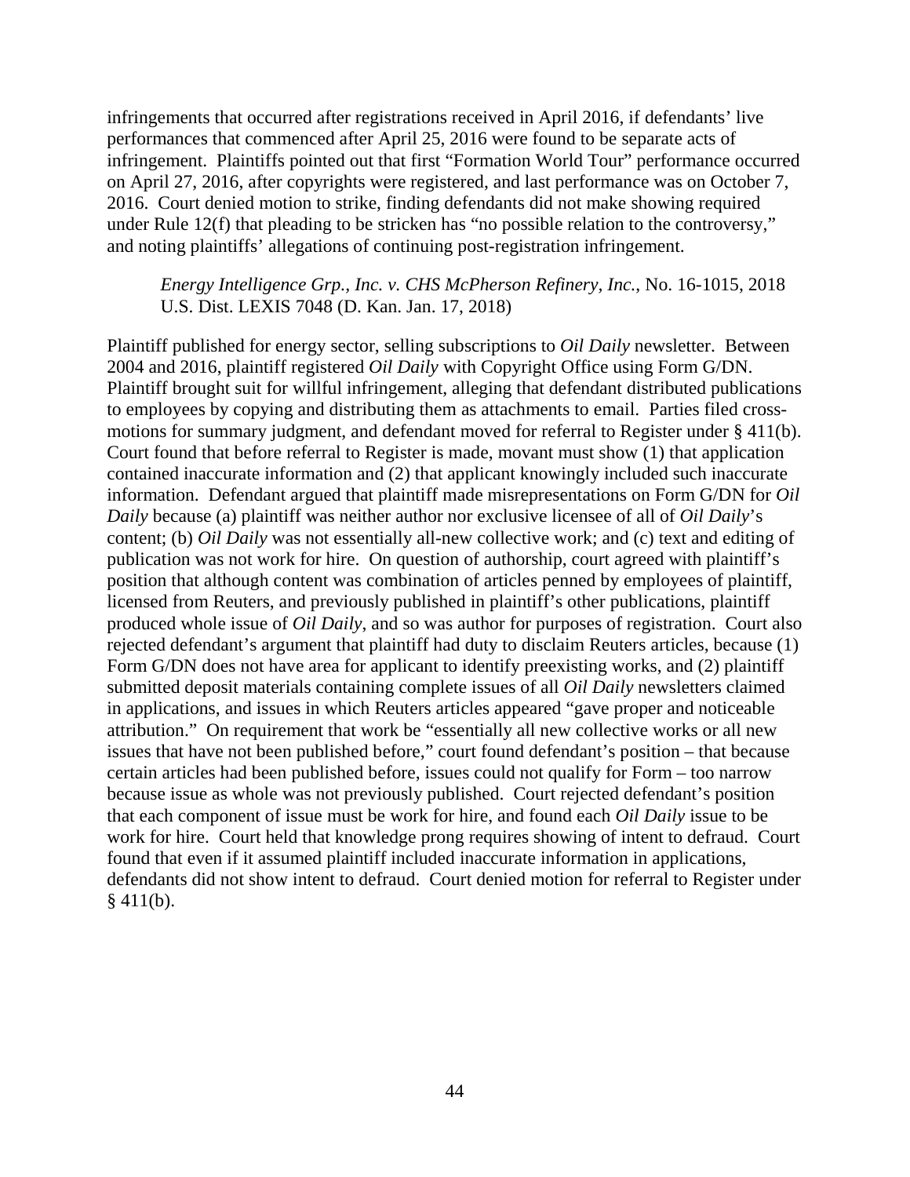infringements that occurred after registrations received in April 2016, if defendants' live performances that commenced after April 25, 2016 were found to be separate acts of infringement. Plaintiffs pointed out that first "Formation World Tour" performance occurred on April 27, 2016, after copyrights were registered, and last performance was on October 7, 2016. Court denied motion to strike, finding defendants did not make showing required under Rule 12(f) that pleading to be stricken has "no possible relation to the controversy," and noting plaintiffs' allegations of continuing post-registration infringement.

> *Energy Intelligence Grp., Inc. v. CHS McPherson Refinery, Inc.*, No. 16-1015, 2018 U.S. Dist. LEXIS 7048 (D. Kan. Jan. 17, 2018)

Plaintiff published for energy sector, selling subscriptions to *Oil Daily* newsletter. Between 2004 and 2016, plaintiff registered *Oil Daily* with Copyright Office using Form G/DN. Plaintiff brought suit for willful infringement, alleging that defendant distributed publications to employees by copying and distributing them as attachments to email. Parties filed cross-motions for summary judgment, and defendant moved for referral to Register under § 411(b). Court found that before referral to Register is made, movant must show (1) that application contained inaccurate information and (2) that applicant knowingly included such inaccurate information. Defendant argued that plaintiff made misrepresentations on Form G/DN for *Oil Daily* because (a) plaintiff was neither author nor exclusive licensee of all of *Oil Daily*'s content; (b) *Oil Daily* was not essentially all-new collective work; and (c) text and editing of publication was not work for hire. On question of authorship, court agreed with plaintiff's position that although content was combination of articles penned by employees of plaintiff, licensed from Reuters, and previously published in plaintiff's other publications, plaintiff produced whole issue of *Oil Daily*, and so was author for purposes of registration. Court also rejected defendant's argument that plaintiff had duty to disclaim Reuters articles, because (1) Form G/DN does not have area for applicant to identify preexisting works, and (2) plaintiff submitted deposit materials containing complete issues of all *Oil Daily* newsletters claimed in applications, and issues in which Reuters articles appeared "gave proper and noticeable attribution." On requirement that work be "essentially all new collective works or all new issues that have not been published before," court found defendant's position – that because certain articles had been published before, issues could not qualify for Form – too narrow because issue as whole was not previously published. Court rejected defendant's position that each component of issue must be work for hire, and found each *Oil Daily* issue to be work for hire. Court held that knowledge prong requires showing of intent to defraud. Court found that even if it assumed plaintiff included inaccurate information in applications, defendants did not show intent to defraud. Court denied motion for referral to Register under § 411(b).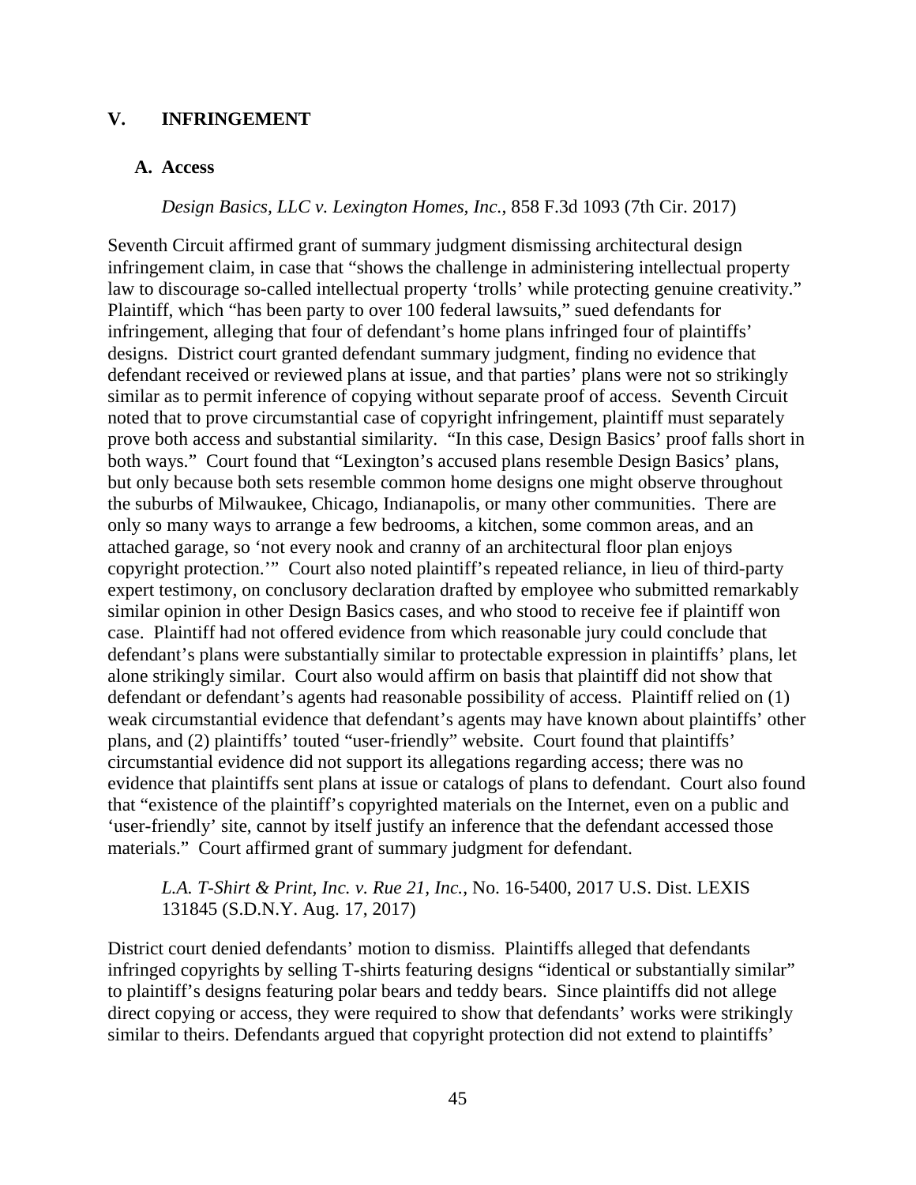## V. INFRINGEMENT

### A. Access

*Design Basics, LLC v. Lexington Homes, Inc.*, 858 F.3d 1093 (7th Cir. 2017)

Seventh Circuit affirmed grant of summary judgment dismissing architectural design infringement claim, in case that "shows the challenge in administering intellectual property law to discourage so-called intellectual property 'trolls' while protecting genuine creativity." Plaintiff, which "has been party to over 100 federal lawsuits," sued defendants for infringement, alleging that four of defendant's home plans infringed four of plaintiffs' designs. District court granted defendant summary judgment, finding no evidence that defendant received or reviewed plans at issue, and that parties' plans were not so strikingly similar as to permit inference of copying without separate proof of access. Seventh Circuit noted that to prove circumstantial case of copyright infringement, plaintiff must separately prove both access and substantial similarity. "In this case, Design Basics' proof falls short in both ways." Court found that "Lexington's accused plans resemble Design Basics' plans, but only because both sets resemble common home designs one might observe throughout the suburbs of Milwaukee, Chicago, Indianapolis, or many other communities. There are only so many ways to arrange a few bedrooms, a kitchen, some common areas, and an attached garage, so 'not every nook and cranny of an architectural floor plan enjoys copyright protection.'" Court also noted plaintiff's repeated reliance, in lieu of third-party expert testimony, on conclusory declaration drafted by employee who submitted remarkably similar opinion in other Design Basics cases, and who stood to receive fee if plaintiff won case. Plaintiff had not offered evidence from which reasonable jury could conclude that defendant's plans were substantially similar to protectable expression in plaintiffs' plans, let alone strikingly similar. Court also would affirm on basis that plaintiff did not show that defendant or defendant's agents had reasonable possibility of access. Plaintiff relied on (1) weak circumstantial evidence that defendant's agents may have known about plaintiffs' other plans, and (2) plaintiffs' touted "user-friendly" website. Court found that plaintiffs' circumstantial evidence did not support its allegations regarding access; there was no evidence that plaintiffs sent plans at issue or catalogs of plans to defendant. Court also found that "existence of the plaintiff's copyrighted materials on the Internet, even on a public and 'user-friendly' site, cannot by itself justify an inference that the defendant accessed those materials." Court affirmed grant of summary judgment for defendant.

*L.A. T-Shirt & Print, Inc. v. Rue 21, Inc.*, No. 16-5400, 2017 U.S. Dist. LEXIS 131845 (S.D.N.Y. Aug. 17, 2017)

District court denied defendants' motion to dismiss. Plaintiffs alleged that defendants infringed copyrights by selling T-shirts featuring designs "identical or substantially similar" to plaintiff's designs featuring polar bears and teddy bears. Since plaintiffs did not allege direct copying or access, they were required to show that defendants' works were strikingly similar to theirs. Defendants argued that copyright protection did not extend to plaintiffs'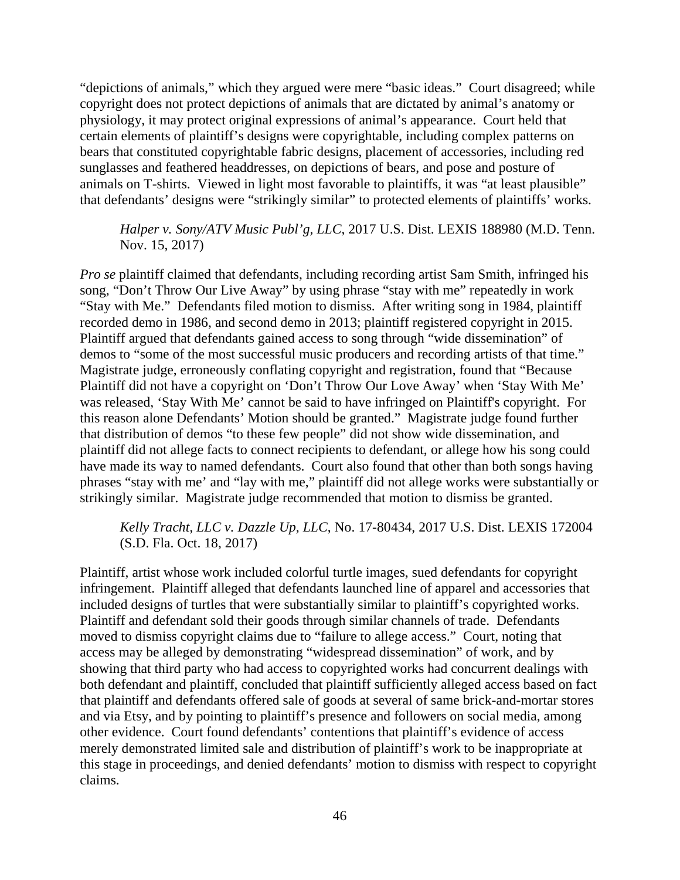"depictions of animals," which they argued were mere "basic ideas." Court disagreed; while copyright does not protect depictions of animals that are dictated by animal's anatomy or physiology, it may protect original expressions of animal's appearance. Court held that certain elements of plaintiff's designs were copyrightable, including complex patterns on bears that constituted copyrightable fabric designs, placement of accessories, including red sunglasses and feathered headdresses, on depictions of bears, and pose and posture of animals on T-shirts. Viewed in light most favorable to plaintiffs, it was "at least plausible" that defendants' designs were "strikingly similar" to protected elements of plaintiffs' works.

> *Halper v. Sony/ATV Music Publ'g, LLC*, 2017 U.S. Dist. LEXIS 188980 (M.D. Tenn. Nov. 15, 2017)

*Pro se* plaintiff claimed that defendants, including recording artist Sam Smith, infringed his song, "Don't Throw Our Live Away" by using phrase "stay with me" repeatedly in work "Stay with Me." Defendants filed motion to dismiss. After writing song in 1984, plaintiff recorded demo in 1986, and second demo in 2013; plaintiff registered copyright in 2015. Plaintiff argued that defendants gained access to song through "wide dissemination" of demos to "some of the most successful music producers and recording artists of that time." Magistrate judge, erroneously conflating copyright and registration, found that "Because Plaintiff did not have a copyright on 'Don't Throw Our Love Away' when 'Stay With Me' was released, 'Stay With Me' cannot be said to have infringed on Plaintiff's copyright. For this reason alone Defendants' Motion should be granted." Magistrate judge found further that distribution of demos "to these few people" did not show wide dissemination, and plaintiff did not allege facts to connect recipients to defendant, or allege how his song could have made its way to named defendants. Court also found that other than both songs having phrases "stay with me' and "lay with me," plaintiff did not allege works were substantially or strikingly similar. Magistrate judge recommended that motion to dismiss be granted.

> *Kelly Tracht, LLC v. Dazzle Up, LLC*, No. 17-80434, 2017 U.S. Dist. LEXIS 172004 (S.D. Fla. Oct. 18, 2017)

Plaintiff, artist whose work included colorful turtle images, sued defendants for copyright infringement. Plaintiff alleged that defendants launched line of apparel and accessories that included designs of turtles that were substantially similar to plaintiff's copyrighted works. Plaintiff and defendant sold their goods through similar channels of trade. Defendants moved to dismiss copyright claims due to "failure to allege access." Court, noting that access may be alleged by demonstrating "widespread dissemination" of work, and by showing that third party who had access to copyrighted works had concurrent dealings with both defendant and plaintiff, concluded that plaintiff sufficiently alleged access based on fact that plaintiff and defendants offered sale of goods at several of same brick-and-mortar stores and via Etsy, and by pointing to plaintiff's presence and followers on social media, among other evidence. Court found defendants' contentions that plaintiff's evidence of access merely demonstrated limited sale and distribution of plaintiff's work to be inappropriate at this stage in proceedings, and denied defendants' motion to dismiss with respect to copyright claims.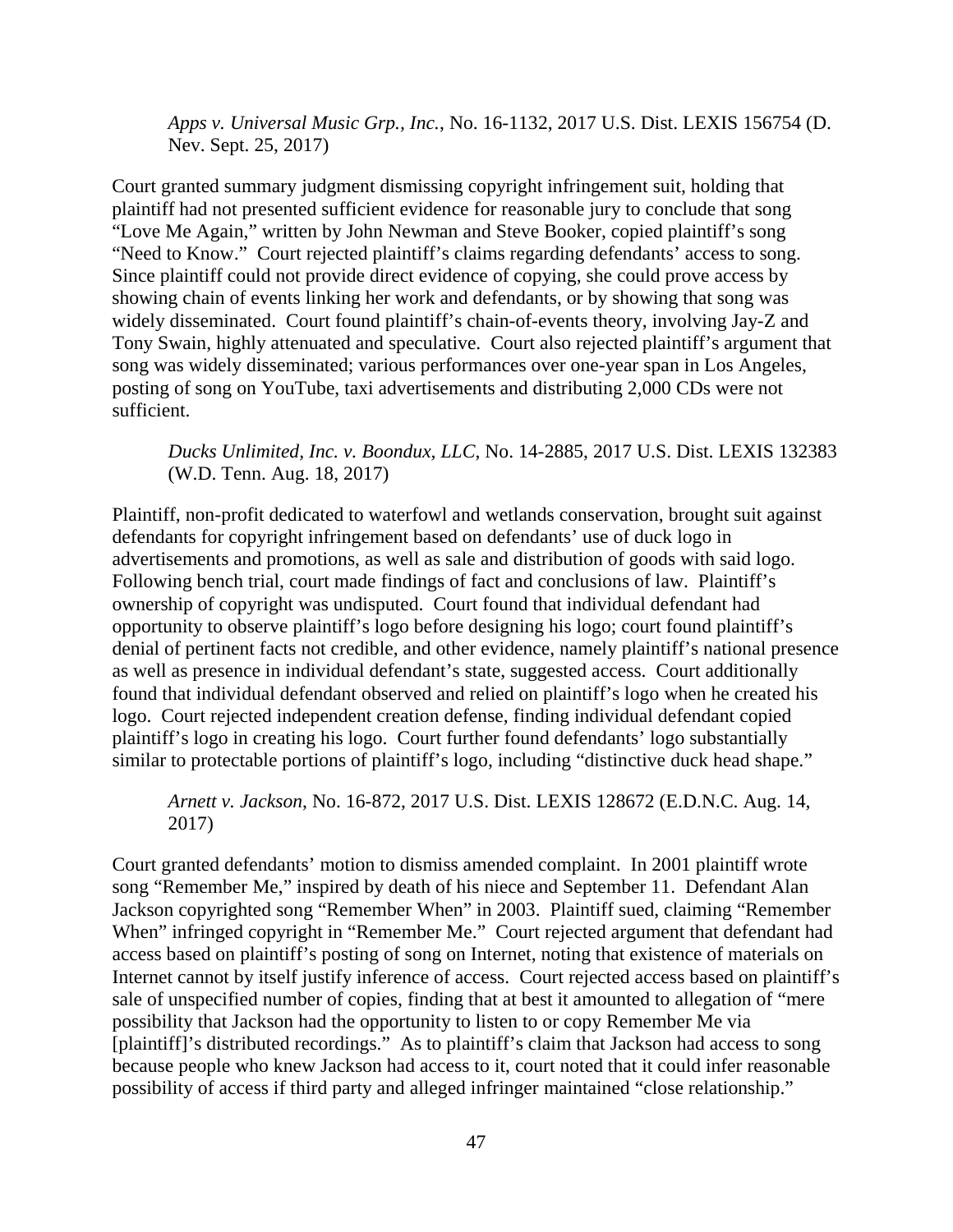*Apps v. Universal Music Grp., Inc.*, No. 16-1132, 2017 U.S. Dist. LEXIS 156754 (D. Nev. Sept. 25, 2017)

Court granted summary judgment dismissing copyright infringement suit, holding that plaintiff had not presented sufficient evidence for reasonable jury to conclude that song "Love Me Again," written by John Newman and Steve Booker, copied plaintiff's song "Need to Know." Court rejected plaintiff's claims regarding defendants' access to song. Since plaintiff could not provide direct evidence of copying, she could prove access by showing chain of events linking her work and defendants, or by showing that song was widely disseminated. Court found plaintiff's chain-of-events theory, involving Jay-Z and Tony Swain, highly attenuated and speculative. Court also rejected plaintiff's argument that song was widely disseminated; various performances over one-year span in Los Angeles, posting of song on YouTube, taxi advertisements and distributing 2,000 CDs were not sufficient.

*Ducks Unlimited, Inc. v. Boondux, LLC*, No. 14-2885, 2017 U.S. Dist. LEXIS 132383 (W.D. Tenn. Aug. 18, 2017)

Plaintiff, non-profit dedicated to waterfowl and wetlands conservation, brought suit against defendants for copyright infringement based on defendants' use of duck logo in advertisements and promotions, as well as sale and distribution of goods with said logo. Following bench trial, court made findings of fact and conclusions of law. Plaintiff's ownership of copyright was undisputed. Court found that individual defendant had opportunity to observe plaintiff's logo before designing his logo; court found plaintiff's denial of pertinent facts not credible, and other evidence, namely plaintiff's national presence as well as presence in individual defendant's state, suggested access. Court additionally found that individual defendant observed and relied on plaintiff's logo when he created his logo. Court rejected independent creation defense, finding individual defendant copied plaintiff's logo in creating his logo. Court further found defendants' logo substantially similar to protectable portions of plaintiff's logo, including "distinctive duck head shape."

*Arnett v. Jackson*, No. 16-872, 2017 U.S. Dist. LEXIS 128672 (E.D.N.C. Aug. 14, 2017)

Court granted defendants' motion to dismiss amended complaint. In 2001 plaintiff wrote song "Remember Me," inspired by death of his niece and September 11. Defendant Alan Jackson copyrighted song "Remember When" in 2003. Plaintiff sued, claiming "Remember When" infringed copyright in "Remember Me." Court rejected argument that defendant had access based on plaintiff's posting of song on Internet, noting that existence of materials on Internet cannot by itself justify inference of access. Court rejected access based on plaintiff's sale of unspecified number of copies, finding that at best it amounted to allegation of "mere possibility that Jackson had the opportunity to listen to or copy Remember Me via [plaintiff]'s distributed recordings." As to plaintiff's claim that Jackson had access to song because people who knew Jackson had access to it, court noted that it could infer reasonable possibility of access if third party and alleged infringer maintained "close relationship."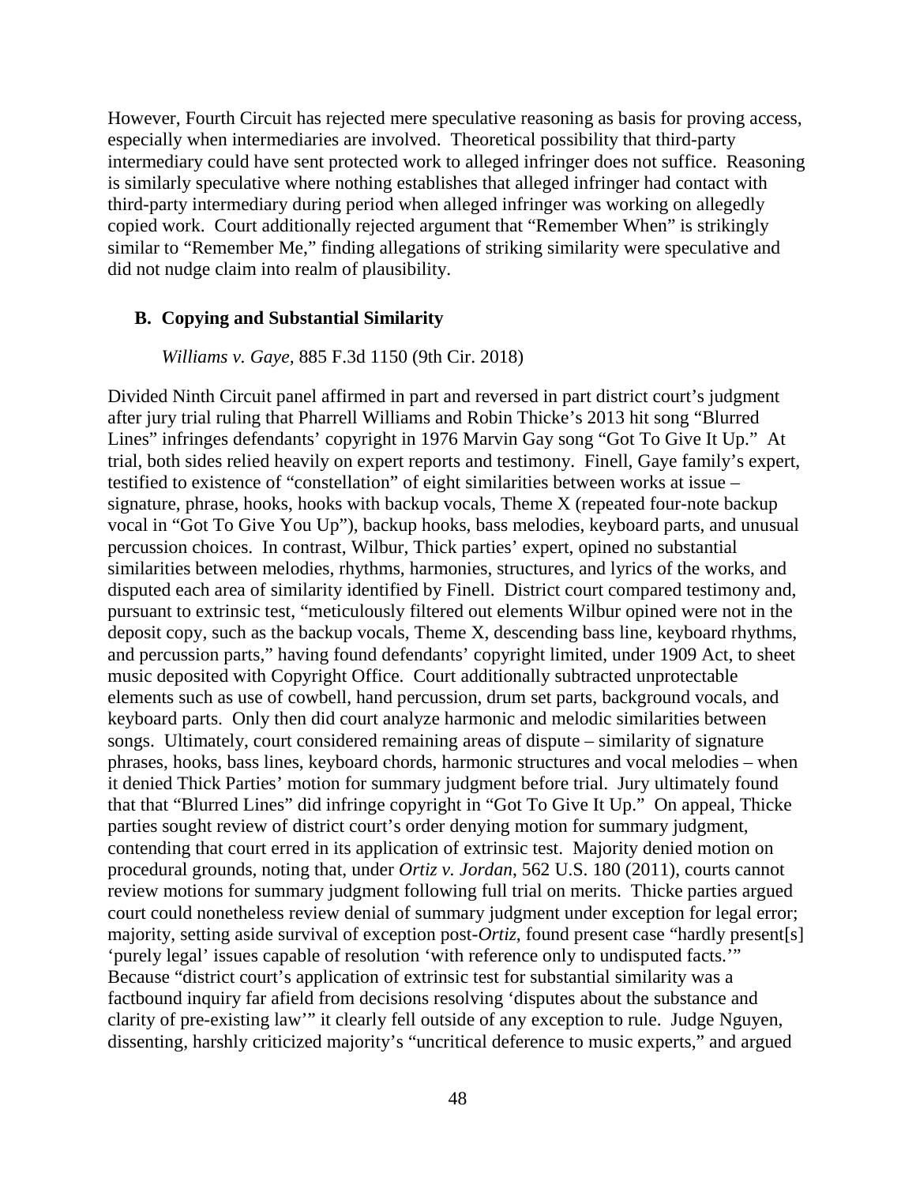However, Fourth Circuit has rejected mere speculative reasoning as basis for proving access, especially when intermediaries are involved. Theoretical possibility that third-party intermediary could have sent protected work to alleged infringer does not suffice. Reasoning is similarly speculative where nothing establishes that alleged infringer had contact with third-party intermediary during period when alleged infringer was working on allegedly copied work. Court additionally rejected argument that "Remember When" is strikingly similar to "Remember Me," finding allegations of striking similarity were speculative and did not nudge claim into realm of plausibility.

## B. Copying and Substantial Similarity

*Williams v. Gaye*, 885 F.3d 1150 (9th Cir. 2018)

Divided Ninth Circuit panel affirmed in part and reversed in part district court's judgment after jury trial ruling that Pharrell Williams and Robin Thicke's 2013 hit song "Blurred Lines" infringes defendants' copyright in 1976 Marvin Gay song "Got To Give It Up." At trial, both sides relied heavily on expert reports and testimony. Finell, Gaye family's expert, testified to existence of "constellation" of eight similarities between works at issue – signature, phrase, hooks, hooks with backup vocals, Theme X (repeated four-note backup vocal in "Got To Give You Up"), backup hooks, bass melodies, keyboard parts, and unusual percussion choices. In contrast, Wilbur, Thick parties' expert, opined no substantial similarities between melodies, rhythms, harmonies, structures, and lyrics of the works, and disputed each area of similarity identified by Finell. District court compared testimony and, pursuant to extrinsic test, "meticulously filtered out elements Wilbur opined were not in the deposit copy, such as the backup vocals, Theme X, descending bass line, keyboard rhythms, and percussion parts," having found defendants' copyright limited, under 1909 Act, to sheet music deposited with Copyright Office. Court additionally subtracted unprotectable elements such as use of cowbell, hand percussion, drum set parts, background vocals, and keyboard parts. Only then did court analyze harmonic and melodic similarities between songs. Ultimately, court considered remaining areas of dispute – similarity of signature phrases, hooks, bass lines, keyboard chords, harmonic structures and vocal melodies – when it denied Thick Parties' motion for summary judgment before trial. Jury ultimately found that that "Blurred Lines" did infringe copyright in "Got To Give It Up." On appeal, Thicke parties sought review of district court's order denying motion for summary judgment, contending that court erred in its application of extrinsic test. Majority denied motion on procedural grounds, noting that, under *Ortiz v. Jordan*, 562 U.S. 180 (2011), courts cannot review motions for summary judgment following full trial on merits. Thicke parties argued court could nonetheless review denial of summary judgment under exception for legal error; majority, setting aside survival of exception post-*Ortiz*, found present case "hardly present[s] 'purely legal' issues capable of resolution 'with reference only to undisputed facts.'" Because "district court's application of extrinsic test for substantial similarity was a factbound inquiry far afield from decisions resolving 'disputes about the substance and clarity of pre-existing law'" it clearly fell outside of any exception to rule. Judge Nguyen, dissenting, harshly criticized majority's "uncritical deference to music experts," and argued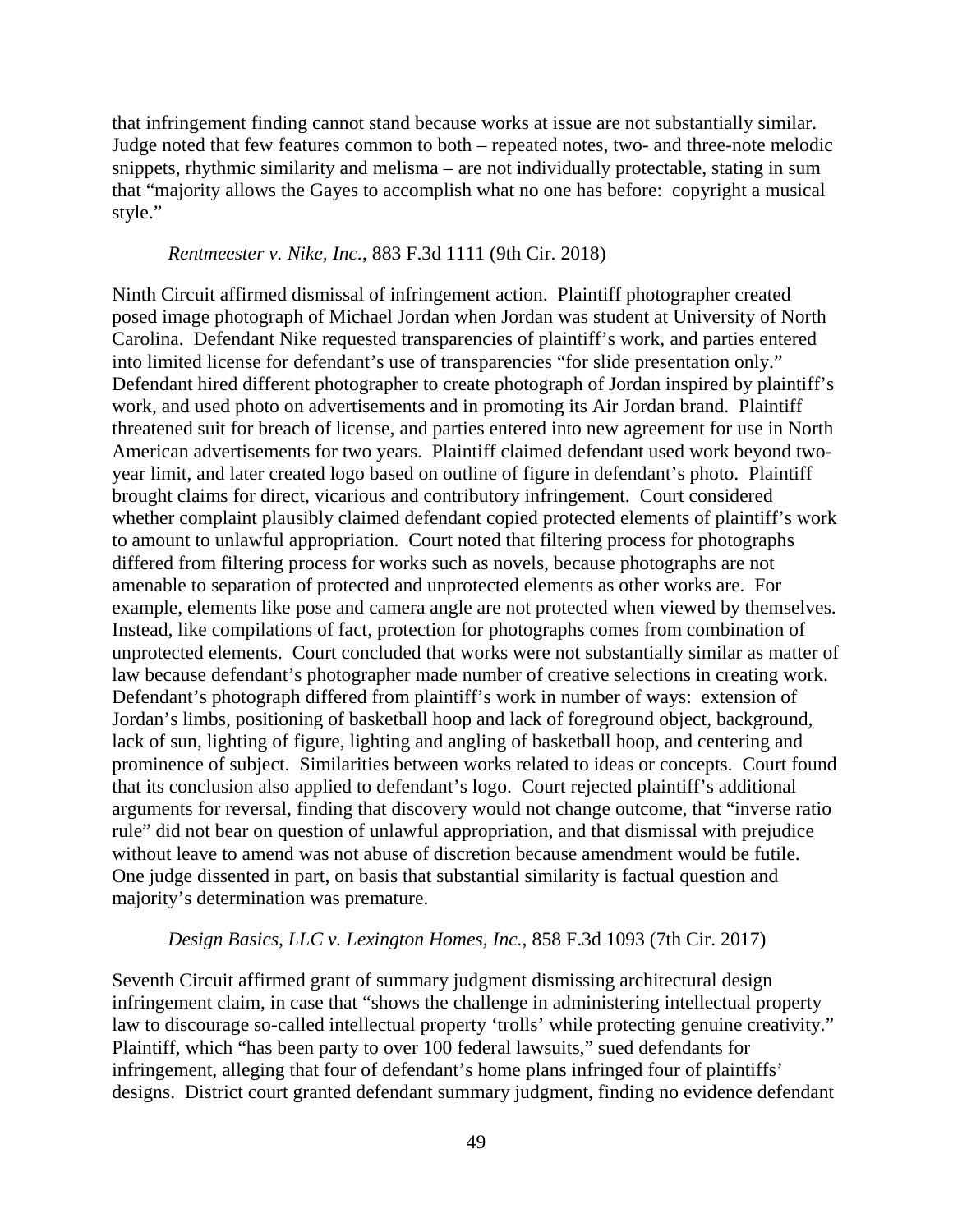that infringement finding cannot stand because works at issue are not substantially similar. Judge noted that few features common to both – repeated notes, two- and three-note melodic snippets, rhythmic similarity and melisma – are not individually protectable, stating in sum that "majority allows the Gayes to accomplish what no one has before: copyright a musical style."

*Rentmeester v. Nike, Inc.*, 883 F.3d 1111 (9th Cir. 2018)

Ninth Circuit affirmed dismissal of infringement action. Plaintiff photographer created posed image photograph of Michael Jordan when Jordan was student at University of North Carolina. Defendant Nike requested transparencies of plaintiff's work, and parties entered into limited license for defendant's use of transparencies "for slide presentation only." Defendant hired different photographer to create photograph of Jordan inspired by plaintiff's work, and used photo on advertisements and in promoting its Air Jordan brand. Plaintiff threatened suit for breach of license, and parties entered into new agreement for use in North American advertisements for two years. Plaintiff claimed defendant used work beyond two-year limit, and later created logo based on outline of figure in defendant's photo. Plaintiff brought claims for direct, vicarious and contributory infringement. Court considered whether complaint plausibly claimed defendant copied protected elements of plaintiff's work to amount to unlawful appropriation. Court noted that filtering process for photographs differed from filtering process for works such as novels, because photographs are not amenable to separation of protected and unprotected elements as other works are. For example, elements like pose and camera angle are not protected when viewed by themselves. Instead, like compilations of fact, protection for photographs comes from combination of unprotected elements. Court concluded that works were not substantially similar as matter of law because defendant's photographer made number of creative selections in creating work. Defendant's photograph differed from plaintiff's work in number of ways: extension of Jordan's limbs, positioning of basketball hoop and lack of foreground object, background, lack of sun, lighting of figure, lighting and angling of basketball hoop, and centering and prominence of subject. Similarities between works related to ideas or concepts. Court found that its conclusion also applied to defendant's logo. Court rejected plaintiff's additional arguments for reversal, finding that discovery would not change outcome, that "inverse ratio rule" did not bear on question of unlawful appropriation, and that dismissal with prejudice without leave to amend was not abuse of discretion because amendment would be futile. One judge dissented in part, on basis that substantial similarity is factual question and majority's determination was premature.

*Design Basics, LLC v. Lexington Homes, Inc.*, 858 F.3d 1093 (7th Cir. 2017)

Seventh Circuit affirmed grant of summary judgment dismissing architectural design infringement claim, in case that "shows the challenge in administering intellectual property law to discourage so-called intellectual property 'trolls' while protecting genuine creativity." Plaintiff, which "has been party to over 100 federal lawsuits," sued defendants for infringement, alleging that four of defendant's home plans infringed four of plaintiffs' designs. District court granted defendant summary judgment, finding no evidence defendant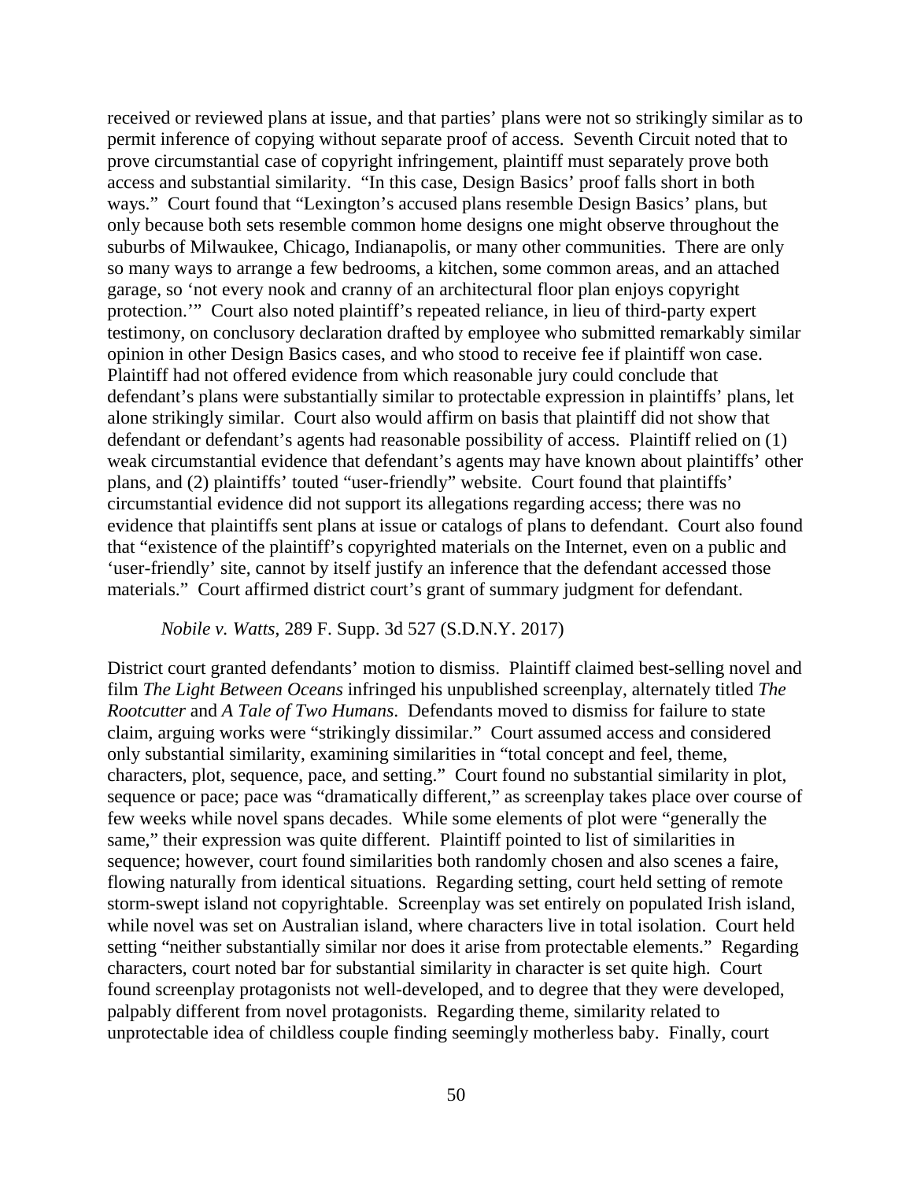received or reviewed plans at issue, and that parties' plans were not so strikingly similar as to permit inference of copying without separate proof of access. Seventh Circuit noted that to prove circumstantial case of copyright infringement, plaintiff must separately prove both access and substantial similarity. "In this case, Design Basics' proof falls short in both ways." Court found that "Lexington's accused plans resemble Design Basics' plans, but only because both sets resemble common home designs one might observe throughout the suburbs of Milwaukee, Chicago, Indianapolis, or many other communities. There are only so many ways to arrange a few bedrooms, a kitchen, some common areas, and an attached garage, so 'not every nook and cranny of an architectural floor plan enjoys copyright protection.'" Court also noted plaintiff's repeated reliance, in lieu of third-party expert testimony, on conclusory declaration drafted by employee who submitted remarkably similar opinion in other Design Basics cases, and who stood to receive fee if plaintiff won case. Plaintiff had not offered evidence from which reasonable jury could conclude that defendant's plans were substantially similar to protectable expression in plaintiffs' plans, let alone strikingly similar. Court also would affirm on basis that plaintiff did not show that defendant or defendant's agents had reasonable possibility of access. Plaintiff relied on (1) weak circumstantial evidence that defendant's agents may have known about plaintiffs' other plans, and (2) plaintiffs' touted "user-friendly" website. Court found that plaintiffs' circumstantial evidence did not support its allegations regarding access; there was no evidence that plaintiffs sent plans at issue or catalogs of plans to defendant. Court also found that "existence of the plaintiff's copyrighted materials on the Internet, even on a public and 'user-friendly' site, cannot by itself justify an inference that the defendant accessed those materials." Court affirmed district court's grant of summary judgment for defendant.

*Nobile v. Watts*, 289 F. Supp. 3d 527 (S.D.N.Y. 2017)

District court granted defendants' motion to dismiss. Plaintiff claimed best-selling novel and film *The Light Between Oceans* infringed his unpublished screenplay, alternately titled *The Rootcutter* and *A Tale of Two Humans*. Defendants moved to dismiss for failure to state claim, arguing works were "strikingly dissimilar." Court assumed access and considered only substantial similarity, examining similarities in "total concept and feel, theme, characters, plot, sequence, pace, and setting." Court found no substantial similarity in plot, sequence or pace; pace was "dramatically different," as screenplay takes place over course of few weeks while novel spans decades. While some elements of plot were "generally the same," their expression was quite different. Plaintiff pointed to list of similarities in sequence; however, court found similarities both randomly chosen and also scenes a faire, flowing naturally from identical situations. Regarding setting, court held setting of remote storm-swept island not copyrightable. Screenplay was set entirely on populated Irish island, while novel was set on Australian island, where characters live in total isolation. Court held setting "neither substantially similar nor does it arise from protectable elements." Regarding characters, court noted bar for substantial similarity in character is set quite high. Court found screenplay protagonists not well-developed, and to degree that they were developed, palpably different from novel protagonists. Regarding theme, similarity related to unprotectable idea of childless couple finding seemingly motherless baby. Finally, court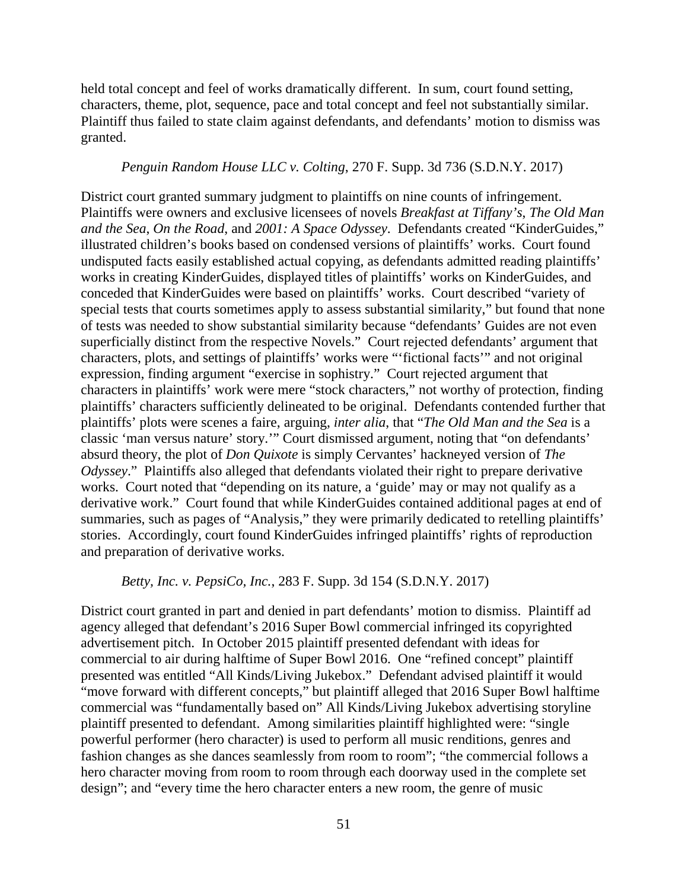held total concept and feel of works dramatically different. In sum, court found setting, characters, theme, plot, sequence, pace and total concept and feel not substantially similar. Plaintiff thus failed to state claim against defendants, and defendants' motion to dismiss was granted.

*Penguin Random House LLC v. Colting*, 270 F. Supp. 3d 736 (S.D.N.Y. 2017)

District court granted summary judgment to plaintiffs on nine counts of infringement. Plaintiffs were owners and exclusive licensees of novels *Breakfast at Tiffany's*, *The Old Man and the Sea*, *On the Road*, and *2001: A Space Odyssey*. Defendants created "KinderGuides," illustrated children's books based on condensed versions of plaintiffs' works. Court found undisputed facts easily established actual copying, as defendants admitted reading plaintiffs' works in creating KinderGuides, displayed titles of plaintiffs' works on KinderGuides, and conceded that KinderGuides were based on plaintiffs' works. Court described "variety of special tests that courts sometimes apply to assess substantial similarity," but found that none of tests was needed to show substantial similarity because "defendants' Guides are not even superficially distinct from the respective Novels." Court rejected defendants' argument that characters, plots, and settings of plaintiffs' works were "'fictional facts'" and not original expression, finding argument "exercise in sophistry." Court rejected argument that characters in plaintiffs' work were mere "stock characters," not worthy of protection, finding plaintiffs' characters sufficiently delineated to be original. Defendants contended further that plaintiffs' plots were scenes a faire, arguing, *inter alia*, that "*The Old Man and the Sea* is a classic 'man versus nature' story.'" Court dismissed argument, noting that "on defendants' absurd theory, the plot of *Don Quixote* is simply Cervantes' hackneyed version of *The Odyssey*." Plaintiffs also alleged that defendants violated their right to prepare derivative works. Court noted that "depending on its nature, a 'guide' may or may not qualify as a derivative work." Court found that while KinderGuides contained additional pages at end of summaries, such as pages of "Analysis," they were primarily dedicated to retelling plaintiffs' stories. Accordingly, court found KinderGuides infringed plaintiffs' rights of reproduction and preparation of derivative works.

*Betty, Inc. v. PepsiCo, Inc.*, 283 F. Supp. 3d 154 (S.D.N.Y. 2017)

District court granted in part and denied in part defendants' motion to dismiss. Plaintiff ad agency alleged that defendant's 2016 Super Bowl commercial infringed its copyrighted advertisement pitch. In October 2015 plaintiff presented defendant with ideas for commercial to air during halftime of Super Bowl 2016. One "refined concept" plaintiff presented was entitled "All Kinds/Living Jukebox." Defendant advised plaintiff it would "move forward with different concepts," but plaintiff alleged that 2016 Super Bowl halftime commercial was "fundamentally based on" All Kinds/Living Jukebox advertising storyline plaintiff presented to defendant. Among similarities plaintiff highlighted were: "single powerful performer (hero character) is used to perform all music renditions, genres and fashion changes as she dances seamlessly from room to room"; "the commercial follows a hero character moving from room to room through each doorway used in the complete set design"; and "every time the hero character enters a new room, the genre of music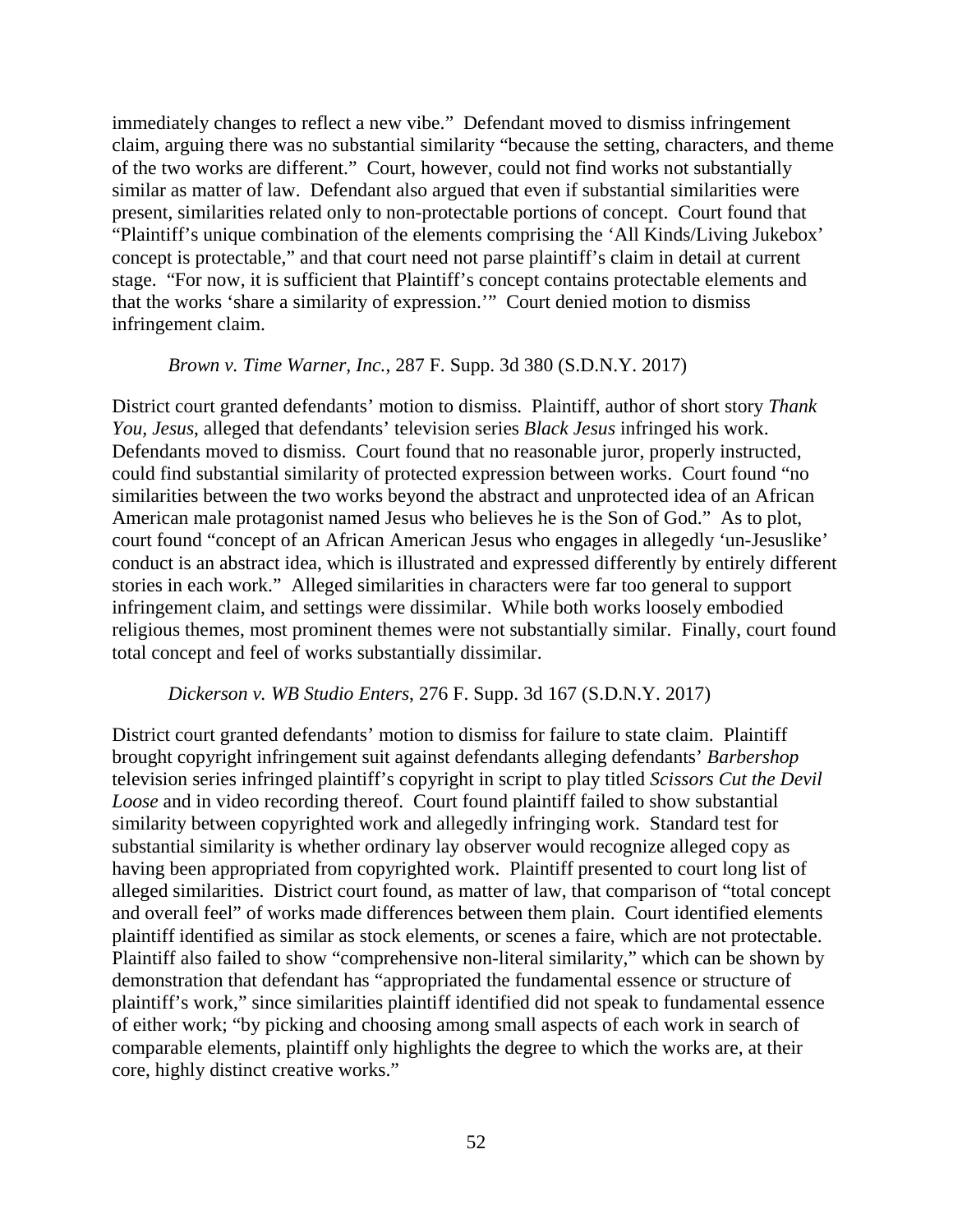immediately changes to reflect a new vibe." Defendant moved to dismiss infringement claim, arguing there was no substantial similarity "because the setting, characters, and theme of the two works are different." Court, however, could not find works not substantially similar as matter of law. Defendant also argued that even if substantial similarities were present, similarities related only to non-protectable portions of concept. Court found that "Plaintiff's unique combination of the elements comprising the 'All Kinds/Living Jukebox' concept is protectable," and that court need not parse plaintiff's claim in detail at current stage. "For now, it is sufficient that Plaintiff's concept contains protectable elements and that the works 'share a similarity of expression.'" Court denied motion to dismiss infringement claim.

*Brown v. Time Warner, Inc.*, 287 F. Supp. 3d 380 (S.D.N.Y. 2017)

District court granted defendants' motion to dismiss. Plaintiff, author of short story *Thank You, Jesus*, alleged that defendants' television series *Black Jesus* infringed his work. Defendants moved to dismiss. Court found that no reasonable juror, properly instructed, could find substantial similarity of protected expression between works. Court found "no similarities between the two works beyond the abstract and unprotected idea of an African American male protagonist named Jesus who believes he is the Son of God." As to plot, court found "concept of an African American Jesus who engages in allegedly 'un-Jesuslike' conduct is an abstract idea, which is illustrated and expressed differently by entirely different stories in each work." Alleged similarities in characters were far too general to support infringement claim, and settings were dissimilar. While both works loosely embodied religious themes, most prominent themes were not substantially similar. Finally, court found total concept and feel of works substantially dissimilar.

*Dickerson v. WB Studio Enters*, 276 F. Supp. 3d 167 (S.D.N.Y. 2017)

District court granted defendants' motion to dismiss for failure to state claim. Plaintiff brought copyright infringement suit against defendants alleging defendants' *Barbershop* television series infringed plaintiff's copyright in script to play titled *Scissors Cut the Devil Loose* and in video recording thereof. Court found plaintiff failed to show substantial similarity between copyrighted work and allegedly infringing work. Standard test for substantial similarity is whether ordinary lay observer would recognize alleged copy as having been appropriated from copyrighted work. Plaintiff presented to court long list of alleged similarities. District court found, as matter of law, that comparison of "total concept and overall feel" of works made differences between them plain. Court identified elements plaintiff identified as similar as stock elements, or scenes a faire, which are not protectable. Plaintiff also failed to show "comprehensive non-literal similarity," which can be shown by demonstration that defendant has "appropriated the fundamental essence or structure of plaintiff's work," since similarities plaintiff identified did not speak to fundamental essence of either work; "by picking and choosing among small aspects of each work in search of comparable elements, plaintiff only highlights the degree to which the works are, at their core, highly distinct creative works."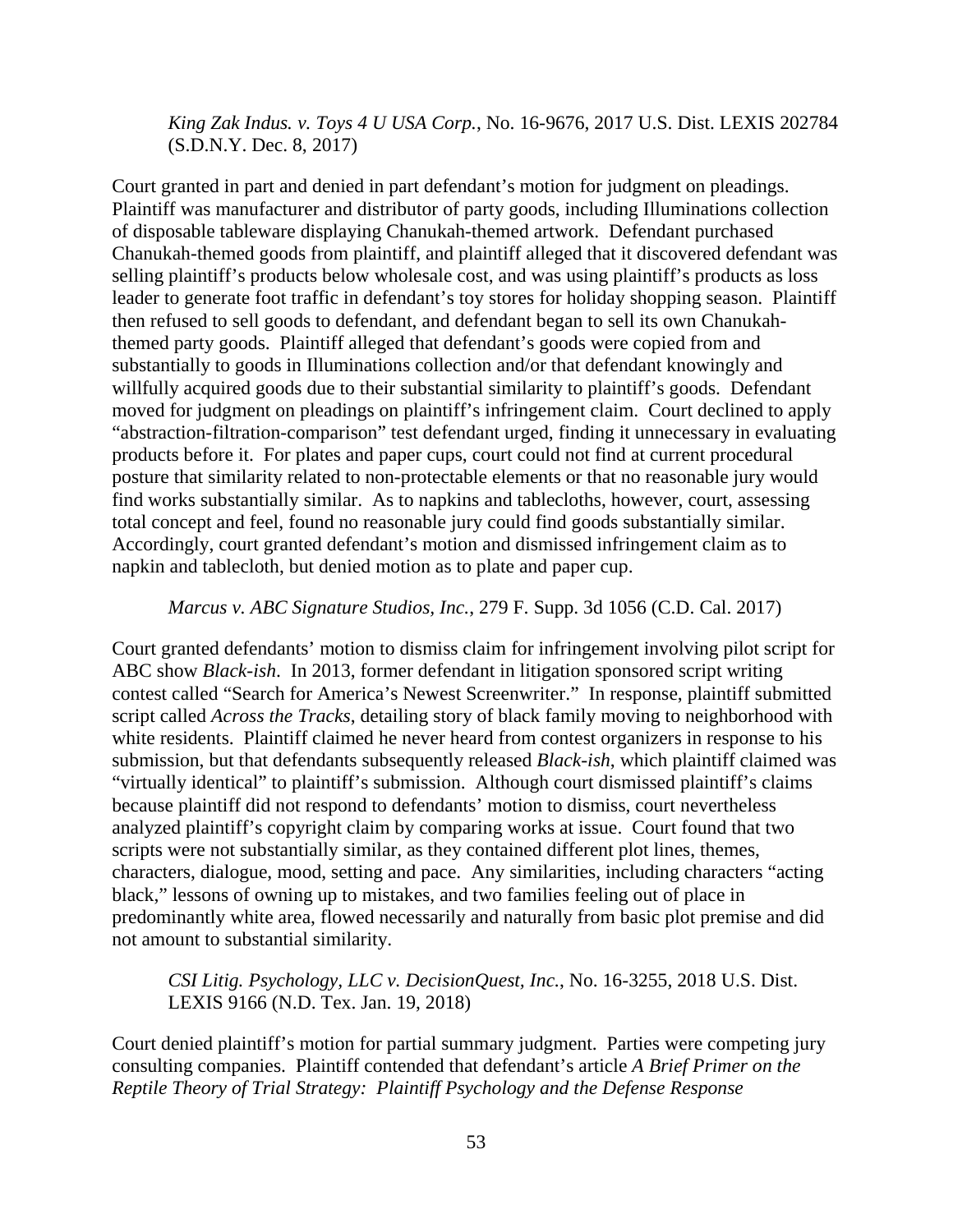*King Zak Indus. v. Toys 4 U USA Corp.*, No. 16-9676, 2017 U.S. Dist. LEXIS 202784 (S.D.N.Y. Dec. 8, 2017)

Court granted in part and denied in part defendant's motion for judgment on pleadings. Plaintiff was manufacturer and distributor of party goods, including Illuminations collection of disposable tableware displaying Chanukah-themed artwork. Defendant purchased Chanukah-themed goods from plaintiff, and plaintiff alleged that it discovered defendant was selling plaintiff's products below wholesale cost, and was using plaintiff's products as loss leader to generate foot traffic in defendant's toy stores for holiday shopping season. Plaintiff then refused to sell goods to defendant, and defendant began to sell its own Chanukah-themed party goods. Plaintiff alleged that defendant's goods were copied from and substantially to goods in Illuminations collection and/or that defendant knowingly and willfully acquired goods due to their substantial similarity to plaintiff's goods. Defendant moved for judgment on pleadings on plaintiff's infringement claim. Court declined to apply "abstraction-filtration-comparison" test defendant urged, finding it unnecessary in evaluating products before it. For plates and paper cups, court could not find at current procedural posture that similarity related to non-protectable elements or that no reasonable jury would find works substantially similar. As to napkins and tablecloths, however, court, assessing total concept and feel, found no reasonable jury could find goods substantially similar. Accordingly, court granted defendant's motion and dismissed infringement claim as to napkin and tablecloth, but denied motion as to plate and paper cup.

*Marcus v. ABC Signature Studios, Inc.*, 279 F. Supp. 3d 1056 (C.D. Cal. 2017)

Court granted defendants' motion to dismiss claim for infringement involving pilot script for ABC show *Black-ish*. In 2013, former defendant in litigation sponsored script writing contest called "Search for America's Newest Screenwriter." In response, plaintiff submitted script called *Across the Tracks*, detailing story of black family moving to neighborhood with white residents. Plaintiff claimed he never heard from contest organizers in response to his submission, but that defendants subsequently released *Black-ish*, which plaintiff claimed was "virtually identical" to plaintiff's submission. Although court dismissed plaintiff's claims because plaintiff did not respond to defendants' motion to dismiss, court nevertheless analyzed plaintiff's copyright claim by comparing works at issue. Court found that two scripts were not substantially similar, as they contained different plot lines, themes, characters, dialogue, mood, setting and pace. Any similarities, including characters "acting black," lessons of owning up to mistakes, and two families feeling out of place in predominantly white area, flowed necessarily and naturally from basic plot premise and did not amount to substantial similarity.

*CSI Litig. Psychology, LLC v. DecisionQuest, Inc.*, No. 16-3255, 2018 U.S. Dist. LEXIS 9166 (N.D. Tex. Jan. 19, 2018)

Court denied plaintiff's motion for partial summary judgment. Parties were competing jury consulting companies. Plaintiff contended that defendant's article *A Brief Primer on the Reptile Theory of Trial Strategy: Plaintiff Psychology and the Defense Response*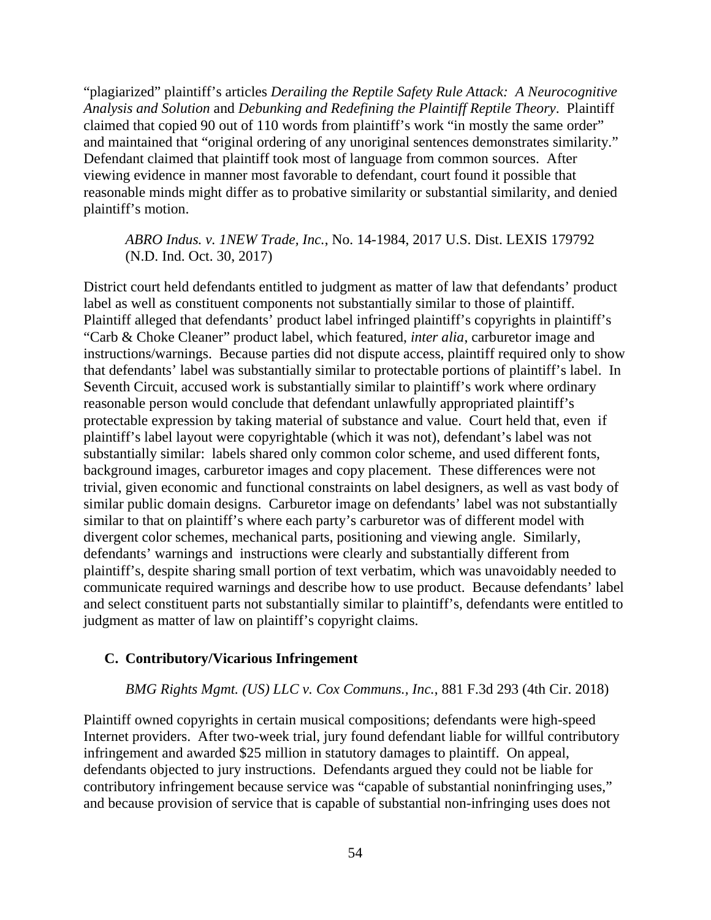"plagiarized" plaintiff's articles *Derailing the Reptile Safety Rule Attack: A Neurocognitive Analysis and Solution* and *Debunking and Redefining the Plaintiff Reptile Theory*. Plaintiff claimed that copied 90 out of 110 words from plaintiff's work "in mostly the same order" and maintained that "original ordering of any unoriginal sentences demonstrates similarity." Defendant claimed that plaintiff took most of language from common sources. After viewing evidence in manner most favorable to defendant, court found it possible that reasonable minds might differ as to probative similarity or substantial similarity, and denied plaintiff's motion.

*ABRO Indus. v. 1NEW Trade, Inc.*, No. 14-1984, 2017 U.S. Dist. LEXIS 179792 (N.D. Ind. Oct. 30, 2017)

District court held defendants entitled to judgment as matter of law that defendants' product label as well as constituent components not substantially similar to those of plaintiff. Plaintiff alleged that defendants' product label infringed plaintiff's copyrights in plaintiff's "Carb & Choke Cleaner" product label, which featured, *inter alia*, carburetor image and instructions/warnings. Because parties did not dispute access, plaintiff required only to show that defendants' label was substantially similar to protectable portions of plaintiff's label. In Seventh Circuit, accused work is substantially similar to plaintiff's work where ordinary reasonable person would conclude that defendant unlawfully appropriated plaintiff's protectable expression by taking material of substance and value. Court held that, even if plaintiff's label layout were copyrightable (which it was not), defendant's label was not substantially similar: labels shared only common color scheme, and used different fonts, background images, carburetor images and copy placement. These differences were not trivial, given economic and functional constraints on label designers, as well as vast body of similar public domain designs. Carburetor image on defendants' label was not substantially similar to that on plaintiff's where each party's carburetor was of different model with divergent color schemes, mechanical parts, positioning and viewing angle. Similarly, defendants' warnings and instructions were clearly and substantially different from plaintiff's, despite sharing small portion of text verbatim, which was unavoidably needed to communicate required warnings and describe how to use product. Because defendants' label and select constituent parts not substantially similar to plaintiff's, defendants were entitled to judgment as matter of law on plaintiff's copyright claims.

### C. Contributory/Vicarious Infringement

*BMG Rights Mgmt. (US) LLC v. Cox Communs., Inc.*, 881 F.3d 293 (4th Cir. 2018)

Plaintiff owned copyrights in certain musical compositions; defendants were high-speed Internet providers. After two-week trial, jury found defendant liable for willful contributory infringement and awarded $25 million in statutory damages to plaintiff. On appeal, defendants objected to jury instructions. Defendants argued they could not be liable for contributory infringement because service was "capable of substantial noninfringing uses," and because provision of service that is capable of substantial non-infringing uses does not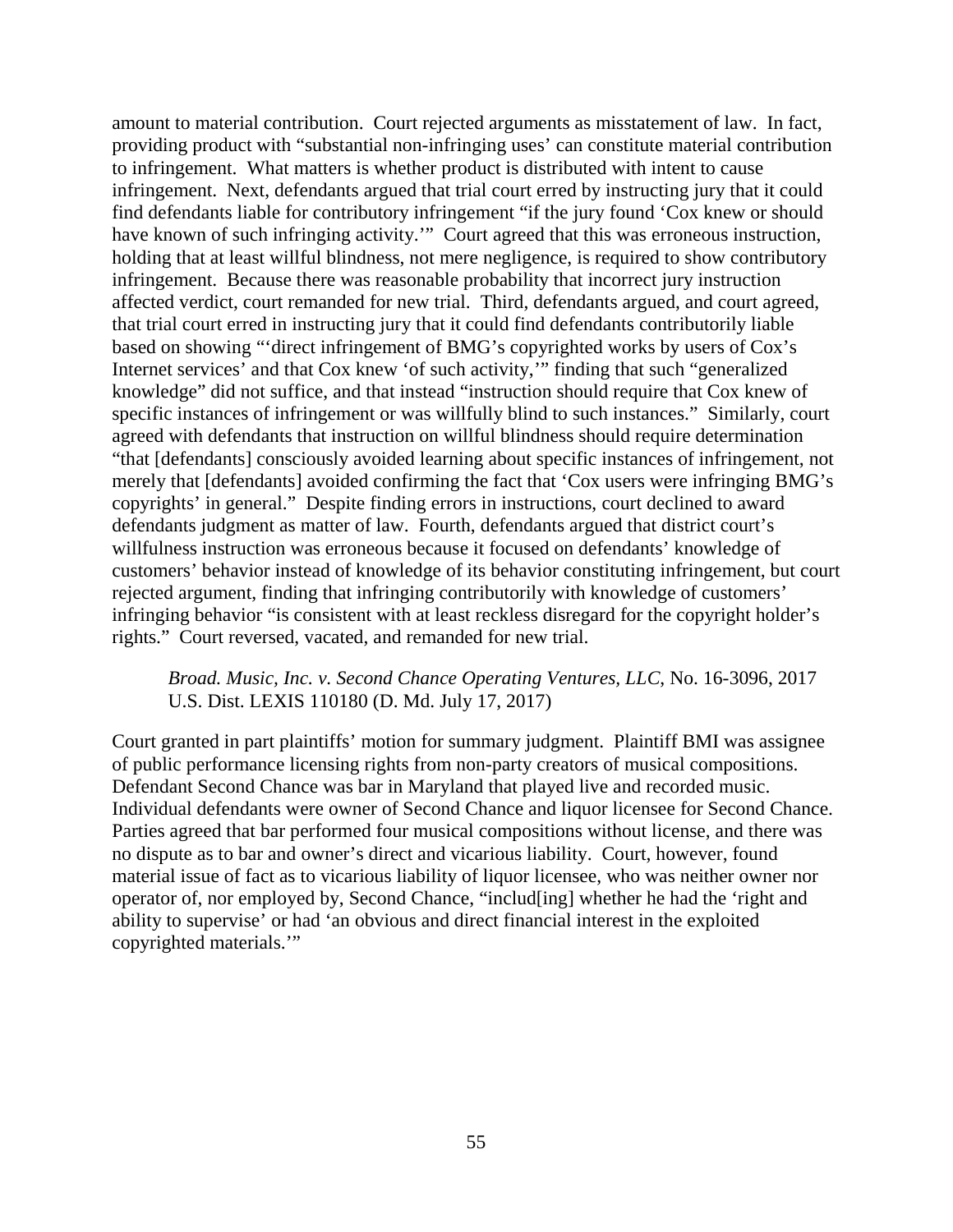amount to material contribution. Court rejected arguments as misstatement of law. In fact, providing product with "substantial non-infringing uses' can constitute material contribution to infringement. What matters is whether product is distributed with intent to cause infringement. Next, defendants argued that trial court erred by instructing jury that it could find defendants liable for contributory infringement "if the jury found 'Cox knew or should have known of such infringing activity.'" Court agreed that this was erroneous instruction, holding that at least willful blindness, not mere negligence, is required to show contributory infringement. Because there was reasonable probability that incorrect jury instruction affected verdict, court remanded for new trial. Third, defendants argued, and court agreed, that trial court erred in instructing jury that it could find defendants contributorily liable based on showing "'direct infringement of BMG's copyrighted works by users of Cox's Internet services' and that Cox knew 'of such activity,'" finding that such "generalized knowledge" did not suffice, and that instead "instruction should require that Cox knew of specific instances of infringement or was willfully blind to such instances." Similarly, court agreed with defendants that instruction on willful blindness should require determination "that [defendants] consciously avoided learning about specific instances of infringement, not merely that [defendants] avoided confirming the fact that 'Cox users were infringing BMG's copyrights' in general." Despite finding errors in instructions, court declined to award defendants judgment as matter of law. Fourth, defendants argued that district court's willfulness instruction was erroneous because it focused on defendants' knowledge of customers' behavior instead of knowledge of its behavior constituting infringement, but court rejected argument, finding that infringing contributorily with knowledge of customers' infringing behavior "is consistent with at least reckless disregard for the copyright holder's rights." Court reversed, vacated, and remanded for new trial.

*Broad. Music, Inc. v. Second Chance Operating Ventures, LLC*, No. 16-3096, 2017 U.S. Dist. LEXIS 110180 (D. Md. July 17, 2017)

Court granted in part plaintiffs' motion for summary judgment. Plaintiff BMI was assignee of public performance licensing rights from non-party creators of musical compositions. Defendant Second Chance was bar in Maryland that played live and recorded music. Individual defendants were owner of Second Chance and liquor licensee for Second Chance. Parties agreed that bar performed four musical compositions without license, and there was no dispute as to bar and owner's direct and vicarious liability. Court, however, found material issue of fact as to vicarious liability of liquor licensee, who was neither owner nor operator of, nor employed by, Second Chance, "includ[ing] whether he had the 'right and ability to supervise' or had 'an obvious and direct financial interest in the exploited copyrighted materials.'"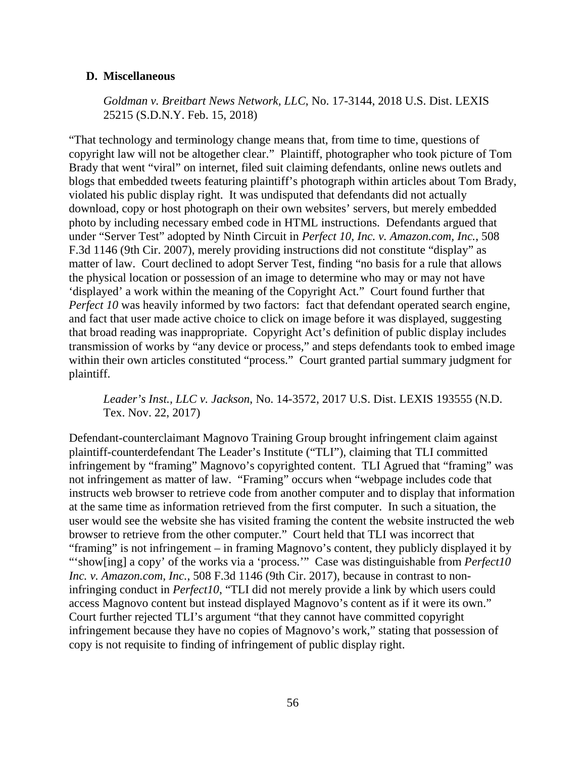### D. Miscellaneous

*Goldman v. Breitbart News Network, LLC*, No. 17-3144, 2018 U.S. Dist. LEXIS 25215 (S.D.N.Y. Feb. 15, 2018)

"That technology and terminology change means that, from time to time, questions of copyright law will not be altogether clear." Plaintiff, photographer who took picture of Tom Brady that went "viral" on internet, filed suit claiming defendants, online news outlets and blogs that embedded tweets featuring plaintiff's photograph within articles about Tom Brady, violated his public display right. It was undisputed that defendants did not actually download, copy or host photograph on their own websites' servers, but merely embedded photo by including necessary embed code in HTML instructions. Defendants argued that under "Server Test" adopted by Ninth Circuit in *Perfect 10, Inc. v. Amazon.com, Inc.*, 508 F.3d 1146 (9th Cir. 2007), merely providing instructions did not constitute "display" as matter of law. Court declined to adopt Server Test, finding "no basis for a rule that allows the physical location or possession of an image to determine who may or may not have 'displayed' a work within the meaning of the Copyright Act." Court found further that *Perfect 10* was heavily informed by two factors: fact that defendant operated search engine, and fact that user made active choice to click on image before it was displayed, suggesting that broad reading was inappropriate. Copyright Act's definition of public display includes transmission of works by "any device or process," and steps defendants took to embed image within their own articles constituted "process." Court granted partial summary judgment for plaintiff.

*Leader's Inst., LLC v. Jackson*, No. 14-3572, 2017 U.S. Dist. LEXIS 193555 (N.D. Tex. Nov. 22, 2017)

Defendant-counterclaimant Magnovo Training Group brought infringement claim against plaintiff-counterdefendant The Leader's Institute ("TLI"), claiming that TLI committed infringement by "framing" Magnovo's copyrighted content. TLI Agrued that "framing" was not infringement as matter of law. "Framing" occurs when "webpage includes code that instructs web browser to retrieve code from another computer and to display that information at the same time as information retrieved from the first computer. In such a situation, the user would see the website she has visited framing the content the website instructed the web browser to retrieve from the other computer." Court held that TLI was incorrect that "framing" is not infringement – in framing Magnovo's content, they publicly displayed it by "'show[ing] a copy' of the works via a 'process.'" Case was distinguishable from *Perfect10 Inc. v. Amazon.com, Inc.*, 508 F.3d 1146 (9th Cir. 2017), because in contrast to non-infringing conduct in *Perfect10*, "TLI did not merely provide a link by which users could access Magnovo content but instead displayed Magnovo's content as if it were its own." Court further rejected TLI's argument "that they cannot have committed copyright infringement because they have no copies of Magnovo's work," stating that possession of copy is not requisite to finding of infringement of public display right.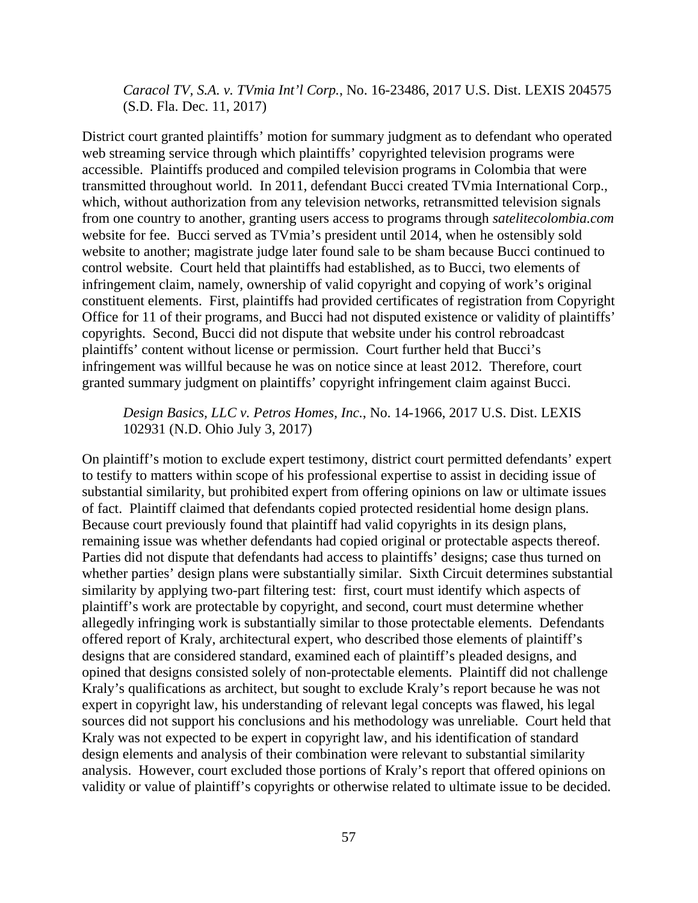*Caracol TV, S.A. v. TVmia Int'l Corp.*, No. 16-23486, 2017 U.S. Dist. LEXIS 204575 (S.D. Fla. Dec. 11, 2017)

District court granted plaintiffs' motion for summary judgment as to defendant who operated web streaming service through which plaintiffs' copyrighted television programs were accessible. Plaintiffs produced and compiled television programs in Colombia that were transmitted throughout world. In 2011, defendant Bucci created TVmia International Corp., which, without authorization from any television networks, retransmitted television signals from one country to another, granting users access to programs through *satelitecolombia.com* website for fee. Bucci served as TVmia's president until 2014, when he ostensibly sold website to another; magistrate judge later found sale to be sham because Bucci continued to control website. Court held that plaintiffs had established, as to Bucci, two elements of infringement claim, namely, ownership of valid copyright and copying of work's original constituent elements. First, plaintiffs had provided certificates of registration from Copyright Office for 11 of their programs, and Bucci had not disputed existence or validity of plaintiffs' copyrights. Second, Bucci did not dispute that website under his control rebroadcast plaintiffs' content without license or permission. Court further held that Bucci's infringement was willful because he was on notice since at least 2012. Therefore, court granted summary judgment on plaintiffs' copyright infringement claim against Bucci.

*Design Basics, LLC v. Petros Homes, Inc.*, No. 14-1966, 2017 U.S. Dist. LEXIS 102931 (N.D. Ohio July 3, 2017)

On plaintiff's motion to exclude expert testimony, district court permitted defendants' expert to testify to matters within scope of his professional expertise to assist in deciding issue of substantial similarity, but prohibited expert from offering opinions on law or ultimate issues of fact. Plaintiff claimed that defendants copied protected residential home design plans. Because court previously found that plaintiff had valid copyrights in its design plans, remaining issue was whether defendants had copied original or protectable aspects thereof. Parties did not dispute that defendants had access to plaintiffs' designs; case thus turned on whether parties' design plans were substantially similar. Sixth Circuit determines substantial similarity by applying two-part filtering test: first, court must identify which aspects of plaintiff's work are protectable by copyright, and second, court must determine whether allegedly infringing work is substantially similar to those protectable elements. Defendants offered report of Kraly, architectural expert, who described those elements of plaintiff's designs that are considered standard, examined each of plaintiff's pleaded designs, and opined that designs consisted solely of non-protectable elements. Plaintiff did not challenge Kraly's qualifications as architect, but sought to exclude Kraly's report because he was not expert in copyright law, his understanding of relevant legal concepts was flawed, his legal sources did not support his conclusions and his methodology was unreliable. Court held that Kraly was not expected to be expert in copyright law, and his identification of standard design elements and analysis of their combination were relevant to substantial similarity analysis. However, court excluded those portions of Kraly's report that offered opinions on validity or value of plaintiff's copyrights or otherwise related to ultimate issue to be decided.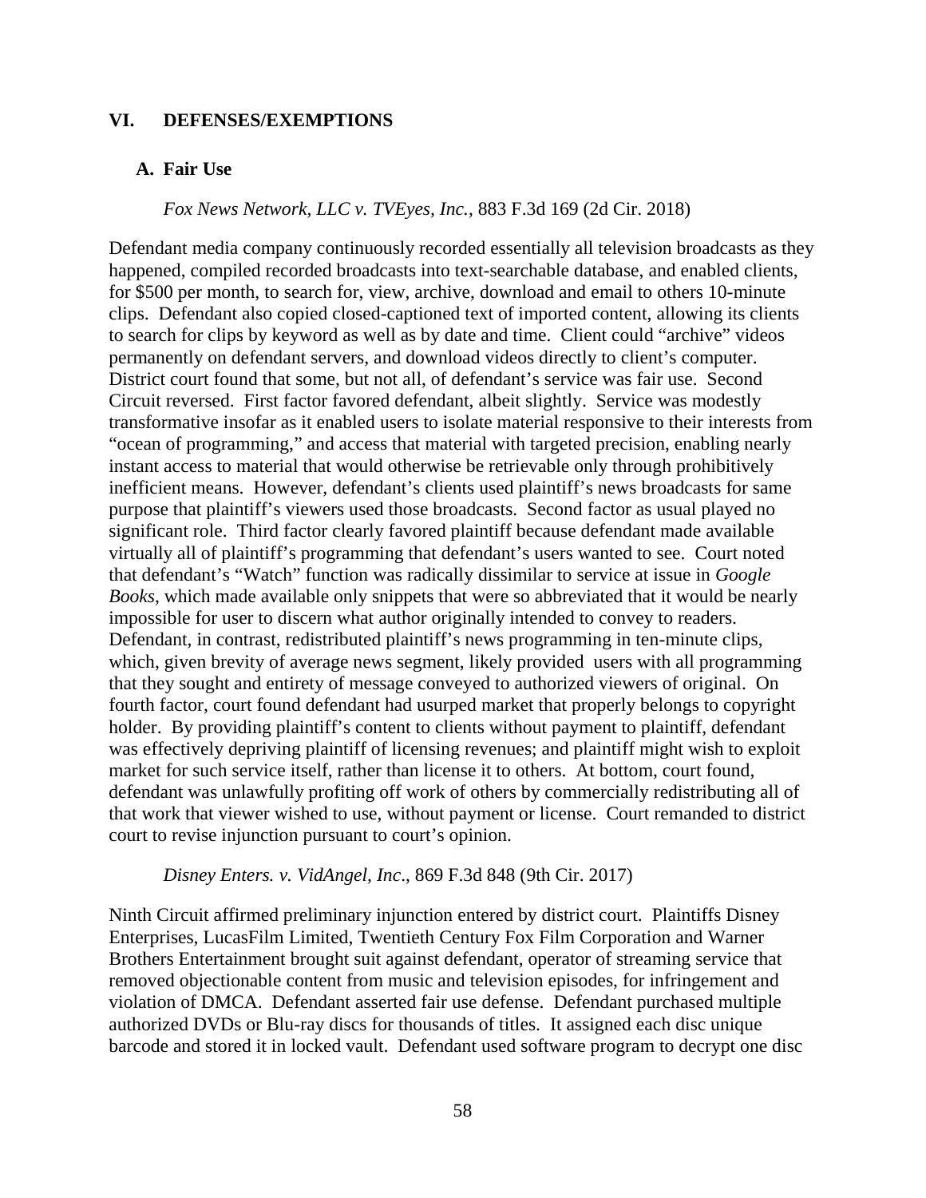## VI. DEFENSES/EXEMPTIONS

### A. Fair Use

*Fox News Network, LLC v. TVEyes, Inc.*, 883 F.3d 169 (2d Cir. 2018)

Defendant media company continuously recorded essentially all television broadcasts as they happened, compiled recorded broadcasts into text-searchable database, and enabled clients, for $500 per month, to search for, view, archive, download and email to others 10-minute clips. Defendant also copied closed-captioned text of imported content, allowing its clients to search for clips by keyword as well as by date and time. Client could "archive" videos permanently on defendant servers, and download videos directly to client's computer. District court found that some, but not all, of defendant's service was fair use. Second Circuit reversed. First factor favored defendant, albeit slightly. Service was modestly transformative insofar as it enabled users to isolate material responsive to their interests from "ocean of programming," and access that material with targeted precision, enabling nearly instant access to material that would otherwise be retrievable only through prohibitively inefficient means. However, defendant's clients used plaintiff's news broadcasts for same purpose that plaintiff's viewers used those broadcasts. Second factor as usual played no significant role. Third factor clearly favored plaintiff because defendant made available virtually all of plaintiff's programming that defendant's users wanted to see. Court noted that defendant's "Watch" function was radically dissimilar to service at issue in *Google Books*, which made available only snippets that were so abbreviated that it would be nearly impossible for user to discern what author originally intended to convey to readers. Defendant, in contrast, redistributed plaintiff's news programming in ten-minute clips, which, given brevity of average news segment, likely provided users with all programming that they sought and entirety of message conveyed to authorized viewers of original. On fourth factor, court found defendant had usurped market that properly belongs to copyright holder. By providing plaintiff's content to clients without payment to plaintiff, defendant was effectively depriving plaintiff of licensing revenues; and plaintiff might wish to exploit market for such service itself, rather than license it to others. At bottom, court found, defendant was unlawfully profiting off work of others by commercially redistributing all of that work that viewer wished to use, without payment or license. Court remanded to district court to revise injunction pursuant to court's opinion.

*Disney Enters. v. VidAngel, Inc*., 869 F.3d 848 (9th Cir. 2017)

Ninth Circuit affirmed preliminary injunction entered by district court. Plaintiffs Disney Enterprises, LucasFilm Limited, Twentieth Century Fox Film Corporation and Warner Brothers Entertainment brought suit against defendant, operator of streaming service that removed objectionable content from music and television episodes, for infringement and violation of DMCA. Defendant asserted fair use defense. Defendant purchased multiple authorized DVDs or Blu-ray discs for thousands of titles. It assigned each disc unique barcode and stored it in locked vault. Defendant used software program to decrypt one disc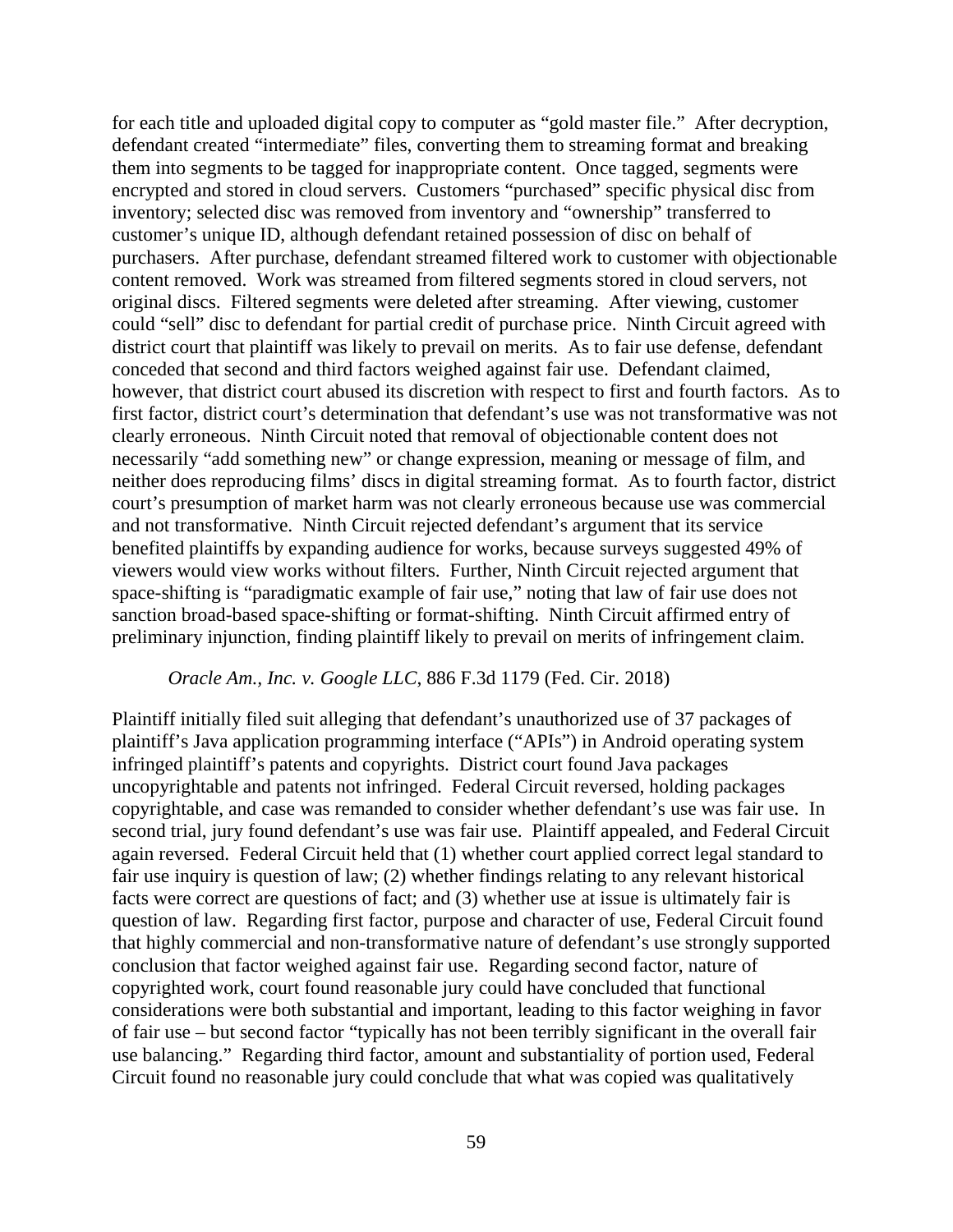for each title and uploaded digital copy to computer as "gold master file." After decryption, defendant created "intermediate" files, converting them to streaming format and breaking them into segments to be tagged for inappropriate content. Once tagged, segments were encrypted and stored in cloud servers. Customers "purchased" specific physical disc from inventory; selected disc was removed from inventory and "ownership" transferred to customer's unique ID, although defendant retained possession of disc on behalf of purchasers. After purchase, defendant streamed filtered work to customer with objectionable content removed. Work was streamed from filtered segments stored in cloud servers, not original discs. Filtered segments were deleted after streaming. After viewing, customer could "sell" disc to defendant for partial credit of purchase price. Ninth Circuit agreed with district court that plaintiff was likely to prevail on merits. As to fair use defense, defendant conceded that second and third factors weighed against fair use. Defendant claimed, however, that district court abused its discretion with respect to first and fourth factors. As to first factor, district court's determination that defendant's use was not transformative was not clearly erroneous. Ninth Circuit noted that removal of objectionable content does not necessarily "add something new" or change expression, meaning or message of film, and neither does reproducing films' discs in digital streaming format. As to fourth factor, district court's presumption of market harm was not clearly erroneous because use was commercial and not transformative. Ninth Circuit rejected defendant's argument that its service benefited plaintiffs by expanding audience for works, because surveys suggested 49% of viewers would view works without filters. Further, Ninth Circuit rejected argument that space-shifting is "paradigmatic example of fair use," noting that law of fair use does not sanction broad-based space-shifting or format-shifting. Ninth Circuit affirmed entry of preliminary injunction, finding plaintiff likely to prevail on merits of infringement claim.

*Oracle Am., Inc. v. Google LLC*, 886 F.3d 1179 (Fed. Cir. 2018)

Plaintiff initially filed suit alleging that defendant's unauthorized use of 37 packages of plaintiff's Java application programming interface ("APIs") in Android operating system infringed plaintiff's patents and copyrights. District court found Java packages uncopyrightable and patents not infringed. Federal Circuit reversed, holding packages copyrightable, and case was remanded to consider whether defendant's use was fair use. In second trial, jury found defendant's use was fair use. Plaintiff appealed, and Federal Circuit again reversed. Federal Circuit held that (1) whether court applied correct legal standard to fair use inquiry is question of law; (2) whether findings relating to any relevant historical facts were correct are questions of fact; and (3) whether use at issue is ultimately fair is question of law. Regarding first factor, purpose and character of use, Federal Circuit found that highly commercial and non-transformative nature of defendant's use strongly supported conclusion that factor weighed against fair use. Regarding second factor, nature of copyrighted work, court found reasonable jury could have concluded that functional considerations were both substantial and important, leading to this factor weighing in favor of fair use – but second factor "typically has not been terribly significant in the overall fair use balancing." Regarding third factor, amount and substantiality of portion used, Federal Circuit found no reasonable jury could conclude that what was copied was qualitatively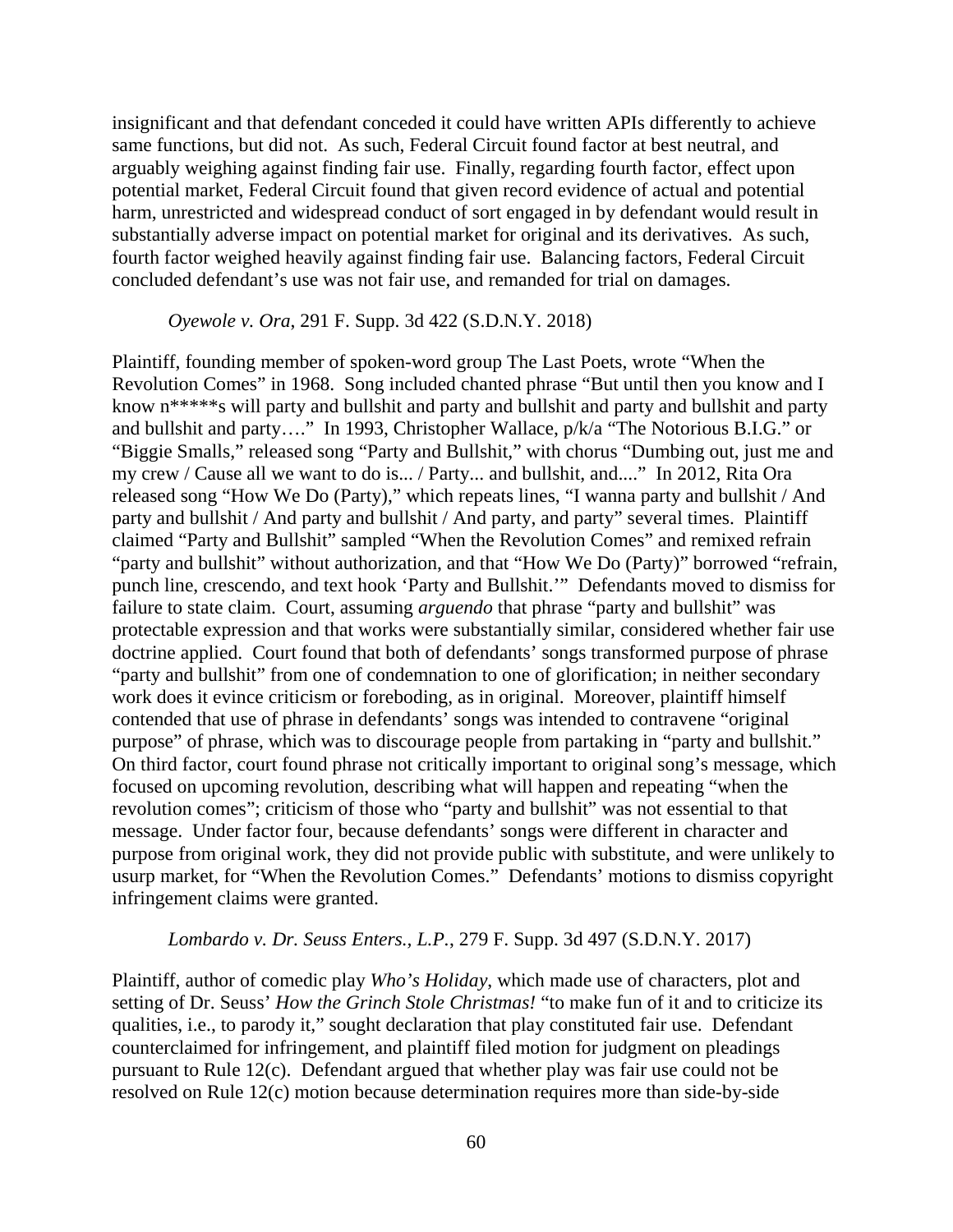insignificant and that defendant conceded it could have written APIs differently to achieve same functions, but did not. As such, Federal Circuit found factor at best neutral, and arguably weighing against finding fair use. Finally, regarding fourth factor, effect upon potential market, Federal Circuit found that given record evidence of actual and potential harm, unrestricted and widespread conduct of sort engaged in by defendant would result in substantially adverse impact on potential market for original and its derivatives. As such, fourth factor weighed heavily against finding fair use. Balancing factors, Federal Circuit concluded defendant's use was not fair use, and remanded for trial on damages.

*Oyewole v. Ora*, 291 F. Supp. 3d 422 (S.D.N.Y. 2018)

Plaintiff, founding member of spoken-word group The Last Poets, wrote "When the Revolution Comes" in 1968. Song included chanted phrase "But until then you know and I know n*****s will party and bullshit and party and bullshit and party and bullshit and party and bullshit and party…." In 1993, Christopher Wallace, p/k/a "The Notorious B.I.G." or "Biggie Smalls," released song "Party and Bullshit," with chorus "Dumbing out, just me and my crew / Cause all we want to do is... / Party... and bullshit, and...." In 2012, Rita Ora released song "How We Do (Party)," which repeats lines, "I wanna party and bullshit / And party and bullshit / And party and bullshit / And party, and party" several times. Plaintiff claimed "Party and Bullshit" sampled "When the Revolution Comes" and remixed refrain "party and bullshit" without authorization, and that "How We Do (Party)" borrowed "refrain, punch line, crescendo, and text hook 'Party and Bullshit.'" Defendants moved to dismiss for failure to state claim. Court, assuming *arguendo* that phrase "party and bullshit" was protectable expression and that works were substantially similar, considered whether fair use doctrine applied. Court found that both of defendants' songs transformed purpose of phrase "party and bullshit" from one of condemnation to one of glorification; in neither secondary work does it evince criticism or foreboding, as in original. Moreover, plaintiff himself contended that use of phrase in defendants' songs was intended to contravene "original purpose" of phrase, which was to discourage people from partaking in "party and bullshit." On third factor, court found phrase not critically important to original song's message, which focused on upcoming revolution, describing what will happen and repeating "when the revolution comes"; criticism of those who "party and bullshit" was not essential to that message. Under factor four, because defendants' songs were different in character and purpose from original work, they did not provide public with substitute, and were unlikely to usurp market, for "When the Revolution Comes." Defendants' motions to dismiss copyright infringement claims were granted.

*Lombardo v. Dr. Seuss Enters., L.P.*, 279 F. Supp. 3d 497 (S.D.N.Y. 2017)

Plaintiff, author of comedic play *Who's Holiday*, which made use of characters, plot and setting of Dr. Seuss' *How the Grinch Stole Christmas!* "to make fun of it and to criticize its qualities, i.e., to parody it," sought declaration that play constituted fair use. Defendant counterclaimed for infringement, and plaintiff filed motion for judgment on pleadings pursuant to Rule 12(c). Defendant argued that whether play was fair use could not be resolved on Rule 12(c) motion because determination requires more than side-by-side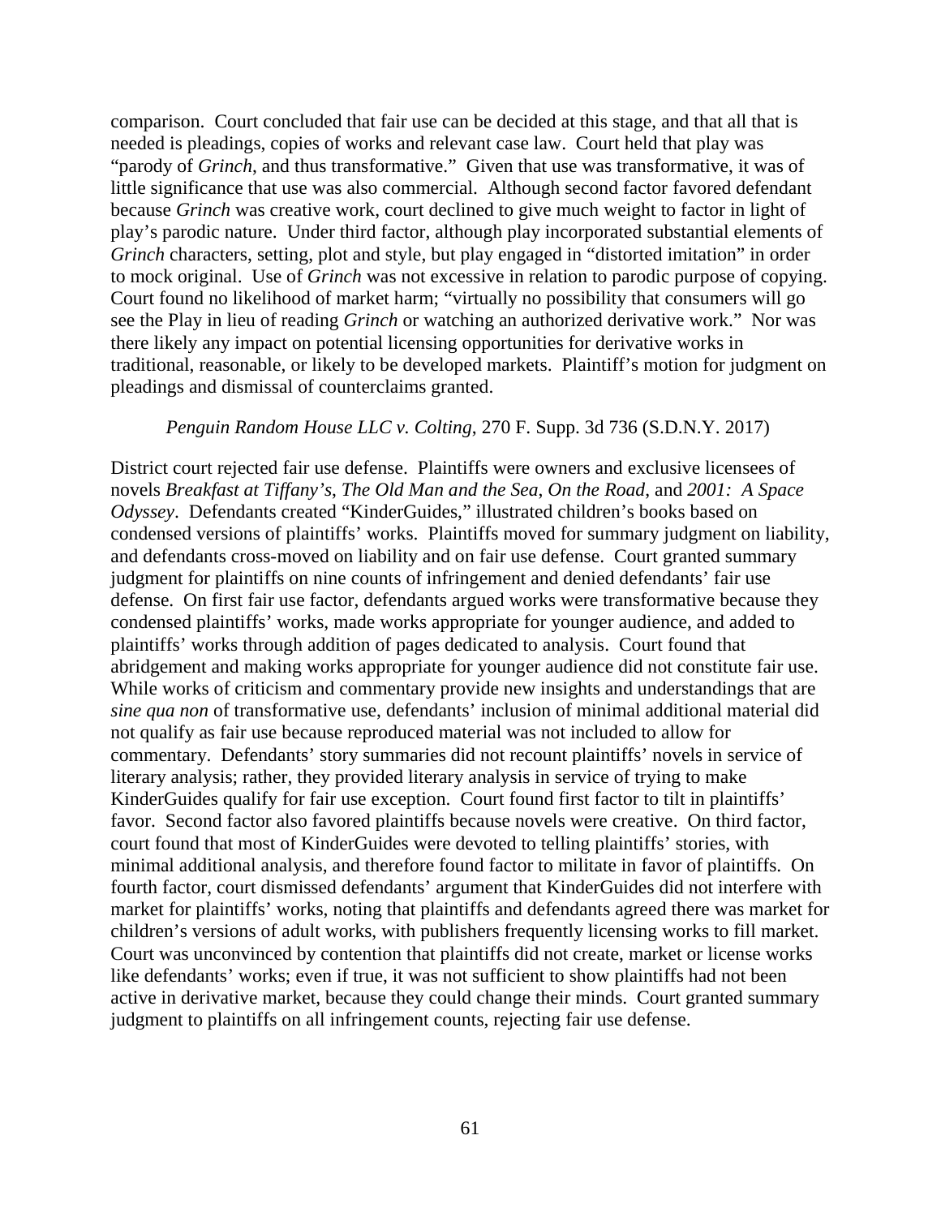comparison. Court concluded that fair use can be decided at this stage, and that all that is needed is pleadings, copies of works and relevant case law. Court held that play was "parody of *Grinch*, and thus transformative." Given that use was transformative, it was of little significance that use was also commercial. Although second factor favored defendant because *Grinch* was creative work, court declined to give much weight to factor in light of play's parodic nature. Under third factor, although play incorporated substantial elements of *Grinch* characters, setting, plot and style, but play engaged in "distorted imitation" in order to mock original. Use of *Grinch* was not excessive in relation to parodic purpose of copying. Court found no likelihood of market harm; "virtually no possibility that consumers will go see the Play in lieu of reading *Grinch* or watching an authorized derivative work." Nor was there likely any impact on potential licensing opportunities for derivative works in traditional, reasonable, or likely to be developed markets. Plaintiff's motion for judgment on pleadings and dismissal of counterclaims granted.

*Penguin Random House LLC v. Colting*, 270 F. Supp. 3d 736 (S.D.N.Y. 2017)

District court rejected fair use defense. Plaintiffs were owners and exclusive licensees of novels *Breakfast at Tiffany's*, *The Old Man and the Sea*, *On the Road*, and *2001: A Space Odyssey*. Defendants created "KinderGuides," illustrated children's books based on condensed versions of plaintiffs' works. Plaintiffs moved for summary judgment on liability, and defendants cross-moved on liability and on fair use defense. Court granted summary judgment for plaintiffs on nine counts of infringement and denied defendants' fair use defense. On first fair use factor, defendants argued works were transformative because they condensed plaintiffs' works, made works appropriate for younger audience, and added to plaintiffs' works through addition of pages dedicated to analysis. Court found that abridgement and making works appropriate for younger audience did not constitute fair use. While works of criticism and commentary provide new insights and understandings that are *sine qua non* of transformative use, defendants' inclusion of minimal additional material did not qualify as fair use because reproduced material was not included to allow for commentary. Defendants' story summaries did not recount plaintiffs' novels in service of literary analysis; rather, they provided literary analysis in service of trying to make KinderGuides qualify for fair use exception. Court found first factor to tilt in plaintiffs' favor. Second factor also favored plaintiffs because novels were creative. On third factor, court found that most of KinderGuides were devoted to telling plaintiffs' stories, with minimal additional analysis, and therefore found factor to militate in favor of plaintiffs. On fourth factor, court dismissed defendants' argument that KinderGuides did not interfere with market for plaintiffs' works, noting that plaintiffs and defendants agreed there was market for children's versions of adult works, with publishers frequently licensing works to fill market. Court was unconvinced by contention that plaintiffs did not create, market or license works like defendants' works; even if true, it was not sufficient to show plaintiffs had not been active in derivative market, because they could change their minds. Court granted summary judgment to plaintiffs on all infringement counts, rejecting fair use defense.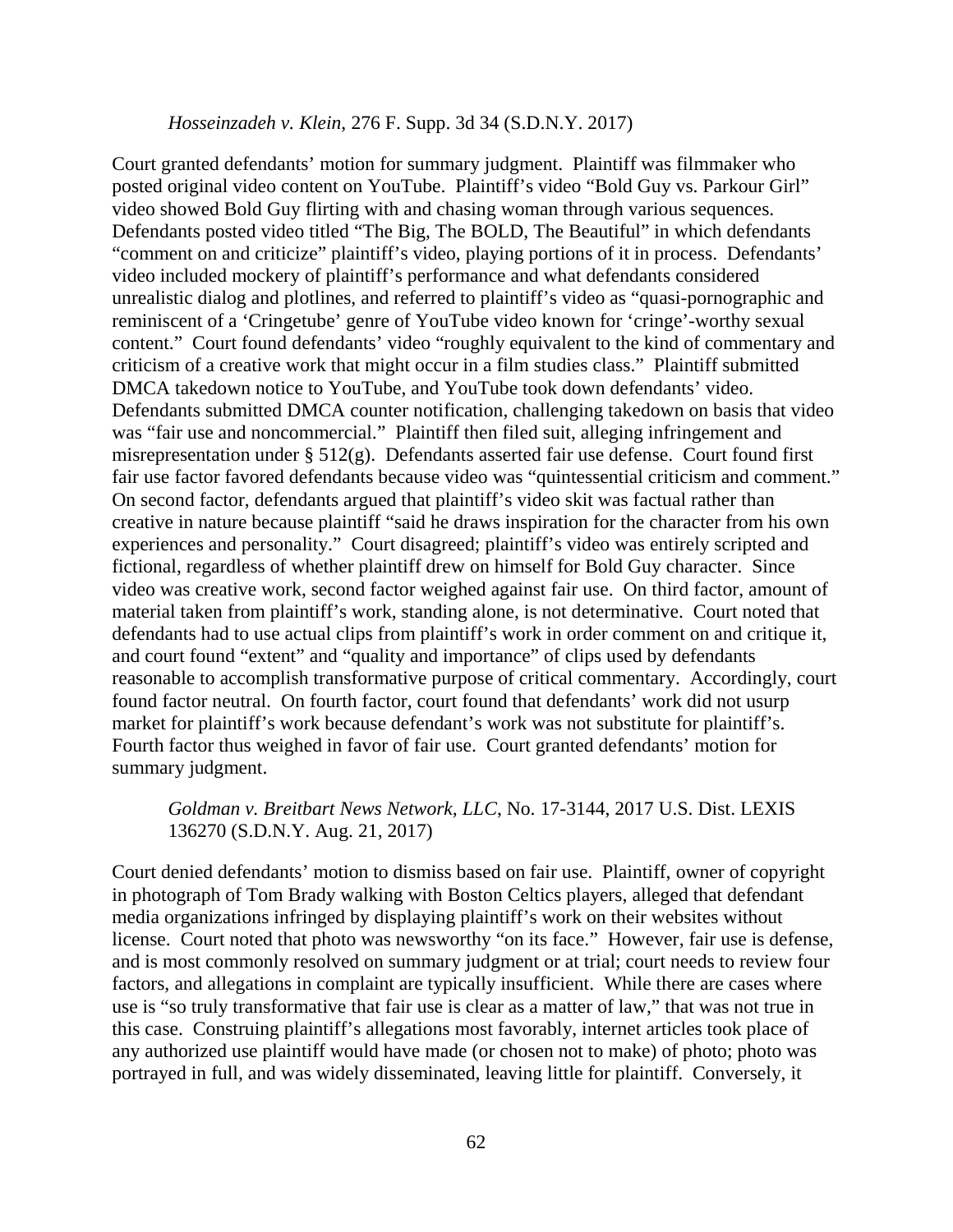*Hosseinzadeh v. Klein*, 276 F. Supp. 3d 34 (S.D.N.Y. 2017)

Court granted defendants' motion for summary judgment. Plaintiff was filmmaker who posted original video content on YouTube. Plaintiff's video "Bold Guy vs. Parkour Girl" video showed Bold Guy flirting with and chasing woman through various sequences. Defendants posted video titled "The Big, The BOLD, The Beautiful" in which defendants "comment on and criticize" plaintiff's video, playing portions of it in process. Defendants' video included mockery of plaintiff's performance and what defendants considered unrealistic dialog and plotlines, and referred to plaintiff's video as "quasi-pornographic and reminiscent of a 'Cringetube' genre of YouTube video known for 'cringe'-worthy sexual content." Court found defendants' video "roughly equivalent to the kind of commentary and criticism of a creative work that might occur in a film studies class." Plaintiff submitted DMCA takedown notice to YouTube, and YouTube took down defendants' video. Defendants submitted DMCA counter notification, challenging takedown on basis that video was "fair use and noncommercial." Plaintiff then filed suit, alleging infringement and misrepresentation under § 512(g). Defendants asserted fair use defense. Court found first fair use factor favored defendants because video was "quintessential criticism and comment." On second factor, defendants argued that plaintiff's video skit was factual rather than creative in nature because plaintiff "said he draws inspiration for the character from his own experiences and personality." Court disagreed; plaintiff's video was entirely scripted and fictional, regardless of whether plaintiff drew on himself for Bold Guy character. Since video was creative work, second factor weighed against fair use. On third factor, amount of material taken from plaintiff's work, standing alone, is not determinative. Court noted that defendants had to use actual clips from plaintiff's work in order comment on and critique it, and court found "extent" and "quality and importance" of clips used by defendants reasonable to accomplish transformative purpose of critical commentary. Accordingly, court found factor neutral. On fourth factor, court found that defendants' work did not usurp market for plaintiff's work because defendant's work was not substitute for plaintiff's. Fourth factor thus weighed in favor of fair use. Court granted defendants' motion for summary judgment.

*Goldman v. Breitbart News Network, LLC*, No. 17-3144, 2017 U.S. Dist. LEXIS 136270 (S.D.N.Y. Aug. 21, 2017)

Court denied defendants' motion to dismiss based on fair use. Plaintiff, owner of copyright in photograph of Tom Brady walking with Boston Celtics players, alleged that defendant media organizations infringed by displaying plaintiff's work on their websites without license. Court noted that photo was newsworthy "on its face." However, fair use is defense, and is most commonly resolved on summary judgment or at trial; court needs to review four factors, and allegations in complaint are typically insufficient. While there are cases where use is "so truly transformative that fair use is clear as a matter of law," that was not true in this case. Construing plaintiff's allegations most favorably, internet articles took place of any authorized use plaintiff would have made (or chosen not to make) of photo; photo was portrayed in full, and was widely disseminated, leaving little for plaintiff. Conversely, it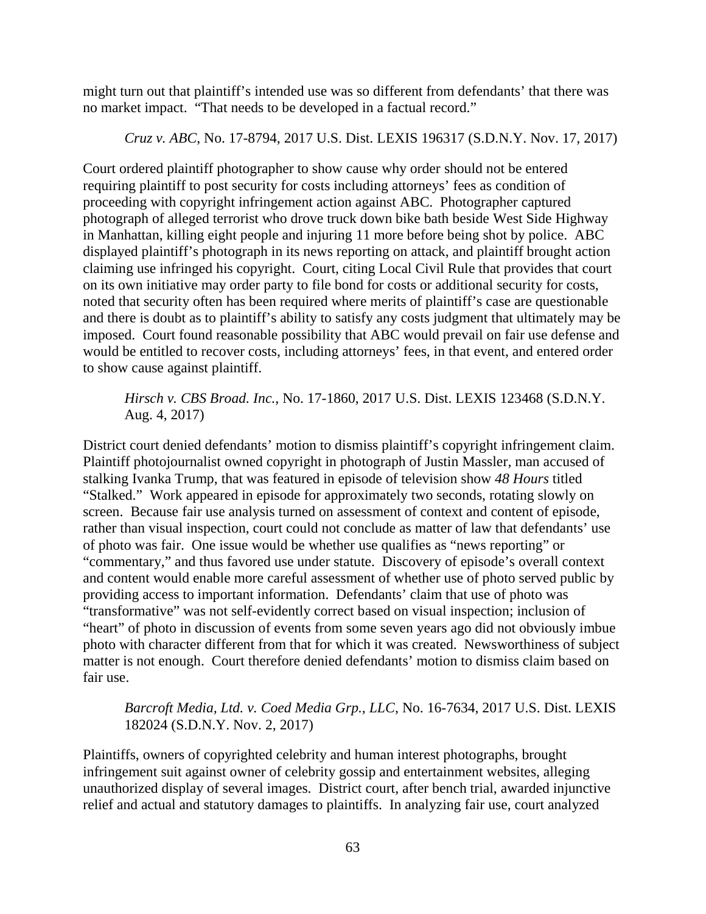might turn out that plaintiff's intended use was so different from defendants' that there was no market impact. "That needs to be developed in a factual record."

*Cruz v. ABC*, No. 17-8794, 2017 U.S. Dist. LEXIS 196317 (S.D.N.Y. Nov. 17, 2017)

Court ordered plaintiff photographer to show cause why order should not be entered requiring plaintiff to post security for costs including attorneys' fees as condition of proceeding with copyright infringement action against ABC. Photographer captured photograph of alleged terrorist who drove truck down bike bath beside West Side Highway in Manhattan, killing eight people and injuring 11 more before being shot by police. ABC displayed plaintiff's photograph in its news reporting on attack, and plaintiff brought action claiming use infringed his copyright. Court, citing Local Civil Rule that provides that court on its own initiative may order party to file bond for costs or additional security for costs, noted that security often has been required where merits of plaintiff's case are questionable and there is doubt as to plaintiff's ability to satisfy any costs judgment that ultimately may be imposed. Court found reasonable possibility that ABC would prevail on fair use defense and would be entitled to recover costs, including attorneys' fees, in that event, and entered order to show cause against plaintiff.

*Hirsch v. CBS Broad. Inc.*, No. 17-1860, 2017 U.S. Dist. LEXIS 123468 (S.D.N.Y. Aug. 4, 2017)

District court denied defendants' motion to dismiss plaintiff's copyright infringement claim. Plaintiff photojournalist owned copyright in photograph of Justin Massler, man accused of stalking Ivanka Trump, that was featured in episode of television show *48 Hours* titled "Stalked." Work appeared in episode for approximately two seconds, rotating slowly on screen. Because fair use analysis turned on assessment of context and content of episode, rather than visual inspection, court could not conclude as matter of law that defendants' use of photo was fair. One issue would be whether use qualifies as "news reporting" or "commentary," and thus favored use under statute. Discovery of episode's overall context and content would enable more careful assessment of whether use of photo served public by providing access to important information. Defendants' claim that use of photo was "transformative" was not self-evidently correct based on visual inspection; inclusion of "heart" of photo in discussion of events from some seven years ago did not obviously imbue photo with character different from that for which it was created. Newsworthiness of subject matter is not enough. Court therefore denied defendants' motion to dismiss claim based on fair use.

*Barcroft Media, Ltd. v. Coed Media Grp., LLC*, No. 16-7634, 2017 U.S. Dist. LEXIS 182024 (S.D.N.Y. Nov. 2, 2017)

Plaintiffs, owners of copyrighted celebrity and human interest photographs, brought infringement suit against owner of celebrity gossip and entertainment websites, alleging unauthorized display of several images. District court, after bench trial, awarded injunctive relief and actual and statutory damages to plaintiffs. In analyzing fair use, court analyzed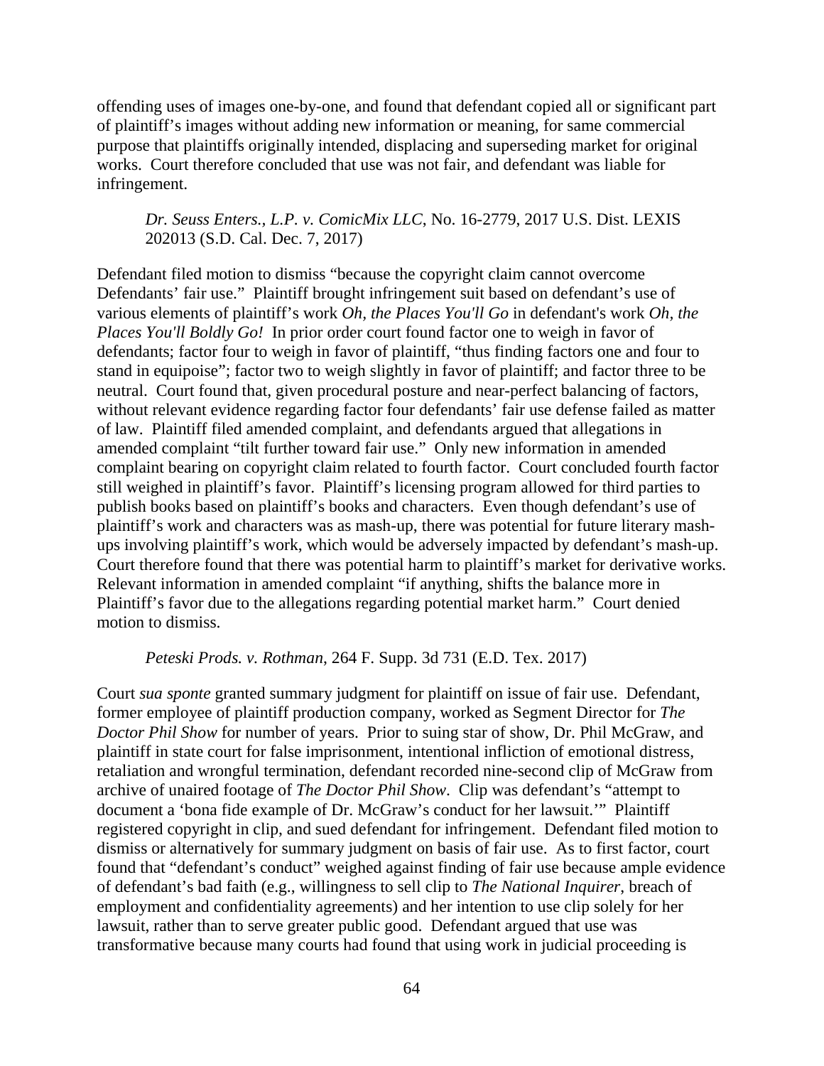offending uses of images one-by-one, and found that defendant copied all or significant part of plaintiff's images without adding new information or meaning, for same commercial purpose that plaintiffs originally intended, displacing and superseding market for original works. Court therefore concluded that use was not fair, and defendant was liable for infringement.

> *Dr. Seuss Enters., L.P. v. ComicMix LLC*, No. 16-2779, 2017 U.S. Dist. LEXIS 202013 (S.D. Cal. Dec. 7, 2017)

Defendant filed motion to dismiss "because the copyright claim cannot overcome Defendants' fair use." Plaintiff brought infringement suit based on defendant's use of various elements of plaintiff's work *Oh, the Places You'll Go* in defendant's work *Oh, the Places You'll Boldly Go!* In prior order court found factor one to weigh in favor of defendants; factor four to weigh in favor of plaintiff, "thus finding factors one and four to stand in equipoise"; factor two to weigh slightly in favor of plaintiff; and factor three to be neutral. Court found that, given procedural posture and near-perfect balancing of factors, without relevant evidence regarding factor four defendants' fair use defense failed as matter of law. Plaintiff filed amended complaint, and defendants argued that allegations in amended complaint "tilt further toward fair use." Only new information in amended complaint bearing on copyright claim related to fourth factor. Court concluded fourth factor still weighed in plaintiff's favor. Plaintiff's licensing program allowed for third parties to publish books based on plaintiff's books and characters. Even though defendant's use of plaintiff's work and characters was as mash-up, there was potential for future literary mash-ups involving plaintiff's work, which would be adversely impacted by defendant's mash-up. Court therefore found that there was potential harm to plaintiff's market for derivative works. Relevant information in amended complaint "if anything, shifts the balance more in Plaintiff's favor due to the allegations regarding potential market harm." Court denied motion to dismiss.

> *Peteski Prods. v. Rothman*, 264 F. Supp. 3d 731 (E.D. Tex. 2017)

Court *sua sponte* granted summary judgment for plaintiff on issue of fair use. Defendant, former employee of plaintiff production company, worked as Segment Director for *The Doctor Phil Show* for number of years. Prior to suing star of show, Dr. Phil McGraw, and plaintiff in state court for false imprisonment, intentional infliction of emotional distress, retaliation and wrongful termination, defendant recorded nine-second clip of McGraw from archive of unaired footage of *The Doctor Phil Show*. Clip was defendant's "attempt to document a 'bona fide example of Dr. McGraw's conduct for her lawsuit.'" Plaintiff registered copyright in clip, and sued defendant for infringement. Defendant filed motion to dismiss or alternatively for summary judgment on basis of fair use. As to first factor, court found that "defendant's conduct" weighed against finding of fair use because ample evidence of defendant's bad faith (e.g., willingness to sell clip to *The National Inquirer*, breach of employment and confidentiality agreements) and her intention to use clip solely for her lawsuit, rather than to serve greater public good. Defendant argued that use was transformative because many courts had found that using work in judicial proceeding is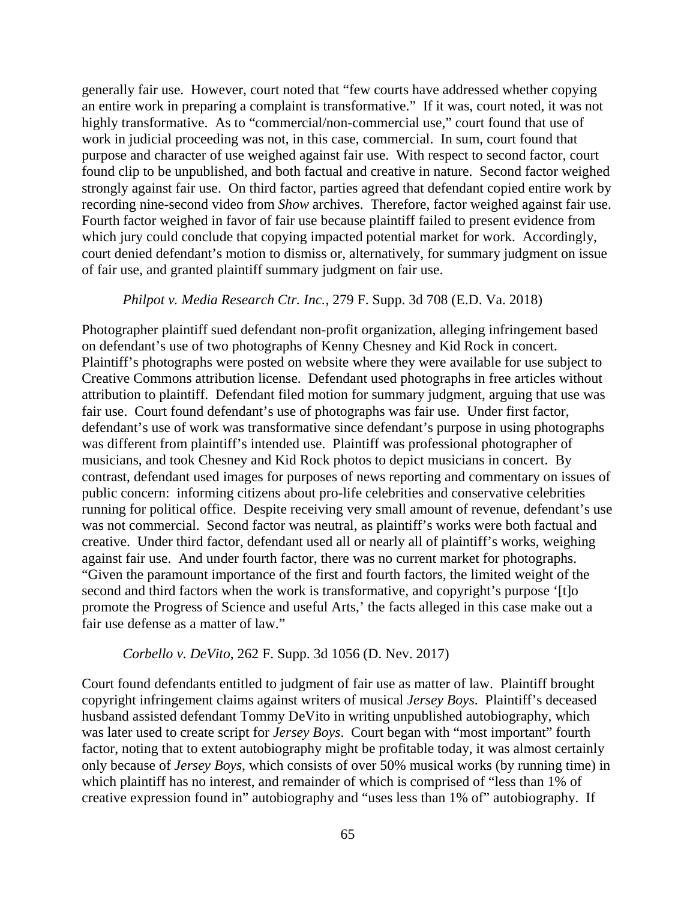generally fair use. However, court noted that "few courts have addressed whether copying an entire work in preparing a complaint is transformative." If it was, court noted, it was not highly transformative. As to "commercial/non-commercial use," court found that use of work in judicial proceeding was not, in this case, commercial. In sum, court found that purpose and character of use weighed against fair use. With respect to second factor, court found clip to be unpublished, and both factual and creative in nature. Second factor weighed strongly against fair use. On third factor, parties agreed that defendant copied entire work by recording nine-second video from *Show* archives. Therefore, factor weighed against fair use. Fourth factor weighed in favor of fair use because plaintiff failed to present evidence from which jury could conclude that copying impacted potential market for work. Accordingly, court denied defendant's motion to dismiss or, alternatively, for summary judgment on issue of fair use, and granted plaintiff summary judgment on fair use.

*Philpot v. Media Research Ctr. Inc.*, 279 F. Supp. 3d 708 (E.D. Va. 2018)

Photographer plaintiff sued defendant non-profit organization, alleging infringement based on defendant's use of two photographs of Kenny Chesney and Kid Rock in concert. Plaintiff's photographs were posted on website where they were available for use subject to Creative Commons attribution license. Defendant used photographs in free articles without attribution to plaintiff. Defendant filed motion for summary judgment, arguing that use was fair use. Court found defendant's use of photographs was fair use. Under first factor, defendant's use of work was transformative since defendant's purpose in using photographs was different from plaintiff's intended use. Plaintiff was professional photographer of musicians, and took Chesney and Kid Rock photos to depict musicians in concert. By contrast, defendant used images for purposes of news reporting and commentary on issues of public concern: informing citizens about pro-life celebrities and conservative celebrities running for political office. Despite receiving very small amount of revenue, defendant's use was not commercial. Second factor was neutral, as plaintiff's works were both factual and creative. Under third factor, defendant used all or nearly all of plaintiff's works, weighing against fair use. And under fourth factor, there was no current market for photographs. "Given the paramount importance of the first and fourth factors, the limited weight of the second and third factors when the work is transformative, and copyright's purpose '[t]o promote the Progress of Science and useful Arts,' the facts alleged in this case make out a fair use defense as a matter of law."

*Corbello v. DeVito*, 262 F. Supp. 3d 1056 (D. Nev. 2017)

Court found defendants entitled to judgment of fair use as matter of law. Plaintiff brought copyright infringement claims against writers of musical *Jersey Boys*. Plaintiff's deceased husband assisted defendant Tommy DeVito in writing unpublished autobiography, which was later used to create script for *Jersey Boys*. Court began with "most important" fourth factor, noting that to extent autobiography might be profitable today, it was almost certainly only because of *Jersey Boys*, which consists of over 50% musical works (by running time) in which plaintiff has no interest, and remainder of which is comprised of "less than 1% of creative expression found in" autobiography and "uses less than 1% of" autobiography. If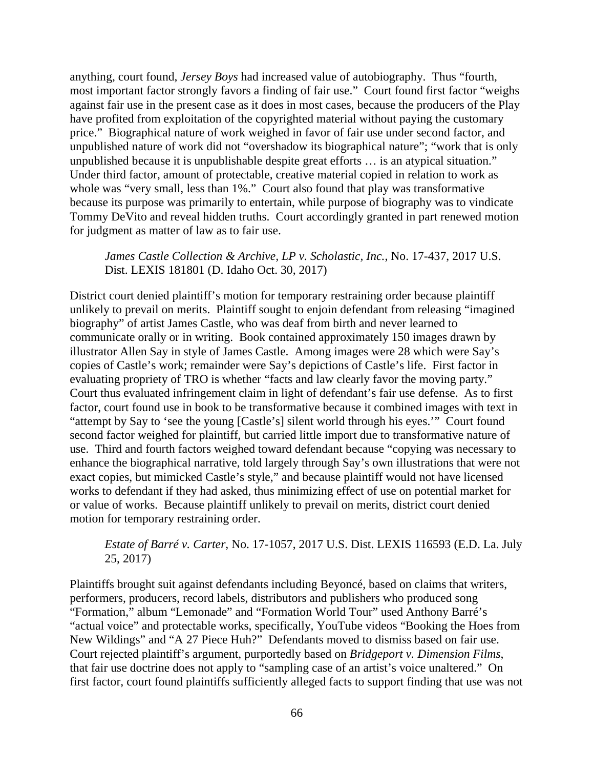anything, court found, *Jersey Boys* had increased value of autobiography. Thus "fourth, most important factor strongly favors a finding of fair use." Court found first factor "weighs against fair use in the present case as it does in most cases, because the producers of the Play have profited from exploitation of the copyrighted material without paying the customary price." Biographical nature of work weighed in favor of fair use under second factor, and unpublished nature of work did not "overshadow its biographical nature"; "work that is only unpublished because it is unpublishable despite great efforts … is an atypical situation." Under third factor, amount of protectable, creative material copied in relation to work as whole was "very small, less than 1%." Court also found that play was transformative because its purpose was primarily to entertain, while purpose of biography was to vindicate Tommy DeVito and reveal hidden truths. Court accordingly granted in part renewed motion for judgment as matter of law as to fair use.

> *James Castle Collection & Archive, LP v. Scholastic, Inc.*, No. 17-437, 2017 U.S. Dist. LEXIS 181801 (D. Idaho Oct. 30, 2017)

District court denied plaintiff's motion for temporary restraining order because plaintiff unlikely to prevail on merits. Plaintiff sought to enjoin defendant from releasing "imagined biography" of artist James Castle, who was deaf from birth and never learned to communicate orally or in writing. Book contained approximately 150 images drawn by illustrator Allen Say in style of James Castle. Among images were 28 which were Say's copies of Castle's work; remainder were Say's depictions of Castle's life. First factor in evaluating propriety of TRO is whether "facts and law clearly favor the moving party." Court thus evaluated infringement claim in light of defendant's fair use defense. As to first factor, court found use in book to be transformative because it combined images with text in "attempt by Say to 'see the young [Castle's] silent world through his eyes.'" Court found second factor weighed for plaintiff, but carried little import due to transformative nature of use. Third and fourth factors weighed toward defendant because "copying was necessary to enhance the biographical narrative, told largely through Say's own illustrations that were not exact copies, but mimicked Castle's style," and because plaintiff would not have licensed works to defendant if they had asked, thus minimizing effect of use on potential market for or value of works. Because plaintiff unlikely to prevail on merits, district court denied motion for temporary restraining order.

> *Estate of Barré v. Carter*, No. 17-1057, 2017 U.S. Dist. LEXIS 116593 (E.D. La. July 25, 2017)

Plaintiffs brought suit against defendants including Beyoncé, based on claims that writers, performers, producers, record labels, distributors and publishers who produced song "Formation," album "Lemonade" and "Formation World Tour" used Anthony Barré's "actual voice" and protectable works, specifically, YouTube videos "Booking the Hoes from New Wildings" and "A 27 Piece Huh?" Defendants moved to dismiss based on fair use. Court rejected plaintiff's argument, purportedly based on *Bridgeport v. Dimension Films*, that fair use doctrine does not apply to "sampling case of an artist's voice unaltered." On first factor, court found plaintiffs sufficiently alleged facts to support finding that use was not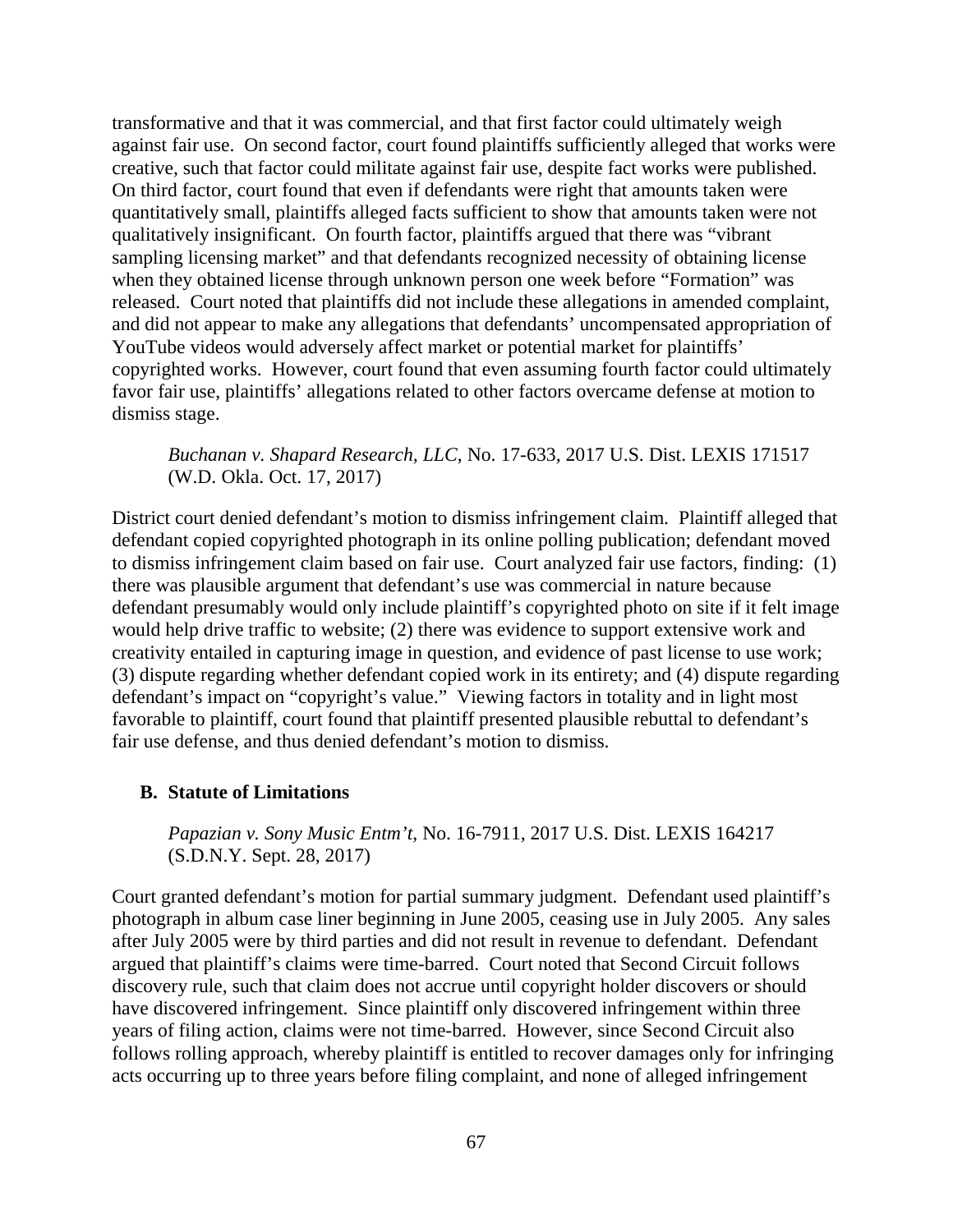transformative and that it was commercial, and that first factor could ultimately weigh against fair use. On second factor, court found plaintiffs sufficiently alleged that works were creative, such that factor could militate against fair use, despite fact works were published. On third factor, court found that even if defendants were right that amounts taken were quantitatively small, plaintiffs alleged facts sufficient to show that amounts taken were not qualitatively insignificant. On fourth factor, plaintiffs argued that there was "vibrant sampling licensing market" and that defendants recognized necessity of obtaining license when they obtained license through unknown person one week before "Formation" was released. Court noted that plaintiffs did not include these allegations in amended complaint, and did not appear to make any allegations that defendants' uncompensated appropriation of YouTube videos would adversely affect market or potential market for plaintiffs' copyrighted works. However, court found that even assuming fourth factor could ultimately favor fair use, plaintiffs' allegations related to other factors overcame defense at motion to dismiss stage.

> *Buchanan v. Shapard Research, LLC*, No. 17-633, 2017 U.S. Dist. LEXIS 171517 (W.D. Okla. Oct. 17, 2017)

District court denied defendant's motion to dismiss infringement claim. Plaintiff alleged that defendant copied copyrighted photograph in its online polling publication; defendant moved to dismiss infringement claim based on fair use. Court analyzed fair use factors, finding: (1) there was plausible argument that defendant's use was commercial in nature because defendant presumably would only include plaintiff's copyrighted photo on site if it felt image would help drive traffic to website; (2) there was evidence to support extensive work and creativity entailed in capturing image in question, and evidence of past license to use work; (3) dispute regarding whether defendant copied work in its entirety; and (4) dispute regarding defendant's impact on "copyright's value." Viewing factors in totality and in light most favorable to plaintiff, court found that plaintiff presented plausible rebuttal to defendant's fair use defense, and thus denied defendant's motion to dismiss.

### B. Statute of Limitations

> *Papazian v. Sony Music Entm't*, No. 16-7911, 2017 U.S. Dist. LEXIS 164217 (S.D.N.Y. Sept. 28, 2017)

Court granted defendant's motion for partial summary judgment. Defendant used plaintiff's photograph in album case liner beginning in June 2005, ceasing use in July 2005. Any sales after July 2005 were by third parties and did not result in revenue to defendant. Defendant argued that plaintiff's claims were time-barred. Court noted that Second Circuit follows discovery rule, such that claim does not accrue until copyright holder discovers or should have discovered infringement. Since plaintiff only discovered infringement within three years of filing action, claims were not time-barred. However, since Second Circuit also follows rolling approach, whereby plaintiff is entitled to recover damages only for infringing acts occurring up to three years before filing complaint, and none of alleged infringement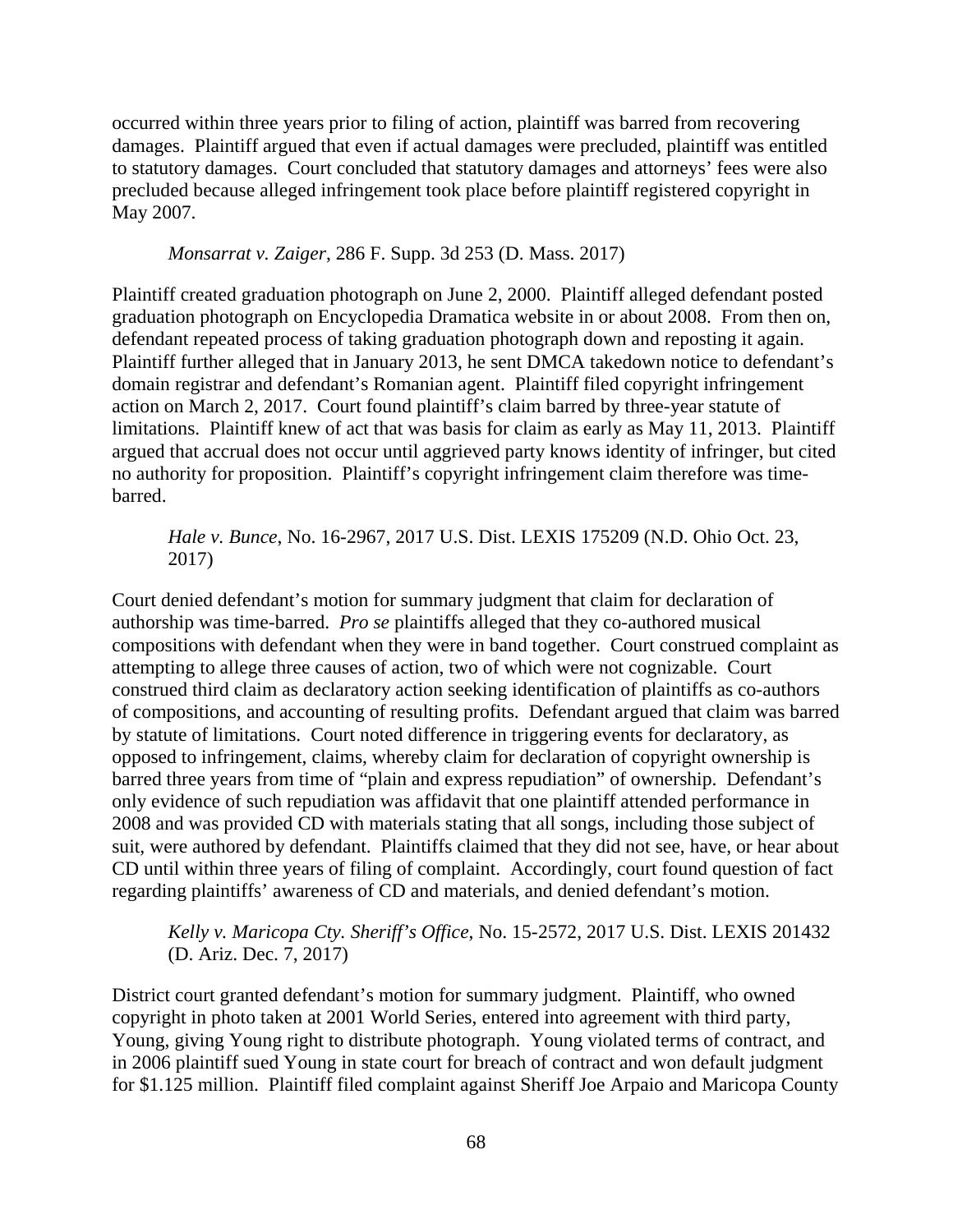occurred within three years prior to filing of action, plaintiff was barred from recovering damages. Plaintiff argued that even if actual damages were precluded, plaintiff was entitled to statutory damages. Court concluded that statutory damages and attorneys' fees were also precluded because alleged infringement took place before plaintiff registered copyright in May 2007.

*Monsarrat v. Zaiger*, 286 F. Supp. 3d 253 (D. Mass. 2017)

Plaintiff created graduation photograph on June 2, 2000. Plaintiff alleged defendant posted graduation photograph on Encyclopedia Dramatica website in or about 2008. From then on, defendant repeated process of taking graduation photograph down and reposting it again. Plaintiff further alleged that in January 2013, he sent DMCA takedown notice to defendant's domain registrar and defendant's Romanian agent. Plaintiff filed copyright infringement action on March 2, 2017. Court found plaintiff's claim barred by three-year statute of limitations. Plaintiff knew of act that was basis for claim as early as May 11, 2013. Plaintiff argued that accrual does not occur until aggrieved party knows identity of infringer, but cited no authority for proposition. Plaintiff's copyright infringement claim therefore was time-barred.

*Hale v. Bunce*, No. 16-2967, 2017 U.S. Dist. LEXIS 175209 (N.D. Ohio Oct. 23, 2017)

Court denied defendant's motion for summary judgment that claim for declaration of authorship was time-barred. *Pro se* plaintiffs alleged that they co-authored musical compositions with defendant when they were in band together. Court construed complaint as attempting to allege three causes of action, two of which were not cognizable. Court construed third claim as declaratory action seeking identification of plaintiffs as co-authors of compositions, and accounting of resulting profits. Defendant argued that claim was barred by statute of limitations. Court noted difference in triggering events for declaratory, as opposed to infringement, claims, whereby claim for declaration of copyright ownership is barred three years from time of "plain and express repudiation" of ownership. Defendant's only evidence of such repudiation was affidavit that one plaintiff attended performance in 2008 and was provided CD with materials stating that all songs, including those subject of suit, were authored by defendant. Plaintiffs claimed that they did not see, have, or hear about CD until within three years of filing of complaint. Accordingly, court found question of fact regarding plaintiffs' awareness of CD and materials, and denied defendant's motion.

*Kelly v. Maricopa Cty. Sheriff's Office*, No. 15-2572, 2017 U.S. Dist. LEXIS 201432 (D. Ariz. Dec. 7, 2017)

District court granted defendant's motion for summary judgment. Plaintiff, who owned copyright in photo taken at 2001 World Series, entered into agreement with third party, Young, giving Young right to distribute photograph. Young violated terms of contract, and in 2006 plaintiff sued Young in state court for breach of contract and won default judgment for $1.125 million. Plaintiff filed complaint against Sheriff Joe Arpaio and Maricopa County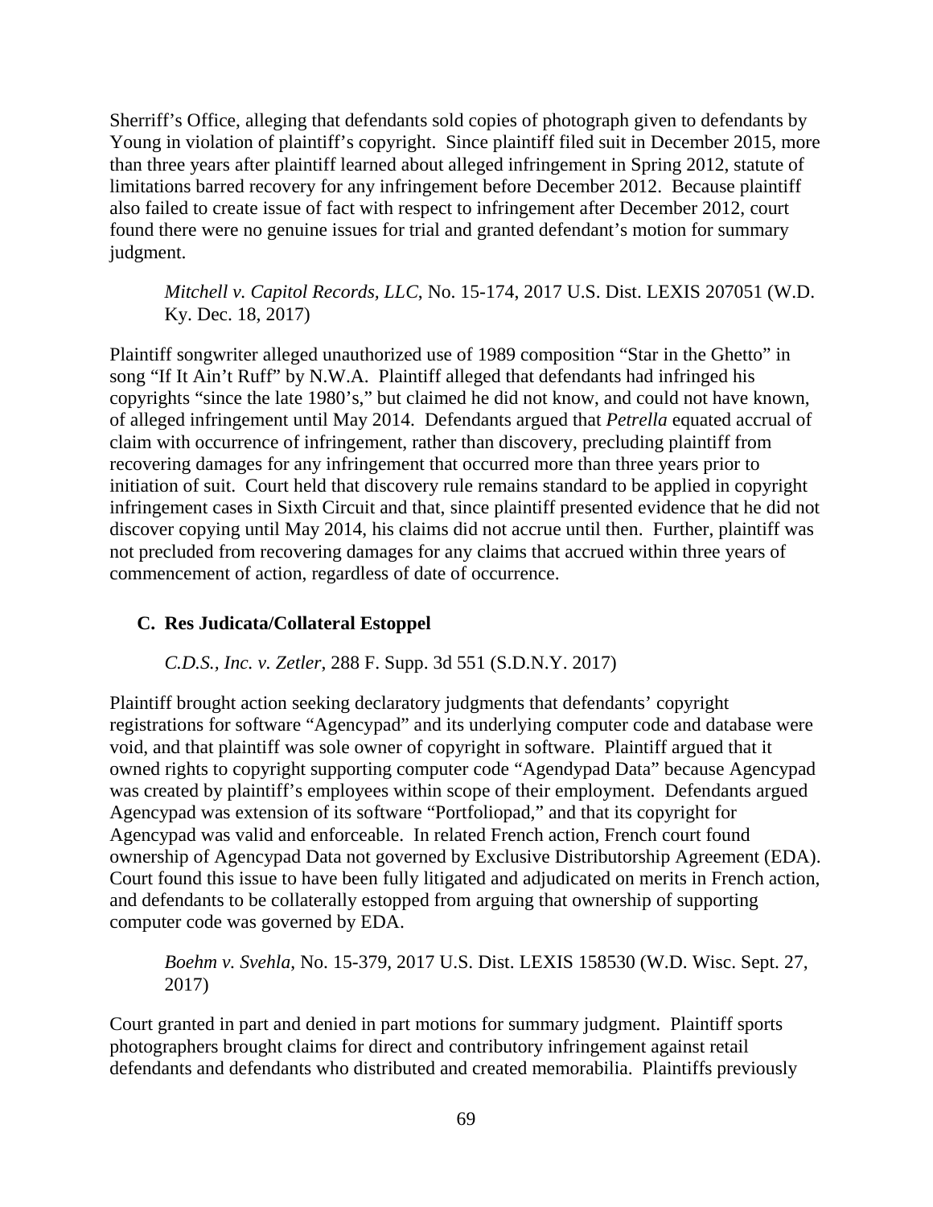Sherriff's Office, alleging that defendants sold copies of photograph given to defendants by Young in violation of plaintiff's copyright. Since plaintiff filed suit in December 2015, more than three years after plaintiff learned about alleged infringement in Spring 2012, statute of limitations barred recovery for any infringement before December 2012. Because plaintiff also failed to create issue of fact with respect to infringement after December 2012, court found there were no genuine issues for trial and granted defendant's motion for summary judgment.

> *Mitchell v. Capitol Records, LLC*, No. 15-174, 2017 U.S. Dist. LEXIS 207051 (W.D. Ky. Dec. 18, 2017)

Plaintiff songwriter alleged unauthorized use of 1989 composition "Star in the Ghetto" in song "If It Ain't Ruff" by N.W.A. Plaintiff alleged that defendants had infringed his copyrights "since the late 1980's," but claimed he did not know, and could not have known, of alleged infringement until May 2014. Defendants argued that *Petrella* equated accrual of claim with occurrence of infringement, rather than discovery, precluding plaintiff from recovering damages for any infringement that occurred more than three years prior to initiation of suit. Court held that discovery rule remains standard to be applied in copyright infringement cases in Sixth Circuit and that, since plaintiff presented evidence that he did not discover copying until May 2014, his claims did not accrue until then. Further, plaintiff was not precluded from recovering damages for any claims that accrued within three years of commencement of action, regardless of date of occurrence.

### C. Res Judicata/Collateral Estoppel

> *C.D.S., Inc. v. Zetler*, 288 F. Supp. 3d 551 (S.D.N.Y. 2017)

Plaintiff brought action seeking declaratory judgments that defendants' copyright registrations for software "Agencypad" and its underlying computer code and database were void, and that plaintiff was sole owner of copyright in software. Plaintiff argued that it owned rights to copyright supporting computer code "Agendypad Data" because Agencypad was created by plaintiff's employees within scope of their employment. Defendants argued Agencypad was extension of its software "Portfoliopad," and that its copyright for Agencypad was valid and enforceable. In related French action, French court found ownership of Agencypad Data not governed by Exclusive Distributorship Agreement (EDA). Court found this issue to have been fully litigated and adjudicated on merits in French action, and defendants to be collaterally estopped from arguing that ownership of supporting computer code was governed by EDA.

> *Boehm v. Svehla*, No. 15-379, 2017 U.S. Dist. LEXIS 158530 (W.D. Wisc. Sept. 27, 2017)

Court granted in part and denied in part motions for summary judgment. Plaintiff sports photographers brought claims for direct and contributory infringement against retail defendants and defendants who distributed and created memorabilia. Plaintiffs previously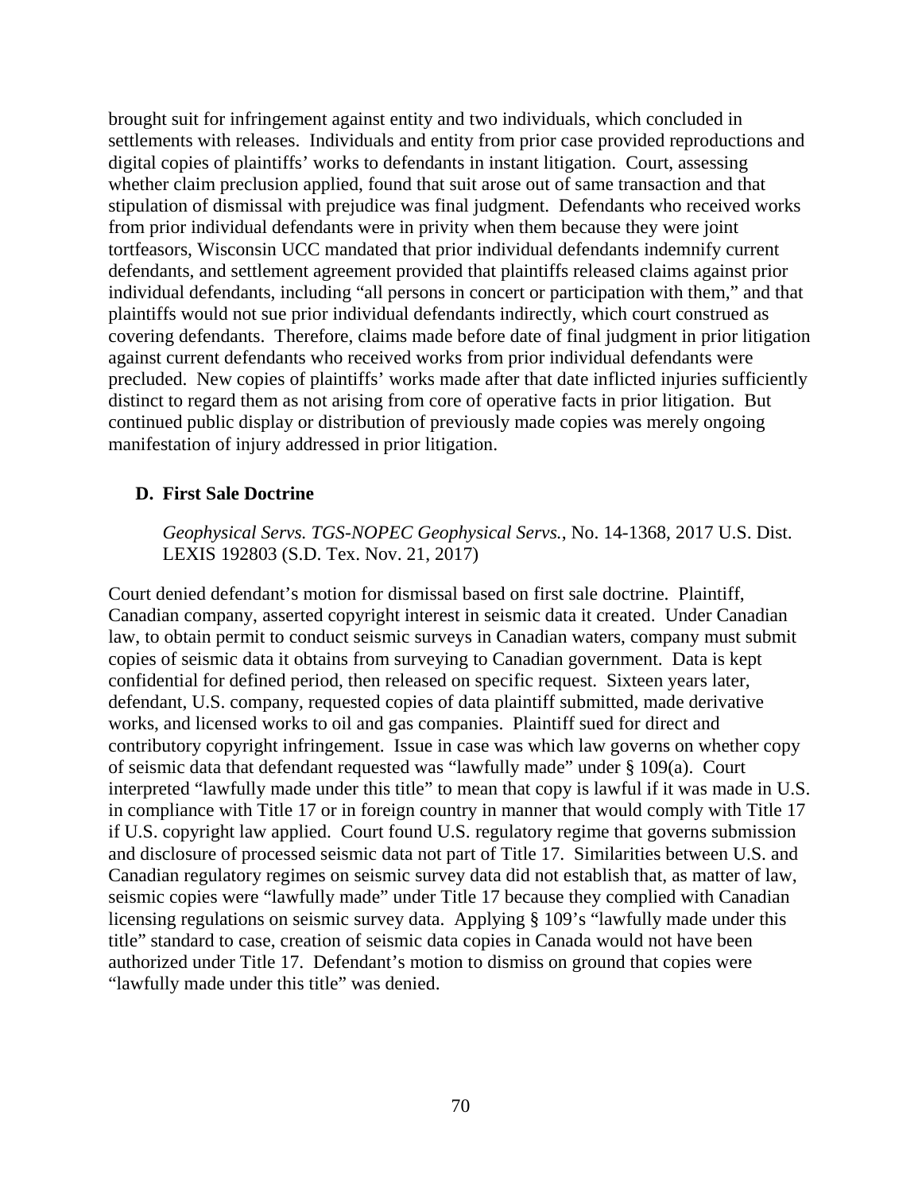brought suit for infringement against entity and two individuals, which concluded in settlements with releases. Individuals and entity from prior case provided reproductions and digital copies of plaintiffs' works to defendants in instant litigation. Court, assessing whether claim preclusion applied, found that suit arose out of same transaction and that stipulation of dismissal with prejudice was final judgment. Defendants who received works from prior individual defendants were in privity when them because they were joint tortfeasors, Wisconsin UCC mandated that prior individual defendants indemnify current defendants, and settlement agreement provided that plaintiffs released claims against prior individual defendants, including "all persons in concert or participation with them," and that plaintiffs would not sue prior individual defendants indirectly, which court construed as covering defendants. Therefore, claims made before date of final judgment in prior litigation against current defendants who received works from prior individual defendants were precluded. New copies of plaintiffs' works made after that date inflicted injuries sufficiently distinct to regard them as not arising from core of operative facts in prior litigation. But continued public display or distribution of previously made copies was merely ongoing manifestation of injury addressed in prior litigation.

### D. First Sale Doctrine

*Geophysical Servs. TGS-NOPEC Geophysical Servs.*, No. 14-1368, 2017 U.S. Dist. LEXIS 192803 (S.D. Tex. Nov. 21, 2017)

Court denied defendant's motion for dismissal based on first sale doctrine. Plaintiff, Canadian company, asserted copyright interest in seismic data it created. Under Canadian law, to obtain permit to conduct seismic surveys in Canadian waters, company must submit copies of seismic data it obtains from surveying to Canadian government. Data is kept confidential for defined period, then released on specific request. Sixteen years later, defendant, U.S. company, requested copies of data plaintiff submitted, made derivative works, and licensed works to oil and gas companies. Plaintiff sued for direct and contributory copyright infringement. Issue in case was which law governs on whether copy of seismic data that defendant requested was "lawfully made" under § 109(a). Court interpreted "lawfully made under this title" to mean that copy is lawful if it was made in U.S. in compliance with Title 17 or in foreign country in manner that would comply with Title 17 if U.S. copyright law applied. Court found U.S. regulatory regime that governs submission and disclosure of processed seismic data not part of Title 17. Similarities between U.S. and Canadian regulatory regimes on seismic survey data did not establish that, as matter of law, seismic copies were "lawfully made" under Title 17 because they complied with Canadian licensing regulations on seismic survey data. Applying § 109's "lawfully made under this title" standard to case, creation of seismic data copies in Canada would not have been authorized under Title 17. Defendant's motion to dismiss on ground that copies were "lawfully made under this title" was denied.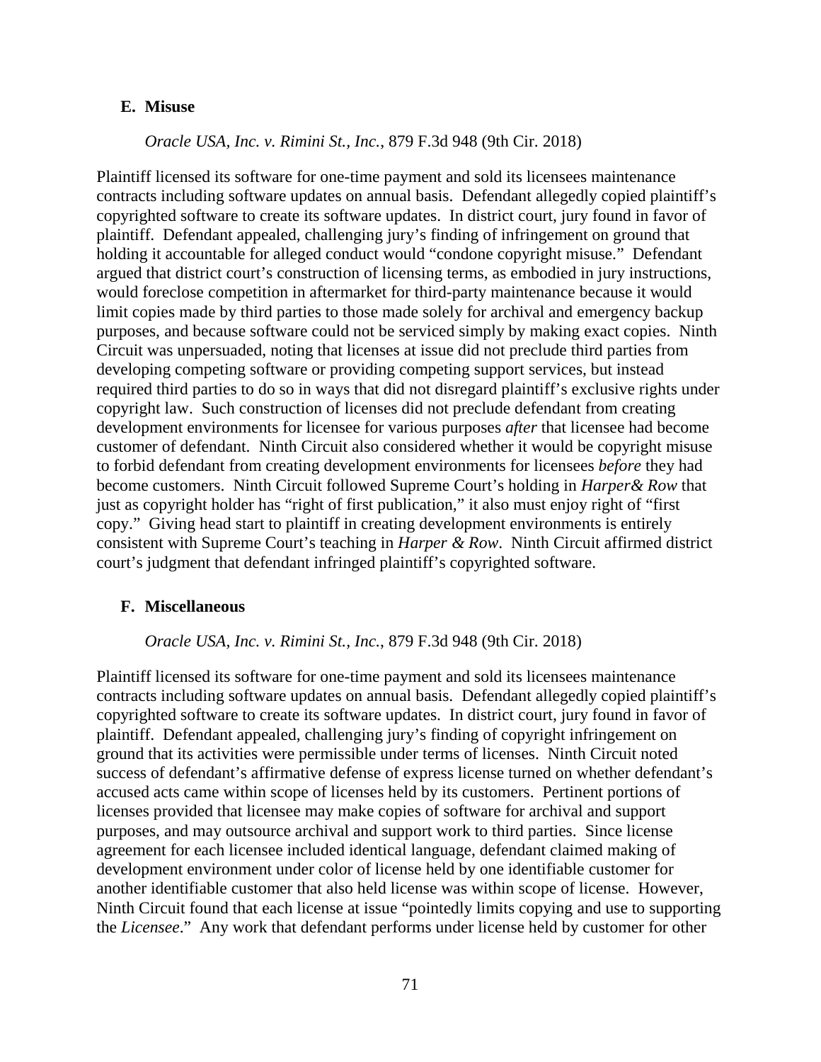### E. Misuse

*Oracle USA, Inc. v. Rimini St., Inc.*, 879 F.3d 948 (9th Cir. 2018)

Plaintiff licensed its software for one-time payment and sold its licensees maintenance contracts including software updates on annual basis. Defendant allegedly copied plaintiff's copyrighted software to create its software updates. In district court, jury found in favor of plaintiff. Defendant appealed, challenging jury's finding of infringement on ground that holding it accountable for alleged conduct would "condone copyright misuse." Defendant argued that district court's construction of licensing terms, as embodied in jury instructions, would foreclose competition in aftermarket for third-party maintenance because it would limit copies made by third parties to those made solely for archival and emergency backup purposes, and because software could not be serviced simply by making exact copies. Ninth Circuit was unpersuaded, noting that licenses at issue did not preclude third parties from developing competing software or providing competing support services, but instead required third parties to do so in ways that did not disregard plaintiff's exclusive rights under copyright law. Such construction of licenses did not preclude defendant from creating development environments for licensee for various purposes *after* that licensee had become customer of defendant. Ninth Circuit also considered whether it would be copyright misuse to forbid defendant from creating development environments for licensees *before* they had become customers. Ninth Circuit followed Supreme Court's holding in *Harper& Row* that just as copyright holder has "right of first publication," it also must enjoy right of "first copy." Giving head start to plaintiff in creating development environments is entirely consistent with Supreme Court's teaching in *Harper & Row*. Ninth Circuit affirmed district court's judgment that defendant infringed plaintiff's copyrighted software.

### F. Miscellaneous

*Oracle USA, Inc. v. Rimini St., Inc.*, 879 F.3d 948 (9th Cir. 2018)

Plaintiff licensed its software for one-time payment and sold its licensees maintenance contracts including software updates on annual basis. Defendant allegedly copied plaintiff's copyrighted software to create its software updates. In district court, jury found in favor of plaintiff. Defendant appealed, challenging jury's finding of copyright infringement on ground that its activities were permissible under terms of licenses. Ninth Circuit noted success of defendant's affirmative defense of express license turned on whether defendant's accused acts came within scope of licenses held by its customers. Pertinent portions of licenses provided that licensee may make copies of software for archival and support purposes, and may outsource archival and support work to third parties. Since license agreement for each licensee included identical language, defendant claimed making of development environment under color of license held by one identifiable customer for another identifiable customer that also held license was within scope of license. However, Ninth Circuit found that each license at issue "pointedly limits copying and use to supporting the *Licensee*." Any work that defendant performs under license held by customer for other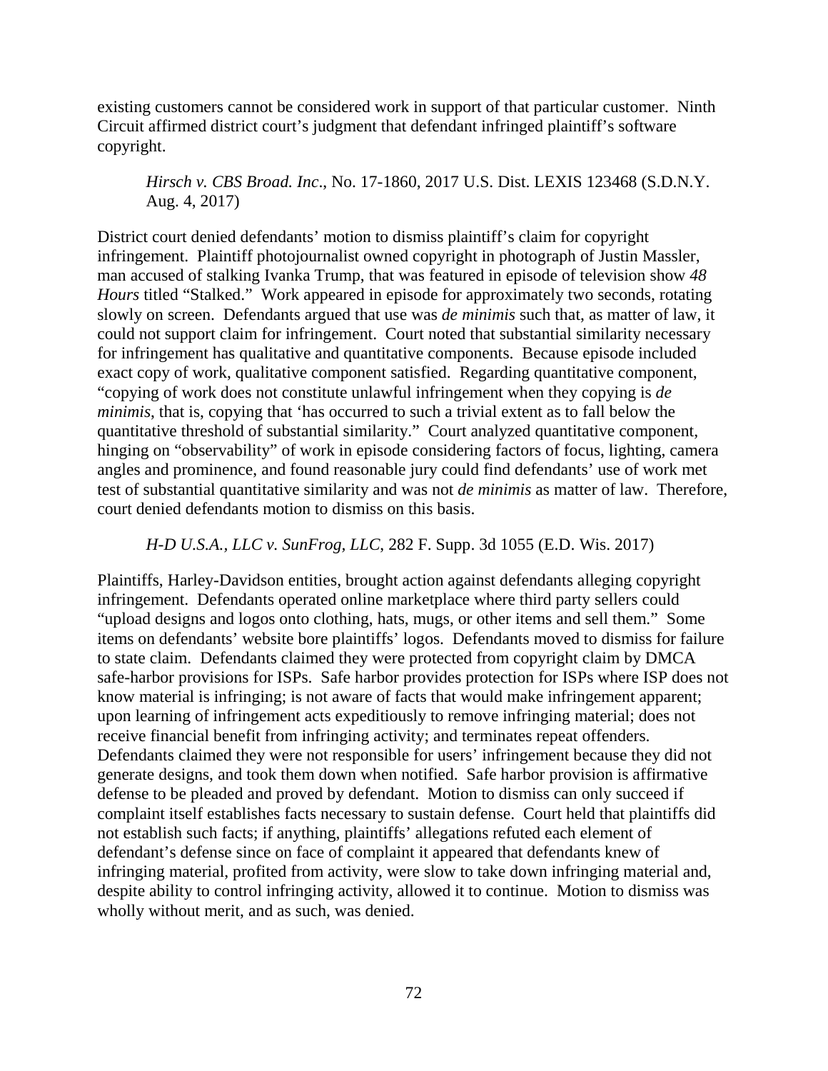existing customers cannot be considered work in support of that particular customer. Ninth Circuit affirmed district court's judgment that defendant infringed plaintiff's software copyright.

> *Hirsch v. CBS Broad. Inc*., No. 17-1860, 2017 U.S. Dist. LEXIS 123468 (S.D.N.Y. Aug. 4, 2017)

District court denied defendants' motion to dismiss plaintiff's claim for copyright infringement. Plaintiff photojournalist owned copyright in photograph of Justin Massler, man accused of stalking Ivanka Trump, that was featured in episode of television show *48 Hours* titled "Stalked." Work appeared in episode for approximately two seconds, rotating slowly on screen. Defendants argued that use was *de minimis* such that, as matter of law, it could not support claim for infringement. Court noted that substantial similarity necessary for infringement has qualitative and quantitative components. Because episode included exact copy of work, qualitative component satisfied. Regarding quantitative component, "copying of work does not constitute unlawful infringement when they copying is *de minimis*, that is, copying that 'has occurred to such a trivial extent as to fall below the quantitative threshold of substantial similarity." Court analyzed quantitative component, hinging on "observability" of work in episode considering factors of focus, lighting, camera angles and prominence, and found reasonable jury could find defendants' use of work met test of substantial quantitative similarity and was not *de minimis* as matter of law. Therefore, court denied defendants motion to dismiss on this basis.

> *H-D U.S.A., LLC v. SunFrog, LLC*, 282 F. Supp. 3d 1055 (E.D. Wis. 2017)

Plaintiffs, Harley-Davidson entities, brought action against defendants alleging copyright infringement. Defendants operated online marketplace where third party sellers could "upload designs and logos onto clothing, hats, mugs, or other items and sell them." Some items on defendants' website bore plaintiffs' logos. Defendants moved to dismiss for failure to state claim. Defendants claimed they were protected from copyright claim by DMCA safe-harbor provisions for ISPs. Safe harbor provides protection for ISPs where ISP does not know material is infringing; is not aware of facts that would make infringement apparent; upon learning of infringement acts expeditiously to remove infringing material; does not receive financial benefit from infringing activity; and terminates repeat offenders. Defendants claimed they were not responsible for users' infringement because they did not generate designs, and took them down when notified. Safe harbor provision is affirmative defense to be pleaded and proved by defendant. Motion to dismiss can only succeed if complaint itself establishes facts necessary to sustain defense. Court held that plaintiffs did not establish such facts; if anything, plaintiffs' allegations refuted each element of defendant's defense since on face of complaint it appeared that defendants knew of infringing material, profited from activity, were slow to take down infringing material and, despite ability to control infringing activity, allowed it to continue. Motion to dismiss was wholly without merit, and as such, was denied.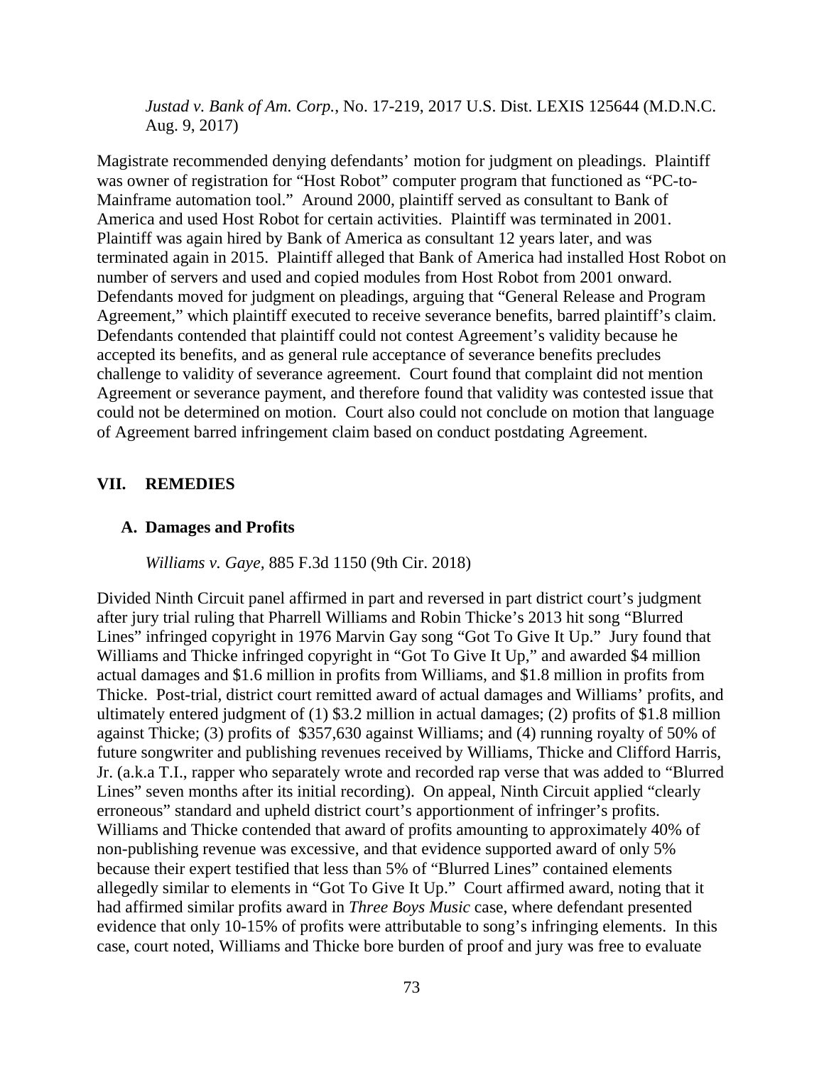*Justad v. Bank of Am. Corp.*, No. 17-219, 2017 U.S. Dist. LEXIS 125644 (M.D.N.C. Aug. 9, 2017)

Magistrate recommended denying defendants' motion for judgment on pleadings. Plaintiff was owner of registration for "Host Robot" computer program that functioned as "PC-to-Mainframe automation tool." Around 2000, plaintiff served as consultant to Bank of America and used Host Robot for certain activities. Plaintiff was terminated in 2001. Plaintiff was again hired by Bank of America as consultant 12 years later, and was terminated again in 2015. Plaintiff alleged that Bank of America had installed Host Robot on number of servers and used and copied modules from Host Robot from 2001 onward. Defendants moved for judgment on pleadings, arguing that "General Release and Program Agreement," which plaintiff executed to receive severance benefits, barred plaintiff's claim. Defendants contended that plaintiff could not contest Agreement's validity because he accepted its benefits, and as general rule acceptance of severance benefits precludes challenge to validity of severance agreement. Court found that complaint did not mention Agreement or severance payment, and therefore found that validity was contested issue that could not be determined on motion. Court also could not conclude on motion that language of Agreement barred infringement claim based on conduct postdating Agreement.

## VII. REMEDIES

### A. Damages and Profits

*Williams v. Gaye*, 885 F.3d 1150 (9th Cir. 2018)

Divided Ninth Circuit panel affirmed in part and reversed in part district court's judgment after jury trial ruling that Pharrell Williams and Robin Thicke's 2013 hit song "Blurred Lines" infringed copyright in 1976 Marvin Gay song "Got To Give It Up." Jury found that Williams and Thicke infringed copyright in "Got To Give It Up," and awarded $4 million actual damages and $1.6 million in profits from Williams, and $1.8 million in profits from Thicke. Post-trial, district court remitted award of actual damages and Williams' profits, and ultimately entered judgment of (1) $3.2 million in actual damages; (2) profits of $1.8 million against Thicke; (3) profits of $357,630 against Williams; and (4) running royalty of 50% of future songwriter and publishing revenues received by Williams, Thicke and Clifford Harris, Jr. (a.k.a T.I., rapper who separately wrote and recorded rap verse that was added to "Blurred Lines" seven months after its initial recording). On appeal, Ninth Circuit applied "clearly erroneous" standard and upheld district court's apportionment of infringer's profits. Williams and Thicke contended that award of profits amounting to approximately 40% of non-publishing revenue was excessive, and that evidence supported award of only 5% because their expert testified that less than 5% of "Blurred Lines" contained elements allegedly similar to elements in "Got To Give It Up." Court affirmed award, noting that it had affirmed similar profits award in *Three Boys Music* case, where defendant presented evidence that only 10-15% of profits were attributable to song's infringing elements. In this case, court noted, Williams and Thicke bore burden of proof and jury was free to evaluate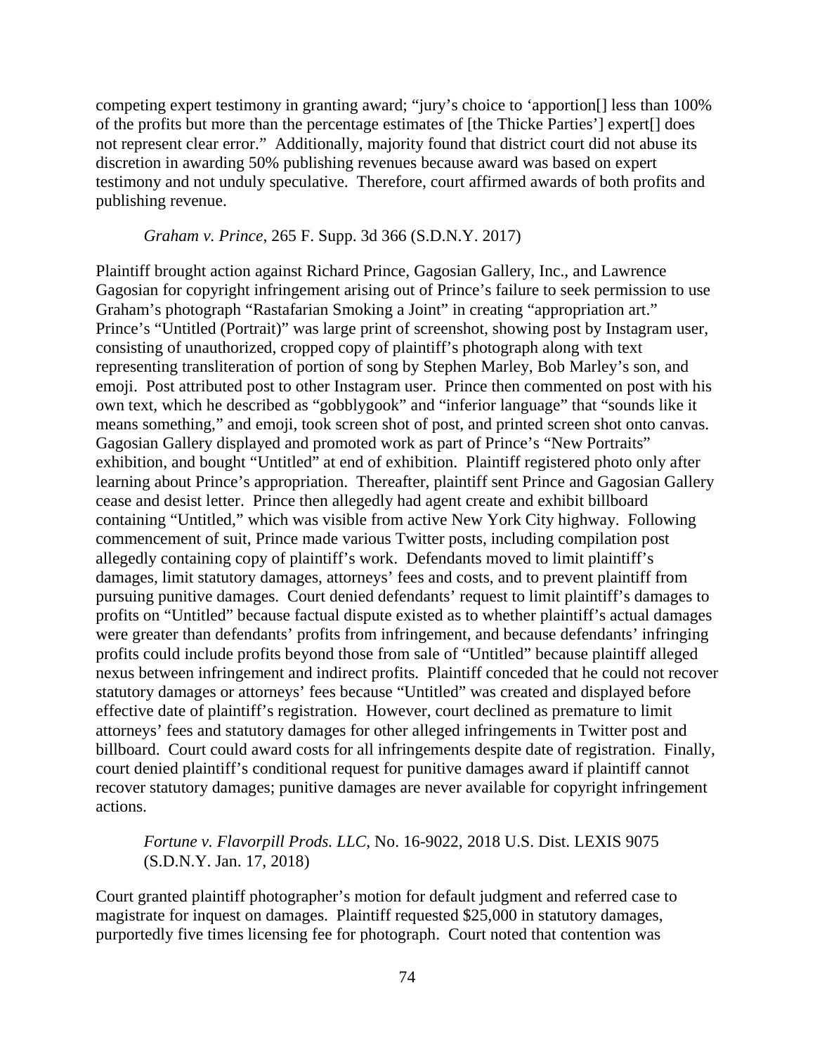competing expert testimony in granting award; "jury's choice to 'apportion[] less than 100% of the profits but more than the percentage estimates of [the Thicke Parties'] expert[] does not represent clear error." Additionally, majority found that district court did not abuse its discretion in awarding 50% publishing revenues because award was based on expert testimony and not unduly speculative. Therefore, court affirmed awards of both profits and publishing revenue.

*Graham v. Prince*, 265 F. Supp. 3d 366 (S.D.N.Y. 2017)

Plaintiff brought action against Richard Prince, Gagosian Gallery, Inc., and Lawrence Gagosian for copyright infringement arising out of Prince's failure to seek permission to use Graham's photograph "Rastafarian Smoking a Joint" in creating "appropriation art." Prince's "Untitled (Portrait)" was large print of screenshot, showing post by Instagram user, consisting of unauthorized, cropped copy of plaintiff's photograph along with text representing transliteration of portion of song by Stephen Marley, Bob Marley's son, and emoji. Post attributed post to other Instagram user. Prince then commented on post with his own text, which he described as "gobblygook" and "inferior language" that "sounds like it means something," and emoji, took screen shot of post, and printed screen shot onto canvas. Gagosian Gallery displayed and promoted work as part of Prince's "New Portraits" exhibition, and bought "Untitled" at end of exhibition. Plaintiff registered photo only after learning about Prince's appropriation. Thereafter, plaintiff sent Prince and Gagosian Gallery cease and desist letter. Prince then allegedly had agent create and exhibit billboard containing "Untitled," which was visible from active New York City highway. Following commencement of suit, Prince made various Twitter posts, including compilation post allegedly containing copy of plaintiff's work. Defendants moved to limit plaintiff's damages, limit statutory damages, attorneys' fees and costs, and to prevent plaintiff from pursuing punitive damages. Court denied defendants' request to limit plaintiff's damages to profits on "Untitled" because factual dispute existed as to whether plaintiff's actual damages were greater than defendants' profits from infringement, and because defendants' infringing profits could include profits beyond those from sale of "Untitled" because plaintiff alleged nexus between infringement and indirect profits. Plaintiff conceded that he could not recover statutory damages or attorneys' fees because "Untitled" was created and displayed before effective date of plaintiff's registration. However, court declined as premature to limit attorneys' fees and statutory damages for other alleged infringements in Twitter post and billboard. Court could award costs for all infringements despite date of registration. Finally, court denied plaintiff's conditional request for punitive damages award if plaintiff cannot recover statutory damages; punitive damages are never available for copyright infringement actions.

*Fortune v. Flavorpill Prods. LLC*, No. 16-9022, 2018 U.S. Dist. LEXIS 9075 (S.D.N.Y. Jan. 17, 2018)

Court granted plaintiff photographer's motion for default judgment and referred case to magistrate for inquest on damages. Plaintiff requested $25,000 in statutory damages, purportedly five times licensing fee for photograph. Court noted that contention was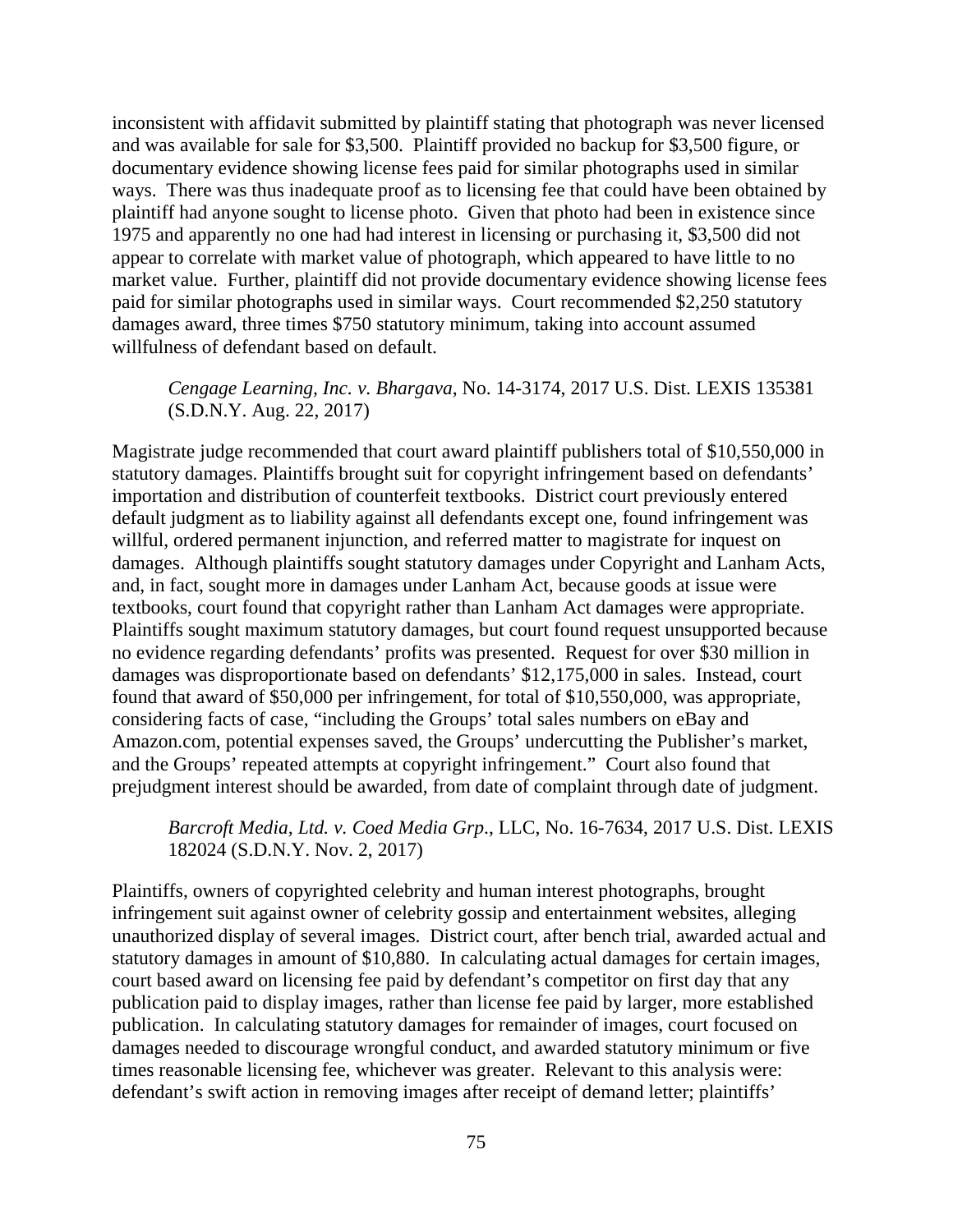inconsistent with affidavit submitted by plaintiff stating that photograph was never licensed and was available for sale for $3,500. Plaintiff provided no backup for $3,500 figure, or documentary evidence showing license fees paid for similar photographs used in similar ways. There was thus inadequate proof as to licensing fee that could have been obtained by plaintiff had anyone sought to license photo. Given that photo had been in existence since 1975 and apparently no one had had interest in licensing or purchasing it, $3,500 did not appear to correlate with market value of photograph, which appeared to have little to no market value. Further, plaintiff did not provide documentary evidence showing license fees paid for similar photographs used in similar ways. Court recommended $2,250 statutory damages award, three times $750 statutory minimum, taking into account assumed willfulness of defendant based on default.

> *Cengage Learning, Inc. v. Bhargava*, No. 14-3174, 2017 U.S. Dist. LEXIS 135381 (S.D.N.Y. Aug. 22, 2017)

Magistrate judge recommended that court award plaintiff publishers total of $10,550,000 in statutory damages. Plaintiffs brought suit for copyright infringement based on defendants' importation and distribution of counterfeit textbooks. District court previously entered default judgment as to liability against all defendants except one, found infringement was willful, ordered permanent injunction, and referred matter to magistrate for inquest on damages. Although plaintiffs sought statutory damages under Copyright and Lanham Acts, and, in fact, sought more in damages under Lanham Act, because goods at issue were textbooks, court found that copyright rather than Lanham Act damages were appropriate. Plaintiffs sought maximum statutory damages, but court found request unsupported because no evidence regarding defendants' profits was presented. Request for over $30 million in damages was disproportionate based on defendants' $12,175,000 in sales. Instead, court found that award of $50,000 per infringement, for total of $10,550,000, was appropriate, considering facts of case, "including the Groups' total sales numbers on eBay and Amazon.com, potential expenses saved, the Groups' undercutting the Publisher's market, and the Groups' repeated attempts at copyright infringement." Court also found that prejudgment interest should be awarded, from date of complaint through date of judgment.

> *Barcroft Media, Ltd. v. Coed Media Grp.*, LLC, No. 16-7634, 2017 U.S. Dist. LEXIS 182024 (S.D.N.Y. Nov. 2, 2017)

Plaintiffs, owners of copyrighted celebrity and human interest photographs, brought infringement suit against owner of celebrity gossip and entertainment websites, alleging unauthorized display of several images. District court, after bench trial, awarded actual and statutory damages in amount of $10,880. In calculating actual damages for certain images, court based award on licensing fee paid by defendant's competitor on first day that any publication paid to display images, rather than license fee paid by larger, more established publication. In calculating statutory damages for remainder of images, court focused on damages needed to discourage wrongful conduct, and awarded statutory minimum or five times reasonable licensing fee, whichever was greater. Relevant to this analysis were: defendant's swift action in removing images after receipt of demand letter; plaintiffs'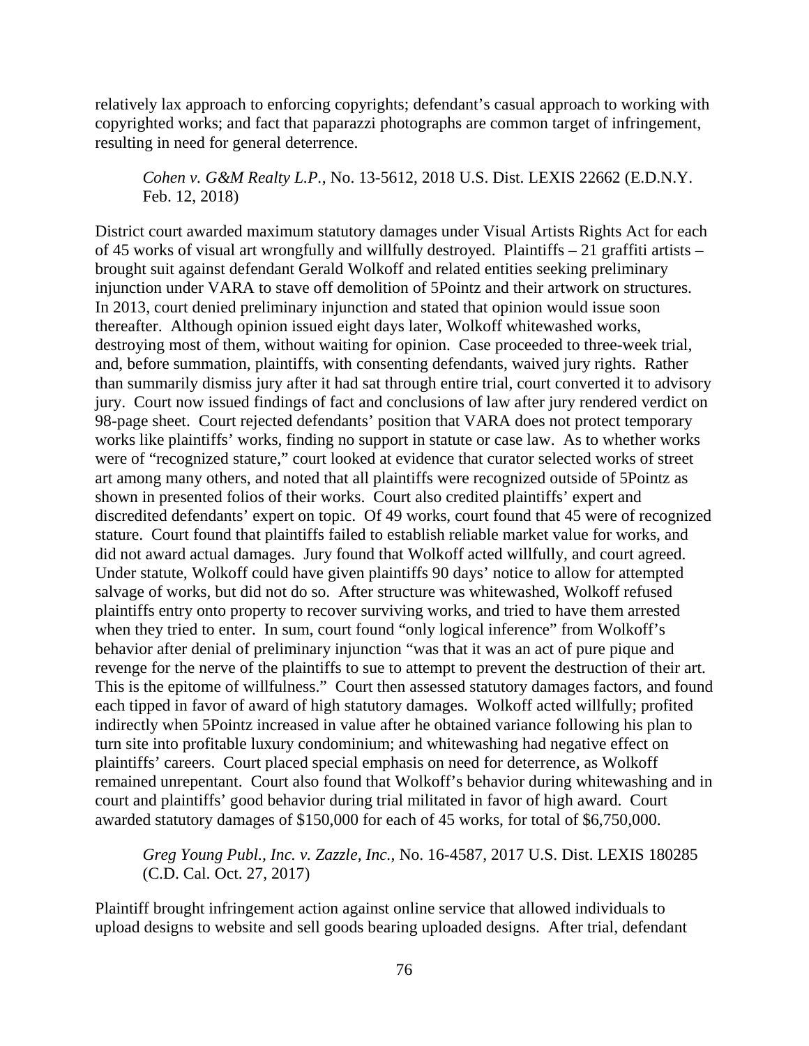relatively lax approach to enforcing copyrights; defendant's casual approach to working with copyrighted works; and fact that paparazzi photographs are common target of infringement, resulting in need for general deterrence.

> *Cohen v. G&M Realty L.P.*, No. 13-5612, 2018 U.S. Dist. LEXIS 22662 (E.D.N.Y. Feb. 12, 2018)

District court awarded maximum statutory damages under Visual Artists Rights Act for each of 45 works of visual art wrongfully and willfully destroyed. Plaintiffs – 21 graffiti artists – brought suit against defendant Gerald Wolkoff and related entities seeking preliminary injunction under VARA to stave off demolition of 5Pointz and their artwork on structures. In 2013, court denied preliminary injunction and stated that opinion would issue soon thereafter. Although opinion issued eight days later, Wolkoff whitewashed works, destroying most of them, without waiting for opinion. Case proceeded to three-week trial, and, before summation, plaintiffs, with consenting defendants, waived jury rights. Rather than summarily dismiss jury after it had sat through entire trial, court converted it to advisory jury. Court now issued findings of fact and conclusions of law after jury rendered verdict on 98-page sheet. Court rejected defendants' position that VARA does not protect temporary works like plaintiffs' works, finding no support in statute or case law. As to whether works were of "recognized stature," court looked at evidence that curator selected works of street art among many others, and noted that all plaintiffs were recognized outside of 5Pointz as shown in presented folios of their works. Court also credited plaintiffs' expert and discredited defendants' expert on topic. Of 49 works, court found that 45 were of recognized stature. Court found that plaintiffs failed to establish reliable market value for works, and did not award actual damages. Jury found that Wolkoff acted willfully, and court agreed. Under statute, Wolkoff could have given plaintiffs 90 days' notice to allow for attempted salvage of works, but did not do so. After structure was whitewashed, Wolkoff refused plaintiffs entry onto property to recover surviving works, and tried to have them arrested when they tried to enter. In sum, court found "only logical inference" from Wolkoff's behavior after denial of preliminary injunction "was that it was an act of pure pique and revenge for the nerve of the plaintiffs to sue to attempt to prevent the destruction of their art. This is the epitome of willfulness." Court then assessed statutory damages factors, and found each tipped in favor of award of high statutory damages. Wolkoff acted willfully; profited indirectly when 5Pointz increased in value after he obtained variance following his plan to turn site into profitable luxury condominium; and whitewashing had negative effect on plaintiffs' careers. Court placed special emphasis on need for deterrence, as Wolkoff remained unrepentant. Court also found that Wolkoff's behavior during whitewashing and in court and plaintiffs' good behavior during trial militated in favor of high award. Court awarded statutory damages of $150,000 for each of 45 works, for total of $6,750,000.

> *Greg Young Publ., Inc. v. Zazzle, Inc.*, No. 16-4587, 2017 U.S. Dist. LEXIS 180285 (C.D. Cal. Oct. 27, 2017)

Plaintiff brought infringement action against online service that allowed individuals to upload designs to website and sell goods bearing uploaded designs. After trial, defendant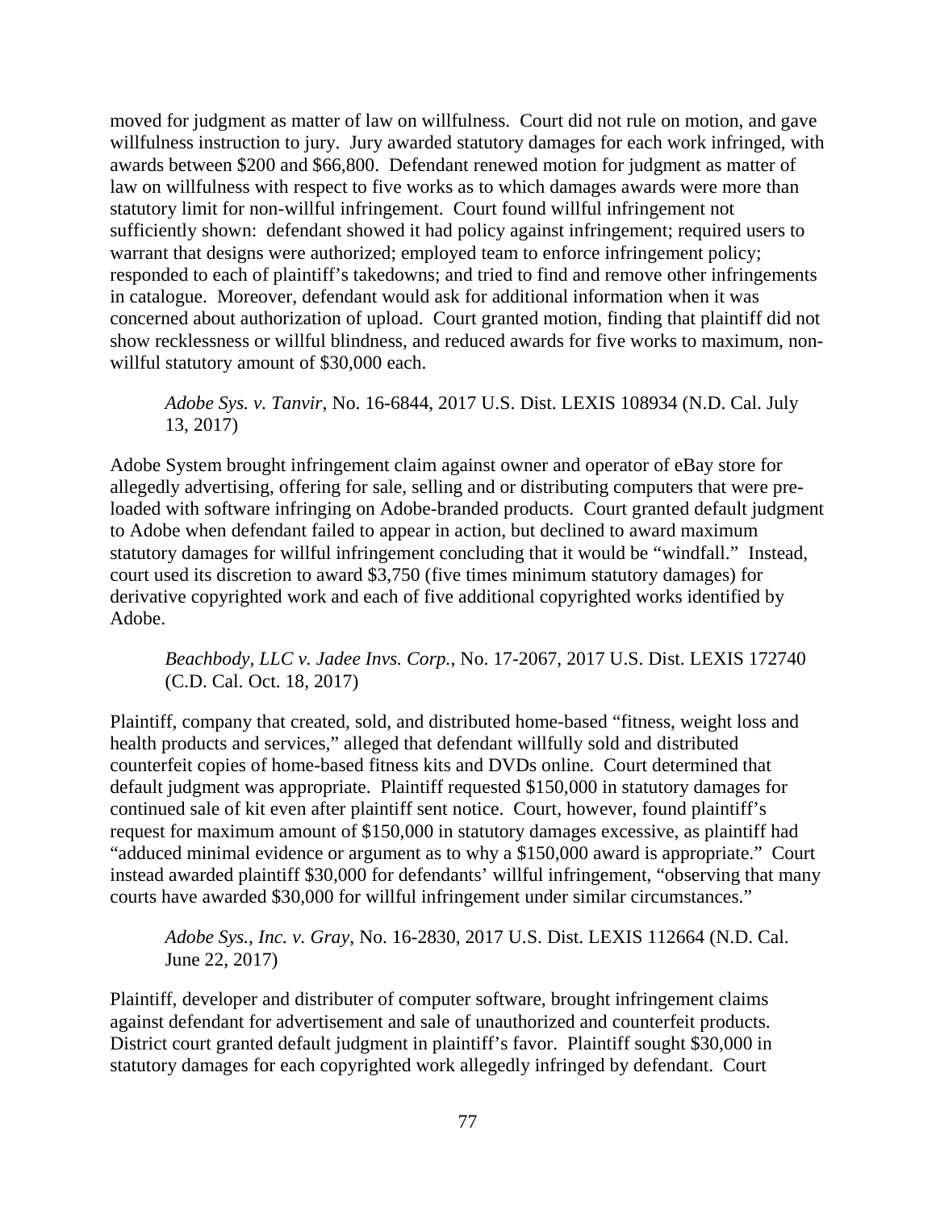moved for judgment as matter of law on willfulness. Court did not rule on motion, and gave willfulness instruction to jury. Jury awarded statutory damages for each work infringed, with awards between $200 and $66,800. Defendant renewed motion for judgment as matter of law on willfulness with respect to five works as to which damages awards were more than statutory limit for non-willful infringement. Court found willful infringement not sufficiently shown: defendant showed it had policy against infringement; required users to warrant that designs were authorized; employed team to enforce infringement policy; responded to each of plaintiff's takedowns; and tried to find and remove other infringements in catalogue. Moreover, defendant would ask for additional information when it was concerned about authorization of upload. Court granted motion, finding that plaintiff did not show recklessness or willful blindness, and reduced awards for five works to maximum, non-willful statutory amount of $30,000 each.

> *Adobe Sys. v. Tanvir*, No. 16-6844, 2017 U.S. Dist. LEXIS 108934 (N.D. Cal. July 13, 2017)

Adobe System brought infringement claim against owner and operator of eBay store for allegedly advertising, offering for sale, selling and or distributing computers that were pre-loaded with software infringing on Adobe-branded products. Court granted default judgment to Adobe when defendant failed to appear in action, but declined to award maximum statutory damages for willful infringement concluding that it would be "windfall." Instead, court used its discretion to award $3,750 (five times minimum statutory damages) for derivative copyrighted work and each of five additional copyrighted works identified by Adobe.

> *Beachbody, LLC v. Jadee Invs. Corp.*, No. 17-2067, 2017 U.S. Dist. LEXIS 172740 (C.D. Cal. Oct. 18, 2017)

Plaintiff, company that created, sold, and distributed home-based "fitness, weight loss and health products and services," alleged that defendant willfully sold and distributed counterfeit copies of home-based fitness kits and DVDs online. Court determined that default judgment was appropriate. Plaintiff requested $150,000 in statutory damages for continued sale of kit even after plaintiff sent notice. Court, however, found plaintiff's request for maximum amount of $150,000 in statutory damages excessive, as plaintiff had "adduced minimal evidence or argument as to why a $150,000 award is appropriate." Court instead awarded plaintiff $30,000 for defendants' willful infringement, "observing that many courts have awarded $30,000 for willful infringement under similar circumstances."

> *Adobe Sys., Inc. v. Gray*, No. 16-2830, 2017 U.S. Dist. LEXIS 112664 (N.D. Cal. June 22, 2017)

Plaintiff, developer and distributer of computer software, brought infringement claims against defendant for advertisement and sale of unauthorized and counterfeit products. District court granted default judgment in plaintiff's favor. Plaintiff sought $30,000 in statutory damages for each copyrighted work allegedly infringed by defendant. Court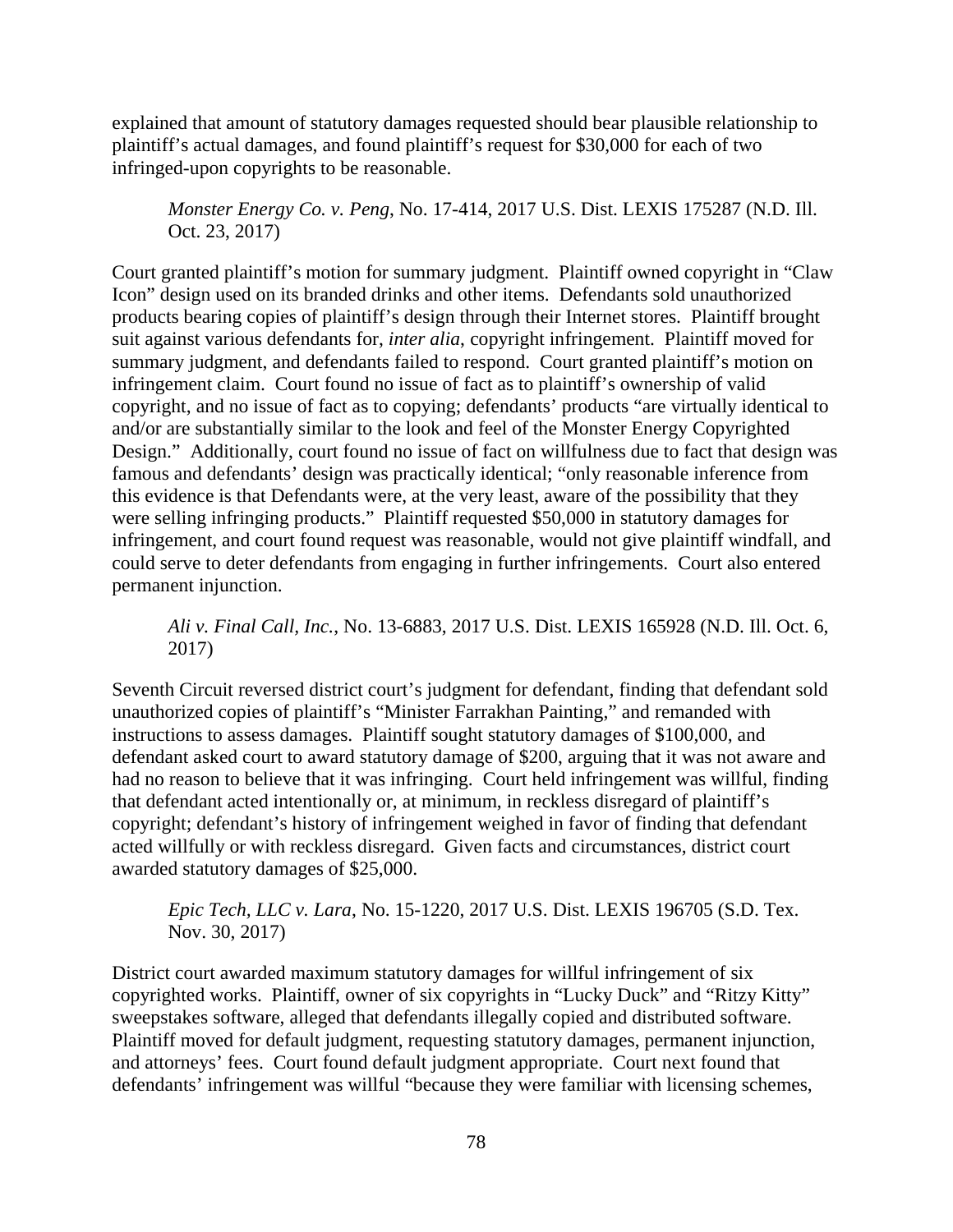explained that amount of statutory damages requested should bear plausible relationship to plaintiff's actual damages, and found plaintiff's request for $30,000 for each of two infringed-upon copyrights to be reasonable.

*Monster Energy Co. v. Peng*, No. 17-414, 2017 U.S. Dist. LEXIS 175287 (N.D. Ill. Oct. 23, 2017)

Court granted plaintiff's motion for summary judgment. Plaintiff owned copyright in "Claw Icon" design used on its branded drinks and other items. Defendants sold unauthorized products bearing copies of plaintiff's design through their Internet stores. Plaintiff brought suit against various defendants for, *inter alia*, copyright infringement. Plaintiff moved for summary judgment, and defendants failed to respond. Court granted plaintiff's motion on infringement claim. Court found no issue of fact as to plaintiff's ownership of valid copyright, and no issue of fact as to copying; defendants' products "are virtually identical to and/or are substantially similar to the look and feel of the Monster Energy Copyrighted Design." Additionally, court found no issue of fact on willfulness due to fact that design was famous and defendants' design was practically identical; "only reasonable inference from this evidence is that Defendants were, at the very least, aware of the possibility that they were selling infringing products." Plaintiff requested $50,000 in statutory damages for infringement, and court found request was reasonable, would not give plaintiff windfall, and could serve to deter defendants from engaging in further infringements. Court also entered permanent injunction.

*Ali v. Final Call, Inc.*, No. 13-6883, 2017 U.S. Dist. LEXIS 165928 (N.D. Ill. Oct. 6, 2017)

Seventh Circuit reversed district court's judgment for defendant, finding that defendant sold unauthorized copies of plaintiff's "Minister Farrakhan Painting," and remanded with instructions to assess damages. Plaintiff sought statutory damages of $100,000, and defendant asked court to award statutory damage of $200, arguing that it was not aware and had no reason to believe that it was infringing. Court held infringement was willful, finding that defendant acted intentionally or, at minimum, in reckless disregard of plaintiff's copyright; defendant's history of infringement weighed in favor of finding that defendant acted willfully or with reckless disregard. Given facts and circumstances, district court awarded statutory damages of $25,000.

*Epic Tech, LLC v. Lara*, No. 15-1220, 2017 U.S. Dist. LEXIS 196705 (S.D. Tex. Nov. 30, 2017)

District court awarded maximum statutory damages for willful infringement of six copyrighted works. Plaintiff, owner of six copyrights in "Lucky Duck" and "Ritzy Kitty" sweepstakes software, alleged that defendants illegally copied and distributed software. Plaintiff moved for default judgment, requesting statutory damages, permanent injunction, and attorneys' fees. Court found default judgment appropriate. Court next found that defendants' infringement was willful "because they were familiar with licensing schemes,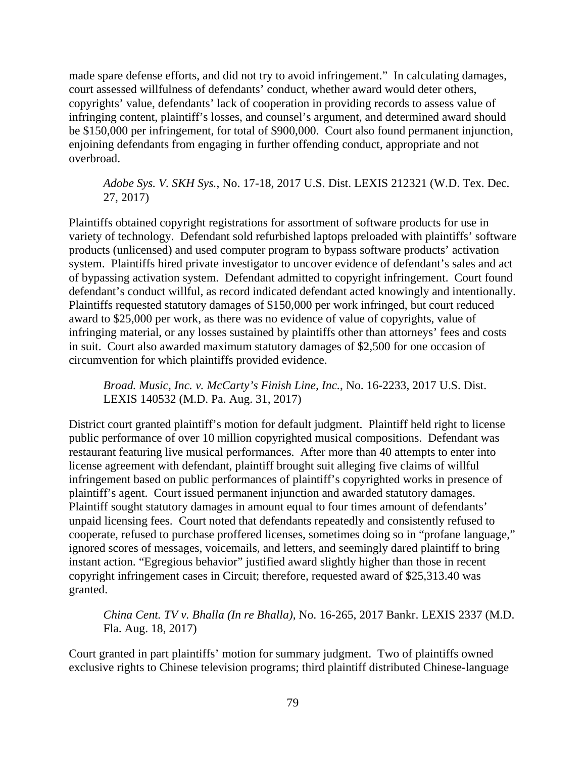made spare defense efforts, and did not try to avoid infringement." In calculating damages, court assessed willfulness of defendants' conduct, whether award would deter others, copyrights' value, defendants' lack of cooperation in providing records to assess value of infringing content, plaintiff's losses, and counsel's argument, and determined award should be $150,000 per infringement, for total of $900,000. Court also found permanent injunction, enjoining defendants from engaging in further offending conduct, appropriate and not overbroad.

> *Adobe Sys. V. SKH Sys.*, No. 17-18, 2017 U.S. Dist. LEXIS 212321 (W.D. Tex. Dec. 27, 2017)

Plaintiffs obtained copyright registrations for assortment of software products for use in variety of technology. Defendant sold refurbished laptops preloaded with plaintiffs' software products (unlicensed) and used computer program to bypass software products' activation system. Plaintiffs hired private investigator to uncover evidence of defendant's sales and act of bypassing activation system. Defendant admitted to copyright infringement. Court found defendant's conduct willful, as record indicated defendant acted knowingly and intentionally. Plaintiffs requested statutory damages of $150,000 per work infringed, but court reduced award to $25,000 per work, as there was no evidence of value of copyrights, value of infringing material, or any losses sustained by plaintiffs other than attorneys' fees and costs in suit. Court also awarded maximum statutory damages of $2,500 for one occasion of circumvention for which plaintiffs provided evidence.

> *Broad. Music, Inc. v. McCarty's Finish Line, Inc.*, No. 16-2233, 2017 U.S. Dist. LEXIS 140532 (M.D. Pa. Aug. 31, 2017)

District court granted plaintiff's motion for default judgment. Plaintiff held right to license public performance of over 10 million copyrighted musical compositions. Defendant was restaurant featuring live musical performances. After more than 40 attempts to enter into license agreement with defendant, plaintiff brought suit alleging five claims of willful infringement based on public performances of plaintiff's copyrighted works in presence of plaintiff's agent. Court issued permanent injunction and awarded statutory damages. Plaintiff sought statutory damages in amount equal to four times amount of defendants' unpaid licensing fees. Court noted that defendants repeatedly and consistently refused to cooperate, refused to purchase proffered licenses, sometimes doing so in "profane language," ignored scores of messages, voicemails, and letters, and seemingly dared plaintiff to bring instant action. "Egregious behavior" justified award slightly higher than those in recent copyright infringement cases in Circuit; therefore, requested award of $25,313.40 was granted.

> *China Cent. TV v. Bhalla (In re Bhalla)*, No. 16-265, 2017 Bankr. LEXIS 2337 (M.D. Fla. Aug. 18, 2017)

Court granted in part plaintiffs' motion for summary judgment. Two of plaintiffs owned exclusive rights to Chinese television programs; third plaintiff distributed Chinese-language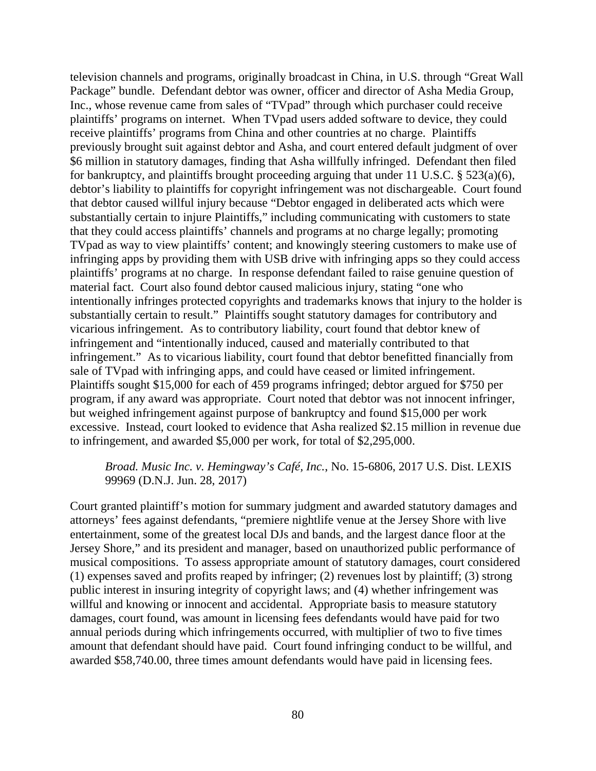television channels and programs, originally broadcast in China, in U.S. through "Great Wall Package" bundle. Defendant debtor was owner, officer and director of Asha Media Group, Inc., whose revenue came from sales of "TVpad" through which purchaser could receive plaintiffs' programs on internet. When TVpad users added software to device, they could receive plaintiffs' programs from China and other countries at no charge. Plaintiffs previously brought suit against debtor and Asha, and court entered default judgment of over \$6 million in statutory damages, finding that Asha willfully infringed. Defendant then filed for bankruptcy, and plaintiffs brought proceeding arguing that under 11 U.S.C. § 523(a)(6), debtor's liability to plaintiffs for copyright infringement was not dischargeable. Court found that debtor caused willful injury because "Debtor engaged in deliberated acts which were substantially certain to injure Plaintiffs," including communicating with customers to state that they could access plaintiffs' channels and programs at no charge legally; promoting TVpad as way to view plaintiffs' content; and knowingly steering customers to make use of infringing apps by providing them with USB drive with infringing apps so they could access plaintiffs' programs at no charge. In response defendant failed to raise genuine question of material fact. Court also found debtor caused malicious injury, stating "one who intentionally infringes protected copyrights and trademarks knows that injury to the holder is substantially certain to result." Plaintiffs sought statutory damages for contributory and vicarious infringement. As to contributory liability, court found that debtor knew of infringement and "intentionally induced, caused and materially contributed to that infringement." As to vicarious liability, court found that debtor benefitted financially from sale of TVpad with infringing apps, and could have ceased or limited infringement. Plaintiffs sought \$15,000 for each of 459 programs infringed; debtor argued for \$750 per program, if any award was appropriate. Court noted that debtor was not innocent infringer, but weighed infringement against purpose of bankruptcy and found \$15,000 per work excessive. Instead, court looked to evidence that Asha realized \$2.15 million in revenue due to infringement, and awarded \$5,000 per work, for total of \$2,295,000.

> *Broad. Music Inc. v. Hemingway's Café, Inc.*, No. 15-6806, 2017 U.S. Dist. LEXIS 99969 (D.N.J. Jun. 28, 2017)

Court granted plaintiff's motion for summary judgment and awarded statutory damages and attorneys' fees against defendants, "premiere nightlife venue at the Jersey Shore with live entertainment, some of the greatest local DJs and bands, and the largest dance floor at the Jersey Shore," and its president and manager, based on unauthorized public performance of musical compositions. To assess appropriate amount of statutory damages, court considered (1) expenses saved and profits reaped by infringer; (2) revenues lost by plaintiff; (3) strong public interest in insuring integrity of copyright laws; and (4) whether infringement was willful and knowing or innocent and accidental. Appropriate basis to measure statutory damages, court found, was amount in licensing fees defendants would have paid for two annual periods during which infringements occurred, with multiplier of two to five times amount that defendant should have paid. Court found infringing conduct to be willful, and awarded \$58,740.00, three times amount defendants would have paid in licensing fees.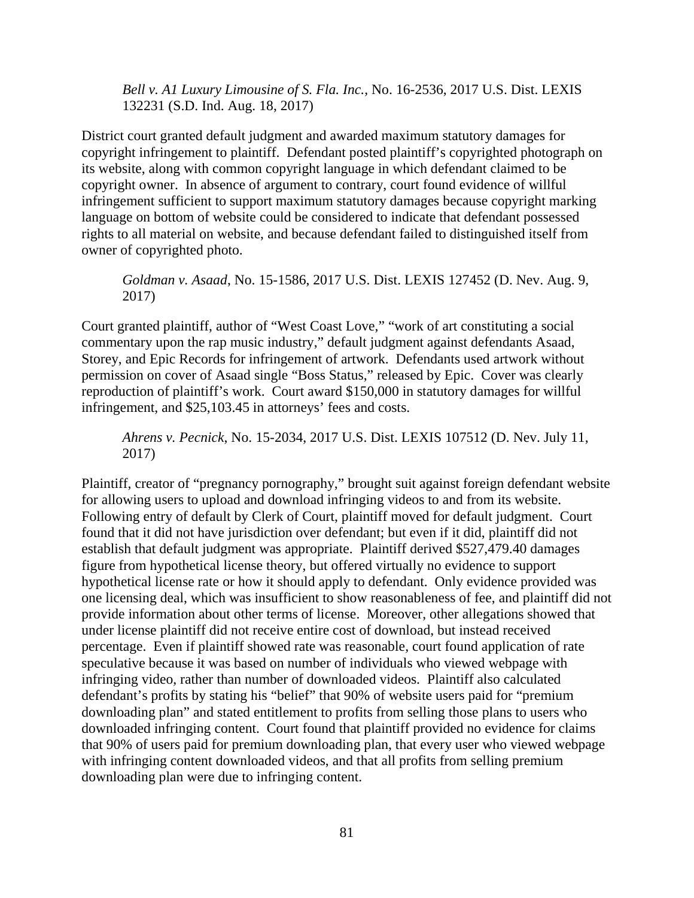*Bell v. A1 Luxury Limousine of S. Fla. Inc.*, No. 16-2536, 2017 U.S. Dist. LEXIS 132231 (S.D. Ind. Aug. 18, 2017)

District court granted default judgment and awarded maximum statutory damages for copyright infringement to plaintiff. Defendant posted plaintiff's copyrighted photograph on its website, along with common copyright language in which defendant claimed to be copyright owner. In absence of argument to contrary, court found evidence of willful infringement sufficient to support maximum statutory damages because copyright marking language on bottom of website could be considered to indicate that defendant possessed rights to all material on website, and because defendant failed to distinguished itself from owner of copyrighted photo.

*Goldman v. Asaad*, No. 15-1586, 2017 U.S. Dist. LEXIS 127452 (D. Nev. Aug. 9, 2017)

Court granted plaintiff, author of "West Coast Love," "work of art constituting a social commentary upon the rap music industry," default judgment against defendants Asaad, Storey, and Epic Records for infringement of artwork. Defendants used artwork without permission on cover of Asaad single "Boss Status," released by Epic. Cover was clearly reproduction of plaintiff's work. Court award $150,000 in statutory damages for willful infringement, and $25,103.45 in attorneys' fees and costs.

*Ahrens v. Pecnick*, No. 15-2034, 2017 U.S. Dist. LEXIS 107512 (D. Nev. July 11, 2017)

Plaintiff, creator of "pregnancy pornography," brought suit against foreign defendant website for allowing users to upload and download infringing videos to and from its website. Following entry of default by Clerk of Court, plaintiff moved for default judgment. Court found that it did not have jurisdiction over defendant; but even if it did, plaintiff did not establish that default judgment was appropriate. Plaintiff derived $527,479.40 damages figure from hypothetical license theory, but offered virtually no evidence to support hypothetical license rate or how it should apply to defendant. Only evidence provided was one licensing deal, which was insufficient to show reasonableness of fee, and plaintiff did not provide information about other terms of license. Moreover, other allegations showed that under license plaintiff did not receive entire cost of download, but instead received percentage. Even if plaintiff showed rate was reasonable, court found application of rate speculative because it was based on number of individuals who viewed webpage with infringing video, rather than number of downloaded videos. Plaintiff also calculated defendant's profits by stating his "belief" that 90% of website users paid for "premium downloading plan" and stated entitlement to profits from selling those plans to users who downloaded infringing content. Court found that plaintiff provided no evidence for claims that 90% of users paid for premium downloading plan, that every user who viewed webpage with infringing content downloaded videos, and that all profits from selling premium downloading plan were due to infringing content.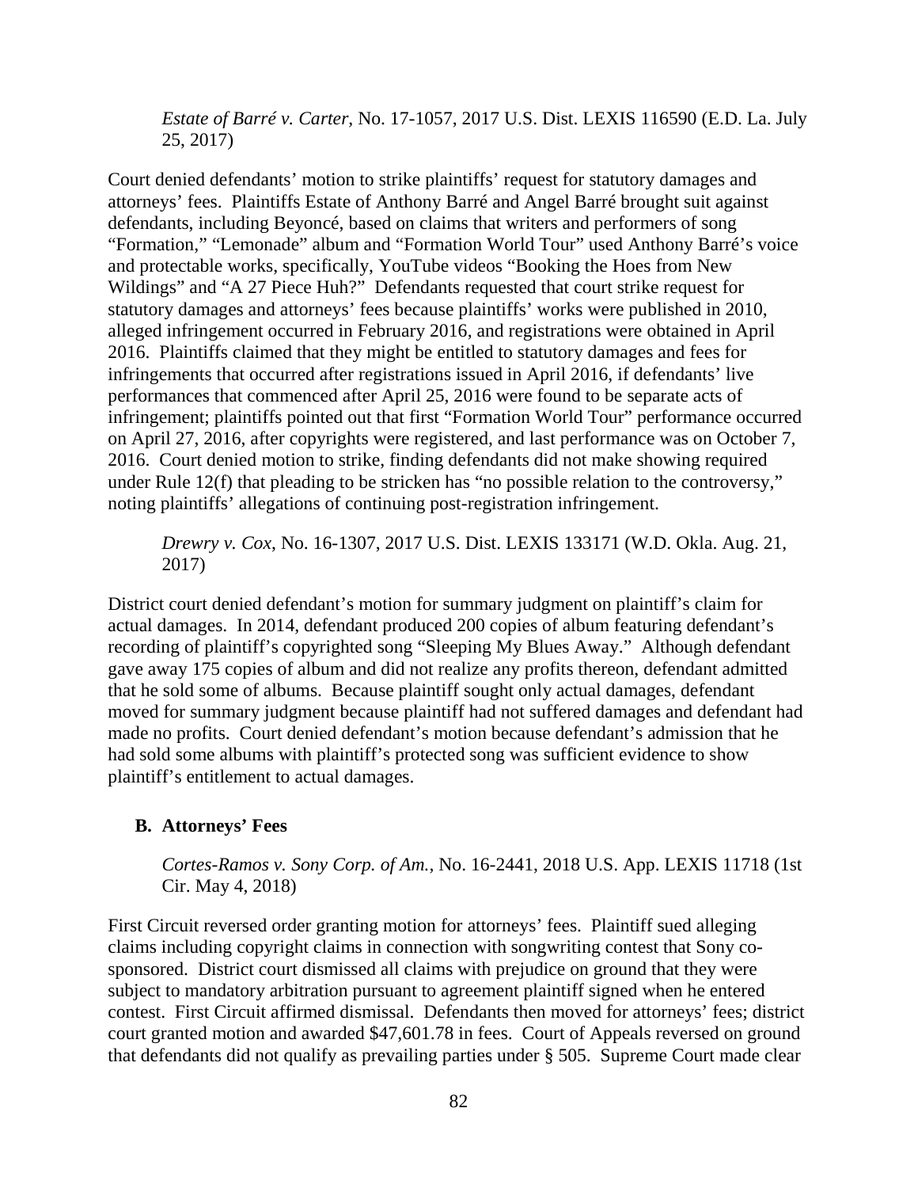*Estate of Barré v. Carter*, No. 17-1057, 2017 U.S. Dist. LEXIS 116590 (E.D. La. July 25, 2017)

Court denied defendants' motion to strike plaintiffs' request for statutory damages and attorneys' fees. Plaintiffs Estate of Anthony Barré and Angel Barré brought suit against defendants, including Beyoncé, based on claims that writers and performers of song "Formation," "Lemonade" album and "Formation World Tour" used Anthony Barré's voice and protectable works, specifically, YouTube videos "Booking the Hoes from New Wildings" and "A 27 Piece Huh?" Defendants requested that court strike request for statutory damages and attorneys' fees because plaintiffs' works were published in 2010, alleged infringement occurred in February 2016, and registrations were obtained in April 2016. Plaintiffs claimed that they might be entitled to statutory damages and fees for infringements that occurred after registrations issued in April 2016, if defendants' live performances that commenced after April 25, 2016 were found to be separate acts of infringement; plaintiffs pointed out that first "Formation World Tour" performance occurred on April 27, 2016, after copyrights were registered, and last performance was on October 7, 2016. Court denied motion to strike, finding defendants did not make showing required under Rule 12(f) that pleading to be stricken has "no possible relation to the controversy," noting plaintiffs' allegations of continuing post-registration infringement.

*Drewry v. Cox*, No. 16-1307, 2017 U.S. Dist. LEXIS 133171 (W.D. Okla. Aug. 21, 2017)

District court denied defendant's motion for summary judgment on plaintiff's claim for actual damages. In 2014, defendant produced 200 copies of album featuring defendant's recording of plaintiff's copyrighted song "Sleeping My Blues Away." Although defendant gave away 175 copies of album and did not realize any profits thereon, defendant admitted that he sold some of albums. Because plaintiff sought only actual damages, defendant moved for summary judgment because plaintiff had not suffered damages and defendant had made no profits. Court denied defendant's motion because defendant's admission that he had sold some albums with plaintiff's protected song was sufficient evidence to show plaintiff's entitlement to actual damages.

### B. Attorneys' Fees

*Cortes-Ramos v. Sony Corp. of Am.*, No. 16-2441, 2018 U.S. App. LEXIS 11718 (1st Cir. May 4, 2018)

First Circuit reversed order granting motion for attorneys' fees. Plaintiff sued alleging claims including copyright claims in connection with songwriting contest that Sony co-sponsored. District court dismissed all claims with prejudice on ground that they were subject to mandatory arbitration pursuant to agreement plaintiff signed when he entered contest. First Circuit affirmed dismissal. Defendants then moved for attorneys' fees; district court granted motion and awarded $47,601.78 in fees. Court of Appeals reversed on ground that defendants did not qualify as prevailing parties under § 505. Supreme Court made clear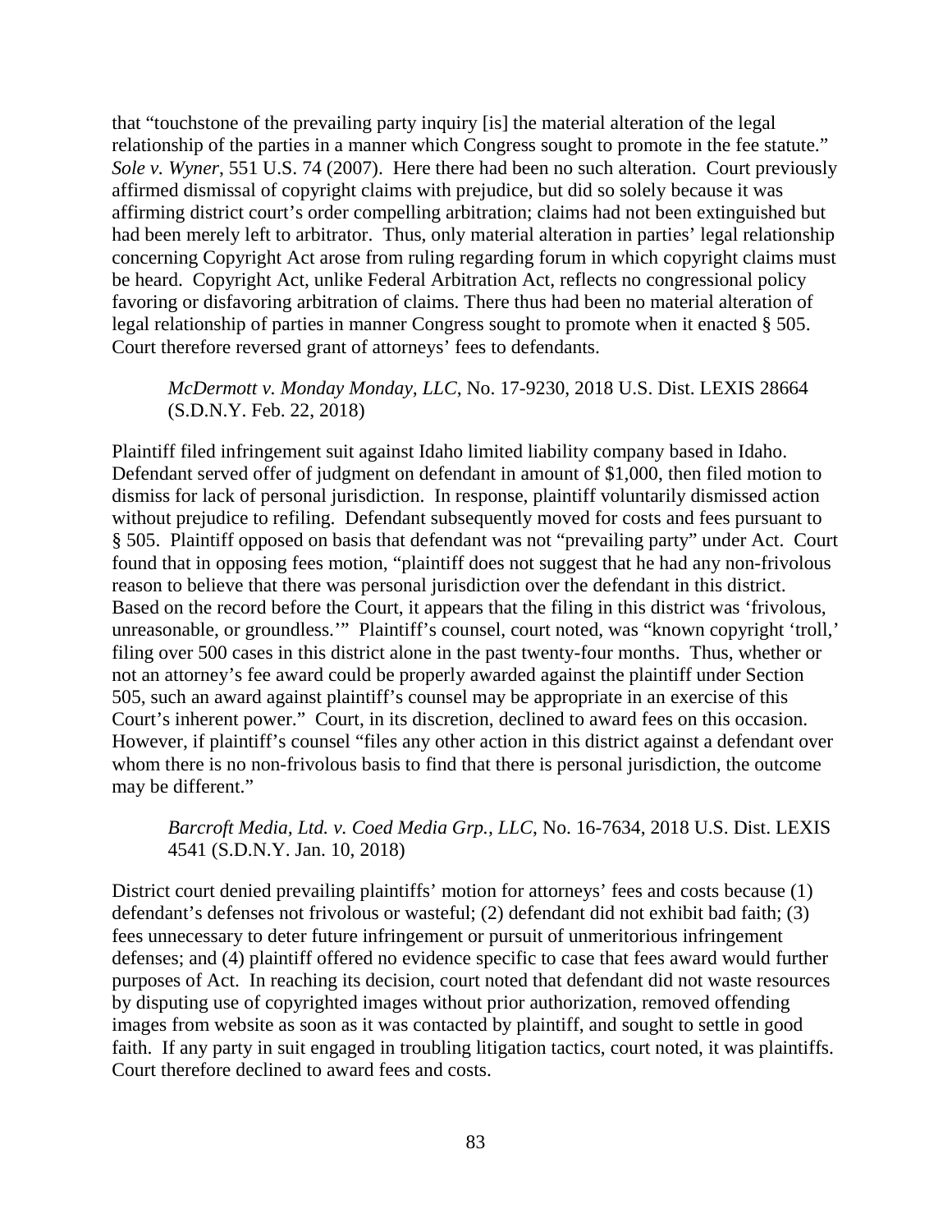that "touchstone of the prevailing party inquiry [is] the material alteration of the legal relationship of the parties in a manner which Congress sought to promote in the fee statute." *Sole v. Wyner*, 551 U.S. 74 (2007). Here there had been no such alteration. Court previously affirmed dismissal of copyright claims with prejudice, but did so solely because it was affirming district court's order compelling arbitration; claims had not been extinguished but had been merely left to arbitrator. Thus, only material alteration in parties' legal relationship concerning Copyright Act arose from ruling regarding forum in which copyright claims must be heard. Copyright Act, unlike Federal Arbitration Act, reflects no congressional policy favoring or disfavoring arbitration of claims. There thus had been no material alteration of legal relationship of parties in manner Congress sought to promote when it enacted § 505. Court therefore reversed grant of attorneys' fees to defendants.

> *McDermott v. Monday Monday, LLC*, No. 17-9230, 2018 U.S. Dist. LEXIS 28664 (S.D.N.Y. Feb. 22, 2018)

Plaintiff filed infringement suit against Idaho limited liability company based in Idaho. Defendant served offer of judgment on defendant in amount of $1,000, then filed motion to dismiss for lack of personal jurisdiction. In response, plaintiff voluntarily dismissed action without prejudice to refiling. Defendant subsequently moved for costs and fees pursuant to § 505. Plaintiff opposed on basis that defendant was not "prevailing party" under Act. Court found that in opposing fees motion, "plaintiff does not suggest that he had any non-frivolous reason to believe that there was personal jurisdiction over the defendant in this district. Based on the record before the Court, it appears that the filing in this district was 'frivolous, unreasonable, or groundless.'" Plaintiff's counsel, court noted, was "known copyright 'troll,' filing over 500 cases in this district alone in the past twenty-four months. Thus, whether or not an attorney's fee award could be properly awarded against the plaintiff under Section 505, such an award against plaintiff's counsel may be appropriate in an exercise of this Court's inherent power." Court, in its discretion, declined to award fees on this occasion. However, if plaintiff's counsel "files any other action in this district against a defendant over whom there is no non-frivolous basis to find that there is personal jurisdiction, the outcome may be different."

> *Barcroft Media, Ltd. v. Coed Media Grp., LLC*, No. 16-7634, 2018 U.S. Dist. LEXIS 4541 (S.D.N.Y. Jan. 10, 2018)

District court denied prevailing plaintiffs' motion for attorneys' fees and costs because (1) defendant's defenses not frivolous or wasteful; (2) defendant did not exhibit bad faith; (3) fees unnecessary to deter future infringement or pursuit of unmeritorious infringement defenses; and (4) plaintiff offered no evidence specific to case that fees award would further purposes of Act. In reaching its decision, court noted that defendant did not waste resources by disputing use of copyrighted images without prior authorization, removed offending images from website as soon as it was contacted by plaintiff, and sought to settle in good faith. If any party in suit engaged in troubling litigation tactics, court noted, it was plaintiffs. Court therefore declined to award fees and costs.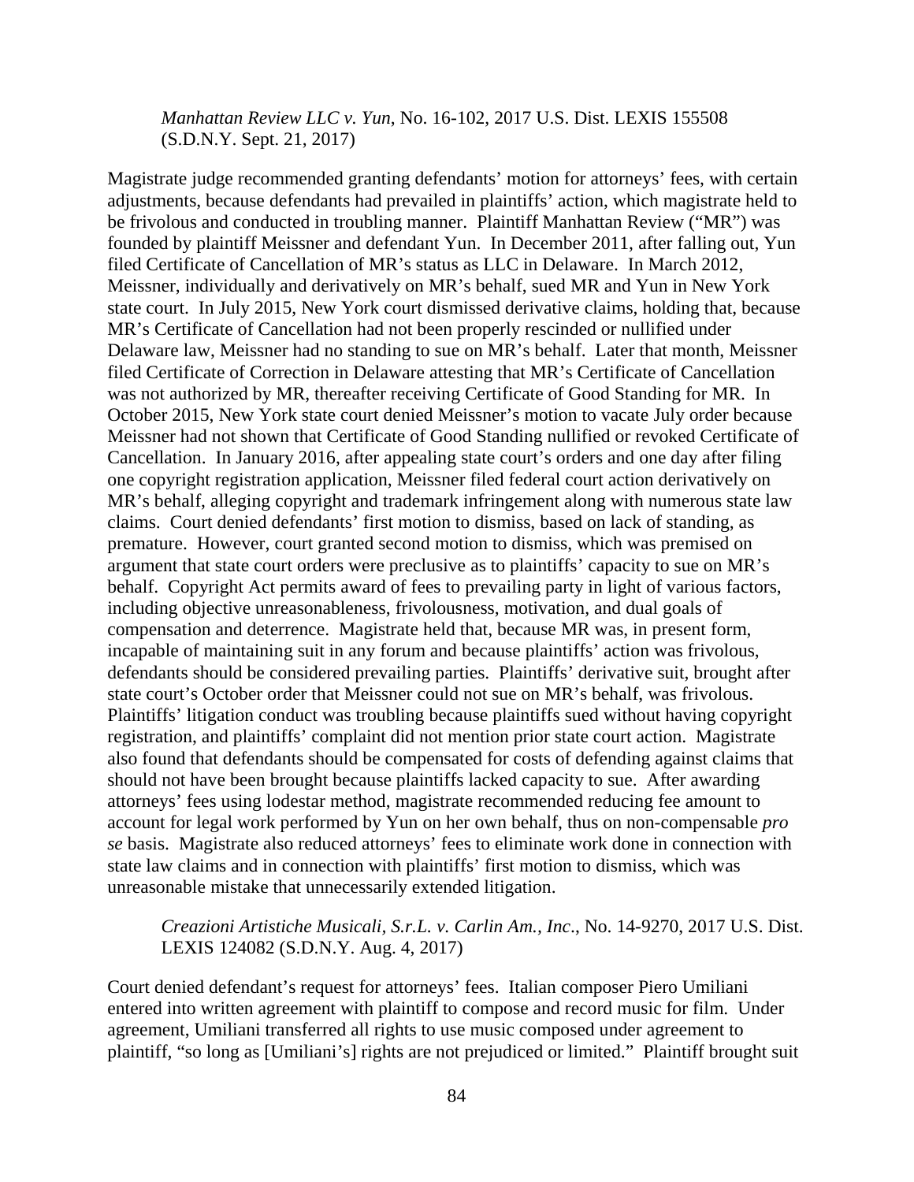*Manhattan Review LLC v. Yun*, No. 16-102, 2017 U.S. Dist. LEXIS 155508 (S.D.N.Y. Sept. 21, 2017)

Magistrate judge recommended granting defendants' motion for attorneys' fees, with certain adjustments, because defendants had prevailed in plaintiffs' action, which magistrate held to be frivolous and conducted in troubling manner. Plaintiff Manhattan Review ("MR") was founded by plaintiff Meissner and defendant Yun. In December 2011, after falling out, Yun filed Certificate of Cancellation of MR's status as LLC in Delaware. In March 2012, Meissner, individually and derivatively on MR's behalf, sued MR and Yun in New York state court. In July 2015, New York court dismissed derivative claims, holding that, because MR's Certificate of Cancellation had not been properly rescinded or nullified under Delaware law, Meissner had no standing to sue on MR's behalf. Later that month, Meissner filed Certificate of Correction in Delaware attesting that MR's Certificate of Cancellation was not authorized by MR, thereafter receiving Certificate of Good Standing for MR. In October 2015, New York state court denied Meissner's motion to vacate July order because Meissner had not shown that Certificate of Good Standing nullified or revoked Certificate of Cancellation. In January 2016, after appealing state court's orders and one day after filing one copyright registration application, Meissner filed federal court action derivatively on MR's behalf, alleging copyright and trademark infringement along with numerous state law claims. Court denied defendants' first motion to dismiss, based on lack of standing, as premature. However, court granted second motion to dismiss, which was premised on argument that state court orders were preclusive as to plaintiffs' capacity to sue on MR's behalf. Copyright Act permits award of fees to prevailing party in light of various factors, including objective unreasonableness, frivolousness, motivation, and dual goals of compensation and deterrence. Magistrate held that, because MR was, in present form, incapable of maintaining suit in any forum and because plaintiffs' action was frivolous, defendants should be considered prevailing parties. Plaintiffs' derivative suit, brought after state court's October order that Meissner could not sue on MR's behalf, was frivolous. Plaintiffs' litigation conduct was troubling because plaintiffs sued without having copyright registration, and plaintiffs' complaint did not mention prior state court action. Magistrate also found that defendants should be compensated for costs of defending against claims that should not have been brought because plaintiffs lacked capacity to sue. After awarding attorneys' fees using lodestar method, magistrate recommended reducing fee amount to account for legal work performed by Yun on her own behalf, thus on non-compensable *pro se* basis. Magistrate also reduced attorneys' fees to eliminate work done in connection with state law claims and in connection with plaintiffs' first motion to dismiss, which was unreasonable mistake that unnecessarily extended litigation.

*Creazioni Artistiche Musicali, S.r.L. v. Carlin Am., Inc*., No. 14-9270, 2017 U.S. Dist. LEXIS 124082 (S.D.N.Y. Aug. 4, 2017)

Court denied defendant's request for attorneys' fees. Italian composer Piero Umiliani entered into written agreement with plaintiff to compose and record music for film. Under agreement, Umiliani transferred all rights to use music composed under agreement to plaintiff, "so long as [Umiliani's] rights are not prejudiced or limited." Plaintiff brought suit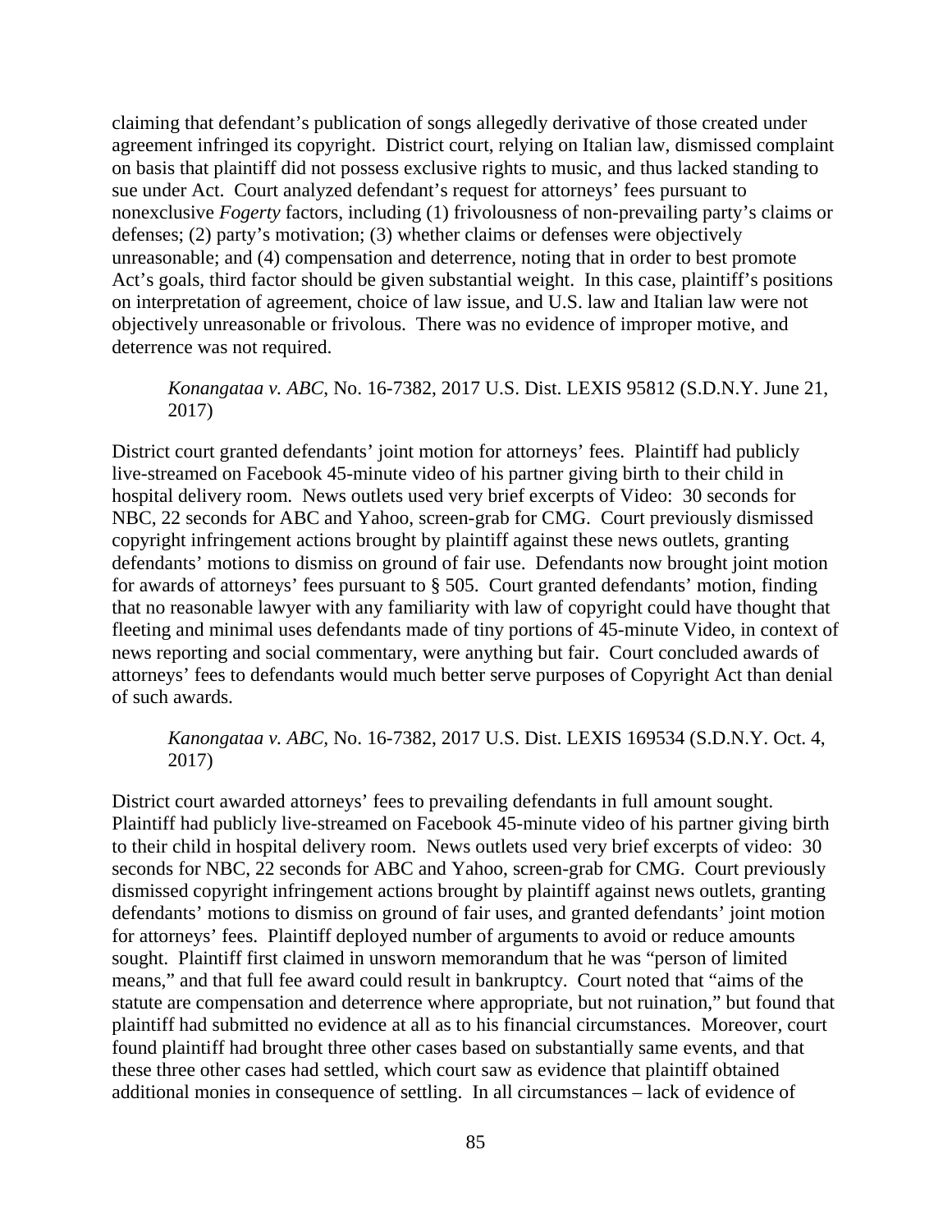claiming that defendant's publication of songs allegedly derivative of those created under agreement infringed its copyright. District court, relying on Italian law, dismissed complaint on basis that plaintiff did not possess exclusive rights to music, and thus lacked standing to sue under Act. Court analyzed defendant's request for attorneys' fees pursuant to nonexclusive *Fogerty* factors, including (1) frivolousness of non-prevailing party's claims or defenses; (2) party's motivation; (3) whether claims or defenses were objectively unreasonable; and (4) compensation and deterrence, noting that in order to best promote Act's goals, third factor should be given substantial weight. In this case, plaintiff's positions on interpretation of agreement, choice of law issue, and U.S. law and Italian law were not objectively unreasonable or frivolous. There was no evidence of improper motive, and deterrence was not required.

> *Konangataa v. ABC*, No. 16-7382, 2017 U.S. Dist. LEXIS 95812 (S.D.N.Y. June 21, 2017)

District court granted defendants' joint motion for attorneys' fees. Plaintiff had publicly live-streamed on Facebook 45-minute video of his partner giving birth to their child in hospital delivery room. News outlets used very brief excerpts of Video: 30 seconds for NBC, 22 seconds for ABC and Yahoo, screen-grab for CMG. Court previously dismissed copyright infringement actions brought by plaintiff against these news outlets, granting defendants' motions to dismiss on ground of fair use. Defendants now brought joint motion for awards of attorneys' fees pursuant to § 505. Court granted defendants' motion, finding that no reasonable lawyer with any familiarity with law of copyright could have thought that fleeting and minimal uses defendants made of tiny portions of 45-minute Video, in context of news reporting and social commentary, were anything but fair. Court concluded awards of attorneys' fees to defendants would much better serve purposes of Copyright Act than denial of such awards.

> *Kanongataa v. ABC*, No. 16-7382, 2017 U.S. Dist. LEXIS 169534 (S.D.N.Y. Oct. 4, 2017)

District court awarded attorneys' fees to prevailing defendants in full amount sought. Plaintiff had publicly live-streamed on Facebook 45-minute video of his partner giving birth to their child in hospital delivery room. News outlets used very brief excerpts of video: 30 seconds for NBC, 22 seconds for ABC and Yahoo, screen-grab for CMG. Court previously dismissed copyright infringement actions brought by plaintiff against news outlets, granting defendants' motions to dismiss on ground of fair uses, and granted defendants' joint motion for attorneys' fees. Plaintiff deployed number of arguments to avoid or reduce amounts sought. Plaintiff first claimed in unsworn memorandum that he was "person of limited means," and that full fee award could result in bankruptcy. Court noted that "aims of the statute are compensation and deterrence where appropriate, but not ruination," but found that plaintiff had submitted no evidence at all as to his financial circumstances. Moreover, court found plaintiff had brought three other cases based on substantially same events, and that these three other cases had settled, which court saw as evidence that plaintiff obtained additional monies in consequence of settling. In all circumstances – lack of evidence of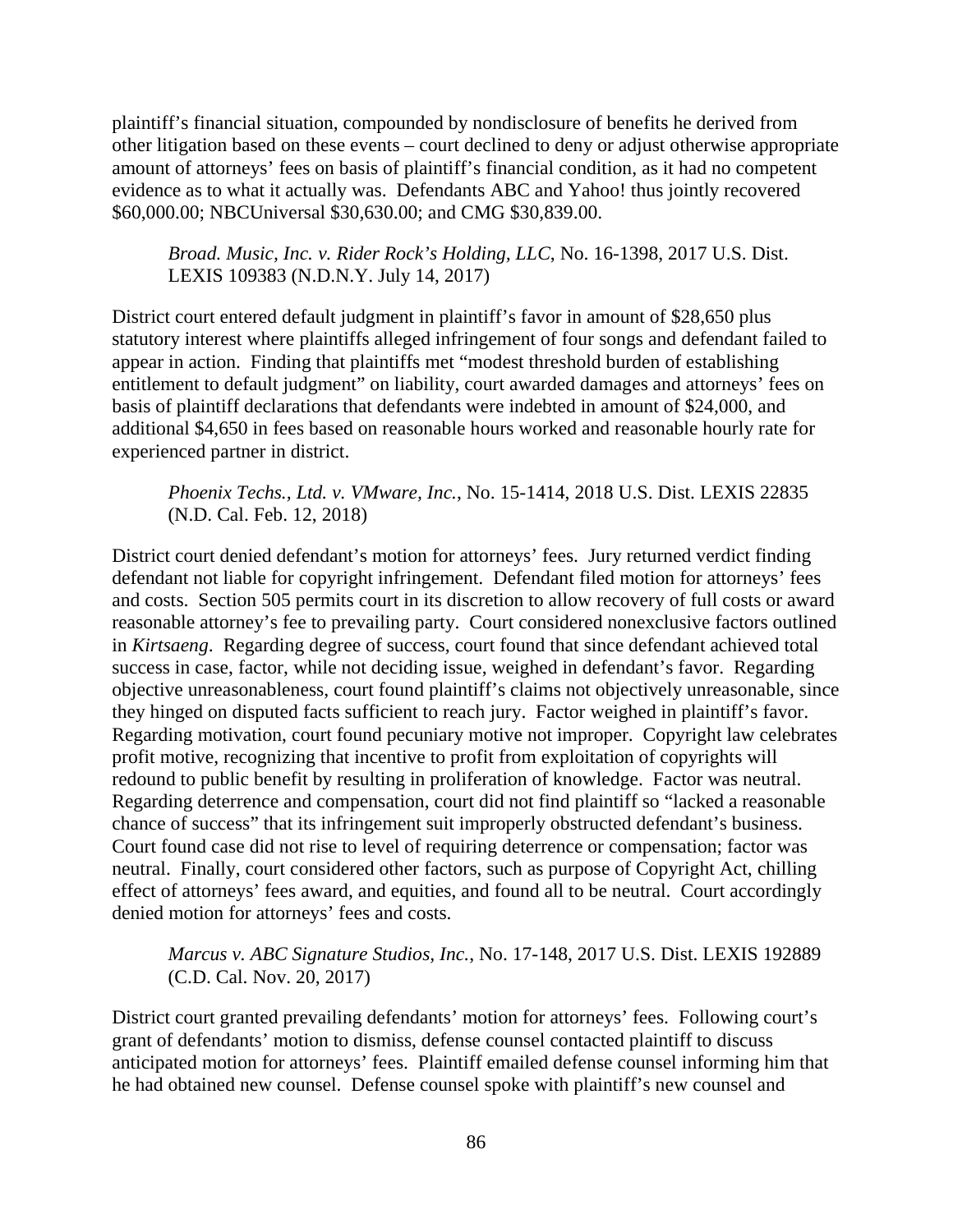plaintiff's financial situation, compounded by nondisclosure of benefits he derived from other litigation based on these events – court declined to deny or adjust otherwise appropriate amount of attorneys' fees on basis of plaintiff's financial condition, as it had no competent evidence as to what it actually was. Defendants ABC and Yahoo! thus jointly recovered \$60,000.00; NBCUniversal \$30,630.00; and CMG \$30,839.00.

> *Broad. Music, Inc. v. Rider Rock's Holding, LLC*, No. 16-1398, 2017 U.S. Dist. LEXIS 109383 (N.D.N.Y. July 14, 2017)

District court entered default judgment in plaintiff's favor in amount of \$28,650 plus statutory interest where plaintiffs alleged infringement of four songs and defendant failed to appear in action. Finding that plaintiffs met "modest threshold burden of establishing entitlement to default judgment" on liability, court awarded damages and attorneys' fees on basis of plaintiff declarations that defendants were indebted in amount of \$24,000, and additional \$4,650 in fees based on reasonable hours worked and reasonable hourly rate for experienced partner in district.

> *Phoenix Techs., Ltd. v. VMware, Inc.*, No. 15-1414, 2018 U.S. Dist. LEXIS 22835 (N.D. Cal. Feb. 12, 2018)

District court denied defendant's motion for attorneys' fees. Jury returned verdict finding defendant not liable for copyright infringement. Defendant filed motion for attorneys' fees and costs. Section 505 permits court in its discretion to allow recovery of full costs or award reasonable attorney's fee to prevailing party. Court considered nonexclusive factors outlined in *Kirtsaeng*. Regarding degree of success, court found that since defendant achieved total success in case, factor, while not deciding issue, weighed in defendant's favor. Regarding objective unreasonableness, court found plaintiff's claims not objectively unreasonable, since they hinged on disputed facts sufficient to reach jury. Factor weighed in plaintiff's favor. Regarding motivation, court found pecuniary motive not improper. Copyright law celebrates profit motive, recognizing that incentive to profit from exploitation of copyrights will redound to public benefit by resulting in proliferation of knowledge. Factor was neutral. Regarding deterrence and compensation, court did not find plaintiff so "lacked a reasonable chance of success" that its infringement suit improperly obstructed defendant's business. Court found case did not rise to level of requiring deterrence or compensation; factor was neutral. Finally, court considered other factors, such as purpose of Copyright Act, chilling effect of attorneys' fees award, and equities, and found all to be neutral. Court accordingly denied motion for attorneys' fees and costs.

> *Marcus v. ABC Signature Studios, Inc.*, No. 17-148, 2017 U.S. Dist. LEXIS 192889 (C.D. Cal. Nov. 20, 2017)

District court granted prevailing defendants' motion for attorneys' fees. Following court's grant of defendants' motion to dismiss, defense counsel contacted plaintiff to discuss anticipated motion for attorneys' fees. Plaintiff emailed defense counsel informing him that he had obtained new counsel. Defense counsel spoke with plaintiff's new counsel and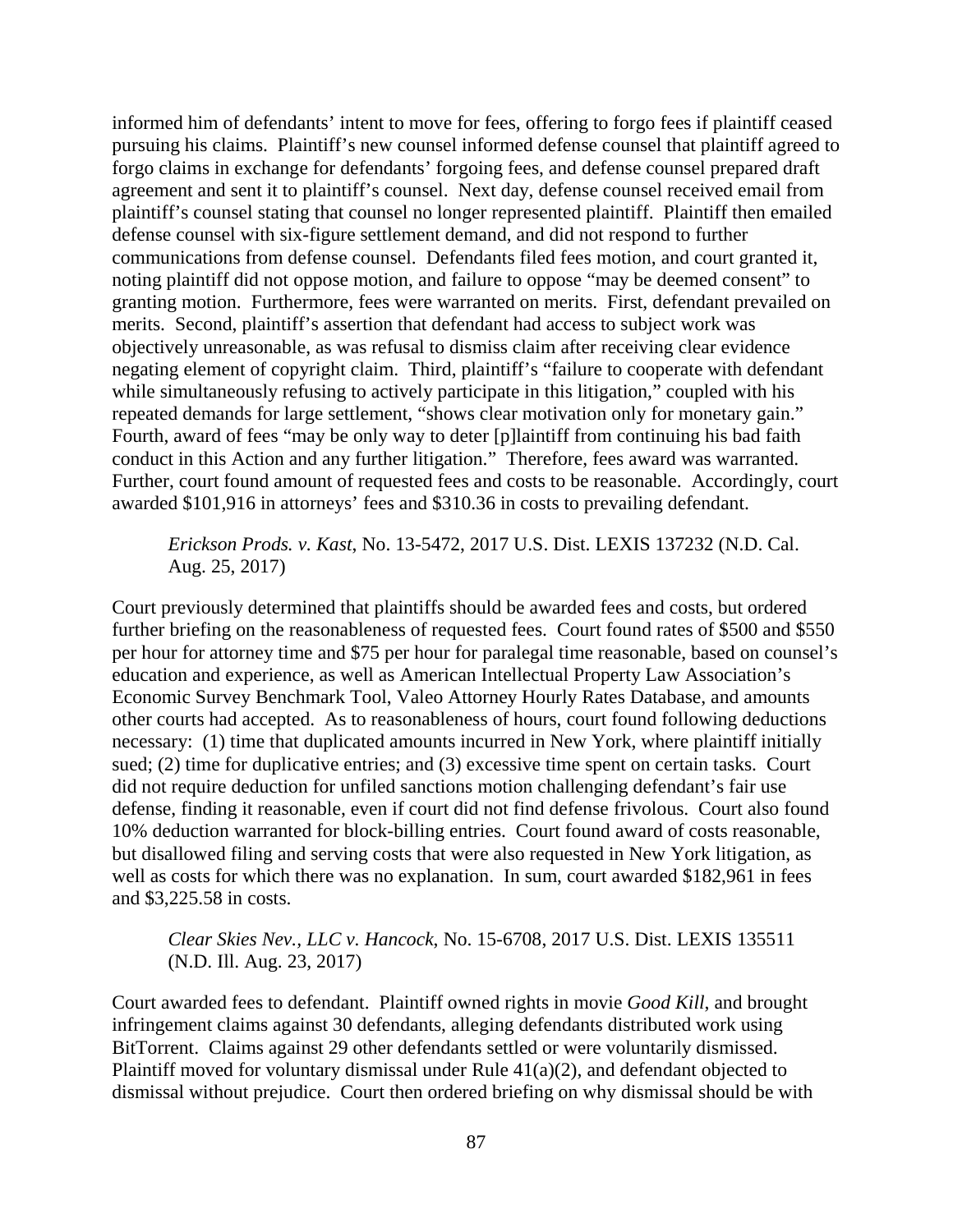informed him of defendants' intent to move for fees, offering to forgo fees if plaintiff ceased pursuing his claims. Plaintiff's new counsel informed defense counsel that plaintiff agreed to forgo claims in exchange for defendants' forgoing fees, and defense counsel prepared draft agreement and sent it to plaintiff's counsel. Next day, defense counsel received email from plaintiff's counsel stating that counsel no longer represented plaintiff. Plaintiff then emailed defense counsel with six-figure settlement demand, and did not respond to further communications from defense counsel. Defendants filed fees motion, and court granted it, noting plaintiff did not oppose motion, and failure to oppose "may be deemed consent" to granting motion. Furthermore, fees were warranted on merits. First, defendant prevailed on merits. Second, plaintiff's assertion that defendant had access to subject work was objectively unreasonable, as was refusal to dismiss claim after receiving clear evidence negating element of copyright claim. Third, plaintiff's "failure to cooperate with defendant while simultaneously refusing to actively participate in this litigation," coupled with his repeated demands for large settlement, "shows clear motivation only for monetary gain." Fourth, award of fees "may be only way to deter [p]laintiff from continuing his bad faith conduct in this Action and any further litigation." Therefore, fees award was warranted. Further, court found amount of requested fees and costs to be reasonable. Accordingly, court awarded $101,916 in attorneys' fees and $310.36 in costs to prevailing defendant.

> *Erickson Prods. v. Kast*, No. 13-5472, 2017 U.S. Dist. LEXIS 137232 (N.D. Cal. Aug. 25, 2017)

Court previously determined that plaintiffs should be awarded fees and costs, but ordered further briefing on the reasonableness of requested fees. Court found rates of $500 and $550 per hour for attorney time and $75 per hour for paralegal time reasonable, based on counsel's education and experience, as well as American Intellectual Property Law Association's Economic Survey Benchmark Tool, Valeo Attorney Hourly Rates Database, and amounts other courts had accepted. As to reasonableness of hours, court found following deductions necessary: (1) time that duplicated amounts incurred in New York, where plaintiff initially sued; (2) time for duplicative entries; and (3) excessive time spent on certain tasks. Court did not require deduction for unfiled sanctions motion challenging defendant's fair use defense, finding it reasonable, even if court did not find defense frivolous. Court also found 10% deduction warranted for block-billing entries. Court found award of costs reasonable, but disallowed filing and serving costs that were also requested in New York litigation, as well as costs for which there was no explanation. In sum, court awarded $182,961 in fees and $3,225.58 in costs.

> *Clear Skies Nev., LLC v. Hancock*, No. 15-6708, 2017 U.S. Dist. LEXIS 135511 (N.D. Ill. Aug. 23, 2017)

Court awarded fees to defendant. Plaintiff owned rights in movie *Good Kill*, and brought infringement claims against 30 defendants, alleging defendants distributed work using BitTorrent. Claims against 29 other defendants settled or were voluntarily dismissed. Plaintiff moved for voluntary dismissal under Rule 41(a)(2), and defendant objected to dismissal without prejudice. Court then ordered briefing on why dismissal should be with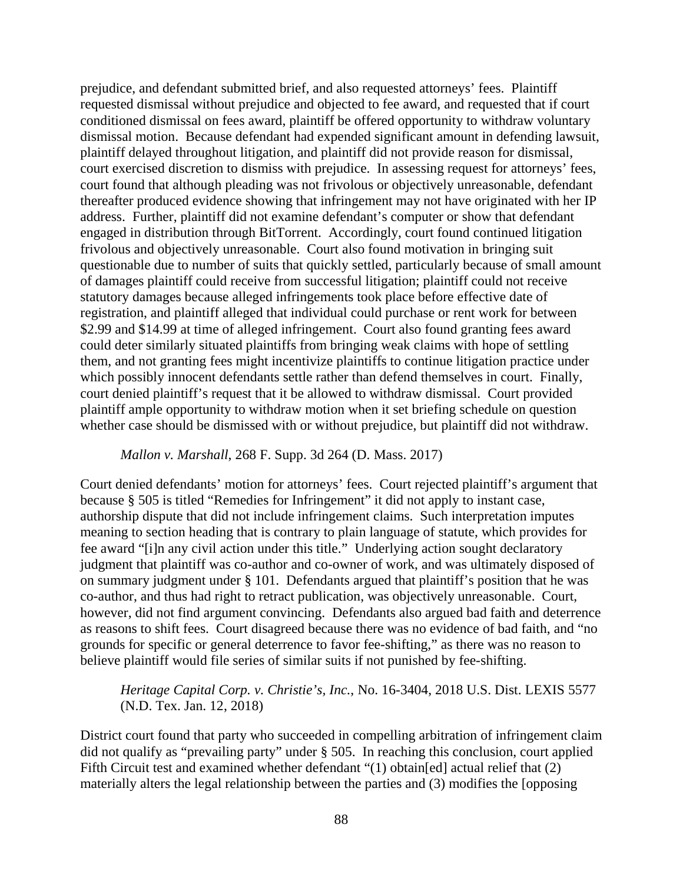prejudice, and defendant submitted brief, and also requested attorneys' fees. Plaintiff requested dismissal without prejudice and objected to fee award, and requested that if court conditioned dismissal on fees award, plaintiff be offered opportunity to withdraw voluntary dismissal motion. Because defendant had expended significant amount in defending lawsuit, plaintiff delayed throughout litigation, and plaintiff did not provide reason for dismissal, court exercised discretion to dismiss with prejudice. In assessing request for attorneys' fees, court found that although pleading was not frivolous or objectively unreasonable, defendant thereafter produced evidence showing that infringement may not have originated with her IP address. Further, plaintiff did not examine defendant's computer or show that defendant engaged in distribution through BitTorrent. Accordingly, court found continued litigation frivolous and objectively unreasonable. Court also found motivation in bringing suit questionable due to number of suits that quickly settled, particularly because of small amount of damages plaintiff could receive from successful litigation; plaintiff could not receive statutory damages because alleged infringements took place before effective date of registration, and plaintiff alleged that individual could purchase or rent work for between \$2.99 and \$14.99 at time of alleged infringement. Court also found granting fees award could deter similarly situated plaintiffs from bringing weak claims with hope of settling them, and not granting fees might incentivize plaintiffs to continue litigation practice under which possibly innocent defendants settle rather than defend themselves in court. Finally, court denied plaintiff's request that it be allowed to withdraw dismissal. Court provided plaintiff ample opportunity to withdraw motion when it set briefing schedule on question whether case should be dismissed with or without prejudice, but plaintiff did not withdraw.

*Mallon v. Marshall*, 268 F. Supp. 3d 264 (D. Mass. 2017)

Court denied defendants' motion for attorneys' fees. Court rejected plaintiff's argument that because § 505 is titled "Remedies for Infringement" it did not apply to instant case, authorship dispute that did not include infringement claims. Such interpretation imputes meaning to section heading that is contrary to plain language of statute, which provides for fee award "[i]n any civil action under this title." Underlying action sought declaratory judgment that plaintiff was co-author and co-owner of work, and was ultimately disposed of on summary judgment under § 101. Defendants argued that plaintiff's position that he was co-author, and thus had right to retract publication, was objectively unreasonable. Court, however, did not find argument convincing. Defendants also argued bad faith and deterrence as reasons to shift fees. Court disagreed because there was no evidence of bad faith, and "no grounds for specific or general deterrence to favor fee-shifting," as there was no reason to believe plaintiff would file series of similar suits if not punished by fee-shifting.

*Heritage Capital Corp. v. Christie's, Inc.*, No. 16-3404, 2018 U.S. Dist. LEXIS 5577 (N.D. Tex. Jan. 12, 2018)

District court found that party who succeeded in compelling arbitration of infringement claim did not qualify as "prevailing party" under § 505. In reaching this conclusion, court applied Fifth Circuit test and examined whether defendant "(1) obtain[ed] actual relief that (2) materially alters the legal relationship between the parties and (3) modifies the [opposing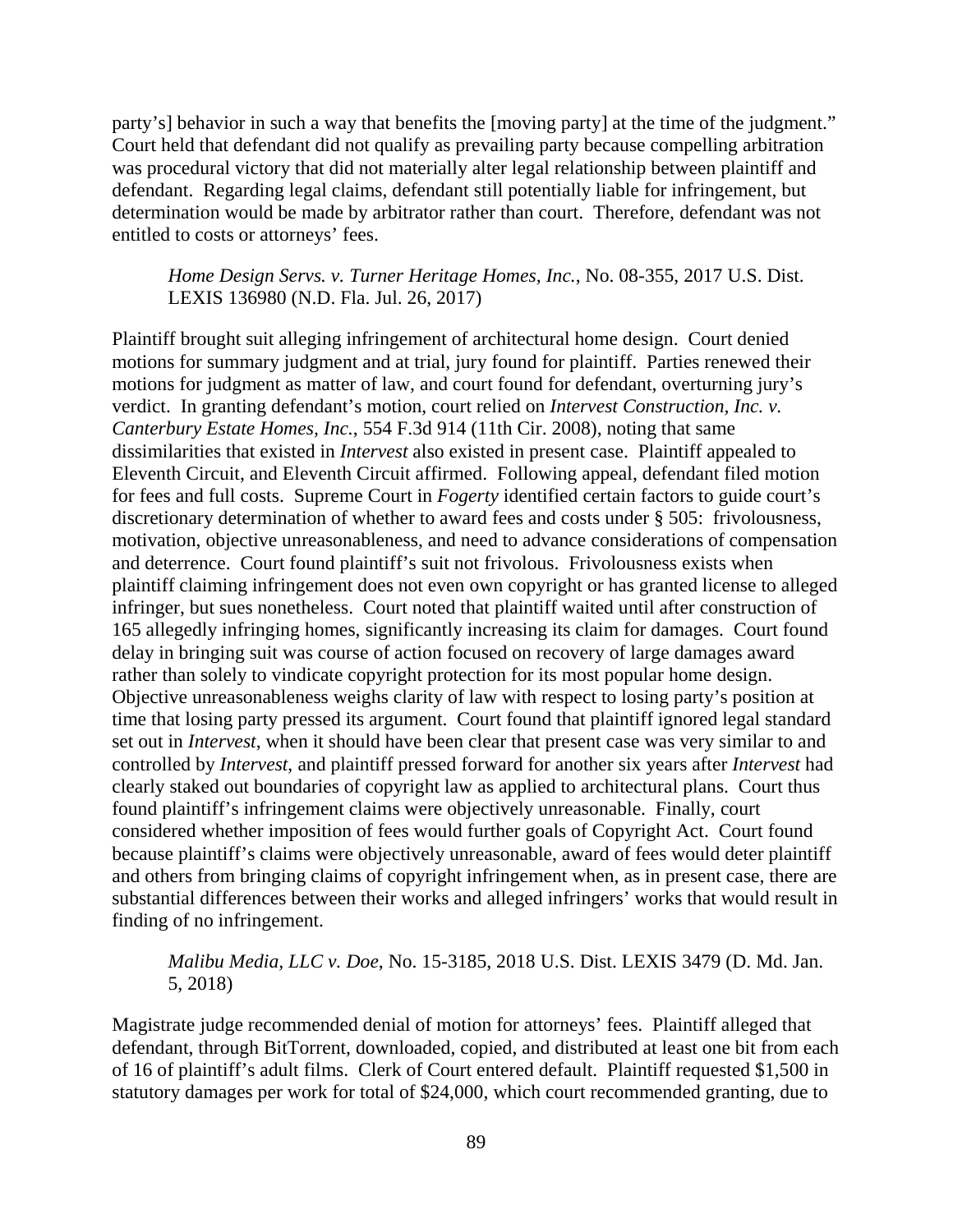party's] behavior in such a way that benefits the [moving party] at the time of the judgment." Court held that defendant did not qualify as prevailing party because compelling arbitration was procedural victory that did not materially alter legal relationship between plaintiff and defendant. Regarding legal claims, defendant still potentially liable for infringement, but determination would be made by arbitrator rather than court. Therefore, defendant was not entitled to costs or attorneys' fees.

> *Home Design Servs. v. Turner Heritage Homes, Inc.*, No. 08-355, 2017 U.S. Dist. LEXIS 136980 (N.D. Fla. Jul. 26, 2017)

Plaintiff brought suit alleging infringement of architectural home design. Court denied motions for summary judgment and at trial, jury found for plaintiff. Parties renewed their motions for judgment as matter of law, and court found for defendant, overturning jury's verdict. In granting defendant's motion, court relied on *Intervest Construction, Inc. v. Canterbury Estate Homes, Inc.*, 554 F.3d 914 (11th Cir. 2008), noting that same dissimilarities that existed in *Intervest* also existed in present case. Plaintiff appealed to Eleventh Circuit, and Eleventh Circuit affirmed. Following appeal, defendant filed motion for fees and full costs. Supreme Court in *Fogerty* identified certain factors to guide court's discretionary determination of whether to award fees and costs under § 505: frivolousness, motivation, objective unreasonableness, and need to advance considerations of compensation and deterrence. Court found plaintiff's suit not frivolous. Frivolousness exists when plaintiff claiming infringement does not even own copyright or has granted license to alleged infringer, but sues nonetheless. Court noted that plaintiff waited until after construction of 165 allegedly infringing homes, significantly increasing its claim for damages. Court found delay in bringing suit was course of action focused on recovery of large damages award rather than solely to vindicate copyright protection for its most popular home design. Objective unreasonableness weighs clarity of law with respect to losing party's position at time that losing party pressed its argument. Court found that plaintiff ignored legal standard set out in *Intervest*, when it should have been clear that present case was very similar to and controlled by *Intervest*, and plaintiff pressed forward for another six years after *Intervest* had clearly staked out boundaries of copyright law as applied to architectural plans. Court thus found plaintiff's infringement claims were objectively unreasonable. Finally, court considered whether imposition of fees would further goals of Copyright Act. Court found because plaintiff's claims were objectively unreasonable, award of fees would deter plaintiff and others from bringing claims of copyright infringement when, as in present case, there are substantial differences between their works and alleged infringers' works that would result in finding of no infringement.

> *Malibu Media, LLC v. Doe*, No. 15-3185, 2018 U.S. Dist. LEXIS 3479 (D. Md. Jan. 5, 2018)

Magistrate judge recommended denial of motion for attorneys' fees. Plaintiff alleged that defendant, through BitTorrent, downloaded, copied, and distributed at least one bit from each of 16 of plaintiff's adult films. Clerk of Court entered default. Plaintiff requested $1,500 in statutory damages per work for total of $24,000, which court recommended granting, due to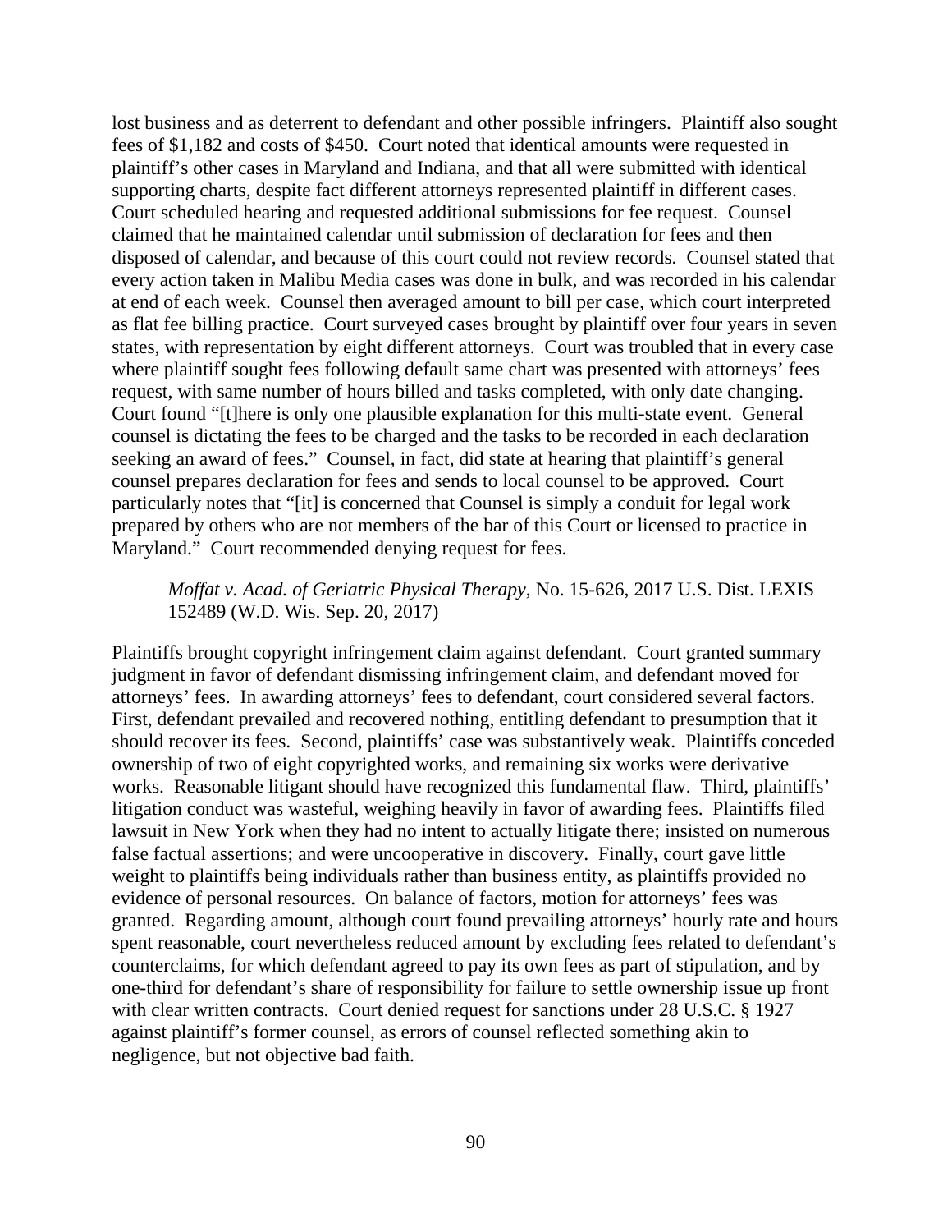lost business and as deterrent to defendant and other possible infringers. Plaintiff also sought fees of $1,182 and costs of $450. Court noted that identical amounts were requested in plaintiff's other cases in Maryland and Indiana, and that all were submitted with identical supporting charts, despite fact different attorneys represented plaintiff in different cases. Court scheduled hearing and requested additional submissions for fee request. Counsel claimed that he maintained calendar until submission of declaration for fees and then disposed of calendar, and because of this court could not review records. Counsel stated that every action taken in Malibu Media cases was done in bulk, and was recorded in his calendar at end of each week. Counsel then averaged amount to bill per case, which court interpreted as flat fee billing practice. Court surveyed cases brought by plaintiff over four years in seven states, with representation by eight different attorneys. Court was troubled that in every case where plaintiff sought fees following default same chart was presented with attorneys' fees request, with same number of hours billed and tasks completed, with only date changing. Court found "[t]here is only one plausible explanation for this multi-state event. General counsel is dictating the fees to be charged and the tasks to be recorded in each declaration seeking an award of fees." Counsel, in fact, did state at hearing that plaintiff's general counsel prepares declaration for fees and sends to local counsel to be approved. Court particularly notes that "[it] is concerned that Counsel is simply a conduit for legal work prepared by others who are not members of the bar of this Court or licensed to practice in Maryland." Court recommended denying request for fees.

> *Moffat v. Acad. of Geriatric Physical Therapy*, No. 15-626, 2017 U.S. Dist. LEXIS 152489 (W.D. Wis. Sep. 20, 2017)

Plaintiffs brought copyright infringement claim against defendant. Court granted summary judgment in favor of defendant dismissing infringement claim, and defendant moved for attorneys' fees. In awarding attorneys' fees to defendant, court considered several factors. First, defendant prevailed and recovered nothing, entitling defendant to presumption that it should recover its fees. Second, plaintiffs' case was substantively weak. Plaintiffs conceded ownership of two of eight copyrighted works, and remaining six works were derivative works. Reasonable litigant should have recognized this fundamental flaw. Third, plaintiffs' litigation conduct was wasteful, weighing heavily in favor of awarding fees. Plaintiffs filed lawsuit in New York when they had no intent to actually litigate there; insisted on numerous false factual assertions; and were uncooperative in discovery. Finally, court gave little weight to plaintiffs being individuals rather than business entity, as plaintiffs provided no evidence of personal resources. On balance of factors, motion for attorneys' fees was granted. Regarding amount, although court found prevailing attorneys' hourly rate and hours spent reasonable, court nevertheless reduced amount by excluding fees related to defendant's counterclaims, for which defendant agreed to pay its own fees as part of stipulation, and by one-third for defendant's share of responsibility for failure to settle ownership issue up front with clear written contracts. Court denied request for sanctions under 28 U.S.C. § 1927 against plaintiff's former counsel, as errors of counsel reflected something akin to negligence, but not objective bad faith.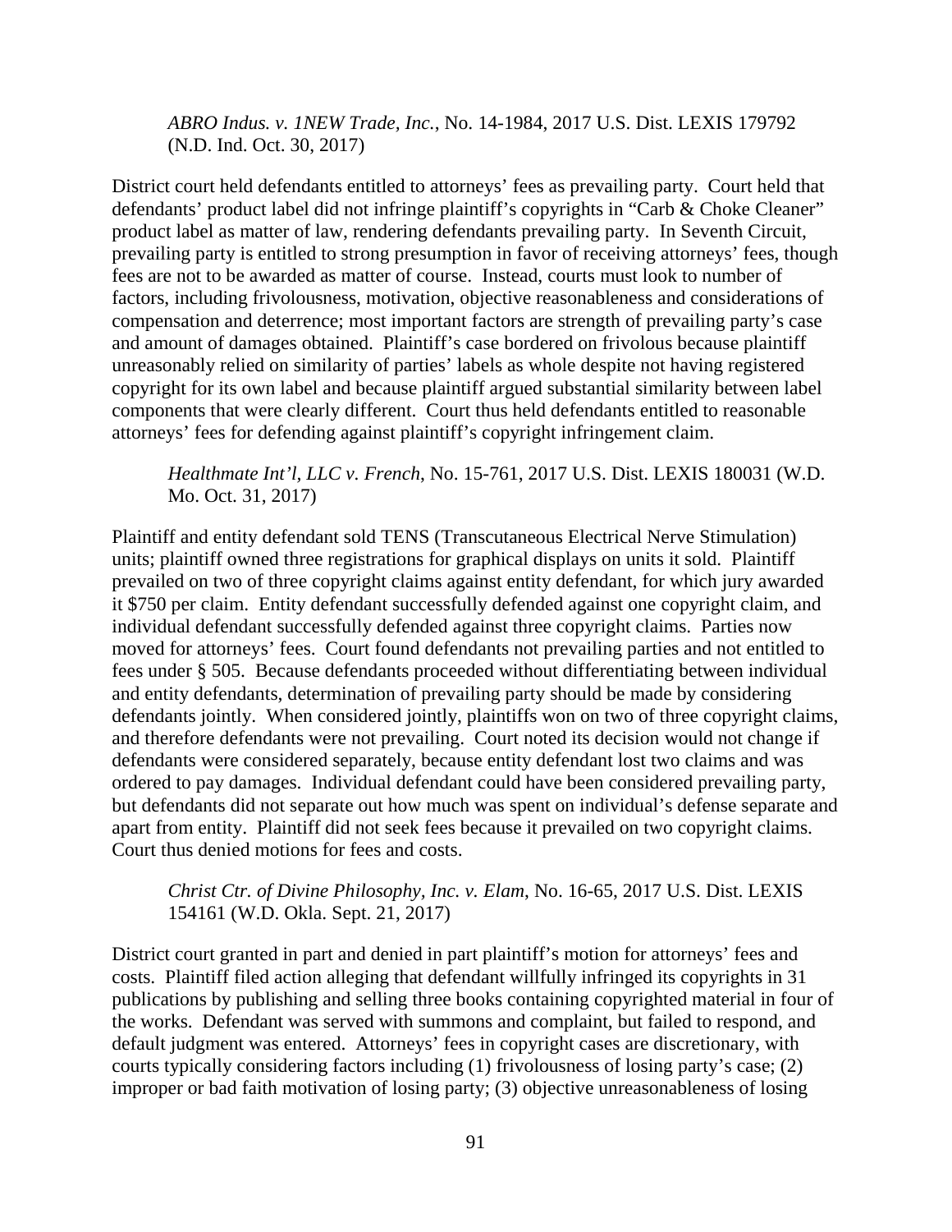*ABRO Indus. v. 1NEW Trade, Inc.*, No. 14-1984, 2017 U.S. Dist. LEXIS 179792 (N.D. Ind. Oct. 30, 2017)

District court held defendants entitled to attorneys' fees as prevailing party. Court held that defendants' product label did not infringe plaintiff's copyrights in "Carb & Choke Cleaner" product label as matter of law, rendering defendants prevailing party. In Seventh Circuit, prevailing party is entitled to strong presumption in favor of receiving attorneys' fees, though fees are not to be awarded as matter of course. Instead, courts must look to number of factors, including frivolousness, motivation, objective reasonableness and considerations of compensation and deterrence; most important factors are strength of prevailing party's case and amount of damages obtained. Plaintiff's case bordered on frivolous because plaintiff unreasonably relied on similarity of parties' labels as whole despite not having registered copyright for its own label and because plaintiff argued substantial similarity between label components that were clearly different. Court thus held defendants entitled to reasonable attorneys' fees for defending against plaintiff's copyright infringement claim.

*Healthmate Int'l, LLC v. French*, No. 15-761, 2017 U.S. Dist. LEXIS 180031 (W.D. Mo. Oct. 31, 2017)

Plaintiff and entity defendant sold TENS (Transcutaneous Electrical Nerve Stimulation) units; plaintiff owned three registrations for graphical displays on units it sold. Plaintiff prevailed on two of three copyright claims against entity defendant, for which jury awarded it $750 per claim. Entity defendant successfully defended against one copyright claim, and individual defendant successfully defended against three copyright claims. Parties now moved for attorneys' fees. Court found defendants not prevailing parties and not entitled to fees under § 505. Because defendants proceeded without differentiating between individual and entity defendants, determination of prevailing party should be made by considering defendants jointly. When considered jointly, plaintiffs won on two of three copyright claims, and therefore defendants were not prevailing. Court noted its decision would not change if defendants were considered separately, because entity defendant lost two claims and was ordered to pay damages. Individual defendant could have been considered prevailing party, but defendants did not separate out how much was spent on individual's defense separate and apart from entity. Plaintiff did not seek fees because it prevailed on two copyright claims. Court thus denied motions for fees and costs.

*Christ Ctr. of Divine Philosophy, Inc. v. Elam*, No. 16-65, 2017 U.S. Dist. LEXIS 154161 (W.D. Okla. Sept. 21, 2017)

District court granted in part and denied in part plaintiff's motion for attorneys' fees and costs. Plaintiff filed action alleging that defendant willfully infringed its copyrights in 31 publications by publishing and selling three books containing copyrighted material in four of the works. Defendant was served with summons and complaint, but failed to respond, and default judgment was entered. Attorneys' fees in copyright cases are discretionary, with courts typically considering factors including (1) frivolousness of losing party's case; (2) improper or bad faith motivation of losing party; (3) objective unreasonableness of losing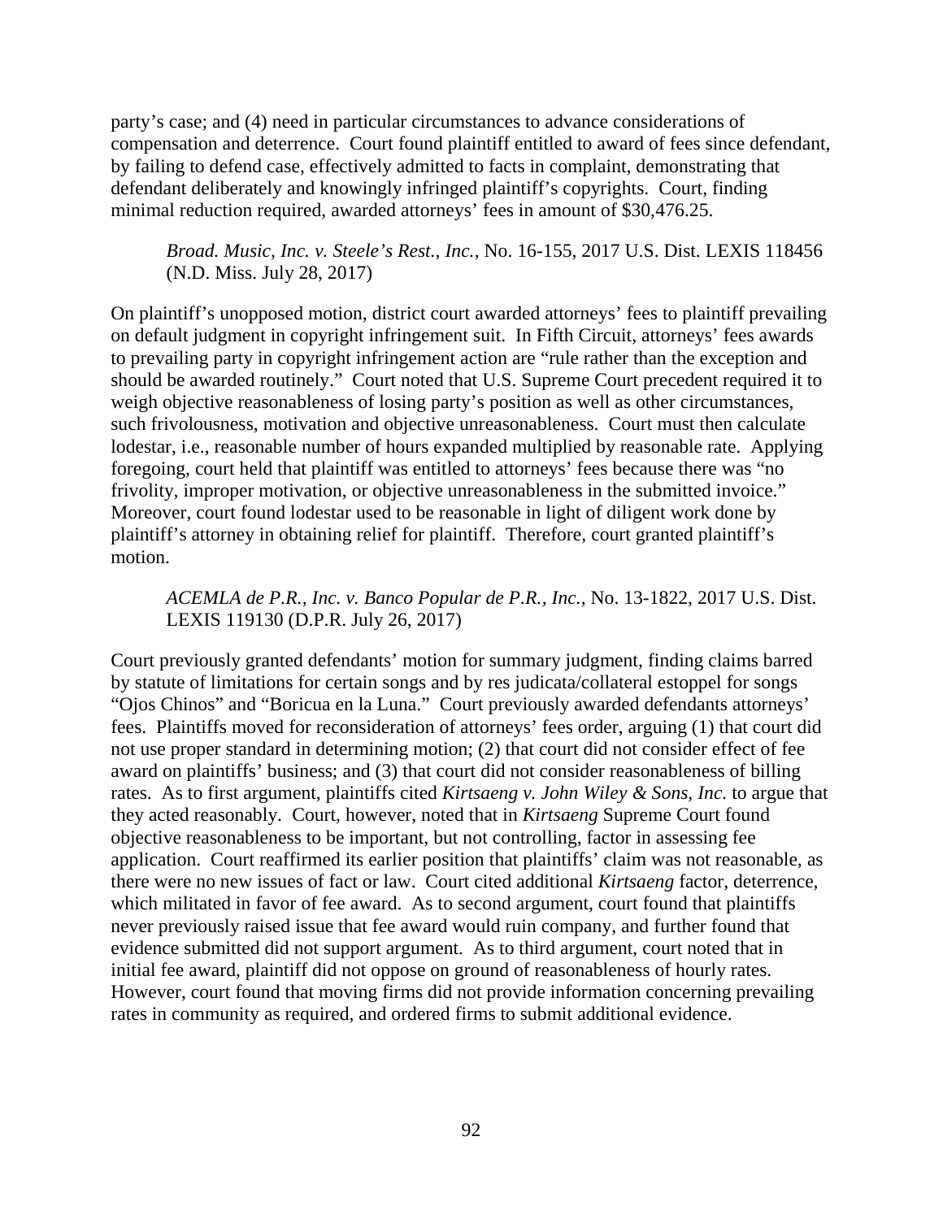party's case; and (4) need in particular circumstances to advance considerations of compensation and deterrence. Court found plaintiff entitled to award of fees since defendant, by failing to defend case, effectively admitted to facts in complaint, demonstrating that defendant deliberately and knowingly infringed plaintiff's copyrights. Court, finding minimal reduction required, awarded attorneys' fees in amount of $30,476.25.

> *Broad. Music, Inc. v. Steele's Rest., Inc.*, No. 16-155, 2017 U.S. Dist. LEXIS 118456 (N.D. Miss. July 28, 2017)

On plaintiff's unopposed motion, district court awarded attorneys' fees to plaintiff prevailing on default judgment in copyright infringement suit. In Fifth Circuit, attorneys' fees awards to prevailing party in copyright infringement action are "rule rather than the exception and should be awarded routinely." Court noted that U.S. Supreme Court precedent required it to weigh objective reasonableness of losing party's position as well as other circumstances, such frivolousness, motivation and objective unreasonableness. Court must then calculate lodestar, i.e., reasonable number of hours expanded multiplied by reasonable rate. Applying foregoing, court held that plaintiff was entitled to attorneys' fees because there was "no frivolity, improper motivation, or objective unreasonableness in the submitted invoice." Moreover, court found lodestar used to be reasonable in light of diligent work done by plaintiff's attorney in obtaining relief for plaintiff. Therefore, court granted plaintiff's motion.

> *ACEMLA de P.R., Inc. v. Banco Popular de P.R., Inc.*, No. 13-1822, 2017 U.S. Dist. LEXIS 119130 (D.P.R. July 26, 2017)

Court previously granted defendants' motion for summary judgment, finding claims barred by statute of limitations for certain songs and by res judicata/collateral estoppel for songs "Ojos Chinos" and "Boricua en la Luna." Court previously awarded defendants attorneys' fees. Plaintiffs moved for reconsideration of attorneys' fees order, arguing (1) that court did not use proper standard in determining motion; (2) that court did not consider effect of fee award on plaintiffs' business; and (3) that court did not consider reasonableness of billing rates. As to first argument, plaintiffs cited *Kirtsaeng v. John Wiley & Sons, Inc.* to argue that they acted reasonably. Court, however, noted that in *Kirtsaeng* Supreme Court found objective reasonableness to be important, but not controlling, factor in assessing fee application. Court reaffirmed its earlier position that plaintiffs' claim was not reasonable, as there were no new issues of fact or law. Court cited additional *Kirtsaeng* factor, deterrence, which militated in favor of fee award. As to second argument, court found that plaintiffs never previously raised issue that fee award would ruin company, and further found that evidence submitted did not support argument. As to third argument, court noted that in initial fee award, plaintiff did not oppose on ground of reasonableness of hourly rates. However, court found that moving firms did not provide information concerning prevailing rates in community as required, and ordered firms to submit additional evidence.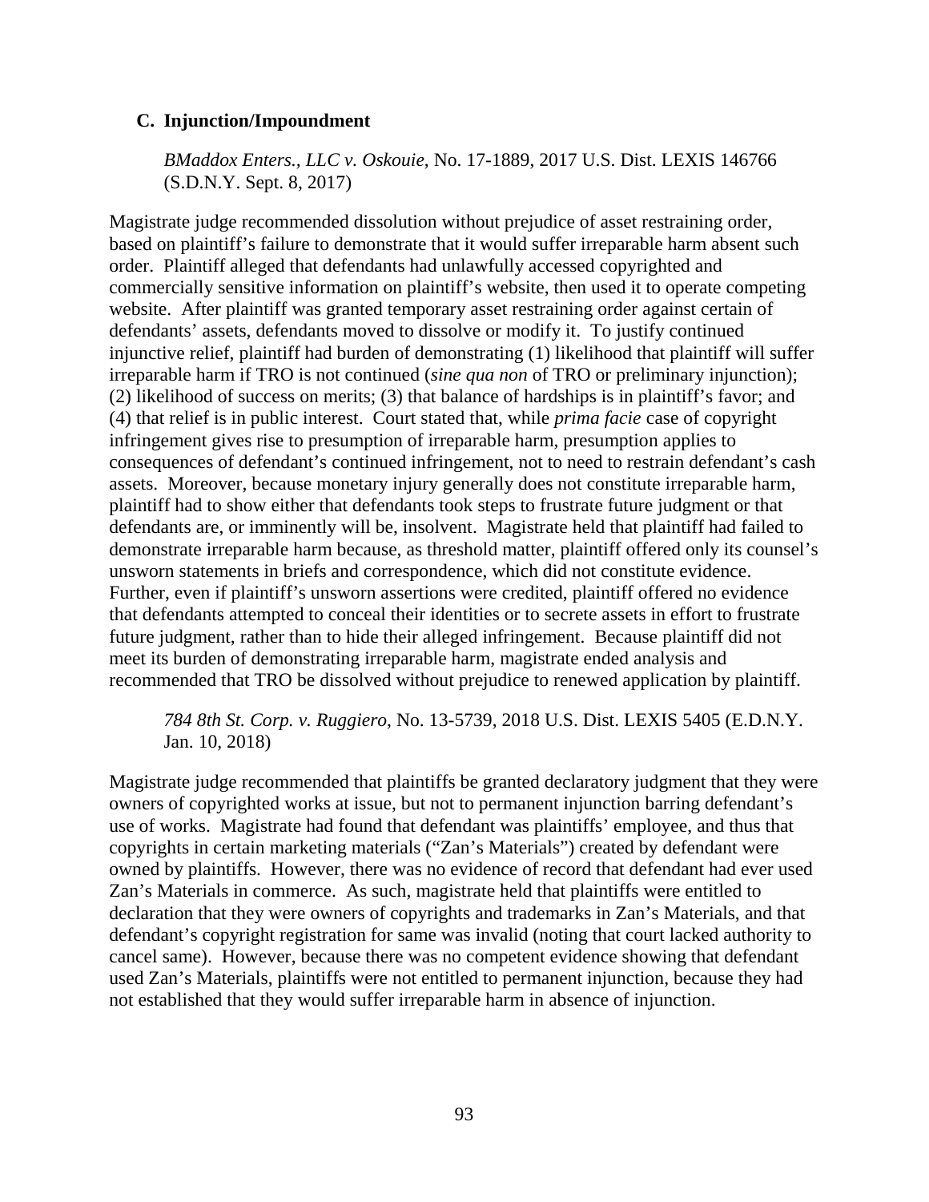### C. Injunction/Impoundment

*BMaddox Enters., LLC v. Oskouie*, No. 17-1889, 2017 U.S. Dist. LEXIS 146766 (S.D.N.Y. Sept. 8, 2017)

Magistrate judge recommended dissolution without prejudice of asset restraining order, based on plaintiff's failure to demonstrate that it would suffer irreparable harm absent such order. Plaintiff alleged that defendants had unlawfully accessed copyrighted and commercially sensitive information on plaintiff's website, then used it to operate competing website. After plaintiff was granted temporary asset restraining order against certain of defendants' assets, defendants moved to dissolve or modify it. To justify continued injunctive relief, plaintiff had burden of demonstrating (1) likelihood that plaintiff will suffer irreparable harm if TRO is not continued (*sine qua non* of TRO or preliminary injunction); (2) likelihood of success on merits; (3) that balance of hardships is in plaintiff's favor; and (4) that relief is in public interest. Court stated that, while *prima facie* case of copyright infringement gives rise to presumption of irreparable harm, presumption applies to consequences of defendant's continued infringement, not to need to restrain defendant's cash assets. Moreover, because monetary injury generally does not constitute irreparable harm, plaintiff had to show either that defendants took steps to frustrate future judgment or that defendants are, or imminently will be, insolvent. Magistrate held that plaintiff had failed to demonstrate irreparable harm because, as threshold matter, plaintiff offered only its counsel's unsworn statements in briefs and correspondence, which did not constitute evidence. Further, even if plaintiff's unsworn assertions were credited, plaintiff offered no evidence that defendants attempted to conceal their identities or to secrete assets in effort to frustrate future judgment, rather than to hide their alleged infringement. Because plaintiff did not meet its burden of demonstrating irreparable harm, magistrate ended analysis and recommended that TRO be dissolved without prejudice to renewed application by plaintiff.

*784 8th St. Corp. v. Ruggiero*, No. 13-5739, 2018 U.S. Dist. LEXIS 5405 (E.D.N.Y. Jan. 10, 2018)

Magistrate judge recommended that plaintiffs be granted declaratory judgment that they were owners of copyrighted works at issue, but not to permanent injunction barring defendant's use of works. Magistrate had found that defendant was plaintiffs' employee, and thus that copyrights in certain marketing materials ("Zan's Materials") created by defendant were owned by plaintiffs. However, there was no evidence of record that defendant had ever used Zan's Materials in commerce. As such, magistrate held that plaintiffs were entitled to declaration that they were owners of copyrights and trademarks in Zan's Materials, and that defendant's copyright registration for same was invalid (noting that court lacked authority to cancel same). However, because there was no competent evidence showing that defendant used Zan's Materials, plaintiffs were not entitled to permanent injunction, because they had not established that they would suffer irreparable harm in absence of injunction.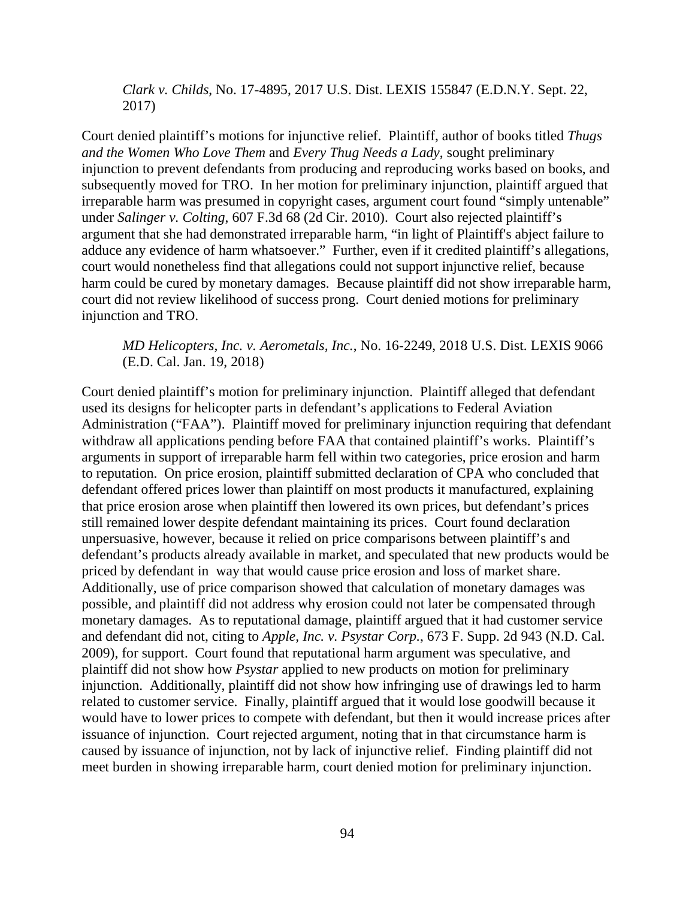*Clark v. Childs*, No. 17-4895, 2017 U.S. Dist. LEXIS 155847 (E.D.N.Y. Sept. 22, 2017)

Court denied plaintiff's motions for injunctive relief. Plaintiff, author of books titled *Thugs and the Women Who Love Them* and *Every Thug Needs a Lady*, sought preliminary injunction to prevent defendants from producing and reproducing works based on books, and subsequently moved for TRO. In her motion for preliminary injunction, plaintiff argued that irreparable harm was presumed in copyright cases, argument court found "simply untenable" under *Salinger v. Colting*, 607 F.3d 68 (2d Cir. 2010). Court also rejected plaintiff's argument that she had demonstrated irreparable harm, "in light of Plaintiff's abject failure to adduce any evidence of harm whatsoever." Further, even if it credited plaintiff's allegations, court would nonetheless find that allegations could not support injunctive relief, because harm could be cured by monetary damages. Because plaintiff did not show irreparable harm, court did not review likelihood of success prong. Court denied motions for preliminary injunction and TRO.

*MD Helicopters, Inc. v. Aerometals, Inc.*, No. 16-2249, 2018 U.S. Dist. LEXIS 9066 (E.D. Cal. Jan. 19, 2018)

Court denied plaintiff's motion for preliminary injunction. Plaintiff alleged that defendant used its designs for helicopter parts in defendant's applications to Federal Aviation Administration ("FAA"). Plaintiff moved for preliminary injunction requiring that defendant withdraw all applications pending before FAA that contained plaintiff's works. Plaintiff's arguments in support of irreparable harm fell within two categories, price erosion and harm to reputation. On price erosion, plaintiff submitted declaration of CPA who concluded that defendant offered prices lower than plaintiff on most products it manufactured, explaining that price erosion arose when plaintiff then lowered its own prices, but defendant's prices still remained lower despite defendant maintaining its prices. Court found declaration unpersuasive, however, because it relied on price comparisons between plaintiff's and defendant's products already available in market, and speculated that new products would be priced by defendant in way that would cause price erosion and loss of market share. Additionally, use of price comparison showed that calculation of monetary damages was possible, and plaintiff did not address why erosion could not later be compensated through monetary damages. As to reputational damage, plaintiff argued that it had customer service and defendant did not, citing to *Apple, Inc. v. Psystar Corp.*, 673 F. Supp. 2d 943 (N.D. Cal. 2009), for support. Court found that reputational harm argument was speculative, and plaintiff did not show how *Psystar* applied to new products on motion for preliminary injunction. Additionally, plaintiff did not show how infringing use of drawings led to harm related to customer service. Finally, plaintiff argued that it would lose goodwill because it would have to lower prices to compete with defendant, but then it would increase prices after issuance of injunction. Court rejected argument, noting that in that circumstance harm is caused by issuance of injunction, not by lack of injunctive relief. Finding plaintiff did not meet burden in showing irreparable harm, court denied motion for preliminary injunction.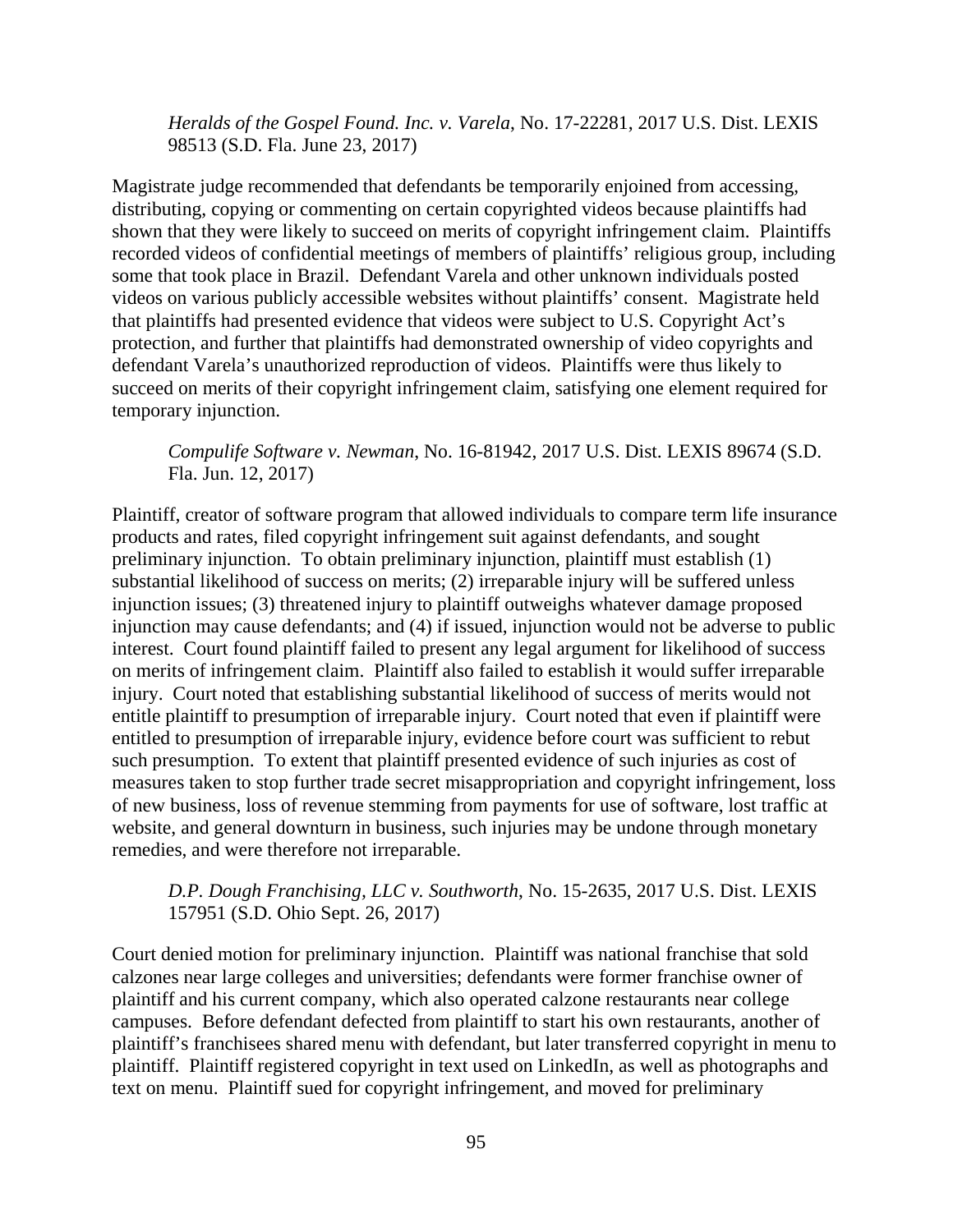*Heralds of the Gospel Found. Inc. v. Varela*, No. 17-22281, 2017 U.S. Dist. LEXIS 98513 (S.D. Fla. June 23, 2017)

Magistrate judge recommended that defendants be temporarily enjoined from accessing, distributing, copying or commenting on certain copyrighted videos because plaintiffs had shown that they were likely to succeed on merits of copyright infringement claim. Plaintiffs recorded videos of confidential meetings of members of plaintiffs' religious group, including some that took place in Brazil. Defendant Varela and other unknown individuals posted videos on various publicly accessible websites without plaintiffs' consent. Magistrate held that plaintiffs had presented evidence that videos were subject to U.S. Copyright Act's protection, and further that plaintiffs had demonstrated ownership of video copyrights and defendant Varela's unauthorized reproduction of videos. Plaintiffs were thus likely to succeed on merits of their copyright infringement claim, satisfying one element required for temporary injunction.

*Compulife Software v. Newman*, No. 16-81942, 2017 U.S. Dist. LEXIS 89674 (S.D. Fla. Jun. 12, 2017)

Plaintiff, creator of software program that allowed individuals to compare term life insurance products and rates, filed copyright infringement suit against defendants, and sought preliminary injunction. To obtain preliminary injunction, plaintiff must establish (1) substantial likelihood of success on merits; (2) irreparable injury will be suffered unless injunction issues; (3) threatened injury to plaintiff outweighs whatever damage proposed injunction may cause defendants; and (4) if issued, injunction would not be adverse to public interest. Court found plaintiff failed to present any legal argument for likelihood of success on merits of infringement claim. Plaintiff also failed to establish it would suffer irreparable injury. Court noted that establishing substantial likelihood of success of merits would not entitle plaintiff to presumption of irreparable injury. Court noted that even if plaintiff were entitled to presumption of irreparable injury, evidence before court was sufficient to rebut such presumption. To extent that plaintiff presented evidence of such injuries as cost of measures taken to stop further trade secret misappropriation and copyright infringement, loss of new business, loss of revenue stemming from payments for use of software, lost traffic at website, and general downturn in business, such injuries may be undone through monetary remedies, and were therefore not irreparable.

*D.P. Dough Franchising, LLC v. Southworth*, No. 15-2635, 2017 U.S. Dist. LEXIS 157951 (S.D. Ohio Sept. 26, 2017)

Court denied motion for preliminary injunction. Plaintiff was national franchise that sold calzones near large colleges and universities; defendants were former franchise owner of plaintiff and his current company, which also operated calzone restaurants near college campuses. Before defendant defected from plaintiff to start his own restaurants, another of plaintiff's franchisees shared menu with defendant, but later transferred copyright in menu to plaintiff. Plaintiff registered copyright in text used on LinkedIn, as well as photographs and text on menu. Plaintiff sued for copyright infringement, and moved for preliminary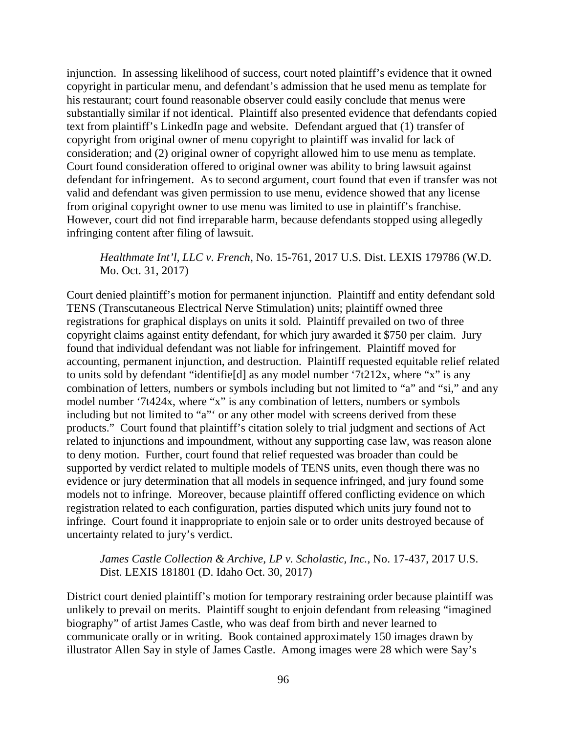injunction. In assessing likelihood of success, court noted plaintiff's evidence that it owned copyright in particular menu, and defendant's admission that he used menu as template for his restaurant; court found reasonable observer could easily conclude that menus were substantially similar if not identical. Plaintiff also presented evidence that defendants copied text from plaintiff's LinkedIn page and website. Defendant argued that (1) transfer of copyright from original owner of menu copyright to plaintiff was invalid for lack of consideration; and (2) original owner of copyright allowed him to use menu as template. Court found consideration offered to original owner was ability to bring lawsuit against defendant for infringement. As to second argument, court found that even if transfer was not valid and defendant was given permission to use menu, evidence showed that any license from original copyright owner to use menu was limited to use in plaintiff's franchise. However, court did not find irreparable harm, because defendants stopped using allegedly infringing content after filing of lawsuit.

> *Healthmate Int'l, LLC v. French*, No. 15-761, 2017 U.S. Dist. LEXIS 179786 (W.D. Mo. Oct. 31, 2017)

Court denied plaintiff's motion for permanent injunction. Plaintiff and entity defendant sold TENS (Transcutaneous Electrical Nerve Stimulation) units; plaintiff owned three registrations for graphical displays on units it sold. Plaintiff prevailed on two of three copyright claims against entity defendant, for which jury awarded it $750 per claim. Jury found that individual defendant was not liable for infringement. Plaintiff moved for accounting, permanent injunction, and destruction. Plaintiff requested equitable relief related to units sold by defendant "identifie[d] as any model number '7t212x, where "x" is any combination of letters, numbers or symbols including but not limited to "a" and "si," and any model number '7t424x, where "x" is any combination of letters, numbers or symbols including but not limited to "a"' or any other model with screens derived from these products." Court found that plaintiff's citation solely to trial judgment and sections of Act related to injunctions and impoundment, without any supporting case law, was reason alone to deny motion. Further, court found that relief requested was broader than could be supported by verdict related to multiple models of TENS units, even though there was no evidence or jury determination that all models in sequence infringed, and jury found some models not to infringe. Moreover, because plaintiff offered conflicting evidence on which registration related to each configuration, parties disputed which units jury found not to infringe. Court found it inappropriate to enjoin sale or to order units destroyed because of uncertainty related to jury's verdict.

> *James Castle Collection & Archive, LP v. Scholastic, Inc.*, No. 17-437, 2017 U.S. Dist. LEXIS 181801 (D. Idaho Oct. 30, 2017)

District court denied plaintiff's motion for temporary restraining order because plaintiff was unlikely to prevail on merits. Plaintiff sought to enjoin defendant from releasing "imagined biography" of artist James Castle, who was deaf from birth and never learned to communicate orally or in writing. Book contained approximately 150 images drawn by illustrator Allen Say in style of James Castle. Among images were 28 which were Say's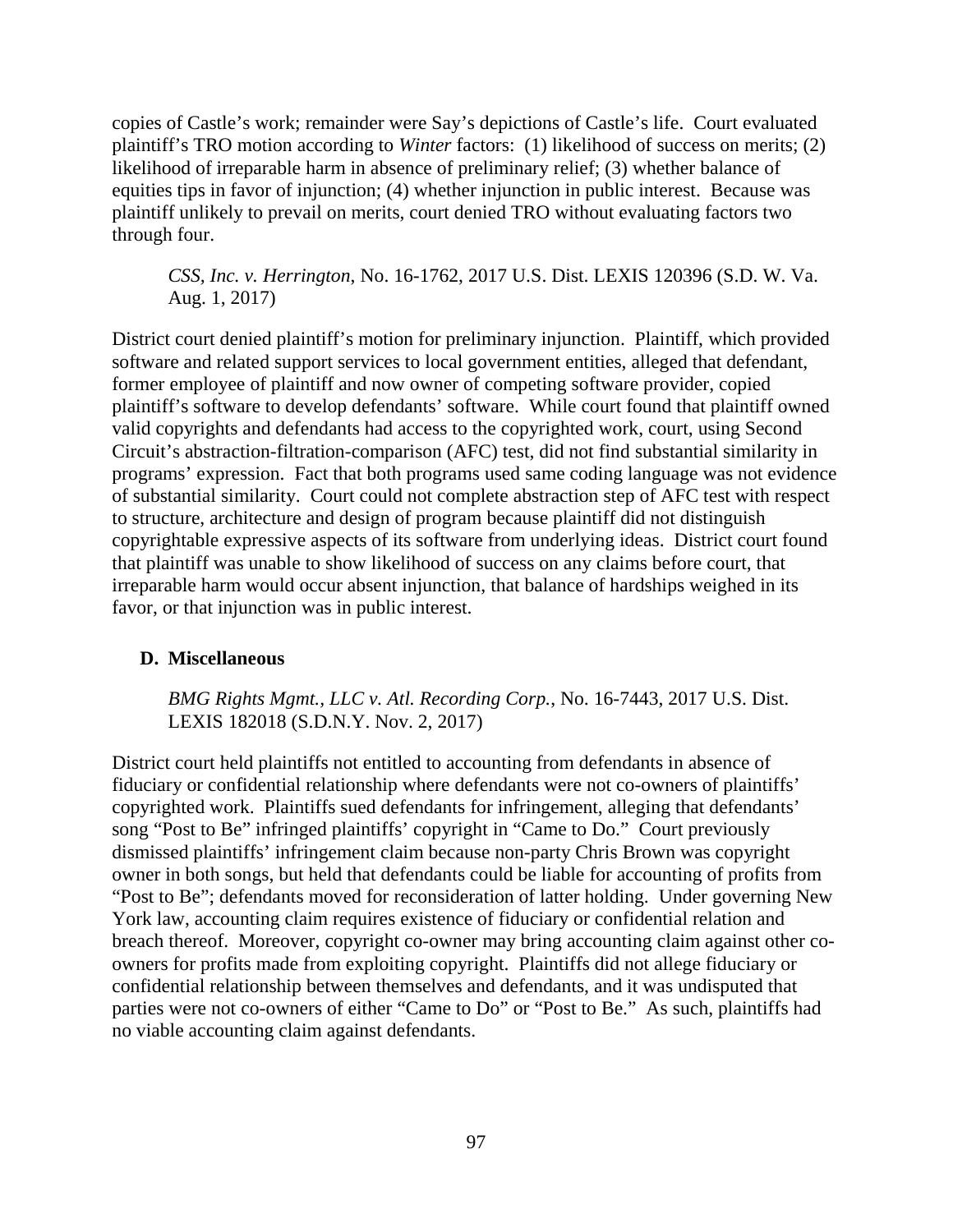copies of Castle's work; remainder were Say's depictions of Castle's life. Court evaluated plaintiff's TRO motion according to *Winter* factors: (1) likelihood of success on merits; (2) likelihood of irreparable harm in absence of preliminary relief; (3) whether balance of equities tips in favor of injunction; (4) whether injunction in public interest. Because was plaintiff unlikely to prevail on merits, court denied TRO without evaluating factors two through four.

> *CSS, Inc. v. Herrington*, No. 16-1762, 2017 U.S. Dist. LEXIS 120396 (S.D. W. Va. Aug. 1, 2017)

District court denied plaintiff's motion for preliminary injunction. Plaintiff, which provided software and related support services to local government entities, alleged that defendant, former employee of plaintiff and now owner of competing software provider, copied plaintiff's software to develop defendants' software. While court found that plaintiff owned valid copyrights and defendants had access to the copyrighted work, court, using Second Circuit's abstraction-filtration-comparison (AFC) test, did not find substantial similarity in programs' expression. Fact that both programs used same coding language was not evidence of substantial similarity. Court could not complete abstraction step of AFC test with respect to structure, architecture and design of program because plaintiff did not distinguish copyrightable expressive aspects of its software from underlying ideas. District court found that plaintiff was unable to show likelihood of success on any claims before court, that irreparable harm would occur absent injunction, that balance of hardships weighed in its favor, or that injunction was in public interest.

### D. Miscellaneous

> *BMG Rights Mgmt., LLC v. Atl. Recording Corp.*, No. 16-7443, 2017 U.S. Dist. LEXIS 182018 (S.D.N.Y. Nov. 2, 2017)

District court held plaintiffs not entitled to accounting from defendants in absence of fiduciary or confidential relationship where defendants were not co-owners of plaintiffs' copyrighted work. Plaintiffs sued defendants for infringement, alleging that defendants' song "Post to Be" infringed plaintiffs' copyright in "Came to Do." Court previously dismissed plaintiffs' infringement claim because non-party Chris Brown was copyright owner in both songs, but held that defendants could be liable for accounting of profits from "Post to Be"; defendants moved for reconsideration of latter holding. Under governing New York law, accounting claim requires existence of fiduciary or confidential relation and breach thereof. Moreover, copyright co-owner may bring accounting claim against other co-owners for profits made from exploiting copyright. Plaintiffs did not allege fiduciary or confidential relationship between themselves and defendants, and it was undisputed that parties were not co-owners of either "Came to Do" or "Post to Be." As such, plaintiffs had no viable accounting claim against defendants.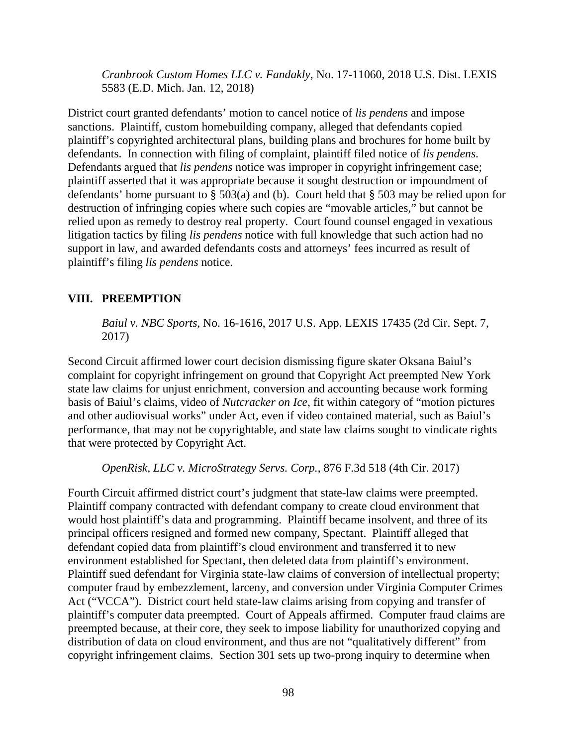*Cranbrook Custom Homes LLC v. Fandakly*, No. 17-11060, 2018 U.S. Dist. LEXIS 5583 (E.D. Mich. Jan. 12, 2018)

District court granted defendants' motion to cancel notice of *lis pendens* and impose sanctions. Plaintiff, custom homebuilding company, alleged that defendants copied plaintiff's copyrighted architectural plans, building plans and brochures for home built by defendants. In connection with filing of complaint, plaintiff filed notice of *lis pendens*. Defendants argued that *lis pendens* notice was improper in copyright infringement case; plaintiff asserted that it was appropriate because it sought destruction or impoundment of defendants' home pursuant to § 503(a) and (b). Court held that § 503 may be relied upon for destruction of infringing copies where such copies are "movable articles," but cannot be relied upon as remedy to destroy real property. Court found counsel engaged in vexatious litigation tactics by filing *lis pendens* notice with full knowledge that such action had no support in law, and awarded defendants costs and attorneys' fees incurred as result of plaintiff's filing *lis pendens* notice.

## VIII. PREEMPTION

*Baiul v. NBC Sports*, No. 16-1616, 2017 U.S. App. LEXIS 17435 (2d Cir. Sept. 7, 2017)

Second Circuit affirmed lower court decision dismissing figure skater Oksana Baiul's complaint for copyright infringement on ground that Copyright Act preempted New York state law claims for unjust enrichment, conversion and accounting because work forming basis of Baiul's claims, video of *Nutcracker on Ice*, fit within category of "motion pictures and other audiovisual works" under Act, even if video contained material, such as Baiul's performance, that may not be copyrightable, and state law claims sought to vindicate rights that were protected by Copyright Act.

*OpenRisk, LLC v. MicroStrategy Servs. Corp.*, 876 F.3d 518 (4th Cir. 2017)

Fourth Circuit affirmed district court's judgment that state-law claims were preempted. Plaintiff company contracted with defendant company to create cloud environment that would host plaintiff's data and programming. Plaintiff became insolvent, and three of its principal officers resigned and formed new company, Spectant. Plaintiff alleged that defendant copied data from plaintiff's cloud environment and transferred it to new environment established for Spectant, then deleted data from plaintiff's environment. Plaintiff sued defendant for Virginia state-law claims of conversion of intellectual property; computer fraud by embezzlement, larceny, and conversion under Virginia Computer Crimes Act ("VCCA"). District court held state-law claims arising from copying and transfer of plaintiff's computer data preempted. Court of Appeals affirmed. Computer fraud claims are preempted because, at their core, they seek to impose liability for unauthorized copying and distribution of data on cloud environment, and thus are not "qualitatively different" from copyright infringement claims. Section 301 sets up two-prong inquiry to determine when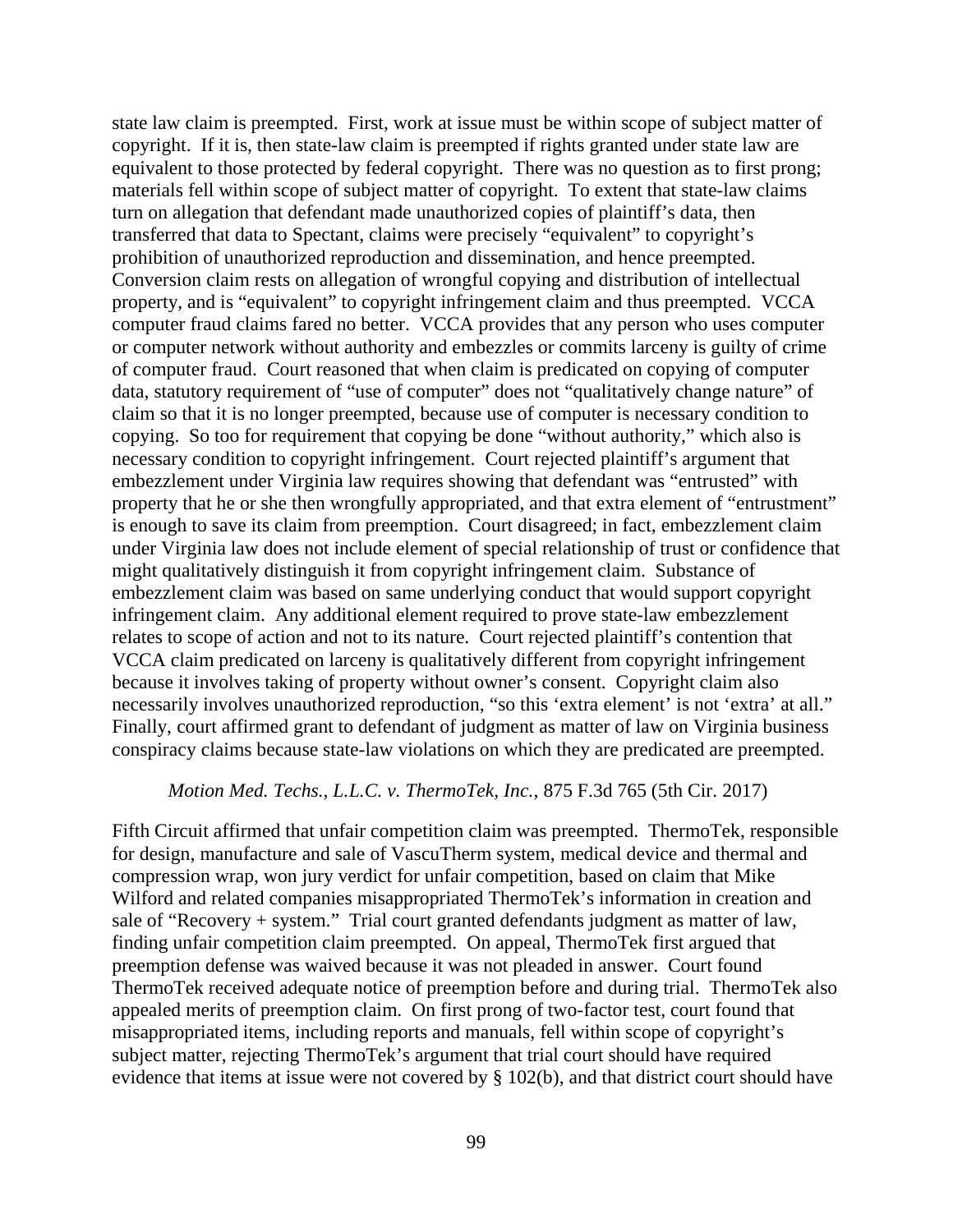state law claim is preempted. First, work at issue must be within scope of subject matter of copyright. If it is, then state-law claim is preempted if rights granted under state law are equivalent to those protected by federal copyright. There was no question as to first prong; materials fell within scope of subject matter of copyright. To extent that state-law claims turn on allegation that defendant made unauthorized copies of plaintiff's data, then transferred that data to Spectant, claims were precisely "equivalent" to copyright's prohibition of unauthorized reproduction and dissemination, and hence preempted. Conversion claim rests on allegation of wrongful copying and distribution of intellectual property, and is "equivalent" to copyright infringement claim and thus preempted. VCCA computer fraud claims fared no better. VCCA provides that any person who uses computer or computer network without authority and embezzles or commits larceny is guilty of crime of computer fraud. Court reasoned that when claim is predicated on copying of computer data, statutory requirement of "use of computer" does not "qualitatively change nature" of claim so that it is no longer preempted, because use of computer is necessary condition to copying. So too for requirement that copying be done "without authority," which also is necessary condition to copyright infringement. Court rejected plaintiff's argument that embezzlement under Virginia law requires showing that defendant was "entrusted" with property that he or she then wrongfully appropriated, and that extra element of "entrustment" is enough to save its claim from preemption. Court disagreed; in fact, embezzlement claim under Virginia law does not include element of special relationship of trust or confidence that might qualitatively distinguish it from copyright infringement claim. Substance of embezzlement claim was based on same underlying conduct that would support copyright infringement claim. Any additional element required to prove state-law embezzlement relates to scope of action and not to its nature. Court rejected plaintiff's contention that VCCA claim predicated on larceny is qualitatively different from copyright infringement because it involves taking of property without owner's consent. Copyright claim also necessarily involves unauthorized reproduction, "so this 'extra element' is not 'extra' at all." Finally, court affirmed grant to defendant of judgment as matter of law on Virginia business conspiracy claims because state-law violations on which they are predicated are preempted.

*Motion Med. Techs., L.L.C. v. ThermoTek, Inc.*, 875 F.3d 765 (5th Cir. 2017)

Fifth Circuit affirmed that unfair competition claim was preempted. ThermoTek, responsible for design, manufacture and sale of VascuTherm system, medical device and thermal and compression wrap, won jury verdict for unfair competition, based on claim that Mike Wilford and related companies misappropriated ThermoTek's information in creation and sale of "Recovery + system." Trial court granted defendants judgment as matter of law, finding unfair competition claim preempted. On appeal, ThermoTek first argued that preemption defense was waived because it was not pleaded in answer. Court found ThermoTek received adequate notice of preemption before and during trial. ThermoTek also appealed merits of preemption claim. On first prong of two-factor test, court found that misappropriated items, including reports and manuals, fell within scope of copyright's subject matter, rejecting ThermoTek's argument that trial court should have required evidence that items at issue were not covered by § 102(b), and that district court should have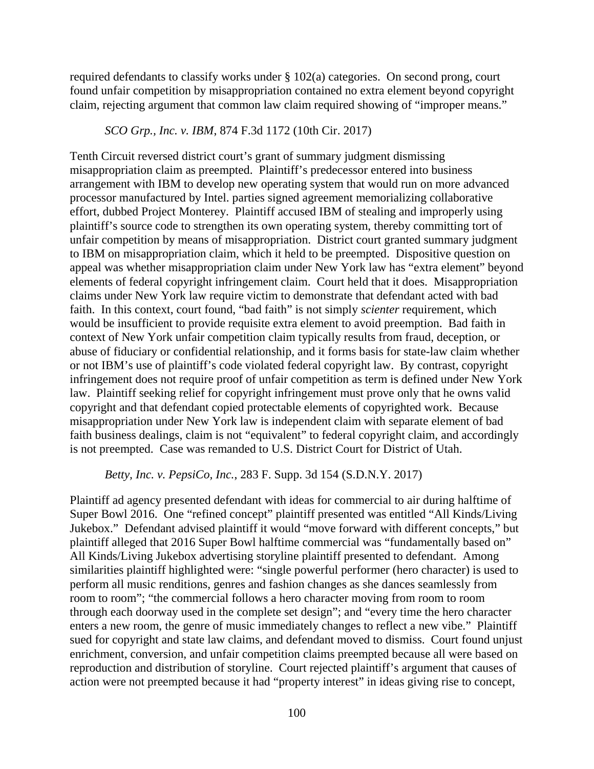required defendants to classify works under § 102(a) categories. On second prong, court found unfair competition by misappropriation contained no extra element beyond copyright claim, rejecting argument that common law claim required showing of "improper means."

*SCO Grp., Inc. v. IBM*, 874 F.3d 1172 (10th Cir. 2017)

Tenth Circuit reversed district court's grant of summary judgment dismissing misappropriation claim as preempted. Plaintiff's predecessor entered into business arrangement with IBM to develop new operating system that would run on more advanced processor manufactured by Intel. parties signed agreement memorializing collaborative effort, dubbed Project Monterey. Plaintiff accused IBM of stealing and improperly using plaintiff's source code to strengthen its own operating system, thereby committing tort of unfair competition by means of misappropriation. District court granted summary judgment to IBM on misappropriation claim, which it held to be preempted. Dispositive question on appeal was whether misappropriation claim under New York law has "extra element" beyond elements of federal copyright infringement claim. Court held that it does. Misappropriation claims under New York law require victim to demonstrate that defendant acted with bad faith. In this context, court found, "bad faith" is not simply *scienter* requirement, which would be insufficient to provide requisite extra element to avoid preemption. Bad faith in context of New York unfair competition claim typically results from fraud, deception, or abuse of fiduciary or confidential relationship, and it forms basis for state-law claim whether or not IBM's use of plaintiff's code violated federal copyright law. By contrast, copyright infringement does not require proof of unfair competition as term is defined under New York law. Plaintiff seeking relief for copyright infringement must prove only that he owns valid copyright and that defendant copied protectable elements of copyrighted work. Because misappropriation under New York law is independent claim with separate element of bad faith business dealings, claim is not "equivalent" to federal copyright claim, and accordingly is not preempted. Case was remanded to U.S. District Court for District of Utah.

*Betty, Inc. v. PepsiCo, Inc.*, 283 F. Supp. 3d 154 (S.D.N.Y. 2017)

Plaintiff ad agency presented defendant with ideas for commercial to air during halftime of Super Bowl 2016. One "refined concept" plaintiff presented was entitled "All Kinds/Living Jukebox." Defendant advised plaintiff it would "move forward with different concepts," but plaintiff alleged that 2016 Super Bowl halftime commercial was "fundamentally based on" All Kinds/Living Jukebox advertising storyline plaintiff presented to defendant. Among similarities plaintiff highlighted were: "single powerful performer (hero character) is used to perform all music renditions, genres and fashion changes as she dances seamlessly from room to room"; "the commercial follows a hero character moving from room to room through each doorway used in the complete set design"; and "every time the hero character enters a new room, the genre of music immediately changes to reflect a new vibe." Plaintiff sued for copyright and state law claims, and defendant moved to dismiss. Court found unjust enrichment, conversion, and unfair competition claims preempted because all were based on reproduction and distribution of storyline. Court rejected plaintiff's argument that causes of action were not preempted because it had "property interest" in ideas giving rise to concept,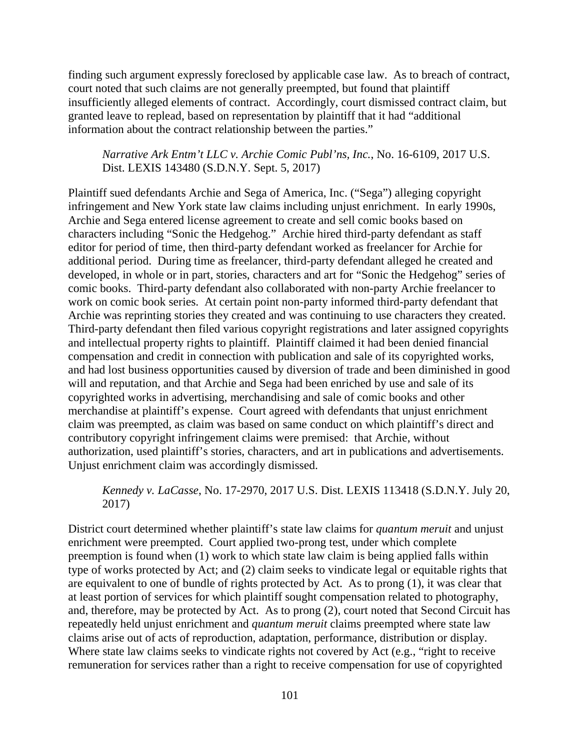finding such argument expressly foreclosed by applicable case law. As to breach of contract, court noted that such claims are not generally preempted, but found that plaintiff insufficiently alleged elements of contract. Accordingly, court dismissed contract claim, but granted leave to replead, based on representation by plaintiff that it had "additional information about the contract relationship between the parties."

> *Narrative Ark Entm't LLC v. Archie Comic Publ'ns, Inc.*, No. 16-6109, 2017 U.S. Dist. LEXIS 143480 (S.D.N.Y. Sept. 5, 2017)

Plaintiff sued defendants Archie and Sega of America, Inc. ("Sega") alleging copyright infringement and New York state law claims including unjust enrichment. In early 1990s, Archie and Sega entered license agreement to create and sell comic books based on characters including "Sonic the Hedgehog." Archie hired third-party defendant as staff editor for period of time, then third-party defendant worked as freelancer for Archie for additional period. During time as freelancer, third-party defendant alleged he created and developed, in whole or in part, stories, characters and art for "Sonic the Hedgehog" series of comic books. Third-party defendant also collaborated with non-party Archie freelancer to work on comic book series. At certain point non-party informed third-party defendant that Archie was reprinting stories they created and was continuing to use characters they created. Third-party defendant then filed various copyright registrations and later assigned copyrights and intellectual property rights to plaintiff. Plaintiff claimed it had been denied financial compensation and credit in connection with publication and sale of its copyrighted works, and had lost business opportunities caused by diversion of trade and been diminished in good will and reputation, and that Archie and Sega had been enriched by use and sale of its copyrighted works in advertising, merchandising and sale of comic books and other merchandise at plaintiff's expense. Court agreed with defendants that unjust enrichment claim was preempted, as claim was based on same conduct on which plaintiff's direct and contributory copyright infringement claims were premised: that Archie, without authorization, used plaintiff's stories, characters, and art in publications and advertisements. Unjust enrichment claim was accordingly dismissed.

> *Kennedy v. LaCasse*, No. 17-2970, 2017 U.S. Dist. LEXIS 113418 (S.D.N.Y. July 20, 2017)

District court determined whether plaintiff's state law claims for *quantum meruit* and unjust enrichment were preempted. Court applied two-prong test, under which complete preemption is found when (1) work to which state law claim is being applied falls within type of works protected by Act; and (2) claim seeks to vindicate legal or equitable rights that are equivalent to one of bundle of rights protected by Act. As to prong (1), it was clear that at least portion of services for which plaintiff sought compensation related to photography, and, therefore, may be protected by Act. As to prong (2), court noted that Second Circuit has repeatedly held unjust enrichment and *quantum meruit* claims preempted where state law claims arise out of acts of reproduction, adaptation, performance, distribution or display. Where state law claims seeks to vindicate rights not covered by Act (e.g., "right to receive remuneration for services rather than a right to receive compensation for use of copyrighted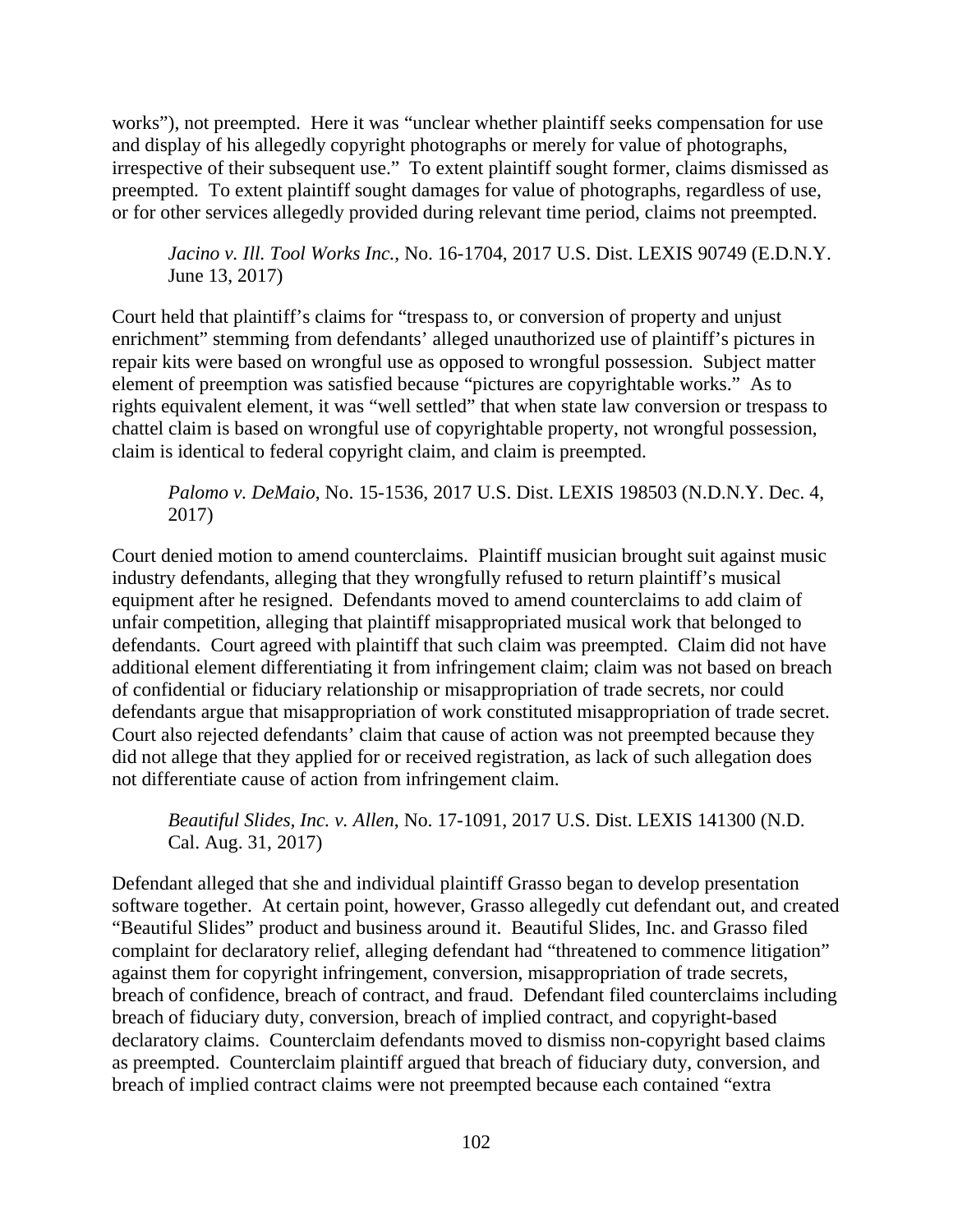works"), not preempted. Here it was "unclear whether plaintiff seeks compensation for use and display of his allegedly copyright photographs or merely for value of photographs, irrespective of their subsequent use." To extent plaintiff sought former, claims dismissed as preempted. To extent plaintiff sought damages for value of photographs, regardless of use, or for other services allegedly provided during relevant time period, claims not preempted.

> *Jacino v. Ill. Tool Works Inc.*, No. 16-1704, 2017 U.S. Dist. LEXIS 90749 (E.D.N.Y. June 13, 2017)

Court held that plaintiff's claims for "trespass to, or conversion of property and unjust enrichment" stemming from defendants' alleged unauthorized use of plaintiff's pictures in repair kits were based on wrongful use as opposed to wrongful possession. Subject matter element of preemption was satisfied because "pictures are copyrightable works." As to rights equivalent element, it was "well settled" that when state law conversion or trespass to chattel claim is based on wrongful use of copyrightable property, not wrongful possession, claim is identical to federal copyright claim, and claim is preempted.

> *Palomo v. DeMaio*, No. 15-1536, 2017 U.S. Dist. LEXIS 198503 (N.D.N.Y. Dec. 4, 2017)

Court denied motion to amend counterclaims. Plaintiff musician brought suit against music industry defendants, alleging that they wrongfully refused to return plaintiff's musical equipment after he resigned. Defendants moved to amend counterclaims to add claim of unfair competition, alleging that plaintiff misappropriated musical work that belonged to defendants. Court agreed with plaintiff that such claim was preempted. Claim did not have additional element differentiating it from infringement claim; claim was not based on breach of confidential or fiduciary relationship or misappropriation of trade secrets, nor could defendants argue that misappropriation of work constituted misappropriation of trade secret. Court also rejected defendants' claim that cause of action was not preempted because they did not allege that they applied for or received registration, as lack of such allegation does not differentiate cause of action from infringement claim.

> *Beautiful Slides, Inc. v. Allen*, No. 17-1091, 2017 U.S. Dist. LEXIS 141300 (N.D. Cal. Aug. 31, 2017)

Defendant alleged that she and individual plaintiff Grasso began to develop presentation software together. At certain point, however, Grasso allegedly cut defendant out, and created "Beautiful Slides" product and business around it. Beautiful Slides, Inc. and Grasso filed complaint for declaratory relief, alleging defendant had "threatened to commence litigation" against them for copyright infringement, conversion, misappropriation of trade secrets, breach of confidence, breach of contract, and fraud. Defendant filed counterclaims including breach of fiduciary duty, conversion, breach of implied contract, and copyright-based declaratory claims. Counterclaim defendants moved to dismiss non-copyright based claims as preempted. Counterclaim plaintiff argued that breach of fiduciary duty, conversion, and breach of implied contract claims were not preempted because each contained "extra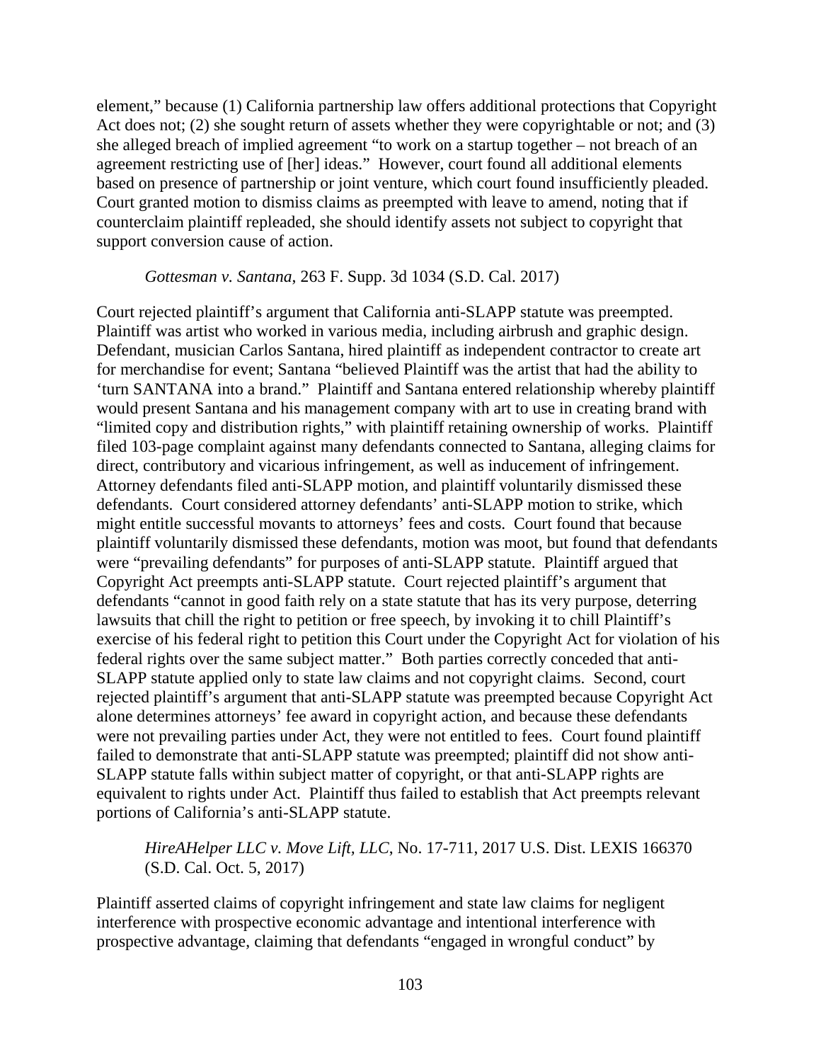element," because (1) California partnership law offers additional protections that Copyright Act does not; (2) she sought return of assets whether they were copyrightable or not; and (3) she alleged breach of implied agreement "to work on a startup together – not breach of an agreement restricting use of [her] ideas." However, court found all additional elements based on presence of partnership or joint venture, which court found insufficiently pleaded. Court granted motion to dismiss claims as preempted with leave to amend, noting that if counterclaim plaintiff repleaded, she should identify assets not subject to copyright that support conversion cause of action.

*Gottesman v. Santana*, 263 F. Supp. 3d 1034 (S.D. Cal. 2017)

Court rejected plaintiff's argument that California anti-SLAPP statute was preempted. Plaintiff was artist who worked in various media, including airbrush and graphic design. Defendant, musician Carlos Santana, hired plaintiff as independent contractor to create art for merchandise for event; Santana "believed Plaintiff was the artist that had the ability to 'turn SANTANA into a brand.'" Plaintiff and Santana entered relationship whereby plaintiff would present Santana and his management company with art to use in creating brand with "limited copy and distribution rights," with plaintiff retaining ownership of works. Plaintiff filed 103-page complaint against many defendants connected to Santana, alleging claims for direct, contributory and vicarious infringement, as well as inducement of infringement. Attorney defendants filed anti-SLAPP motion, and plaintiff voluntarily dismissed these defendants. Court considered attorney defendants' anti-SLAPP motion to strike, which might entitle successful movants to attorneys' fees and costs. Court found that because plaintiff voluntarily dismissed these defendants, motion was moot, but found that defendants were "prevailing defendants" for purposes of anti-SLAPP statute. Plaintiff argued that Copyright Act preempts anti-SLAPP statute. Court rejected plaintiff's argument that defendants "cannot in good faith rely on a state statute that has its very purpose, deterring lawsuits that chill the right to petition or free speech, by invoking it to chill Plaintiff's exercise of his federal right to petition this Court under the Copyright Act for violation of his federal rights over the same subject matter." Both parties correctly conceded that anti-SLAPP statute applied only to state law claims and not copyright claims. Second, court rejected plaintiff's argument that anti-SLAPP statute was preempted because Copyright Act alone determines attorneys' fee award in copyright action, and because these defendants were not prevailing parties under Act, they were not entitled to fees. Court found plaintiff failed to demonstrate that anti-SLAPP statute was preempted; plaintiff did not show anti-SLAPP statute falls within subject matter of copyright, or that anti-SLAPP rights are equivalent to rights under Act. Plaintiff thus failed to establish that Act preempts relevant portions of California's anti-SLAPP statute.

*HireAHelper LLC v. Move Lift, LLC*, No. 17-711, 2017 U.S. Dist. LEXIS 166370 (S.D. Cal. Oct. 5, 2017)

Plaintiff asserted claims of copyright infringement and state law claims for negligent interference with prospective economic advantage and intentional interference with prospective advantage, claiming that defendants "engaged in wrongful conduct" by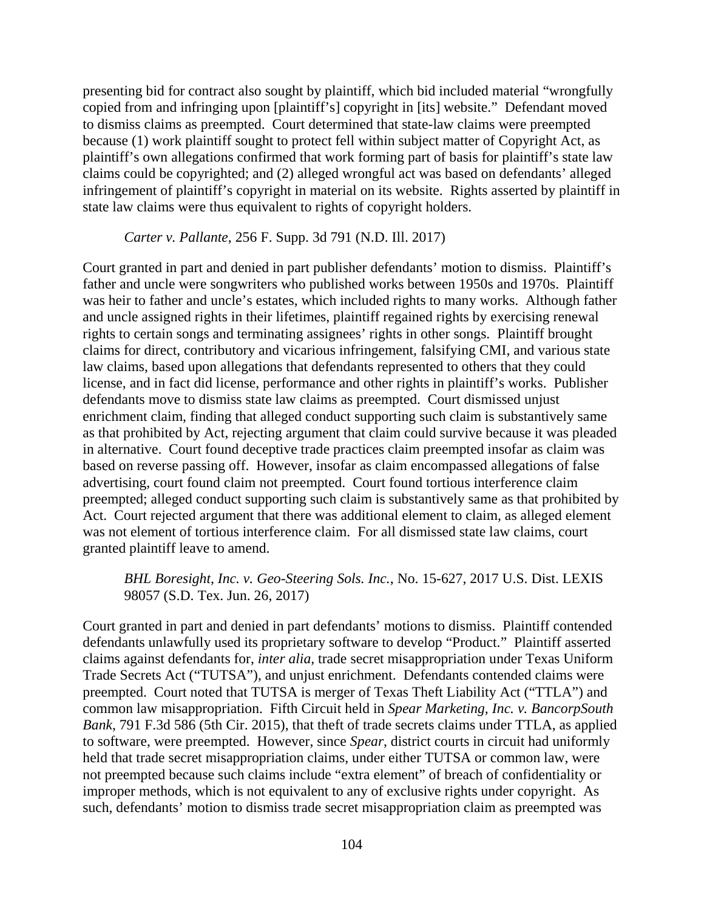presenting bid for contract also sought by plaintiff, which bid included material "wrongfully copied from and infringing upon [plaintiff's] copyright in [its] website." Defendant moved to dismiss claims as preempted. Court determined that state-law claims were preempted because (1) work plaintiff sought to protect fell within subject matter of Copyright Act, as plaintiff's own allegations confirmed that work forming part of basis for plaintiff's state law claims could be copyrighted; and (2) alleged wrongful act was based on defendants' alleged infringement of plaintiff's copyright in material on its website. Rights asserted by plaintiff in state law claims were thus equivalent to rights of copyright holders.

*Carter v. Pallante*, 256 F. Supp. 3d 791 (N.D. Ill. 2017)

Court granted in part and denied in part publisher defendants' motion to dismiss. Plaintiff's father and uncle were songwriters who published works between 1950s and 1970s. Plaintiff was heir to father and uncle's estates, which included rights to many works. Although father and uncle assigned rights in their lifetimes, plaintiff regained rights by exercising renewal rights to certain songs and terminating assignees' rights in other songs. Plaintiff brought claims for direct, contributory and vicarious infringement, falsifying CMI, and various state law claims, based upon allegations that defendants represented to others that they could license, and in fact did license, performance and other rights in plaintiff's works. Publisher defendants move to dismiss state law claims as preempted. Court dismissed unjust enrichment claim, finding that alleged conduct supporting such claim is substantively same as that prohibited by Act, rejecting argument that claim could survive because it was pleaded in alternative. Court found deceptive trade practices claim preempted insofar as claim was based on reverse passing off. However, insofar as claim encompassed allegations of false advertising, court found claim not preempted. Court found tortious interference claim preempted; alleged conduct supporting such claim is substantively same as that prohibited by Act. Court rejected argument that there was additional element to claim, as alleged element was not element of tortious interference claim. For all dismissed state law claims, court granted plaintiff leave to amend.

*BHL Boresight, Inc. v. Geo-Steering Sols. Inc.*, No. 15-627, 2017 U.S. Dist. LEXIS 98057 (S.D. Tex. Jun. 26, 2017)

Court granted in part and denied in part defendants' motions to dismiss. Plaintiff contended defendants unlawfully used its proprietary software to develop "Product." Plaintiff asserted claims against defendants for, *inter alia*, trade secret misappropriation under Texas Uniform Trade Secrets Act ("TUTSA"), and unjust enrichment. Defendants contended claims were preempted. Court noted that TUTSA is merger of Texas Theft Liability Act ("TTLA") and common law misappropriation. Fifth Circuit held in *Spear Marketing, Inc. v. BancorpSouth Bank*, 791 F.3d 586 (5th Cir. 2015), that theft of trade secrets claims under TTLA, as applied to software, were preempted. However, since *Spear*, district courts in circuit had uniformly held that trade secret misappropriation claims, under either TUTSA or common law, were not preempted because such claims include "extra element" of breach of confidentiality or improper methods, which is not equivalent to any of exclusive rights under copyright. As such, defendants' motion to dismiss trade secret misappropriation claim as preempted was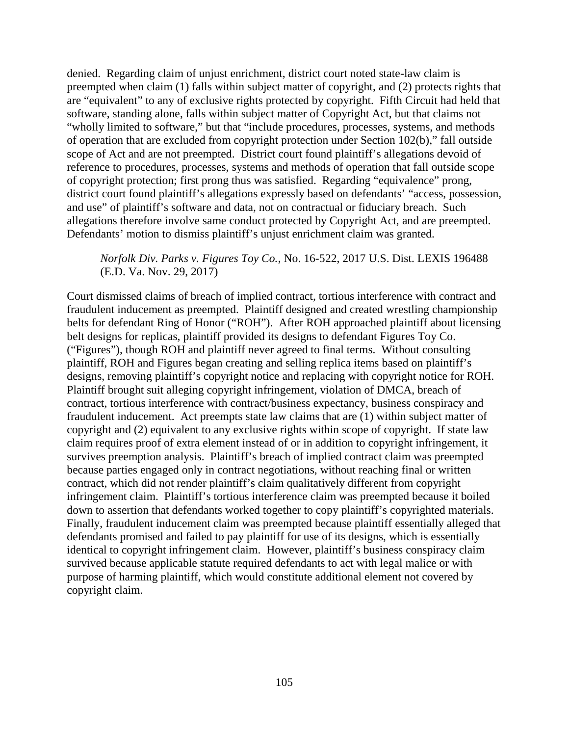denied. Regarding claim of unjust enrichment, district court noted state-law claim is preempted when claim (1) falls within subject matter of copyright, and (2) protects rights that are "equivalent" to any of exclusive rights protected by copyright. Fifth Circuit had held that software, standing alone, falls within subject matter of Copyright Act, but that claims not "wholly limited to software," but that "include procedures, processes, systems, and methods of operation that are excluded from copyright protection under Section 102(b)," fall outside scope of Act and are not preempted. District court found plaintiff's allegations devoid of reference to procedures, processes, systems and methods of operation that fall outside scope of copyright protection; first prong thus was satisfied. Regarding "equivalence" prong, district court found plaintiff's allegations expressly based on defendants' "access, possession, and use" of plaintiff's software and data, not on contractual or fiduciary breach. Such allegations therefore involve same conduct protected by Copyright Act, and are preempted. Defendants' motion to dismiss plaintiff's unjust enrichment claim was granted.

*Norfolk Div. Parks v. Figures Toy Co.*, No. 16-522, 2017 U.S. Dist. LEXIS 196488 (E.D. Va. Nov. 29, 2017)

Court dismissed claims of breach of implied contract, tortious interference with contract and fraudulent inducement as preempted. Plaintiff designed and created wrestling championship belts for defendant Ring of Honor ("ROH"). After ROH approached plaintiff about licensing belt designs for replicas, plaintiff provided its designs to defendant Figures Toy Co. ("Figures"), though ROH and plaintiff never agreed to final terms. Without consulting plaintiff, ROH and Figures began creating and selling replica items based on plaintiff's designs, removing plaintiff's copyright notice and replacing with copyright notice for ROH. Plaintiff brought suit alleging copyright infringement, violation of DMCA, breach of contract, tortious interference with contract/business expectancy, business conspiracy and fraudulent inducement. Act preempts state law claims that are (1) within subject matter of copyright and (2) equivalent to any exclusive rights within scope of copyright. If state law claim requires proof of extra element instead of or in addition to copyright infringement, it survives preemption analysis. Plaintiff's breach of implied contract claim was preempted because parties engaged only in contract negotiations, without reaching final or written contract, which did not render plaintiff's claim qualitatively different from copyright infringement claim. Plaintiff's tortious interference claim was preempted because it boiled down to assertion that defendants worked together to copy plaintiff's copyrighted materials. Finally, fraudulent inducement claim was preempted because plaintiff essentially alleged that defendants promised and failed to pay plaintiff for use of its designs, which is essentially identical to copyright infringement claim. However, plaintiff's business conspiracy claim survived because applicable statute required defendants to act with legal malice or with purpose of harming plaintiff, which would constitute additional element not covered by copyright claim.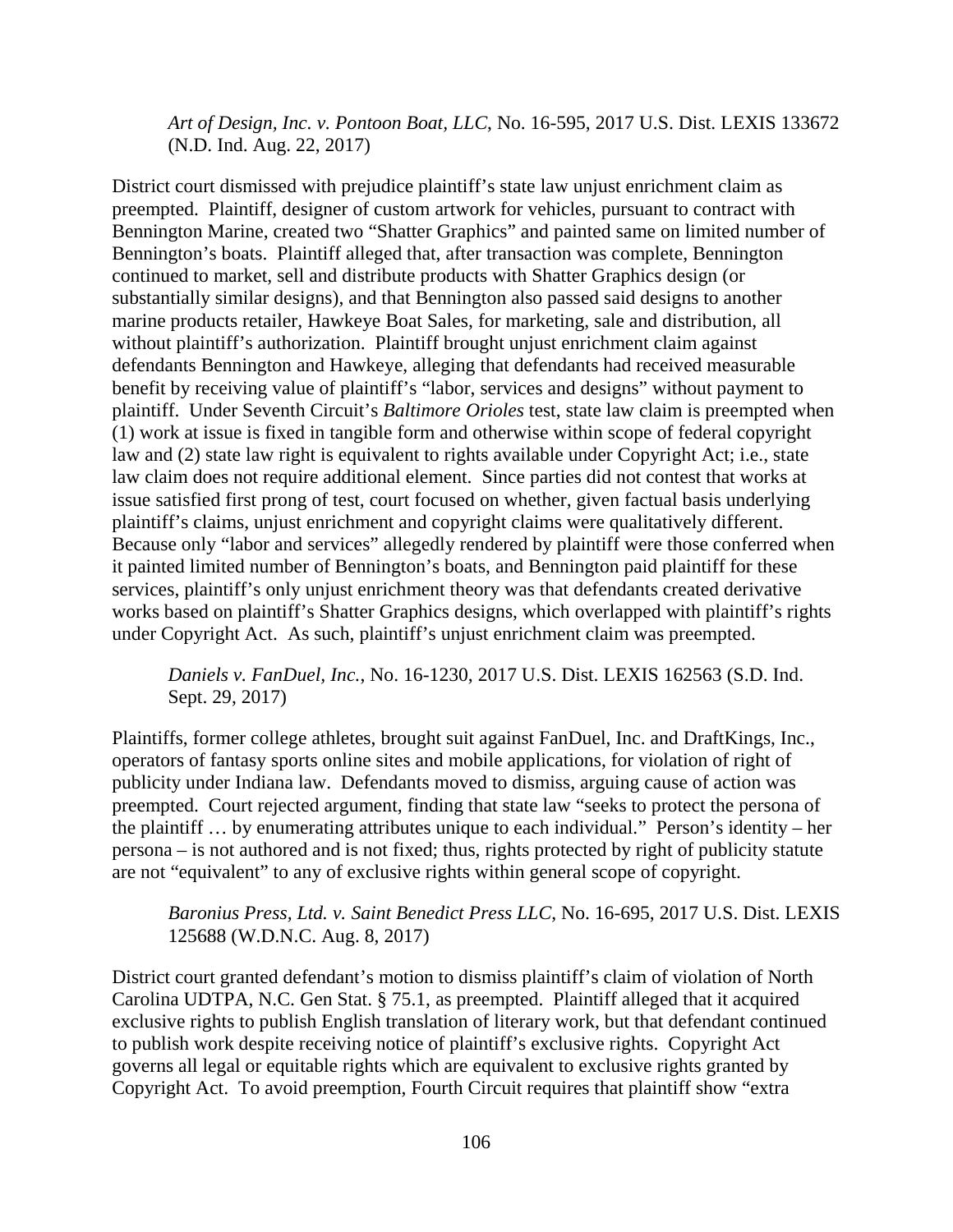*Art of Design, Inc. v. Pontoon Boat, LLC*, No. 16-595, 2017 U.S. Dist. LEXIS 133672 (N.D. Ind. Aug. 22, 2017)

District court dismissed with prejudice plaintiff's state law unjust enrichment claim as preempted. Plaintiff, designer of custom artwork for vehicles, pursuant to contract with Bennington Marine, created two "Shatter Graphics" and painted same on limited number of Bennington's boats. Plaintiff alleged that, after transaction was complete, Bennington continued to market, sell and distribute products with Shatter Graphics design (or substantially similar designs), and that Bennington also passed said designs to another marine products retailer, Hawkeye Boat Sales, for marketing, sale and distribution, all without plaintiff's authorization. Plaintiff brought unjust enrichment claim against defendants Bennington and Hawkeye, alleging that defendants had received measurable benefit by receiving value of plaintiff's "labor, services and designs" without payment to plaintiff. Under Seventh Circuit's *Baltimore Orioles* test, state law claim is preempted when (1) work at issue is fixed in tangible form and otherwise within scope of federal copyright law and (2) state law right is equivalent to rights available under Copyright Act; i.e., state law claim does not require additional element. Since parties did not contest that works at issue satisfied first prong of test, court focused on whether, given factual basis underlying plaintiff's claims, unjust enrichment and copyright claims were qualitatively different. Because only "labor and services" allegedly rendered by plaintiff were those conferred when it painted limited number of Bennington's boats, and Bennington paid plaintiff for these services, plaintiff's only unjust enrichment theory was that defendants created derivative works based on plaintiff's Shatter Graphics designs, which overlapped with plaintiff's rights under Copyright Act. As such, plaintiff's unjust enrichment claim was preempted.

*Daniels v. FanDuel, Inc.*, No. 16-1230, 2017 U.S. Dist. LEXIS 162563 (S.D. Ind. Sept. 29, 2017)

Plaintiffs, former college athletes, brought suit against FanDuel, Inc. and DraftKings, Inc., operators of fantasy sports online sites and mobile applications, for violation of right of publicity under Indiana law. Defendants moved to dismiss, arguing cause of action was preempted. Court rejected argument, finding that state law "seeks to protect the persona of the plaintiff … by enumerating attributes unique to each individual." Person's identity – her persona – is not authored and is not fixed; thus, rights protected by right of publicity statute are not "equivalent" to any of exclusive rights within general scope of copyright.

*Baronius Press, Ltd. v. Saint Benedict Press LLC*, No. 16-695, 2017 U.S. Dist. LEXIS 125688 (W.D.N.C. Aug. 8, 2017)

District court granted defendant's motion to dismiss plaintiff's claim of violation of North Carolina UDTPA, N.C. Gen Stat. § 75.1, as preempted. Plaintiff alleged that it acquired exclusive rights to publish English translation of literary work, but that defendant continued to publish work despite receiving notice of plaintiff's exclusive rights. Copyright Act governs all legal or equitable rights which are equivalent to exclusive rights granted by Copyright Act. To avoid preemption, Fourth Circuit requires that plaintiff show "extra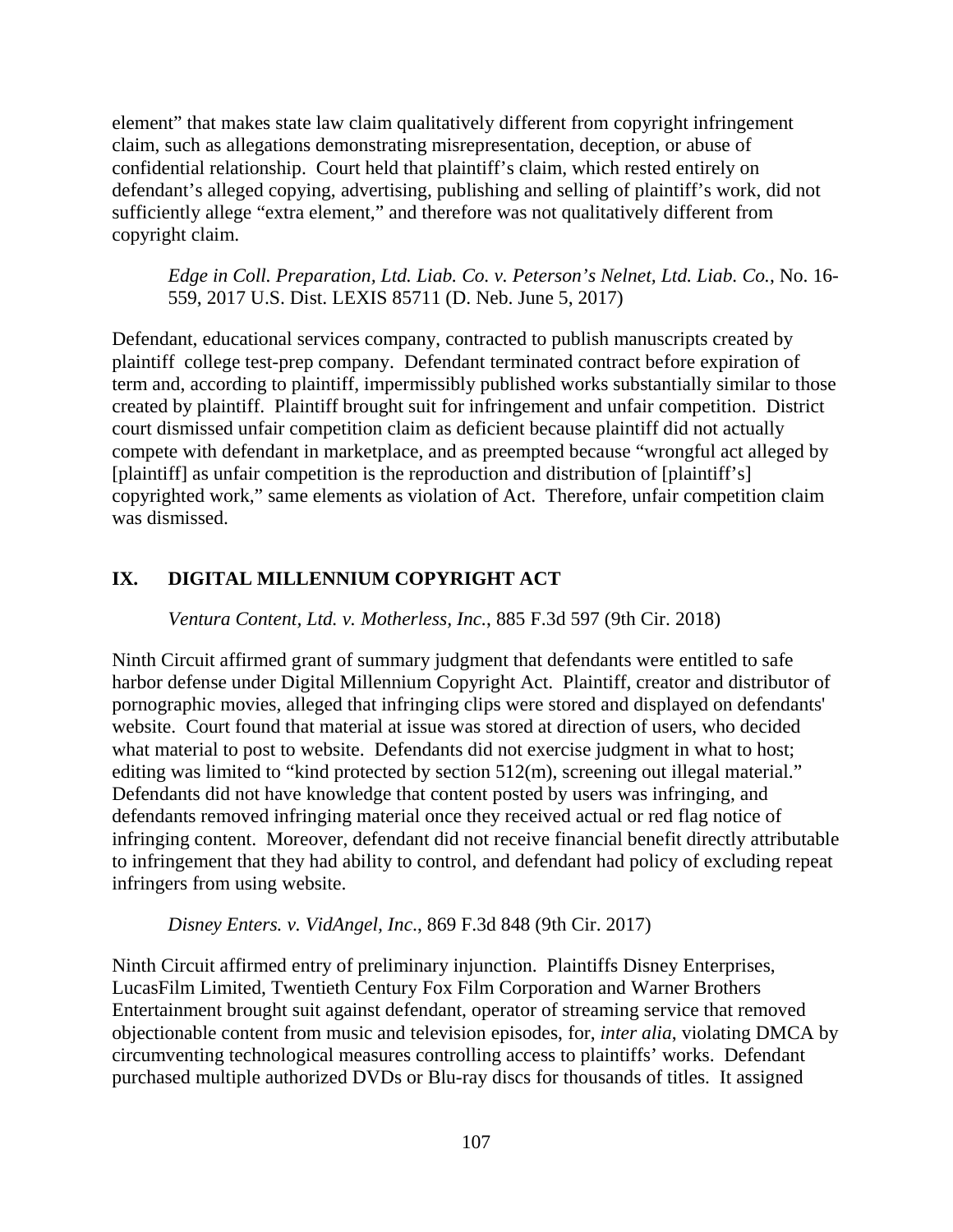element" that makes state law claim qualitatively different from copyright infringement claim, such as allegations demonstrating misrepresentation, deception, or abuse of confidential relationship. Court held that plaintiff's claim, which rested entirely on defendant's alleged copying, advertising, publishing and selling of plaintiff's work, did not sufficiently allege "extra element," and therefore was not qualitatively different from copyright claim.

*Edge in Coll. Preparation, Ltd. Liab. Co. v. Peterson's Nelnet, Ltd. Liab. Co.*, No. 16-559, 2017 U.S. Dist. LEXIS 85711 (D. Neb. June 5, 2017)

Defendant, educational services company, contracted to publish manuscripts created by plaintiff college test-prep company. Defendant terminated contract before expiration of term and, according to plaintiff, impermissibly published works substantially similar to those created by plaintiff. Plaintiff brought suit for infringement and unfair competition. District court dismissed unfair competition claim as deficient because plaintiff did not actually compete with defendant in marketplace, and as preempted because "wrongful act alleged by [plaintiff] as unfair competition is the reproduction and distribution of [plaintiff's] copyrighted work," same elements as violation of Act. Therefore, unfair competition claim was dismissed.

## IX. DIGITAL MILLENNIUM COPYRIGHT ACT

*Ventura Content, Ltd. v. Motherless, Inc.*, 885 F.3d 597 (9th Cir. 2018)

Ninth Circuit affirmed grant of summary judgment that defendants were entitled to safe harbor defense under Digital Millennium Copyright Act. Plaintiff, creator and distributor of pornographic movies, alleged that infringing clips were stored and displayed on defendants' website. Court found that material at issue was stored at direction of users, who decided what material to post to website. Defendants did not exercise judgment in what to host; editing was limited to "kind protected by section 512(m), screening out illegal material." Defendants did not have knowledge that content posted by users was infringing, and defendants removed infringing material once they received actual or red flag notice of infringing content. Moreover, defendant did not receive financial benefit directly attributable to infringement that they had ability to control, and defendant had policy of excluding repeat infringers from using website.

*Disney Enters. v. VidAngel, Inc.*, 869 F.3d 848 (9th Cir. 2017)

Ninth Circuit affirmed entry of preliminary injunction. Plaintiffs Disney Enterprises, LucasFilm Limited, Twentieth Century Fox Film Corporation and Warner Brothers Entertainment brought suit against defendant, operator of streaming service that removed objectionable content from music and television episodes, for, *inter alia*, violating DMCA by circumventing technological measures controlling access to plaintiffs' works. Defendant purchased multiple authorized DVDs or Blu-ray discs for thousands of titles. It assigned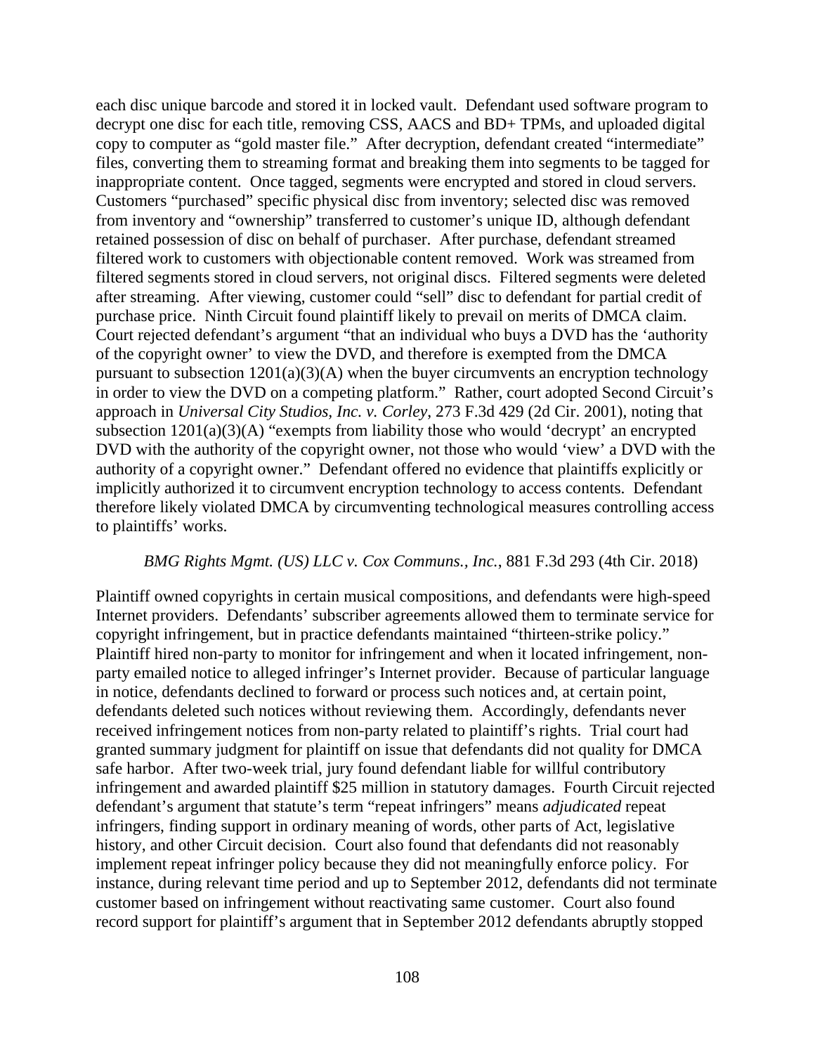each disc unique barcode and stored it in locked vault. Defendant used software program to decrypt one disc for each title, removing CSS, AACS and BD+ TPMs, and uploaded digital copy to computer as "gold master file." After decryption, defendant created "intermediate" files, converting them to streaming format and breaking them into segments to be tagged for inappropriate content. Once tagged, segments were encrypted and stored in cloud servers. Customers "purchased" specific physical disc from inventory; selected disc was removed from inventory and "ownership" transferred to customer's unique ID, although defendant retained possession of disc on behalf of purchaser. After purchase, defendant streamed filtered work to customers with objectionable content removed. Work was streamed from filtered segments stored in cloud servers, not original discs. Filtered segments were deleted after streaming. After viewing, customer could "sell" disc to defendant for partial credit of purchase price. Ninth Circuit found plaintiff likely to prevail on merits of DMCA claim. Court rejected defendant's argument "that an individual who buys a DVD has the 'authority of the copyright owner' to view the DVD, and therefore is exempted from the DMCA pursuant to subsection 1201(a)(3)(A) when the buyer circumvents an encryption technology in order to view the DVD on a competing platform." Rather, court adopted Second Circuit's approach in *Universal City Studios, Inc. v. Corley*, 273 F.3d 429 (2d Cir. 2001), noting that subsection 1201(a)(3)(A) "exempts from liability those who would 'decrypt' an encrypted DVD with the authority of the copyright owner, not those who would 'view' a DVD with the authority of a copyright owner." Defendant offered no evidence that plaintiffs explicitly or implicitly authorized it to circumvent encryption technology to access contents. Defendant therefore likely violated DMCA by circumventing technological measures controlling access to plaintiffs' works.

*BMG Rights Mgmt. (US) LLC v. Cox Communs., Inc.*, 881 F.3d 293 (4th Cir. 2018)

Plaintiff owned copyrights in certain musical compositions, and defendants were high-speed Internet providers. Defendants' subscriber agreements allowed them to terminate service for copyright infringement, but in practice defendants maintained "thirteen-strike policy." Plaintiff hired non-party to monitor for infringement and when it located infringement, non-party emailed notice to alleged infringer's Internet provider. Because of particular language in notice, defendants declined to forward or process such notices and, at certain point, defendants deleted such notices without reviewing them. Accordingly, defendants never received infringement notices from non-party related to plaintiff's rights. Trial court had granted summary judgment for plaintiff on issue that defendants did not quality for DMCA safe harbor. After two-week trial, jury found defendant liable for willful contributory infringement and awarded plaintiff $25 million in statutory damages. Fourth Circuit rejected defendant's argument that statute's term "repeat infringers" means *adjudicated* repeat infringers, finding support in ordinary meaning of words, other parts of Act, legislative history, and other Circuit decision. Court also found that defendants did not reasonably implement repeat infringer policy because they did not meaningfully enforce policy. For instance, during relevant time period and up to September 2012, defendants did not terminate customer based on infringement without reactivating same customer. Court also found record support for plaintiff's argument that in September 2012 defendants abruptly stopped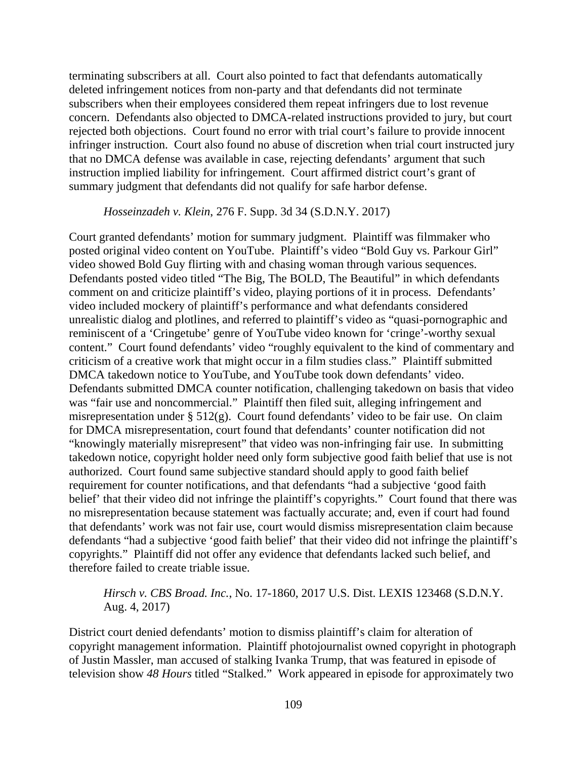terminating subscribers at all. Court also pointed to fact that defendants automatically deleted infringement notices from non-party and that defendants did not terminate subscribers when their employees considered them repeat infringers due to lost revenue concern. Defendants also objected to DMCA-related instructions provided to jury, but court rejected both objections. Court found no error with trial court's failure to provide innocent infringer instruction. Court also found no abuse of discretion when trial court instructed jury that no DMCA defense was available in case, rejecting defendants' argument that such instruction implied liability for infringement. Court affirmed district court's grant of summary judgment that defendants did not qualify for safe harbor defense.

*Hosseinzadeh v. Klein*, 276 F. Supp. 3d 34 (S.D.N.Y. 2017)

Court granted defendants' motion for summary judgment. Plaintiff was filmmaker who posted original video content on YouTube. Plaintiff's video "Bold Guy vs. Parkour Girl" video showed Bold Guy flirting with and chasing woman through various sequences. Defendants posted video titled "The Big, The BOLD, The Beautiful" in which defendants comment on and criticize plaintiff's video, playing portions of it in process. Defendants' video included mockery of plaintiff's performance and what defendants considered unrealistic dialog and plotlines, and referred to plaintiff's video as "quasi-pornographic and reminiscent of a 'Cringetube' genre of YouTube video known for 'cringe'-worthy sexual content." Court found defendants' video "roughly equivalent to the kind of commentary and criticism of a creative work that might occur in a film studies class." Plaintiff submitted DMCA takedown notice to YouTube, and YouTube took down defendants' video. Defendants submitted DMCA counter notification, challenging takedown on basis that video was "fair use and noncommercial." Plaintiff then filed suit, alleging infringement and misrepresentation under § 512(g). Court found defendants' video to be fair use. On claim for DMCA misrepresentation, court found that defendants' counter notification did not "knowingly materially misrepresent" that video was non-infringing fair use. In submitting takedown notice, copyright holder need only form subjective good faith belief that use is not authorized. Court found same subjective standard should apply to good faith belief requirement for counter notifications, and that defendants "had a subjective 'good faith belief' that their video did not infringe the plaintiff's copyrights." Court found that there was no misrepresentation because statement was factually accurate; and, even if court had found that defendants' work was not fair use, court would dismiss misrepresentation claim because defendants "had a subjective 'good faith belief' that their video did not infringe the plaintiff's copyrights." Plaintiff did not offer any evidence that defendants lacked such belief, and therefore failed to create triable issue.

*Hirsch v. CBS Broad. Inc.*, No. 17-1860, 2017 U.S. Dist. LEXIS 123468 (S.D.N.Y. Aug. 4, 2017)

District court denied defendants' motion to dismiss plaintiff's claim for alteration of copyright management information. Plaintiff photojournalist owned copyright in photograph of Justin Massler, man accused of stalking Ivanka Trump, that was featured in episode of television show *48 Hours* titled "Stalked." Work appeared in episode for approximately two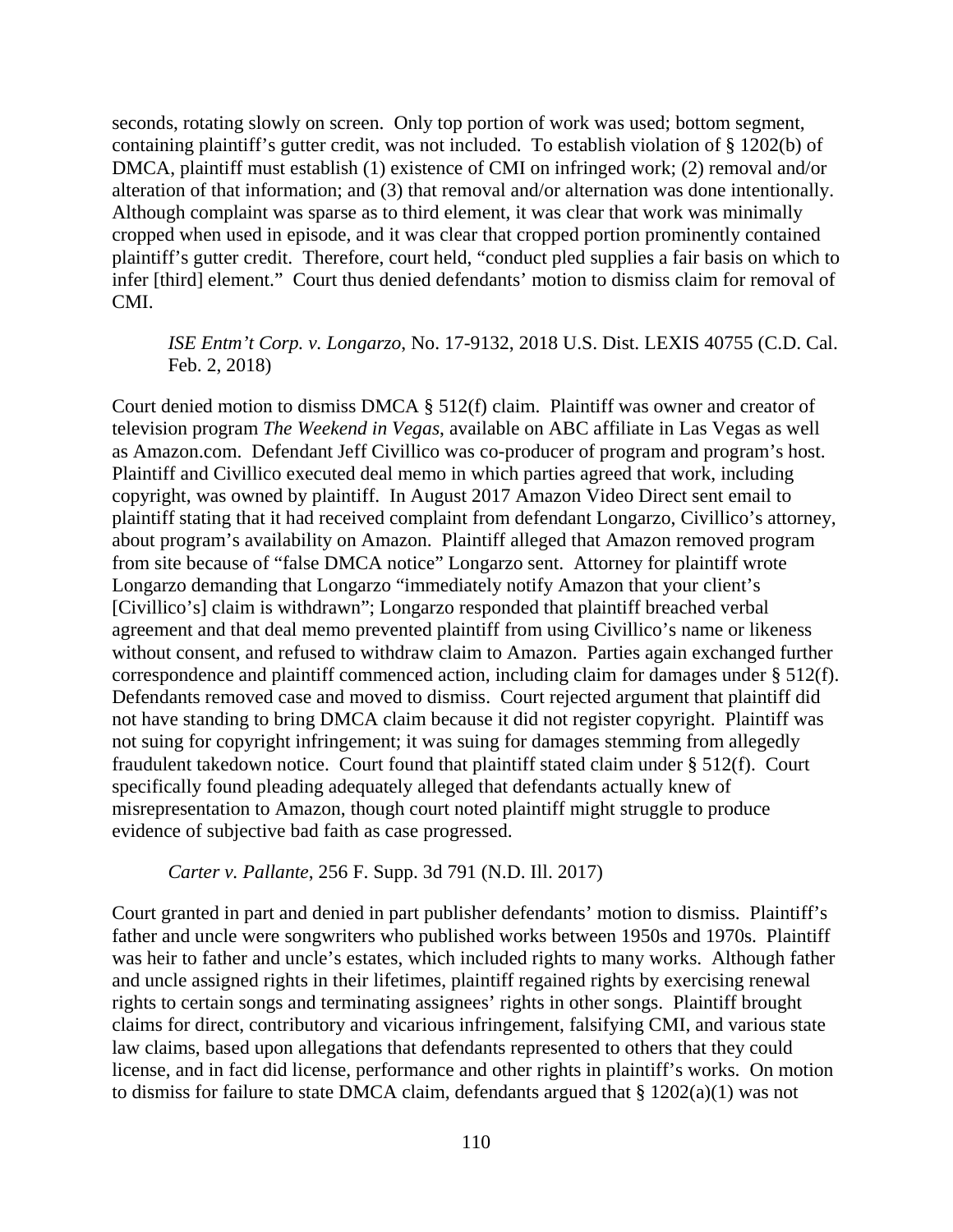seconds, rotating slowly on screen. Only top portion of work was used; bottom segment, containing plaintiff's gutter credit, was not included. To establish violation of § 1202(b) of DMCA, plaintiff must establish (1) existence of CMI on infringed work; (2) removal and/or alteration of that information; and (3) that removal and/or alternation was done intentionally. Although complaint was sparse as to third element, it was clear that work was minimally cropped when used in episode, and it was clear that cropped portion prominently contained plaintiff's gutter credit. Therefore, court held, "conduct pled supplies a fair basis on which to infer [third] element." Court thus denied defendants' motion to dismiss claim for removal of CMI.

*ISE Entm't Corp. v. Longarzo*, No. 17-9132, 2018 U.S. Dist. LEXIS 40755 (C.D. Cal. Feb. 2, 2018)

Court denied motion to dismiss DMCA § 512(f) claim. Plaintiff was owner and creator of television program *The Weekend in Vegas*, available on ABC affiliate in Las Vegas as well as Amazon.com. Defendant Jeff Civillico was co-producer of program and program's host. Plaintiff and Civillico executed deal memo in which parties agreed that work, including copyright, was owned by plaintiff. In August 2017 Amazon Video Direct sent email to plaintiff stating that it had received complaint from defendant Longarzo, Civillico's attorney, about program's availability on Amazon. Plaintiff alleged that Amazon removed program from site because of "false DMCA notice" Longarzo sent. Attorney for plaintiff wrote Longarzo demanding that Longarzo "immediately notify Amazon that your client's [Civillico's] claim is withdrawn"; Longarzo responded that plaintiff breached verbal agreement and that deal memo prevented plaintiff from using Civillico's name or likeness without consent, and refused to withdraw claim to Amazon. Parties again exchanged further correspondence and plaintiff commenced action, including claim for damages under § 512(f). Defendants removed case and moved to dismiss. Court rejected argument that plaintiff did not have standing to bring DMCA claim because it did not register copyright. Plaintiff was not suing for copyright infringement; it was suing for damages stemming from allegedly fraudulent takedown notice. Court found that plaintiff stated claim under § 512(f). Court specifically found pleading adequately alleged that defendants actually knew of misrepresentation to Amazon, though court noted plaintiff might struggle to produce evidence of subjective bad faith as case progressed.

*Carter v. Pallante*, 256 F. Supp. 3d 791 (N.D. Ill. 2017)

Court granted in part and denied in part publisher defendants' motion to dismiss. Plaintiff's father and uncle were songwriters who published works between 1950s and 1970s. Plaintiff was heir to father and uncle's estates, which included rights to many works. Although father and uncle assigned rights in their lifetimes, plaintiff regained rights by exercising renewal rights to certain songs and terminating assignees' rights in other songs. Plaintiff brought claims for direct, contributory and vicarious infringement, falsifying CMI, and various state law claims, based upon allegations that defendants represented to others that they could license, and in fact did license, performance and other rights in plaintiff's works. On motion to dismiss for failure to state DMCA claim, defendants argued that § 1202(a)(1) was not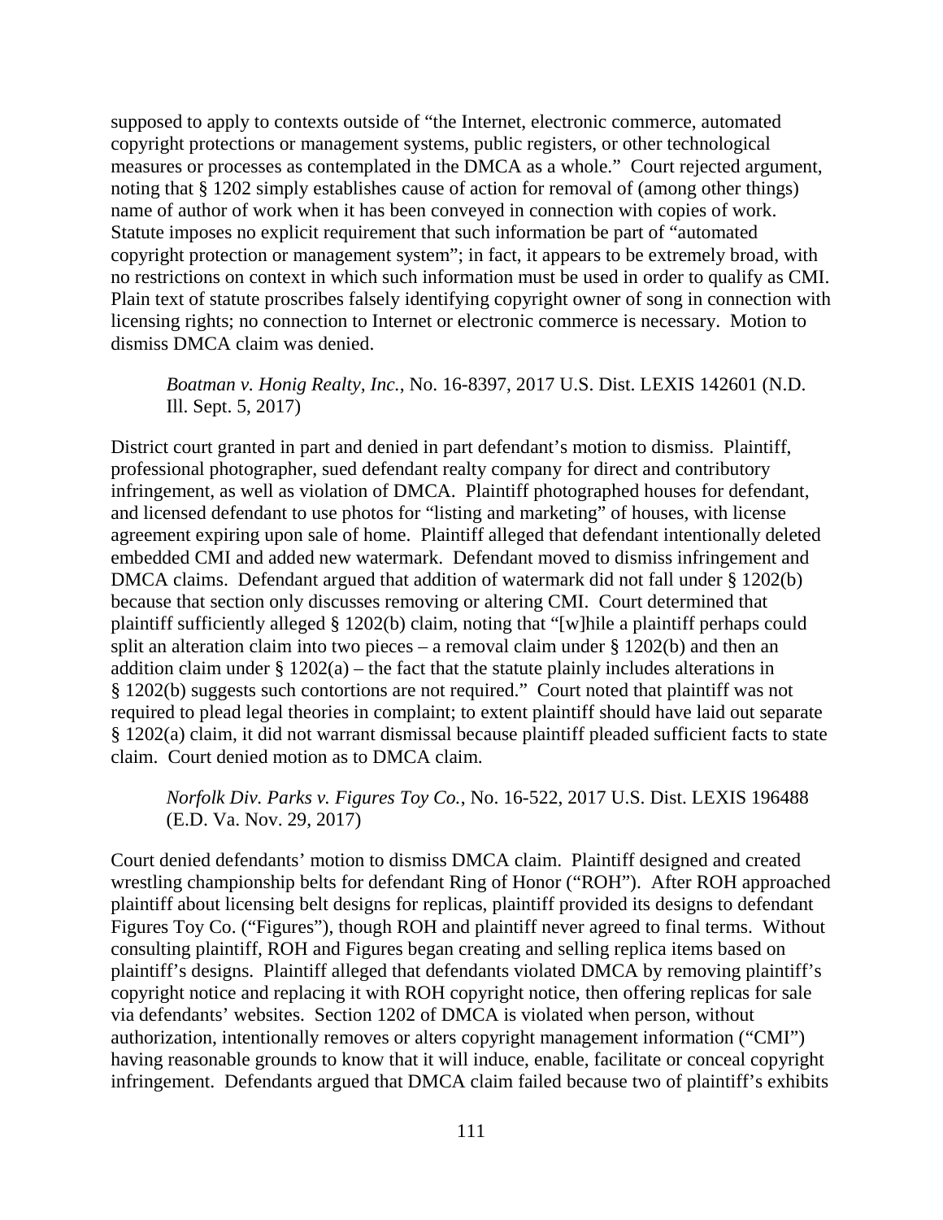supposed to apply to contexts outside of "the Internet, electronic commerce, automated copyright protections or management systems, public registers, or other technological measures or processes as contemplated in the DMCA as a whole." Court rejected argument, noting that § 1202 simply establishes cause of action for removal of (among other things) name of author of work when it has been conveyed in connection with copies of work. Statute imposes no explicit requirement that such information be part of "automated copyright protection or management system"; in fact, it appears to be extremely broad, with no restrictions on context in which such information must be used in order to qualify as CMI. Plain text of statute proscribes falsely identifying copyright owner of song in connection with licensing rights; no connection to Internet or electronic commerce is necessary. Motion to dismiss DMCA claim was denied.

> *Boatman v. Honig Realty, Inc.*, No. 16-8397, 2017 U.S. Dist. LEXIS 142601 (N.D. Ill. Sept. 5, 2017)

District court granted in part and denied in part defendant's motion to dismiss. Plaintiff, professional photographer, sued defendant realty company for direct and contributory infringement, as well as violation of DMCA. Plaintiff photographed houses for defendant, and licensed defendant to use photos for "listing and marketing" of houses, with license agreement expiring upon sale of home. Plaintiff alleged that defendant intentionally deleted embedded CMI and added new watermark. Defendant moved to dismiss infringement and DMCA claims. Defendant argued that addition of watermark did not fall under § 1202(b) because that section only discusses removing or altering CMI. Court determined that plaintiff sufficiently alleged § 1202(b) claim, noting that "[w]hile a plaintiff perhaps could split an alteration claim into two pieces – a removal claim under § 1202(b) and then an addition claim under § 1202(a) – the fact that the statute plainly includes alterations in § 1202(b) suggests such contortions are not required." Court noted that plaintiff was not required to plead legal theories in complaint; to extent plaintiff should have laid out separate § 1202(a) claim, it did not warrant dismissal because plaintiff pleaded sufficient facts to state claim. Court denied motion as to DMCA claim.

> *Norfolk Div. Parks v. Figures Toy Co.*, No. 16-522, 2017 U.S. Dist. LEXIS 196488 (E.D. Va. Nov. 29, 2017)

Court denied defendants' motion to dismiss DMCA claim. Plaintiff designed and created wrestling championship belts for defendant Ring of Honor ("ROH"). After ROH approached plaintiff about licensing belt designs for replicas, plaintiff provided its designs to defendant Figures Toy Co. ("Figures"), though ROH and plaintiff never agreed to final terms. Without consulting plaintiff, ROH and Figures began creating and selling replica items based on plaintiff's designs. Plaintiff alleged that defendants violated DMCA by removing plaintiff's copyright notice and replacing it with ROH copyright notice, then offering replicas for sale via defendants' websites. Section 1202 of DMCA is violated when person, without authorization, intentionally removes or alters copyright management information ("CMI") having reasonable grounds to know that it will induce, enable, facilitate or conceal copyright infringement. Defendants argued that DMCA claim failed because two of plaintiff's exhibits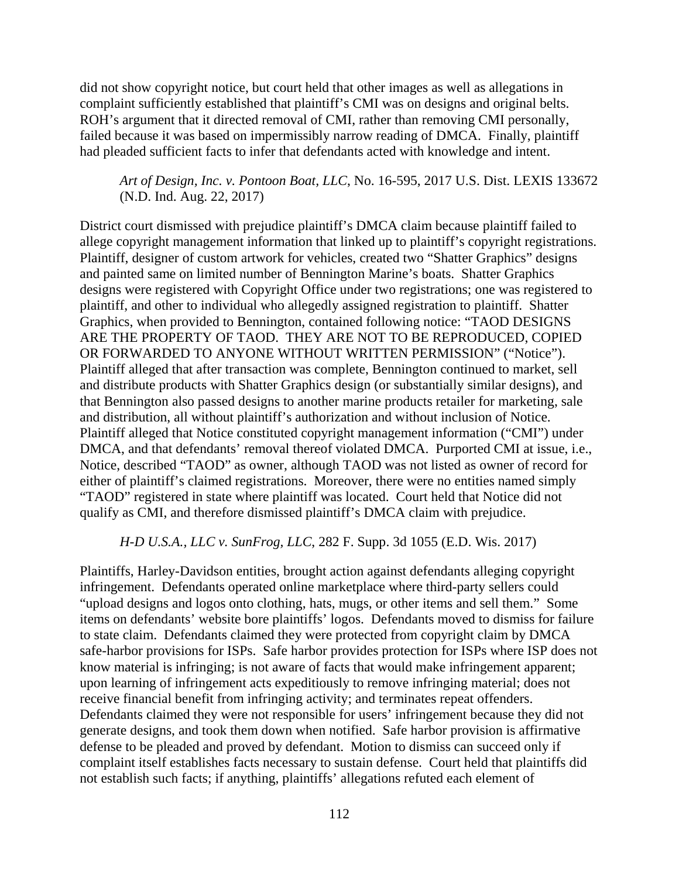did not show copyright notice, but court held that other images as well as allegations in complaint sufficiently established that plaintiff's CMI was on designs and original belts. ROH's argument that it directed removal of CMI, rather than removing CMI personally, failed because it was based on impermissibly narrow reading of DMCA. Finally, plaintiff had pleaded sufficient facts to infer that defendants acted with knowledge and intent.

> *Art of Design, Inc. v. Pontoon Boat, LLC*, No. 16-595, 2017 U.S. Dist. LEXIS 133672 (N.D. Ind. Aug. 22, 2017)

District court dismissed with prejudice plaintiff's DMCA claim because plaintiff failed to allege copyright management information that linked up to plaintiff's copyright registrations. Plaintiff, designer of custom artwork for vehicles, created two "Shatter Graphics" designs and painted same on limited number of Bennington Marine's boats. Shatter Graphics designs were registered with Copyright Office under two registrations; one was registered to plaintiff, and other to individual who allegedly assigned registration to plaintiff. Shatter Graphics, when provided to Bennington, contained following notice: "TAOD DESIGNS ARE THE PROPERTY OF TAOD. THEY ARE NOT TO BE REPRODUCED, COPIED OR FORWARDED TO ANYONE WITHOUT WRITTEN PERMISSION" ("Notice"). Plaintiff alleged that after transaction was complete, Bennington continued to market, sell and distribute products with Shatter Graphics design (or substantially similar designs), and that Bennington also passed designs to another marine products retailer for marketing, sale and distribution, all without plaintiff's authorization and without inclusion of Notice. Plaintiff alleged that Notice constituted copyright management information ("CMI") under DMCA, and that defendants' removal thereof violated DMCA. Purported CMI at issue, i.e., Notice, described "TAOD" as owner, although TAOD was not listed as owner of record for either of plaintiff's claimed registrations. Moreover, there were no entities named simply "TAOD" registered in state where plaintiff was located. Court held that Notice did not qualify as CMI, and therefore dismissed plaintiff's DMCA claim with prejudice.

> *H-D U.S.A., LLC v. SunFrog, LLC*, 282 F. Supp. 3d 1055 (E.D. Wis. 2017)

Plaintiffs, Harley-Davidson entities, brought action against defendants alleging copyright infringement. Defendants operated online marketplace where third-party sellers could "upload designs and logos onto clothing, hats, mugs, or other items and sell them." Some items on defendants' website bore plaintiffs' logos. Defendants moved to dismiss for failure to state claim. Defendants claimed they were protected from copyright claim by DMCA safe-harbor provisions for ISPs. Safe harbor provides protection for ISPs where ISP does not know material is infringing; is not aware of facts that would make infringement apparent; upon learning of infringement acts expeditiously to remove infringing material; does not receive financial benefit from infringing activity; and terminates repeat offenders. Defendants claimed they were not responsible for users' infringement because they did not generate designs, and took them down when notified. Safe harbor provision is affirmative defense to be pleaded and proved by defendant. Motion to dismiss can succeed only if complaint itself establishes facts necessary to sustain defense. Court held that plaintiffs did not establish such facts; if anything, plaintiffs' allegations refuted each element of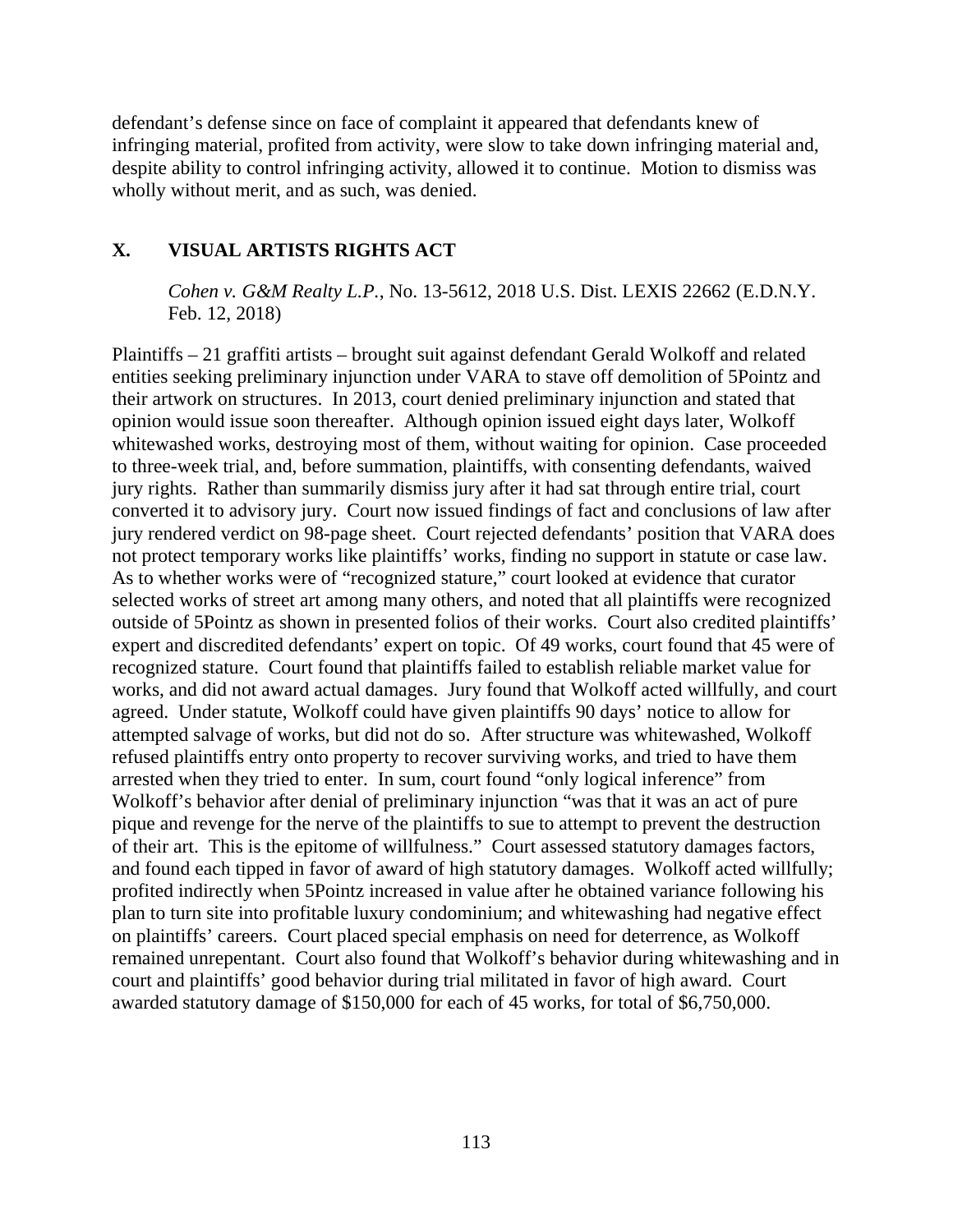defendant's defense since on face of complaint it appeared that defendants knew of infringing material, profited from activity, were slow to take down infringing material and, despite ability to control infringing activity, allowed it to continue. Motion to dismiss was wholly without merit, and as such, was denied.

## X. VISUAL ARTISTS RIGHTS ACT

*Cohen v. G&M Realty L.P.*, No. 13-5612, 2018 U.S. Dist. LEXIS 22662 (E.D.N.Y. Feb. 12, 2018)

Plaintiffs – 21 graffiti artists – brought suit against defendant Gerald Wolkoff and related entities seeking preliminary injunction under VARA to stave off demolition of 5Pointz and their artwork on structures. In 2013, court denied preliminary injunction and stated that opinion would issue soon thereafter. Although opinion issued eight days later, Wolkoff whitewashed works, destroying most of them, without waiting for opinion. Case proceeded to three-week trial, and, before summation, plaintiffs, with consenting defendants, waived jury rights. Rather than summarily dismiss jury after it had sat through entire trial, court converted it to advisory jury. Court now issued findings of fact and conclusions of law after jury rendered verdict on 98-page sheet. Court rejected defendants' position that VARA does not protect temporary works like plaintiffs' works, finding no support in statute or case law. As to whether works were of "recognized stature," court looked at evidence that curator selected works of street art among many others, and noted that all plaintiffs were recognized outside of 5Pointz as shown in presented folios of their works. Court also credited plaintiffs' expert and discredited defendants' expert on topic. Of 49 works, court found that 45 were of recognized stature. Court found that plaintiffs failed to establish reliable market value for works, and did not award actual damages. Jury found that Wolkoff acted willfully, and court agreed. Under statute, Wolkoff could have given plaintiffs 90 days' notice to allow for attempted salvage of works, but did not do so. After structure was whitewashed, Wolkoff refused plaintiffs entry onto property to recover surviving works, and tried to have them arrested when they tried to enter. In sum, court found "only logical inference" from Wolkoff's behavior after denial of preliminary injunction "was that it was an act of pure pique and revenge for the nerve of the plaintiffs to sue to attempt to prevent the destruction of their art. This is the epitome of willfulness." Court assessed statutory damages factors, and found each tipped in favor of award of high statutory damages. Wolkoff acted willfully; profited indirectly when 5Pointz increased in value after he obtained variance following his plan to turn site into profitable luxury condominium; and whitewashing had negative effect on plaintiffs' careers. Court placed special emphasis on need for deterrence, as Wolkoff remained unrepentant. Court also found that Wolkoff's behavior during whitewashing and in court and plaintiffs' good behavior during trial militated in favor of high award. Court awarded statutory damage of $150,000 for each of 45 works, for total of $6,750,000.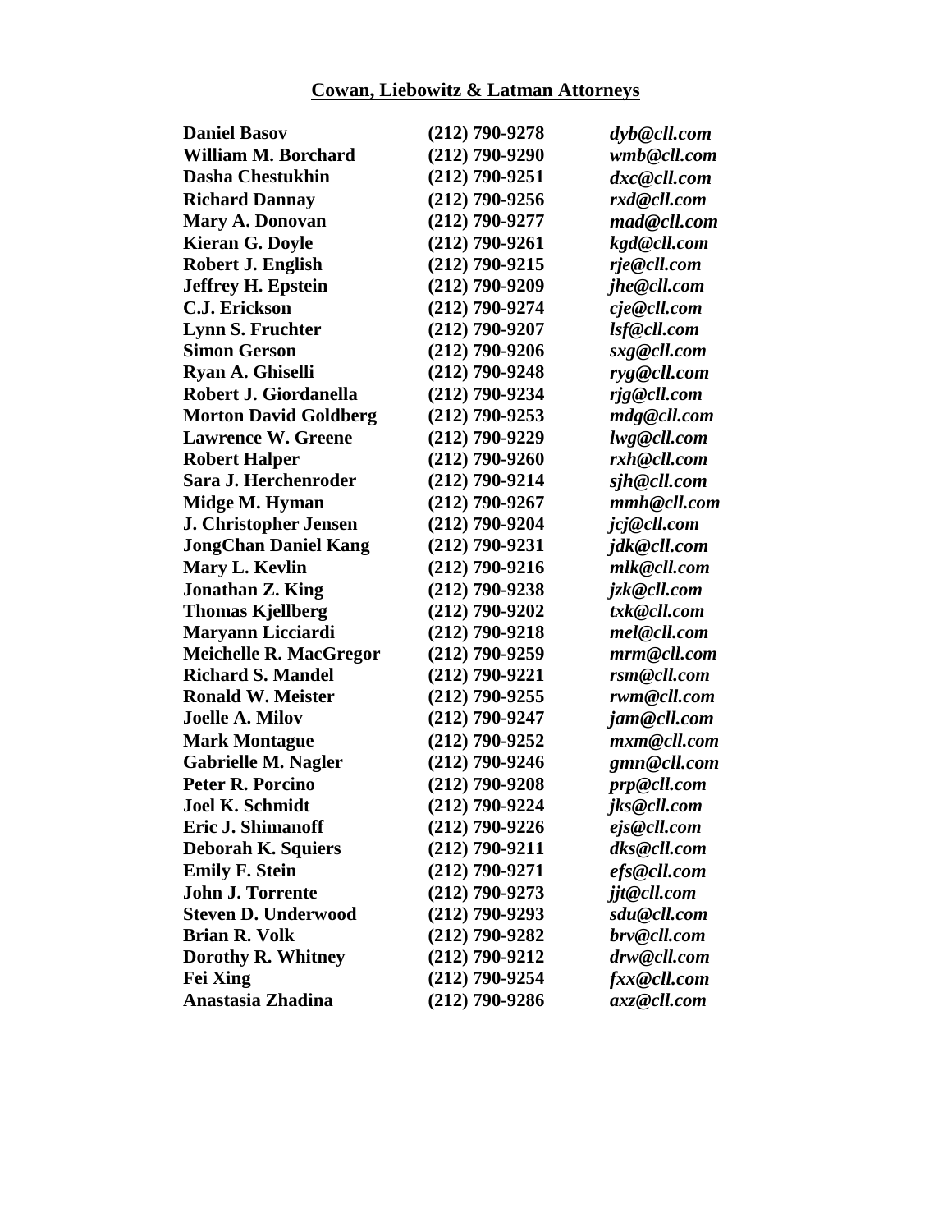**Cowan, Liebowitz & Latman Attorneys**

| | | |
|---|---|---|
| **Daniel Basov** | **(212) 790-9278** | ***dyb@cll.com*** |
| **William M. Borchard** | **(212) 790-9290** | ***wmb@cll.com*** |
| **Dasha Chestukhin** | **(212) 790-9251** | ***dxc@cll.com*** |
| **Richard Dannay** | **(212) 790-9256** | ***rxd@cll.com*** |
| **Mary A. Donovan** | **(212) 790-9277** | ***mad@cll.com*** |
| **Kieran G. Doyle** | **(212) 790-9261** | ***kgd@cll.com*** |
| **Robert J. English** | **(212) 790-9215** | ***rje@cll.com*** |
| **Jeffrey H. Epstein** | **(212) 790-9209** | ***jhe@cll.com*** |
| **C.J. Erickson** | **(212) 790-9274** | ***cje@cll.com*** |
| **Lynn S. Fruchter** | **(212) 790-9207** | ***lsf@cll.com*** |
| **Simon Gerson** | **(212) 790-9206** | ***sxg@cll.com*** |
| **Ryan A. Ghiselli** | **(212) 790-9248** | ***ryg@cll.com*** |
| **Robert J. Giordanella** | **(212) 790-9234** | ***rjg@cll.com*** |
| **Morton David Goldberg** | **(212) 790-9253** | ***mdg@cll.com*** |
| **Lawrence W. Greene** | **(212) 790-9229** | ***lwg@cll.com*** |
| **Robert Halper** | **(212) 790-9260** | ***rxh@cll.com*** |
| **Sara J. Herchenroder** | **(212) 790-9214** | ***sjh@cll.com*** |
| **Midge M. Hyman** | **(212) 790-9267** | ***mmh@cll.com*** |
| **J. Christopher Jensen** | **(212) 790-9204** | ***jcj@cll.com*** |
| **JongChan Daniel Kang** | **(212) 790-9231** | ***jdk@cll.com*** |
| **Mary L. Kevlin** | **(212) 790-9216** | ***mlk@cll.com*** |
| **Jonathan Z. King** | **(212) 790-9238** | ***jzk@cll.com*** |
| **Thomas Kjellberg** | **(212) 790-9202** | ***txk@cll.com*** |
| **Maryann Licciardi** | **(212) 790-9218** | ***mel@cll.com*** |
| **Meichelle R. MacGregor** | **(212) 790-9259** | ***mrm@cll.com*** |
| **Richard S. Mandel** | **(212) 790-9221** | ***rsm@cll.com*** |
| **Ronald W. Meister** | **(212) 790-9255** | ***rwm@cll.com*** |
| **Joelle A. Milov** | **(212) 790-9247** | ***jam@cll.com*** |
| **Mark Montague** | **(212) 790-9252** | ***mxm@cll.com*** |
| **Gabrielle M. Nagler** | **(212) 790-9246** | ***gmn@cll.com*** |
| **Peter R. Porcino** | **(212) 790-9208** | ***prp@cll.com*** |
| **Joel K. Schmidt** | **(212) 790-9224** | ***jks@cll.com*** |
| **Eric J. Shimanoff** | **(212) 790-9226** | ***ejs@cll.com*** |
| **Deborah K. Squiers** | **(212) 790-9211** | ***dks@cll.com*** |
| **Emily F. Stein** | **(212) 790-9271** | ***efs@cll.com*** |
| **John J. Torrente** | **(212) 790-9273** | ***jjt@cll.com*** |
| **Steven D. Underwood** | **(212) 790-9293** | ***sdu@cll.com*** |
| **Brian R. Volk** | **(212) 790-9282** | ***brv@cll.com*** |
| **Dorothy R. Whitney** | **(212) 790-9212** | ***drw@cll.com*** |
| **Fei Xing** | **(212) 790-9254** | ***fxx@cll.com*** |
| **Anastasia Zhadina** | **(212) 790-9286** | ***axz@cll.com*** |